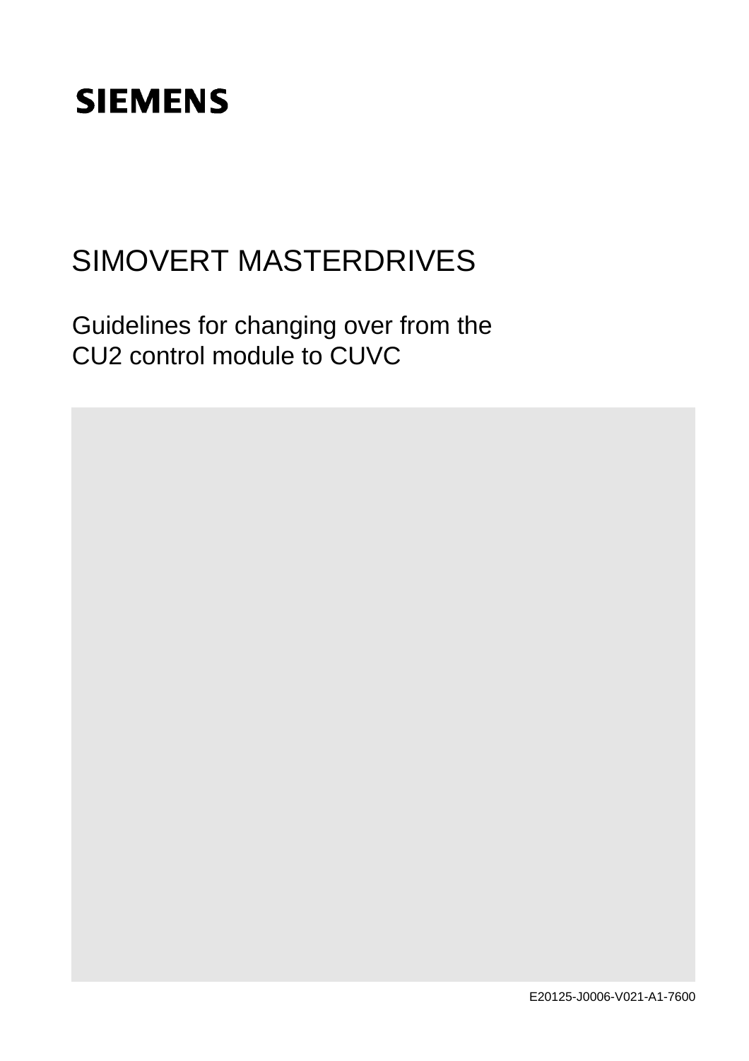SIEMENS

# SIMOVERT MASTERDRIVES

## Guidelines for changing over from the CU2 control module to CUVC

E20125-J0006-V021-A1-7600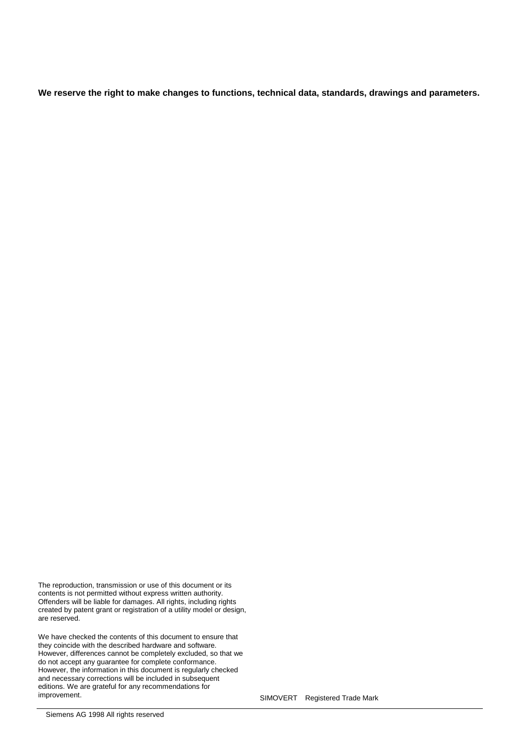**We reserve the right to make changes to functions, technical data, standards, drawings and parameters.**

The reproduction, transmission or use of this document or its contents is not permitted without express written authority. Offenders will be liable for damages. All rights, including rights created by patent grant or registration of a utility model or design, are reserved.

We have checked the contents of this document to ensure that they coincide with the described hardware and software. However, differences cannot be completely excluded, so that we do not accept any guarantee for complete conformance. However, the information in this document is regularly checked and necessary corrections will be included in subsequent editions. We are grateful for any recommendations for improvement.

SIMOVERT Registered Trade Mark

Siemens AG 1998 All rights reserved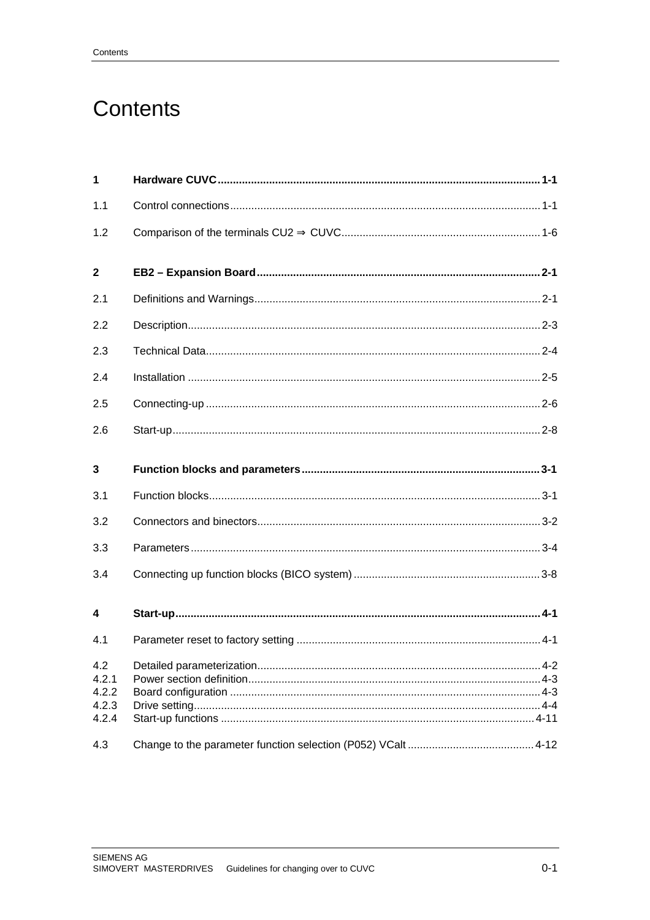# Contents

| | | |
|---|---|---|
| **1** | **Hardware CUVC** | **1-1** |
| 1.1 | Control connections | 1-1 |
| 1.2 | Comparison of the terminals CU2 ⇒ CUVC | 1-6 |
| **2** | **EB2 – Expansion Board** | **2-1** |
| 2.1 | Definitions and Warnings | 2-1 |
| 2.2 | Description | 2-3 |
| 2.3 | Technical Data | 2-4 |
| 2.4 | Installation | 2-5 |
| 2.5 | Connecting-up | 2-6 |
| 2.6 | Start-up | 2-8 |
| **3** | **Function blocks and parameters** | **3-1** |
| 3.1 | Function blocks | 3-1 |
| 3.2 | Connectors and binectors | 3-2 |
| 3.3 | Parameters | 3-4 |
| 3.4 | Connecting up function blocks (BICO system) | 3-8 |
| **4** | **Start-up** | **4-1** |
| 4.1 | Parameter reset to factory setting | 4-1 |
| 4.2 | Detailed parameterization | 4-2 |
| 4.2.1 | Power section definition | 4-3 |
| 4.2.2 | Board configuration | 4-3 |
| 4.2.3 | Drive setting | 4-4 |
| 4.2.4 | Start-up functions | 4-11 |
| 4.3 | Change to the parameter function selection (P052) VCalt | 4-12 |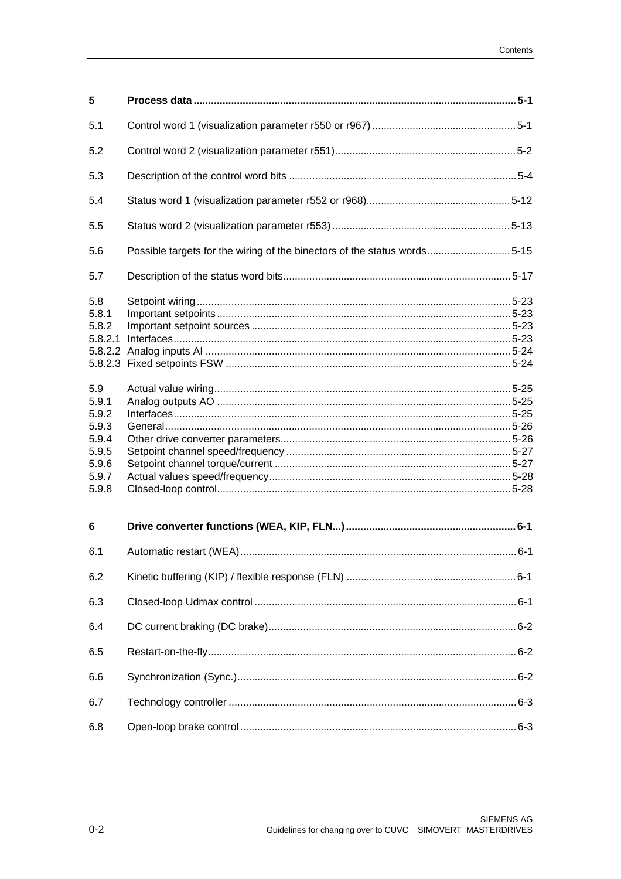| | | |
|---|---|---|
| **5** | **Process data** | **5-1** |
| 5.1 | Control word 1 (visualization parameter r550 or r967) | 5-1 |
| 5.2 | Control word 2 (visualization parameter r551) | 5-2 |
| 5.3 | Description of the control word bits | 5-4 |
| 5.4 | Status word 1 (visualization parameter r552 or r968) | 5-12 |
| 5.5 | Status word 2 (visualization parameter r553) | 5-13 |
| 5.6 | Possible targets for the wiring of the binectors of the status words | 5-15 |
| 5.7 | Description of the status word bits | 5-17 |
| 5.8 | Setpoint wiring | 5-23 |
| 5.8.1 | Important setpoints | 5-23 |
| 5.8.2 | Important setpoint sources | 5-23 |
| 5.8.2.1 | Interfaces | 5-23 |
| 5.8.2.2 | Analog inputs AI | 5-24 |
| 5.8.2.3 | Fixed setpoints FSW | 5-24 |
| 5.9 | Actual value wiring | 5-25 |
| 5.9.1 | Analog outputs AO | 5-25 |
| 5.9.2 | Interfaces | 5-25 |
| 5.9.3 | General | 5-26 |
| 5.9.4 | Other drive converter parameters | 5-26 |
| 5.9.5 | Setpoint channel speed/frequency | 5-27 |
| 5.9.6 | Setpoint channel torque/current | 5-27 |
| 5.9.7 | Actual values speed/frequency | 5-28 |
| 5.9.8 | Closed-loop control | 5-28 |
| **6** | **Drive converter functions (WEA, KIP, FLN...)** | **6-1** |
| 6.1 | Automatic restart (WEA) | 6-1 |
| 6.2 | Kinetic buffering (KIP) / flexible response (FLN) | 6-1 |
| 6.3 | Closed-loop Udmax control | 6-1 |
| 6.4 | DC current braking (DC brake) | 6-2 |
| 6.5 | Restart-on-the-fly | 6-2 |
| 6.6 | Synchronization (Sync.) | 6-2 |
| 6.7 | Technology controller | 6-3 |
| 6.8 | Open-loop brake control | 6-3 |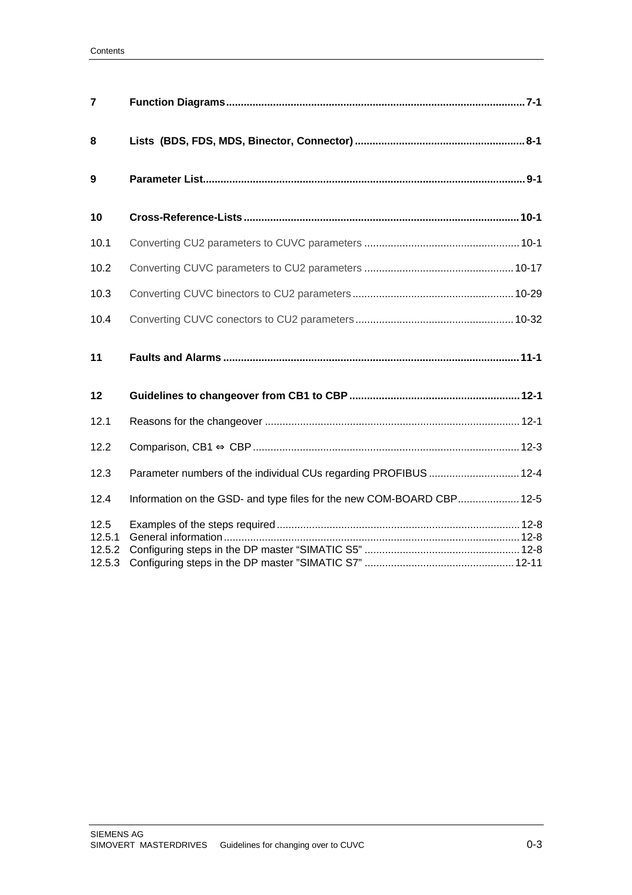| | | |
|---|---|---|
| **7** | **Function Diagrams** | **7-1** |
| **8** | **Lists (BDS, FDS, MDS, Binector, Connector)** | **8-1** |
| **9** | **Parameter List** | **9-1** |
| **10** | **Cross-Reference-Lists** | **10-1** |
| 10.1 | Converting CU2 parameters to CUVC parameters | 10-1 |
| 10.2 | Converting CUVC parameters to CU2 parameters | 10-17 |
| 10.3 | Converting CUVC binectors to CU2 parameters | 10-29 |
| 10.4 | Converting CUVC conectors to CU2 parameters | 10-32 |
| **11** | **Faults and Alarms** | **11-1** |
| **12** | **Guidelines to changeover from CB1 to CBP** | **12-1** |
| 12.1 | Reasons for the changeover | 12-1 |
| 12.2 | Comparison, CB1 ⇔ CBP | 12-3 |
| 12.3 | Parameter numbers of the individual CUs regarding PROFIBUS | 12-4 |
| 12.4 | Information on the GSD- and type files for the new COM-BOARD CBP | 12-5 |
| 12.5 | Examples of the steps required | 12-8 |
| 12.5.1 | General information | 12-8 |
| 12.5.2 | Configuring steps in the DP master “SIMATIC S5” | 12-8 |
| 12.5.3 | Configuring steps in the DP master ”SIMATIC S7” | 12-11 |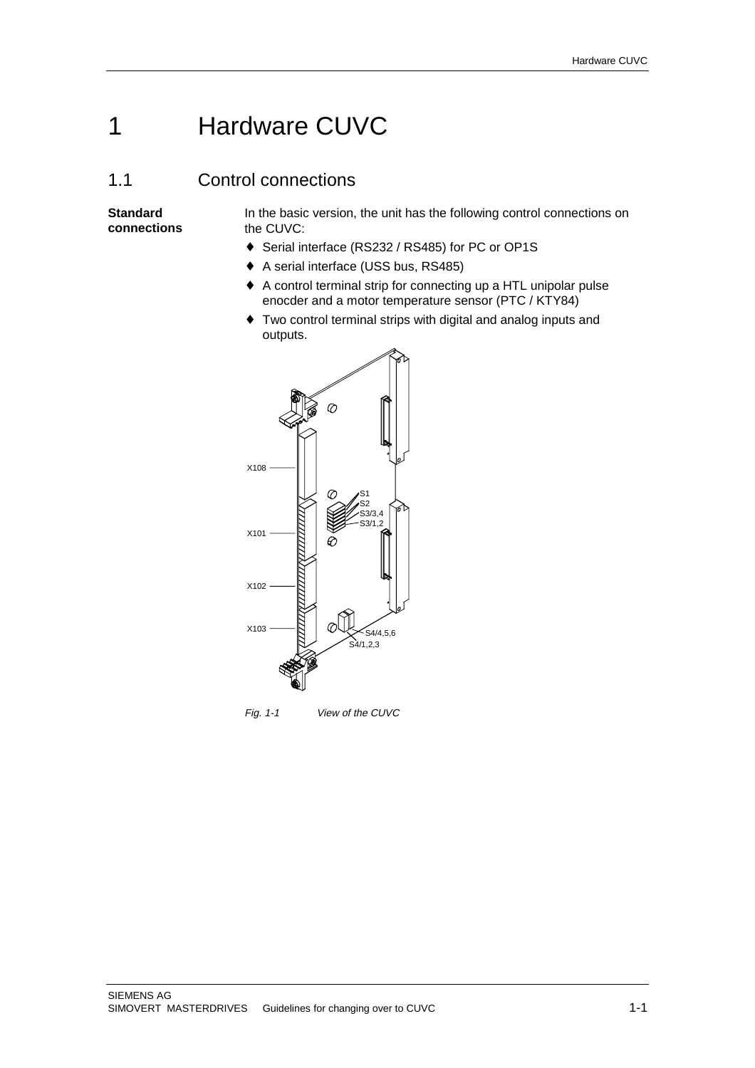# 1 Hardware CUVC

## 1.1 Control connections

**Standard connections**

In the basic version, the unit has the following control connections on the CUVC:

- ♦ Serial interface (RS232 / RS485) for PC or OP1S
- ♦ A serial interface (USS bus, RS485)
- ♦ A control terminal strip for connecting up a HTL unipolar pulse enocder and a motor temperature sensor (PTC / KTY84)
- ♦ Two control terminal strips with digital and analog inputs and outputs.

X108
X101
X102
X103
S1
S2
S3/3,4
S3/1,2
S4/4,5,6
S4/1,2,3

*Fig. 1-1 View of the CUVC*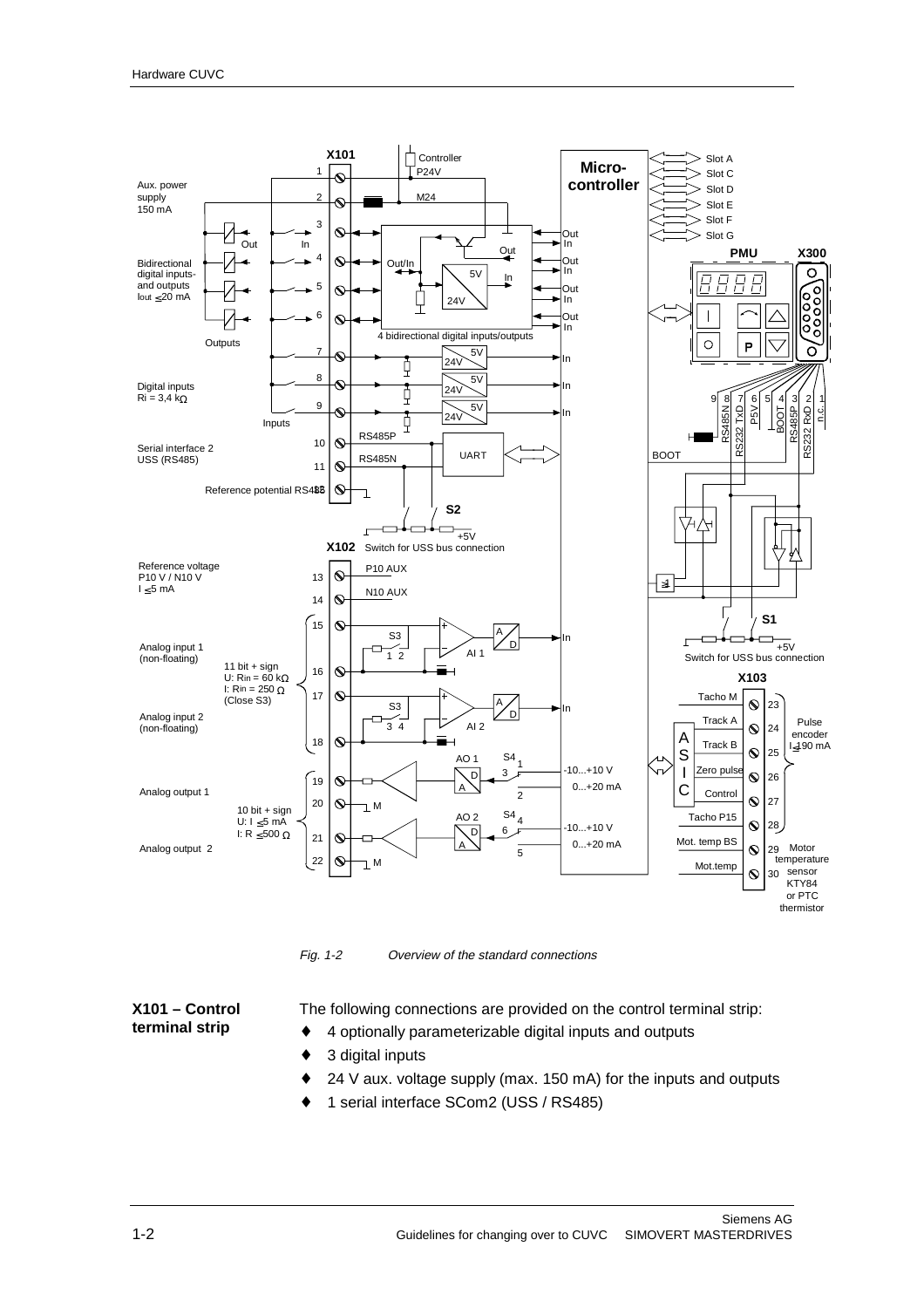*Fig. 1-2 Overview of the standard connections*

**X101 – Control terminal strip**

The following connections are provided on the control terminal strip:

- 4 optionally parameterizable digital inputs and outputs
- 3 digital inputs
- 24 V aux. voltage supply (max. 150 mA) for the inputs and outputs
- 1 serial interface SCom2 (USS / RS485)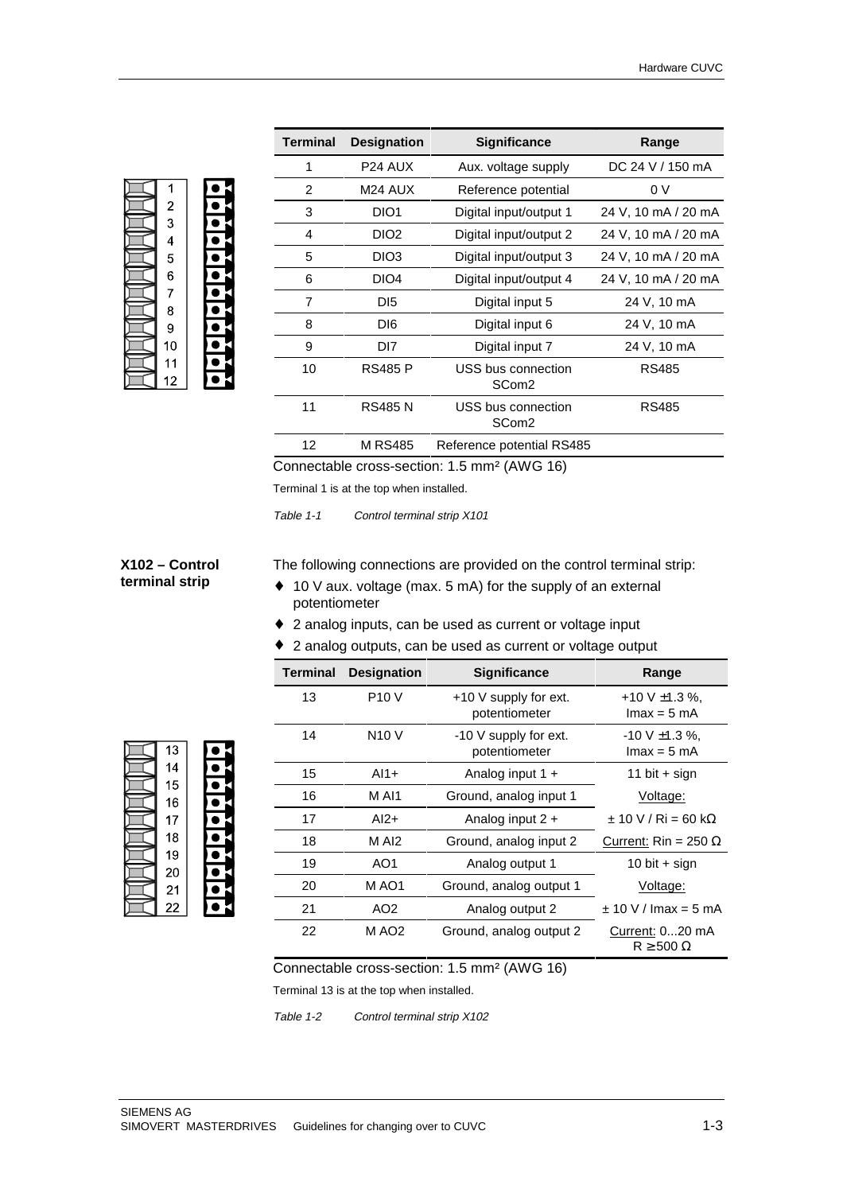| Terminal | Designation | Significance | Range |
|---|---|---|---|
| 1 | P24 AUX | Aux. voltage supply | DC 24 V / 150 mA |
| 2 | M24 AUX | Reference potential | 0 V |
| 3 | DIO1 | Digital input/output 1 | 24 V, 10 mA / 20 mA |
| 4 | DIO2 | Digital input/output 2 | 24 V, 10 mA / 20 mA |
| 5 | DIO3 | Digital input/output 3 | 24 V, 10 mA / 20 mA |
| 6 | DIO4 | Digital input/output 4 | 24 V, 10 mA / 20 mA |
| 7 | DI5 | Digital input 5 | 24 V, 10 mA |
| 8 | DI6 | Digital input 6 | 24 V, 10 mA |
| 9 | DI7 | Digital input 7 | 24 V, 10 mA |
| 10 | RS485 P | USS bus connection SCom2 | RS485 |
| 11 | RS485 N | USS bus connection SCom2 | RS485 |
| 12 | M RS485 | Reference potential RS485 | |

Connectable cross-section: 1.5 mm² (AWG 16)

Terminal 1 is at the top when installed.

*Table 1-1 Control terminal strip X101*

**X102 – Control terminal strip**

The following connections are provided on the control terminal strip:

- 10 V aux. voltage (max. 5 mA) for the supply of an external potentiometer
- 2 analog inputs, can be used as current or voltage input
- 2 analog outputs, can be used as current or voltage output

| Terminal | Designation | Significance | Range |
|---|---|---|---|
| 13 | P10 V | +10 V supply for ext. potentiometer | +10 V ±1.3 %, Imax = 5 mA |
| 14 | N10 V | -10 V supply for ext. potentiometer | -10 V ±1.3 %, Imax = 5 mA |
| 15 | AI1+ | Analog input 1 + | 11 bit + sign |
| 16 | M AI1 | Ground, analog input 1 | Voltage: |
| 17 | AI2+ | Analog input 2 + | ± 10 V / Ri = 60 kΩ |
| 18 | M AI2 | Ground, analog input 2 | Current: Rin = 250 Ω |
| 19 | AO1 | Analog output 1 | 10 bit + sign |
| 20 | M AO1 | Ground, analog output 1 | Voltage: |
| 21 | AO2 | Analog output 2 | ± 10 V / Imax = 5 mA |
| 22 | M AO2 | Ground, analog output 2 | Current: 0...20 mA R ≥ 500 Ω |

Connectable cross-section: 1.5 mm² (AWG 16)

Terminal 13 is at the top when installed.

*Table 1-2 Control terminal strip X102*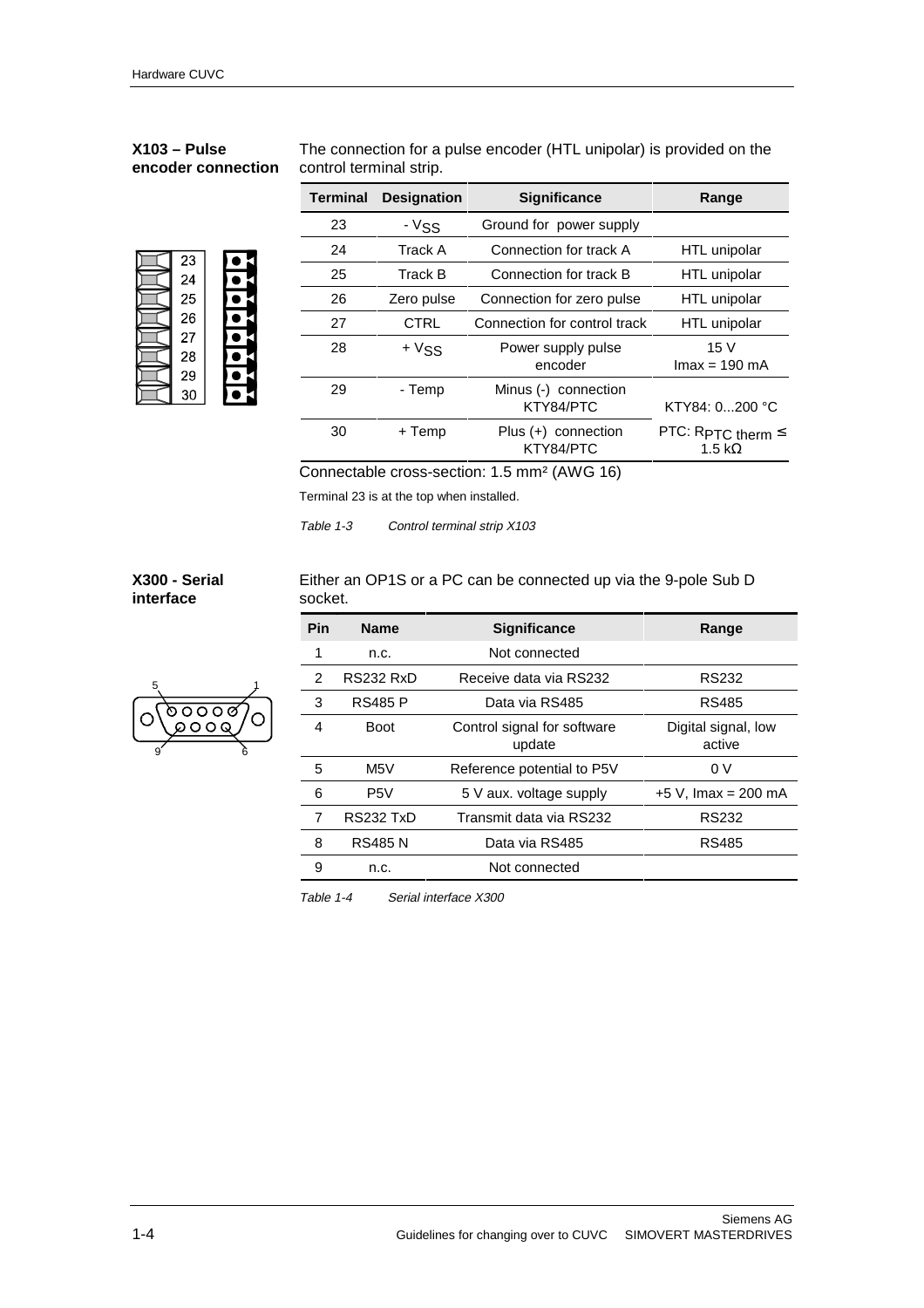### X103 – Pulse encoder connection

The connection for a pulse encoder (HTL unipolar) is provided on the control terminal strip.

| Terminal | Designation | Significance | Range |
|---|---|---|---|
| 23 | - $V_{SS}$ | Ground for power supply | |
| 24 | Track A | Connection for track A | HTL unipolar |
| 25 | Track B | Connection for track B | HTL unipolar |
| 26 | Zero pulse | Connection for zero pulse | HTL unipolar |
| 27 | CTRL | Connection for control track | HTL unipolar |
| 28 | + $V_{SS}$ | Power supply pulse encoder | 15 V<br>Imax = 190 mA |
| 29 | - Temp | Minus (-) connection KTY84/PTC | KTY84: 0...200 °C |
| 30 | + Temp | Plus (+) connection KTY84/PTC | PTC: $R_{PTC\ therm} \leq$ 1.5 kΩ |

Connectable cross-section: 1.5 mm² (AWG 16)

Terminal 23 is at the top when installed.

*Table 1-3 Control terminal strip X103*

### X300 - Serial interface

Either an OP1S or a PC can be connected up via the 9-pole Sub D socket.

| Pin | Name | Significance | Range |
|---|---|---|---|
| 1 | n.c. | Not connected | |
| 2 | RS232 RxD | Receive data via RS232 | RS232 |
| 3 | RS485 P | Data via RS485 | RS485 |
| 4 | Boot | Control signal for software update | Digital signal, low active |
| 5 | M5V | Reference potential to P5V | 0 V |
| 6 | P5V | 5 V aux. voltage supply | +5 V, Imax = 200 mA |
| 7 | RS232 TxD | Transmit data via RS232 | RS232 |
| 8 | RS485 N | Data via RS485 | RS485 |
| 9 | n.c. | Not connected | |

*Table 1-4 Serial interface X300*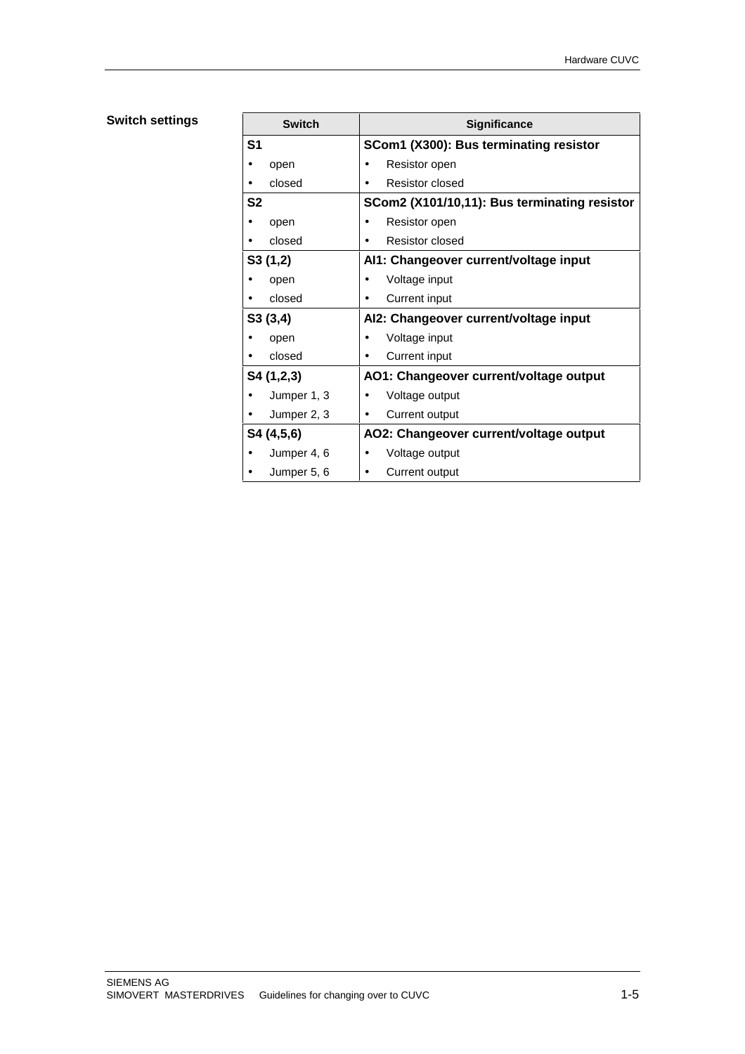**Switch settings**

| Switch | Significance |
|---|---|
| **S1** | **SCom1 (X300): Bus terminating resistor** |
| • open | • Resistor open |
| • closed | • Resistor closed |
| **S2** | **SCom2 (X101/10,11): Bus terminating resistor** |
| • open | • Resistor open |
| • closed | • Resistor closed |
| **S3 (1,2)** | **AI1: Changeover current/voltage input** |
| • open | • Voltage input |
| • closed | • Current input |
| **S3 (3,4)** | **AI2: Changeover current/voltage input** |
| • open | • Voltage input |
| • closed | • Current input |
| **S4 (1,2,3)** | **AO1: Changeover current/voltage output** |
| • Jumper 1, 3 | • Voltage output |
| • Jumper 2, 3 | • Current output |
| **S4 (4,5,6)** | **AO2: Changeover current/voltage output** |
| • Jumper 4, 6 | • Voltage output |
| • Jumper 5, 6 | • Current output |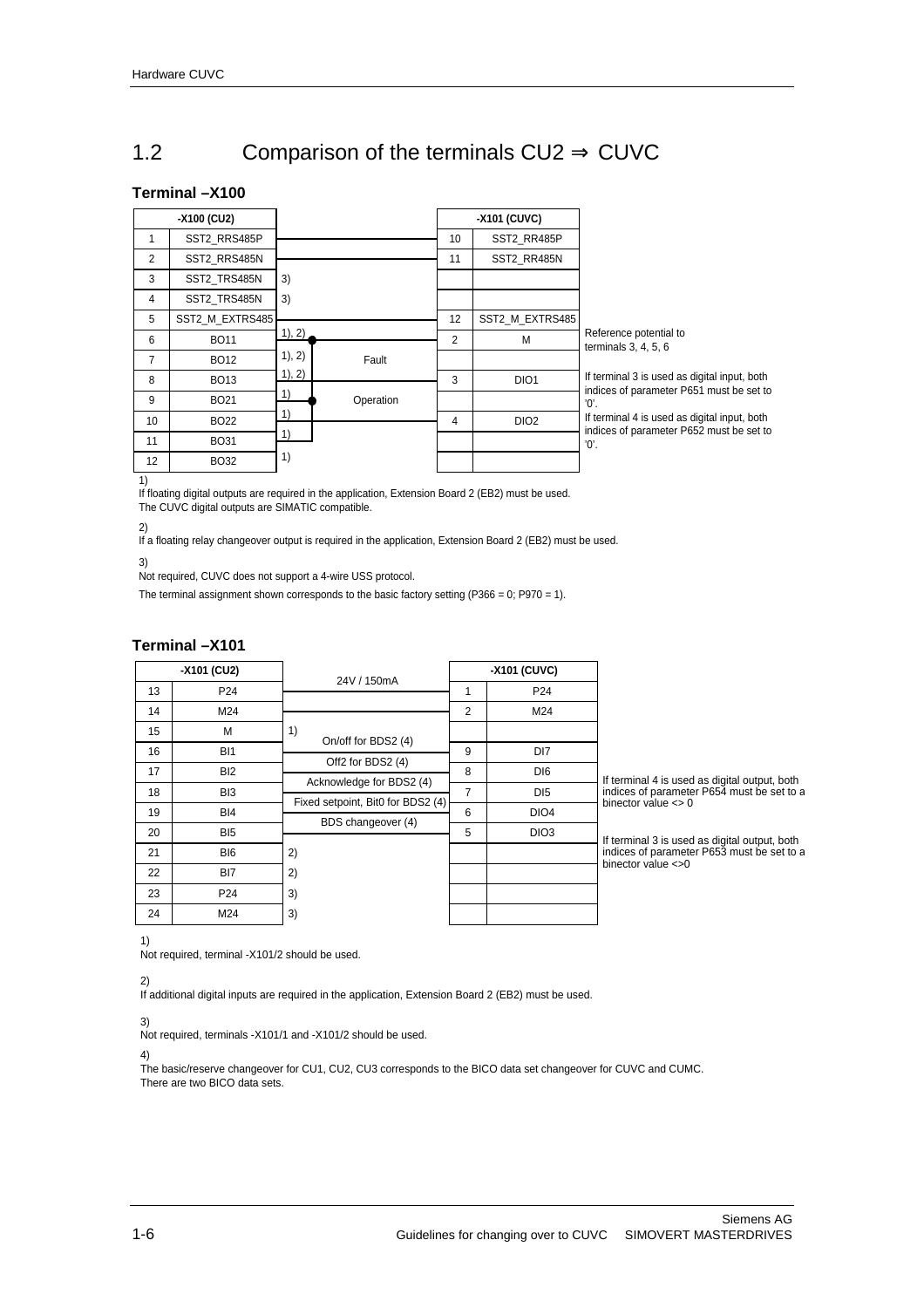## 1.2 Comparison of the terminals CU2 ⇒ CUVC

### Terminal –X100

| -X100 (CU2) | | | -X101 (CUVC) | | |
|---|---|---|---|---|---|
| 1 | SST2_RRS485P | | 10 | SST2_RR485P | |
| 2 | SST2_RRS485N | | 11 | SST2_RR485N | |
| 3 | SST2_TRS485N | 3) | | | |
| 4 | SST2_TRS485N | 3) | | | |
| 5 | SST2_M_EXTRS485 | | 12 | SST2_M_EXTRS485 | |
| 6 | BO11 | 1), 2) | 2 | M | Reference potential to terminals 3, 4, 5, 6 |
| 7 | BO12 | 1), 2) Fault | | | |
| 8 | BO13 | 1), 2) | 3 | DIO1 | If terminal 3 is used as digital input, both indices of parameter P651 must be set to '0'. |
| 9 | BO21 | 1) Operation | | | |
| 10 | BO22 | 1) | 4 | DIO2 | If terminal 4 is used as digital input, both indices of parameter P652 must be set to '0'. |
| 11 | BO31 | 1) | | | |
| 12 | BO32 | 1) | | | |

1)
If floating digital outputs are required in the application, Extension Board 2 (EB2) must be used.
The CUVC digital outputs are SIMATIC compatible.

2)
If a floating relay changeover output is required in the application, Extension Board 2 (EB2) must be used.

3)
Not required, CUVC does not support a 4-wire USS protocol.

The terminal assignment shown corresponds to the basic factory setting (P366 = 0; P970 = 1).

### Terminal –X101

| -X101 (CU2) | | | -X101 (CUVC) | | |
|---|---|---|---|---|---|
| 13 | P24 | 24V / 150mA | 1 | P24 | |
| 14 | M24 | | 2 | M24 | |
| 15 | M | 1) | | | |
| 16 | BI1 | On/off for BDS2 (4) | 9 | DI7 | |
| 17 | BI2 | Off2 for BDS2 (4) | 8 | DI6 | |
| 18 | BI3 | Acknowledge for BDS2 (4) | 7 | DI5 | |
| 19 | BI4 | Fixed setpoint, Bit0 for BDS2 (4) | 6 | DIO4 | If terminal 4 is used as digital output, both indices of parameter P654 must be set to a binector value <> 0 |
| 20 | BI5 | BDS changeover (4) | 5 | DIO3 | If terminal 3 is used as digital output, both indices of parameter P653 must be set to a binector value <>0 |
| 21 | BI6 | 2) | | | |
| 22 | BI7 | 2) | | | |
| 23 | P24 | 3) | | | |
| 24 | M24 | 3) | | | |

1)
Not required, terminal -X101/2 should be used.

2)
If additional digital inputs are required in the application, Extension Board 2 (EB2) must be used.

3)
Not required, terminals -X101/1 and -X101/2 should be used.

4)
The basic/reserve changeover for CU1, CU2, CU3 corresponds to the BICO data set changeover for CUVC and CUMC.
There are two BICO data sets.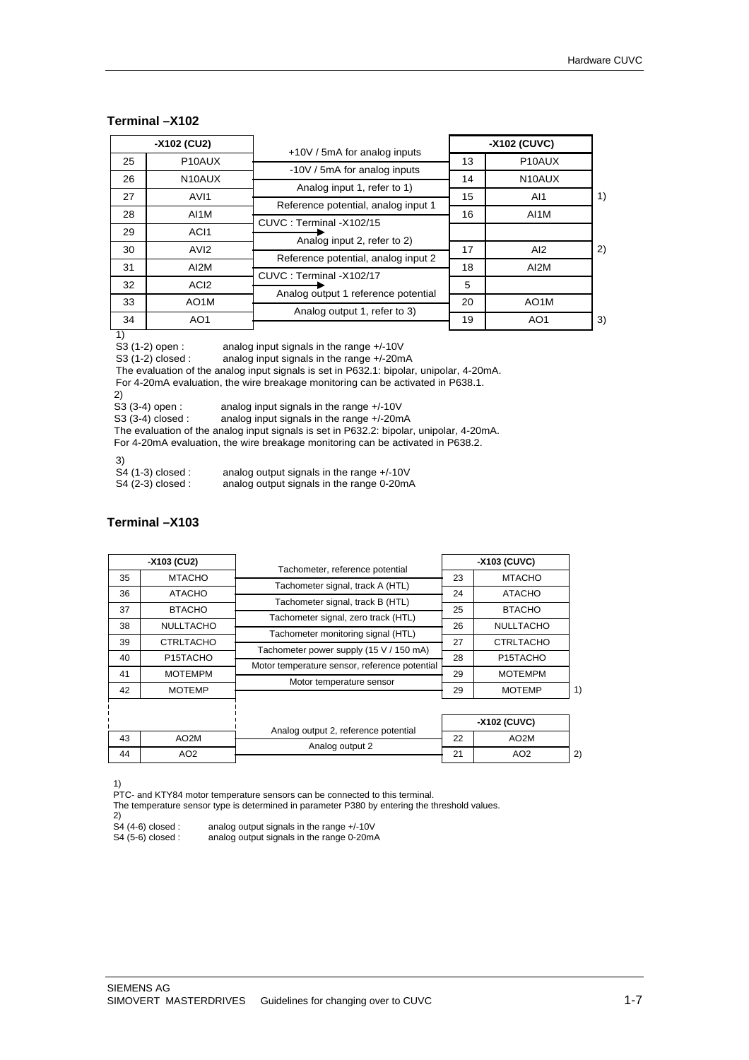## Terminal –X102

| -X102 (CU2) | | | -X102 (CUVC) | | |
|---|---|---|---|---|---|
| 25 | P10AUX | +10V / 5mA for analog inputs | 13 | P10AUX | |
| 26 | N10AUX | -10V / 5mA for analog inputs | 14 | N10AUX | |
| 27 | AVI1 | Analog input 1, refer to 1) | 15 | AI1 | 1) |
| 28 | AI1M | Reference potential, analog input 1 | 16 | AI1M | |
| 29 | ACI1 | CUVC : Terminal -X102/15 | | | |
| 30 | AVI2 | Analog input 2, refer to 2) | 17 | AI2 | 2) |
| 31 | AI2M | Reference potential, analog input 2 | 18 | AI2M | |
| 32 | ACI2 | CUVC : Terminal -X102/17 | 5 | | |
| 33 | AO1M | Analog output 1 reference potential | 20 | AO1M | |
| 34 | AO1 | Analog output 1, refer to 3) | 19 | AO1 | 3) |

1)
S3 (1-2) open : analog input signals in the range +/-10V
S3 (1-2) closed : analog input signals in the range +/-20mA
The evaluation of the analog input signals is set in P632.1: bipolar, unipolar, 4-20mA.
For 4-20mA evaluation, the wire breakage monitoring can be activated in P638.1.

2)
S3 (3-4) open : analog input signals in the range +/-10V
S3 (3-4) closed : analog input signals in the range +/-20mA
The evaluation of the analog input signals is set in P632.2: bipolar, unipolar, 4-20mA.
For 4-20mA evaluation, the wire breakage monitoring can be activated in P638.2.

3)
S4 (1-3) closed : analog output signals in the range +/-10V
S4 (2-3) closed : analog output signals in the range 0-20mA

## Terminal –X103

| -X103 (CU2) | | | -X103 (CUVC) | | |
|---|---|---|---|---|---|
| 35 | MTACHO | Tachometer, reference potential | 23 | MTACHO | |
| 36 | ATACHO | Tachometer signal, track A (HTL) | 24 | ATACHO | |
| 37 | BTACHO | Tachometer signal, track B (HTL) | 25 | BTACHO | |
| 38 | NULLTACHO | Tachometer signal, zero track (HTL) | 26 | NULLTACHO | |
| 39 | CTRLTACHO | Tachometer monitoring signal (HTL) | 27 | CTRLTACHO | |
| 40 | P15TACHO | Tachometer power supply (15 V / 150 mA) | 28 | P15TACHO | |
| 41 | MOTEMPM | Motor temperature sensor, reference potential | 29 | MOTEMPM | |
| 42 | MOTEMP | Motor temperature sensor | 29 | MOTEMP | 1) |

| | | | -X102 (CUVC) | | |
|---|---|---|---|---|---|
| 43 | AO2M | Analog output 2, reference potential | 22 | AO2M | |
| 44 | AO2 | Analog output 2 | 21 | AO2 | 2) |

1)
PTC- and KTY84 motor temperature sensors can be connected to this terminal.
The temperature sensor type is determined in parameter P380 by entering the threshold values.

2)
S4 (4-6) closed : analog output signals in the range +/-10V
S4 (5-6) closed : analog output signals in the range 0-20mA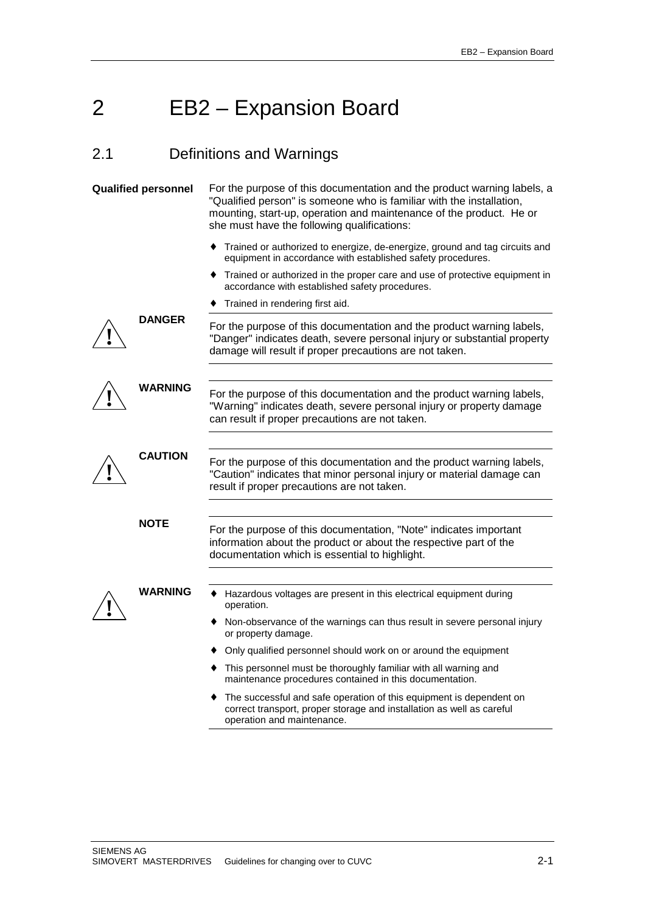# 2 EB2 – Expansion Board

## 2.1 Definitions and Warnings

**Qualified personnel**

For the purpose of this documentation and the product warning labels, a "Qualified person" is someone who is familiar with the installation, mounting, start-up, operation and maintenance of the product. He or she must have the following qualifications:

- Trained or authorized to energize, de-energize, ground and tag circuits and equipment in accordance with established safety procedures.
- Trained or authorized in the proper care and use of protective equipment in accordance with established safety procedures.
- Trained in rendering first aid.

**DANGER**

For the purpose of this documentation and the product warning labels, "Danger" indicates death, severe personal injury or substantial property damage will result if proper precautions are not taken.

**WARNING**

For the purpose of this documentation and the product warning labels, "Warning" indicates death, severe personal injury or property damage can result if proper precautions are not taken.

**CAUTION**

For the purpose of this documentation and the product warning labels, "Caution" indicates that minor personal injury or material damage can result if proper precautions are not taken.

**NOTE**

For the purpose of this documentation, "Note" indicates important information about the product or about the respective part of the documentation which is essential to highlight.

**WARNING**

- Hazardous voltages are present in this electrical equipment during operation.
- Non-observance of the warnings can thus result in severe personal injury or property damage.
- Only qualified personnel should work on or around the equipment
- This personnel must be thoroughly familiar with all warning and maintenance procedures contained in this documentation.
- The successful and safe operation of this equipment is dependent on correct transport, proper storage and installation as well as careful operation and maintenance.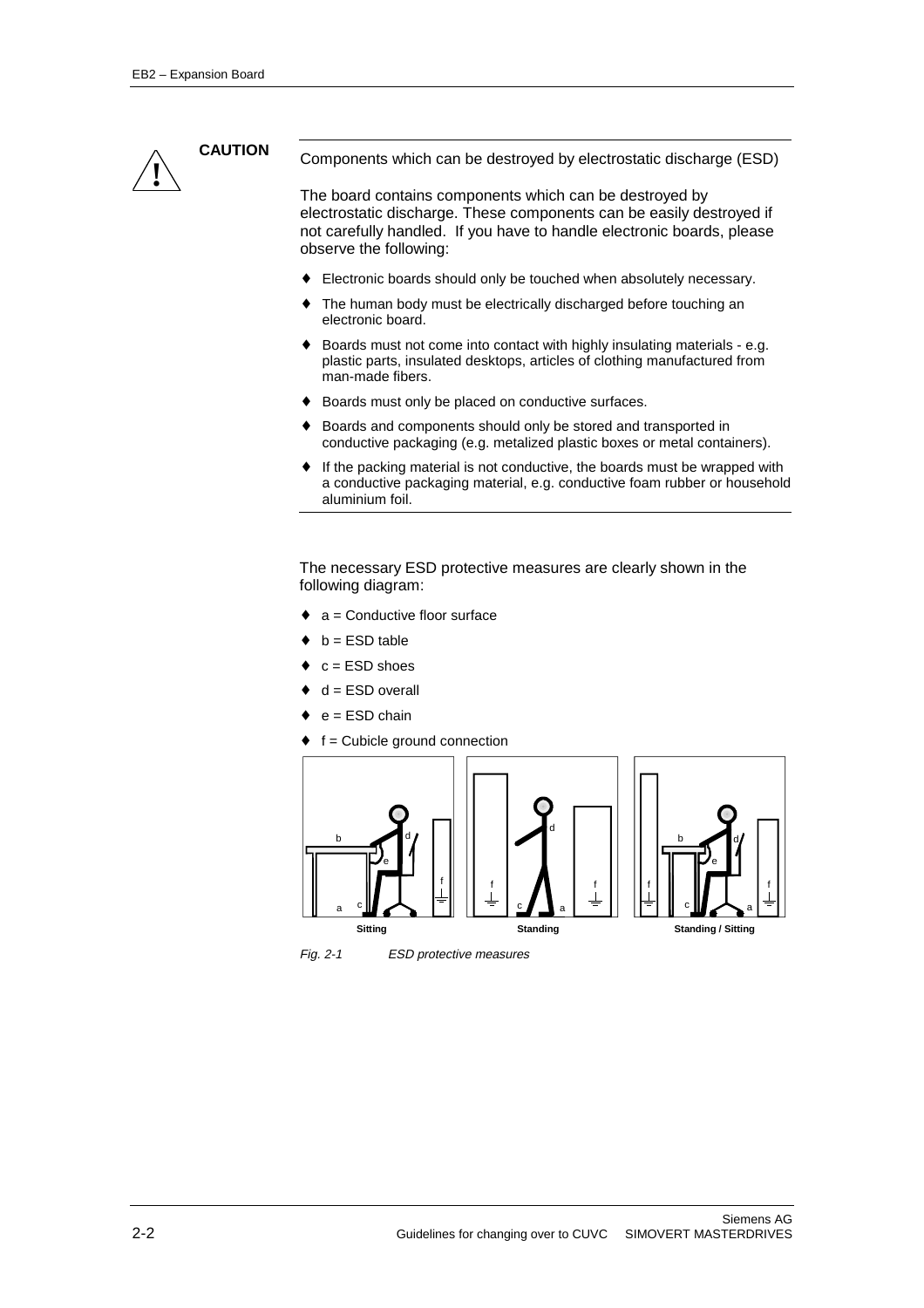**CAUTION**

Components which can be destroyed by electrostatic discharge (ESD)

The board contains components which can be destroyed by electrostatic discharge. These components can be easily destroyed if not carefully handled. If you have to handle electronic boards, please observe the following:

- Electronic boards should only be touched when absolutely necessary.
- The human body must be electrically discharged before touching an electronic board.
- Boards must not come into contact with highly insulating materials - e.g. plastic parts, insulated desktops, articles of clothing manufactured from man-made fibers.
- Boards must only be placed on conductive surfaces.
- Boards and components should only be stored and transported in conductive packaging (e.g. metalized plastic boxes or metal containers).
- If the packing material is not conductive, the boards must be wrapped with a conductive packaging material, e.g. conductive foam rubber or household aluminium foil.

The necessary ESD protective measures are clearly shown in the following diagram:

- a = Conductive floor surface
- b = ESD table
- c = ESD shoes
- d = ESD overall
- e = ESD chain
- f = Cubicle ground connection

Sitting | Standing | Standing / Sitting

*Fig. 2-1 ESD protective measures*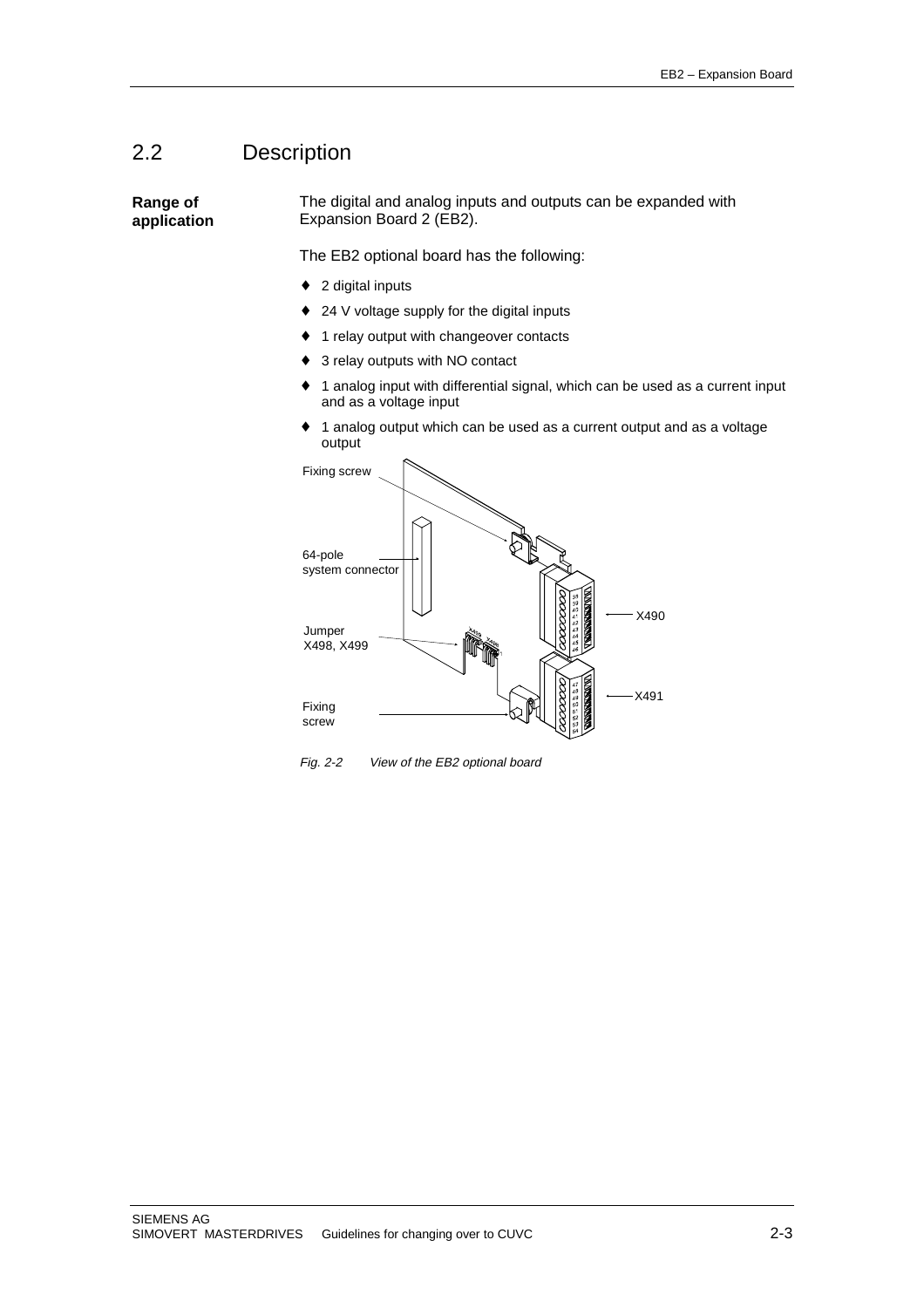## 2.2 Description

**Range of application**

The digital and analog inputs and outputs can be expanded with Expansion Board 2 (EB2).

The EB2 optional board has the following:

- 2 digital inputs
- 24 V voltage supply for the digital inputs
- 1 relay output with changeover contacts
- 3 relay outputs with NO contact
- 1 analog input with differential signal, which can be used as a current input and as a voltage input
- 1 analog output which can be used as a current output and as a voltage output

Fixing screw

64-pole system connector

Jumper X498, X499

Fixing screw

X490

X491

*Fig. 2-2 View of the EB2 optional board*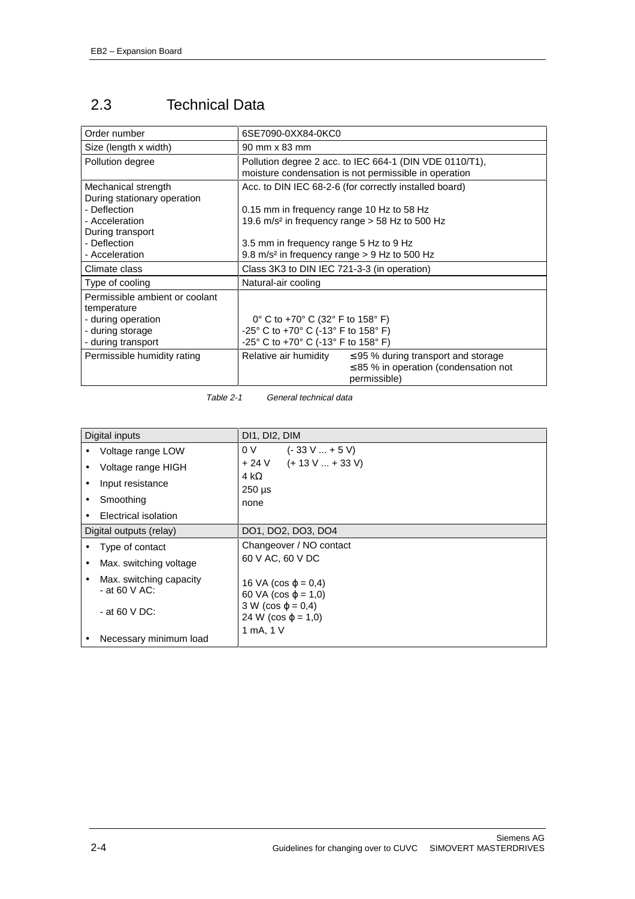## 2.3 Technical Data

| | |
|---|---|
| Order number | 6SE7090-0XX84-0KC0 |
| Size (length x width) | 90 mm x 83 mm |
| Pollution degree | Pollution degree 2 acc. to IEC 664-1 (DIN VDE 0110/T1), moisture condensation is not permissible in operation |
| Mechanical strength<br>During stationary operation<br>- Deflection<br>- Acceleration<br>During transport<br>- Deflection<br>- Acceleration | Acc. to DIN IEC 68-2-6 (for correctly installed board)<br><br>0.15 mm in frequency range 10 Hz to 58 Hz<br>19.6 m/s² in frequency range > 58 Hz to 500 Hz<br><br>3.5 mm in frequency range 5 Hz to 9 Hz<br>9.8 m/s² in frequency range > 9 Hz to 500 Hz |
| Climate class | Class 3K3 to DIN IEC 721-3-3 (in operation) |
| Type of cooling | Natural-air cooling |
| Permissible ambient or coolant temperature<br>- during operation<br>- during storage<br>- during transport | <br><br>0° C to +70° C (32° F to 158° F)<br>-25° C to +70° C (-13° F to 158° F)<br>-25° C to +70° C (-13° F to 158° F) |
| Permissible humidity rating | Relative air humidity ≤ 95 % during transport and storage<br>≤ 85 % in operation (condensation not permissible) |

*Table 2-1 General technical data*

| Digital inputs | DI1, DI2, DIM |
|---|---|
| • Voltage range LOW | 0 V (- 33 V ... + 5 V) |
| • Voltage range HIGH | + 24 V (+ 13 V ... + 33 V) |
| • Input resistance | 4 kΩ |
| • Smoothing | 250 µs |
| • Electrical isolation | none |
| **Digital outputs (relay)** | **DO1, DO2, DO3, DO4** |
| • Type of contact | Changeover / NO contact |
| • Max. switching voltage | 60 V AC, 60 V DC |
| • Max. switching capacity<br>- at 60 V AC:<br><br>- at 60 V DC: | <br>16 VA (cos ϕ = 0,4)<br>60 VA (cos ϕ = 1,0)<br>3 W (cos ϕ = 0,4)<br>24 W (cos ϕ = 1,0) |
| • Necessary minimum load | 1 mA, 1 V |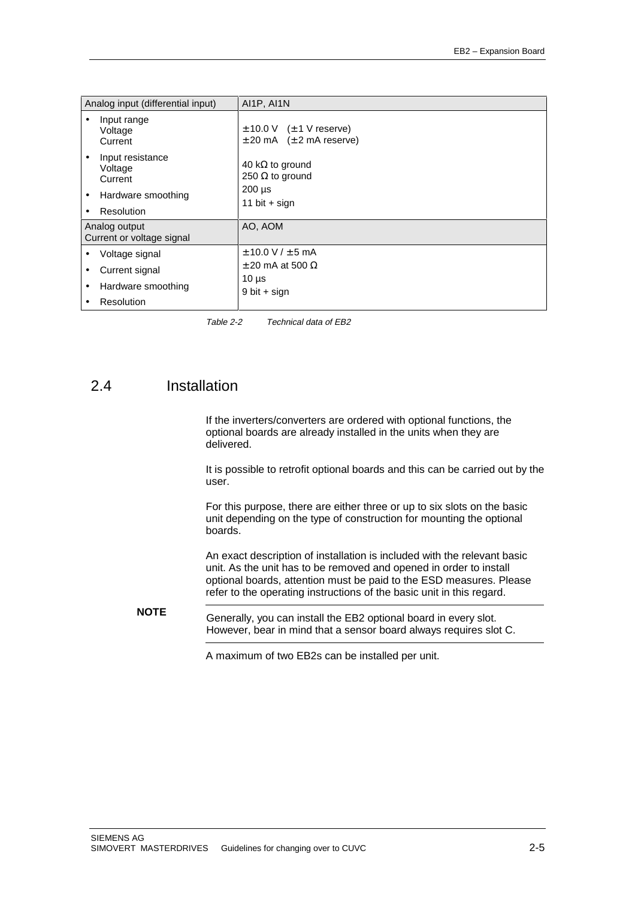| Analog input (differential input) | AI1P, AI1N |
| --- | --- |
| • Input range<br>Voltage<br>Current | ±10.0 V (±1 V reserve)<br>±20 mA (±2 mA reserve) |
| • Input resistance<br>Voltage<br>Current | 40 kΩ to ground<br>250 Ω to ground |
| • Hardware smoothing | 200 µs |
| • Resolution | 11 bit + sign |
| **Analog output**<br>**Current or voltage signal** | **AO, AOM** |
| • Voltage signal | ±10.0 V / ±5 mA |
| • Current signal | ±20 mA at 500 Ω |
| • Hardware smoothing | 10 µs |
| • Resolution | 9 bit + sign |

*Table 2-2 Technical data of EB2*

## 2.4 Installation

If the inverters/converters are ordered with optional functions, the optional boards are already installed in the units when they are delivered.

It is possible to retrofit optional boards and this can be carried out by the user.

For this purpose, there are either three or up to six slots on the basic unit depending on the type of construction for mounting the optional boards.

An exact description of installation is included with the relevant basic unit. As the unit has to be removed and opened in order to install optional boards, attention must be paid to the ESD measures. Please refer to the operating instructions of the basic unit in this regard.

**NOTE**

Generally, you can install the EB2 optional board in every slot. However, bear in mind that a sensor board always requires slot C.

A maximum of two EB2s can be installed per unit.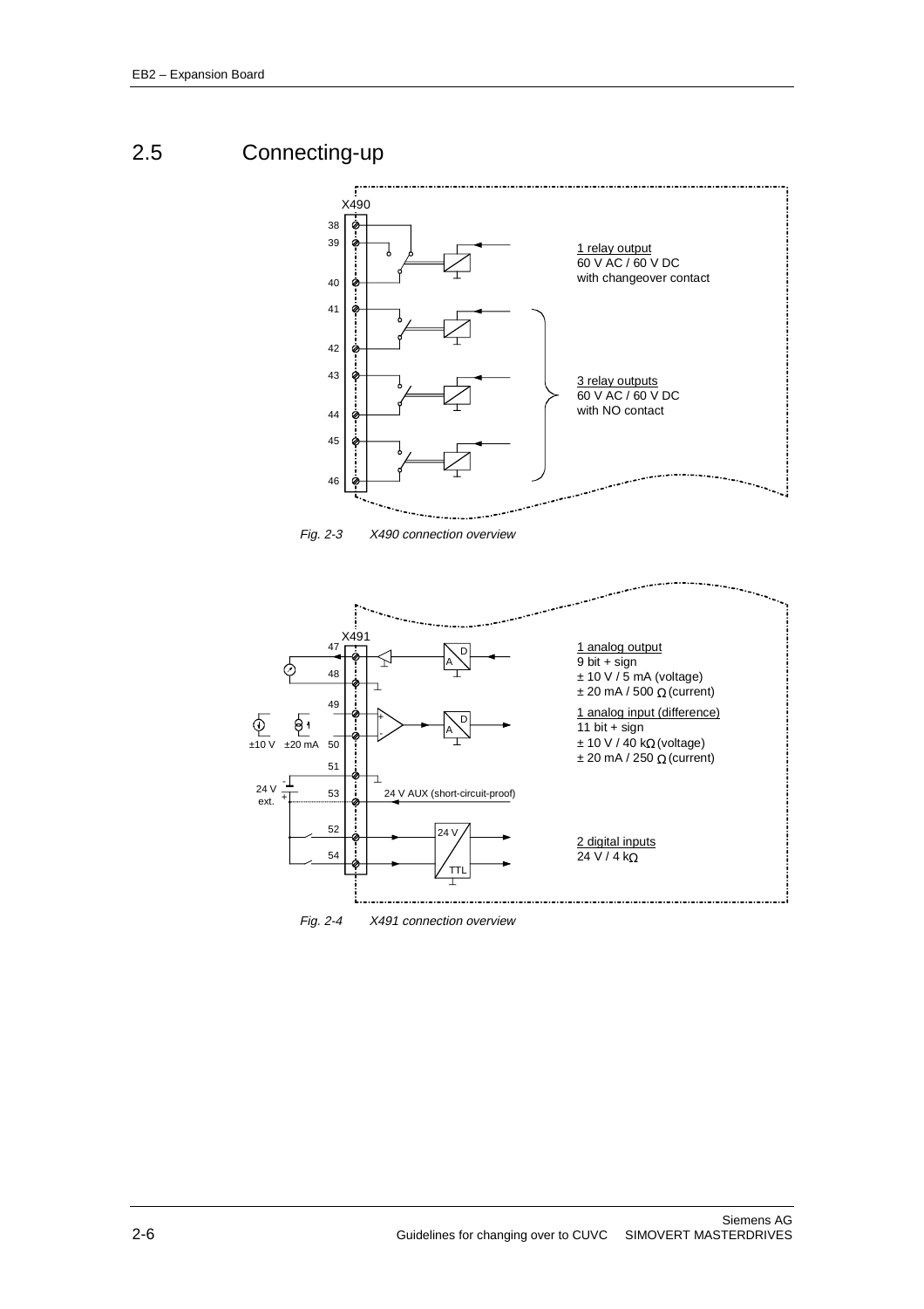## 2.5 Connecting-up

X490

38
39
40
41
42
43
44
45
46

1 relay output
60 V AC / 60 V DC
with changeover contact

3 relay outputs
60 V AC / 60 V DC
with NO contact

*Fig. 2-3 X490 connection overview*

X491

47
48
49
50
51
53
52
54

±10 V ±20 mA

24 V ext.

24 V AUX (short-circuit-proof)

1 analog output
9 bit + sign
± 10 V / 5 mA (voltage)
± 20 mA / 500 Ω (current)

1 analog input (difference)
11 bit + sign
± 10 V / 40 kΩ (voltage)
± 20 mA / 250 Ω (current)

2 digital inputs
24 V / 4 kΩ

*Fig. 2-4 X491 connection overview*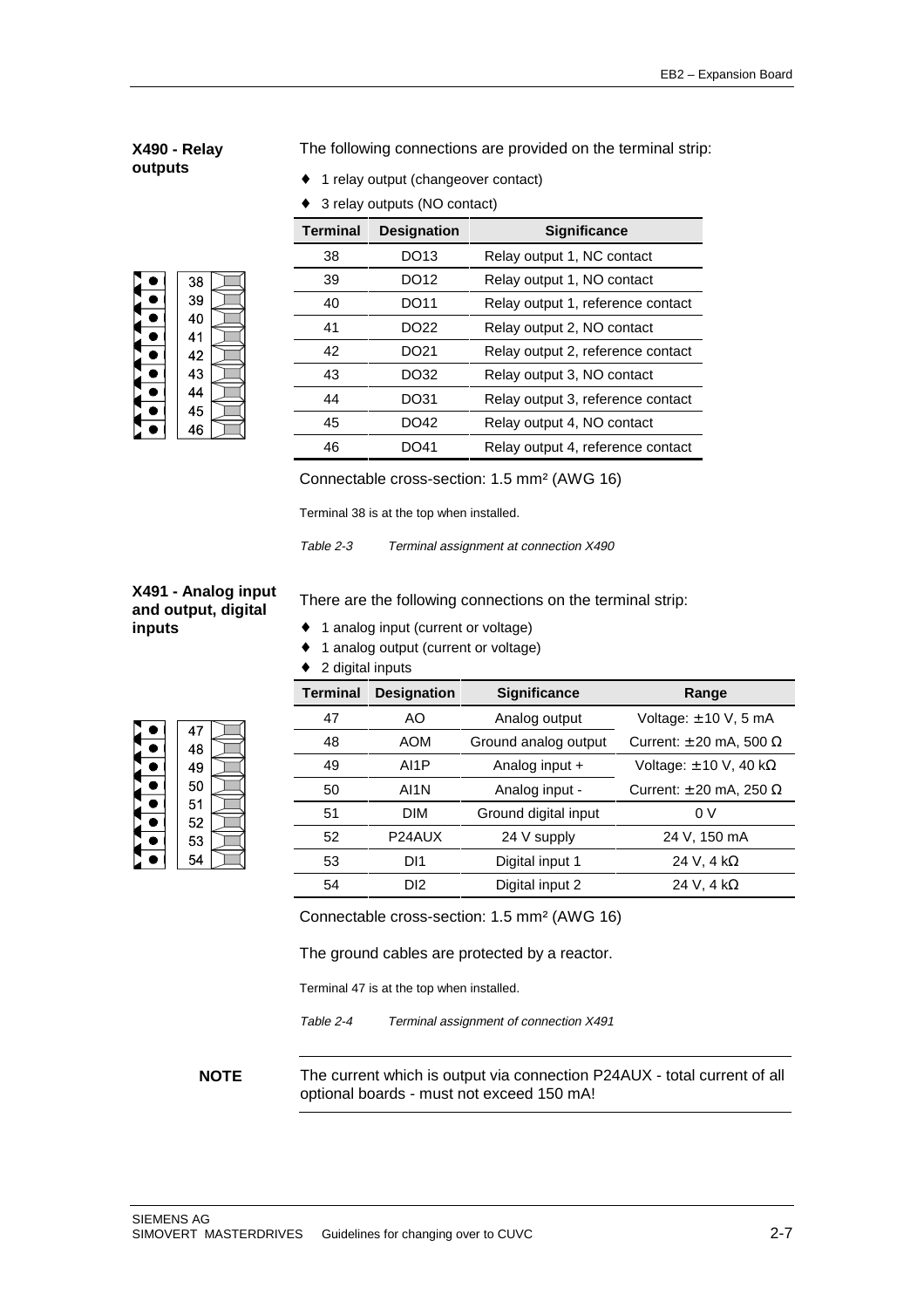### X490 - Relay outputs

The following connections are provided on the terminal strip:

- 1 relay output (changeover contact)
- 3 relay outputs (NO contact)

| Terminal | Designation | Significance |
|---|---|---|
| 38 | DO13 | Relay output 1, NC contact |
| 39 | DO12 | Relay output 1, NO contact |
| 40 | DO11 | Relay output 1, reference contact |
| 41 | DO22 | Relay output 2, NO contact |
| 42 | DO21 | Relay output 2, reference contact |
| 43 | DO32 | Relay output 3, NO contact |
| 44 | DO31 | Relay output 3, reference contact |
| 45 | DO42 | Relay output 4, NO contact |
| 46 | DO41 | Relay output 4, reference contact |

Connectable cross-section: 1.5 mm² (AWG 16)

Terminal 38 is at the top when installed.

*Table 2-3 Terminal assignment at connection X490*

### X491 - Analog input and output, digital inputs

There are the following connections on the terminal strip:

- 1 analog input (current or voltage)
- 1 analog output (current or voltage)
- 2 digital inputs

| Terminal | Designation | Significance | Range |
|---|---|---|---|
| 47 | AO | Analog output | Voltage: ± 10 V, 5 mA |
| 48 | AOM | Ground analog output | Current: ± 20 mA, 500 Ω |
| 49 | AI1P | Analog input + | Voltage: ± 10 V, 40 kΩ |
| 50 | AI1N | Analog input - | Current: ± 20 mA, 250 Ω |
| 51 | DIM | Ground digital input | 0 V |
| 52 | P24AUX | 24 V supply | 24 V, 150 mA |
| 53 | DI1 | Digital input 1 | 24 V, 4 kΩ |
| 54 | DI2 | Digital input 2 | 24 V, 4 kΩ |

Connectable cross-section: 1.5 mm² (AWG 16)

The ground cables are protected by a reactor.

Terminal 47 is at the top when installed.

*Table 2-4 Terminal assignment of connection X491*

**NOTE** The current which is output via connection P24AUX - total current of all optional boards - must not exceed 150 mA!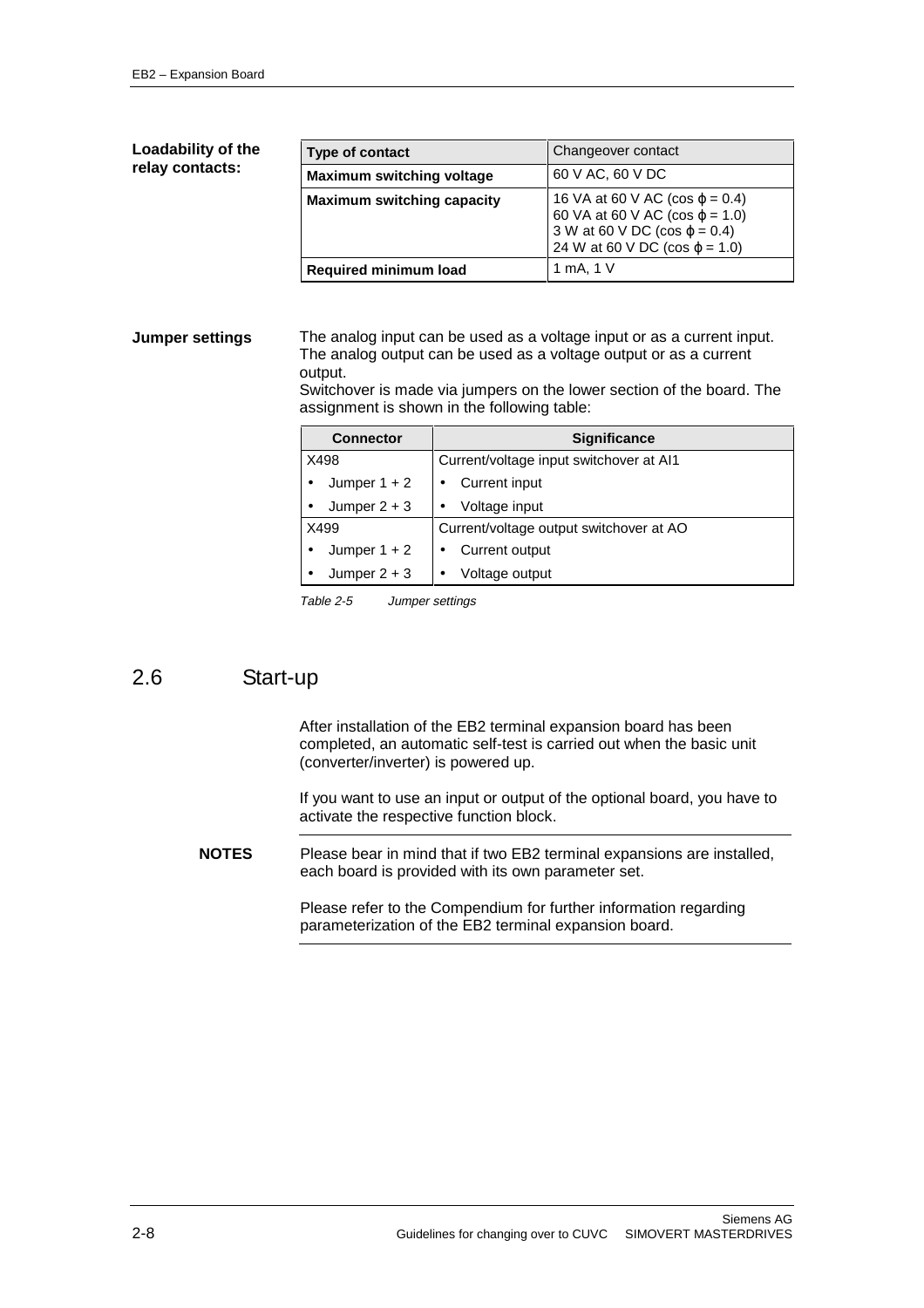**Loadability of the relay contacts:**

| Type of contact | Changeover contact |
|---|---|
| **Maximum switching voltage** | 60 V AC, 60 V DC |
| **Maximum switching capacity** | 16 VA at 60 V AC (cos ϕ = 0.4)<br>60 VA at 60 V AC (cos ϕ = 1.0)<br>3 W at 60 V DC (cos ϕ = 0.4)<br>24 W at 60 V DC (cos ϕ = 1.0) |
| **Required minimum load** | 1 mA, 1 V |

**Jumper settings**

The analog input can be used as a voltage input or as a current input. The analog output can be used as a voltage output or as a current output.
Switchover is made via jumpers on the lower section of the board. The assignment is shown in the following table:

| Connector | Significance |
|---|---|
| X498 | Current/voltage input switchover at AI1 |
| • Jumper 1 + 2 | • Current input |
| • Jumper 2 + 3 | • Voltage input |
| X499 | Current/voltage output switchover at AO |
| • Jumper 1 + 2 | • Current output |
| • Jumper 2 + 3 | • Voltage output |

*Table 2-5 Jumper settings*

## 2.6 Start-up

After installation of the EB2 terminal expansion board has been completed, an automatic self-test is carried out when the basic unit (converter/inverter) is powered up.

If you want to use an input or output of the optional board, you have to activate the respective function block.

**NOTES**

Please bear in mind that if two EB2 terminal expansions are installed, each board is provided with its own parameter set.

Please refer to the Compendium for further information regarding parameterization of the EB2 terminal expansion board.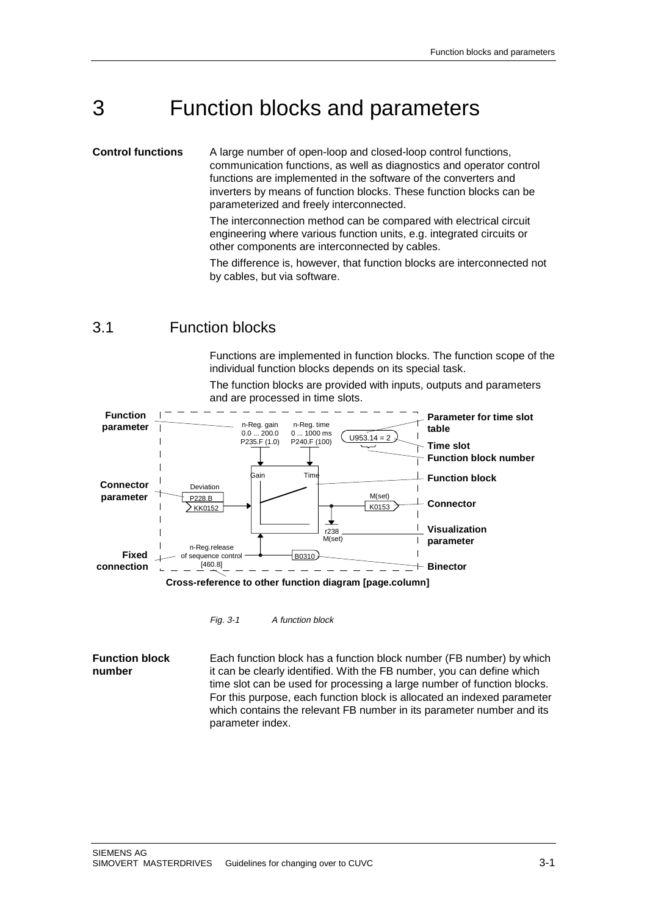// 3 Function blocks and parameters

**Control functions**

A large number of open-loop and closed-loop control functions, communication functions, as well as diagnostics and operator control functions are implemented in the software of the converters and inverters by means of function blocks. These function blocks can be parameterized and freely interconnected.

The interconnection method can be compared with electrical circuit engineering where various function units, e.g. integrated circuits or other components are interconnected by cables.

The difference is, however, that function blocks are interconnected not by cables, but via software.

## 3.1 Function blocks

Functions are implemented in function blocks. The function scope of the individual function blocks depends on its special task.

The function blocks are provided with inputs, outputs and parameters and are processed in time slots.

Function parameter | Parameter for time slot table | Time slot | Function block number | Function block | Connector parameter | Connector | Visualization parameter | Fixed connection | Binector

n-Reg. gain 0.0 ... 200.0 P235.F (1.0) | n-Reg. time 0 ... 1000 ms P240.F (100) | U953.14 = 2 | Gain | Time | Deviation P228.B KK0152 | M(set) K0153 | r238 M(set) | n-Reg.release of sequence control [460.8] | B0310

**Cross-reference to other function diagram [page.column]**

*Fig. 3-1 A function block*

**Function block number**

Each function block has a function block number (FB number) by which it can be clearly identified. With the FB number, you can define which time slot can be used for processing a large number of function blocks. For this purpose, each function block is allocated an indexed parameter which contains the relevant FB number in its parameter number and its parameter index.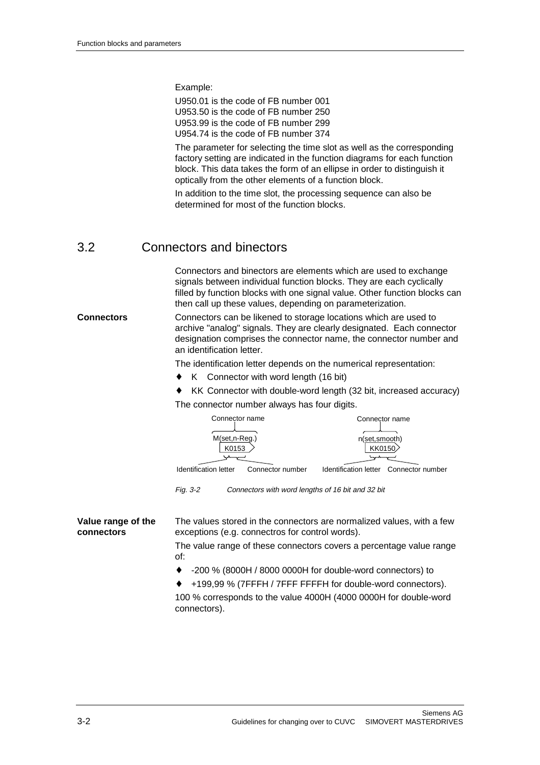Example:

U950.01 is the code of FB number 001
U953.50 is the code of FB number 250
U953.99 is the code of FB number 299
U954.74 is the code of FB number 374

The parameter for selecting the time slot as well as the corresponding factory setting are indicated in the function diagrams for each function block. This data takes the form of an ellipse in order to distinguish it optically from the other elements of a function block.

In addition to the time slot, the processing sequence can also be determined for most of the function blocks.

## 3.2 Connectors and binectors

Connectors and binectors are elements which are used to exchange signals between individual function blocks. They are each cyclically filled by function blocks with one signal value. Other function blocks can then call up these values, depending on parameterization.

**Connectors**

Connectors can be likened to storage locations which are used to archive "analog" signals. They are clearly designated. Each connector designation comprises the connector name, the connector number and an identification letter.

The identification letter depends on the numerical representation:

- K Connector with word length (16 bit)
- KK Connector with double-word length (32 bit, increased accuracy)

The connector number always has four digits.

Connector name: M(set,n-Reg.) — K0153 — Identification letter / Connector number

Connector name: n(set,smooth) — KK0150 — Identification letter / Connector number

*Fig. 3-2 Connectors with word lengths of 16 bit and 32 bit*

**Value range of the connectors**

The values stored in the connectors are normalized values, with a few exceptions (e.g. connectros for control words).

The value range of these connectors covers a percentage value range of:

- -200 % (8000H / 8000 0000H for double-word connectors) to
- +199,99 % (7FFFH / 7FFF FFFFH for double-word connectors).

100 % corresponds to the value 4000H (4000 0000H for double-word connectors).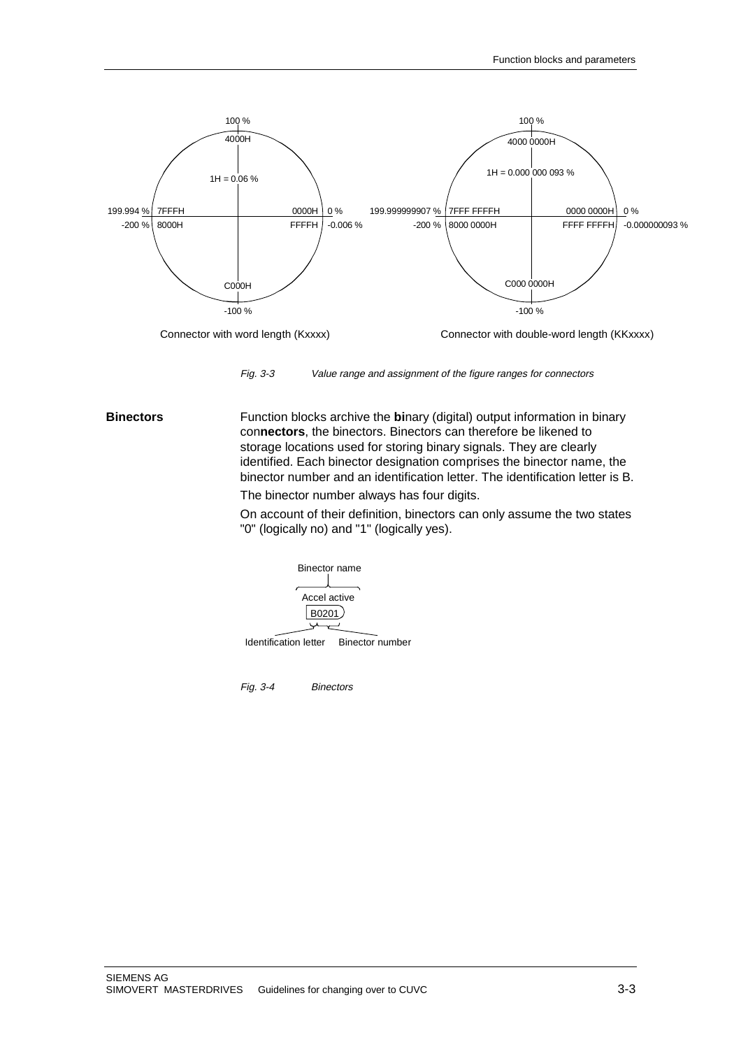100 %

4000H

1H = 0.06 %

199.994 % 7FFFH

-200 % 8000H

0000H 0 %

FFFFH -0.006 %

C000H

-100 %

Connector with word length (Kxxxx)

100 %

4000 0000H

1H = 0.000 000 093 %

199.999999907 % 7FFF FFFFH

-200 % 8000 0000H

0000 0000H 0 %

FFFF FFFFH -0.000000093 %

C000 0000H

-100 %

Connector with double-word length (KKxxxx)

*Fig. 3-3 Value range and assignment of the figure ranges for connectors*

**Binectors**

Function blocks archive the **bi**nary (digital) output information in binary con**nectors**, the binectors. Binectors can therefore be likened to storage locations used for storing binary signals. They are clearly identified. Each binector designation comprises the binector name, the binector number and an identification letter. The identification letter is B.

The binector number always has four digits.

On account of their definition, binectors can only assume the two states "0" (logically no) and "1" (logically yes).

Binector name

Accel active

B0201

Identification letter Binector number

*Fig. 3-4 Binectors*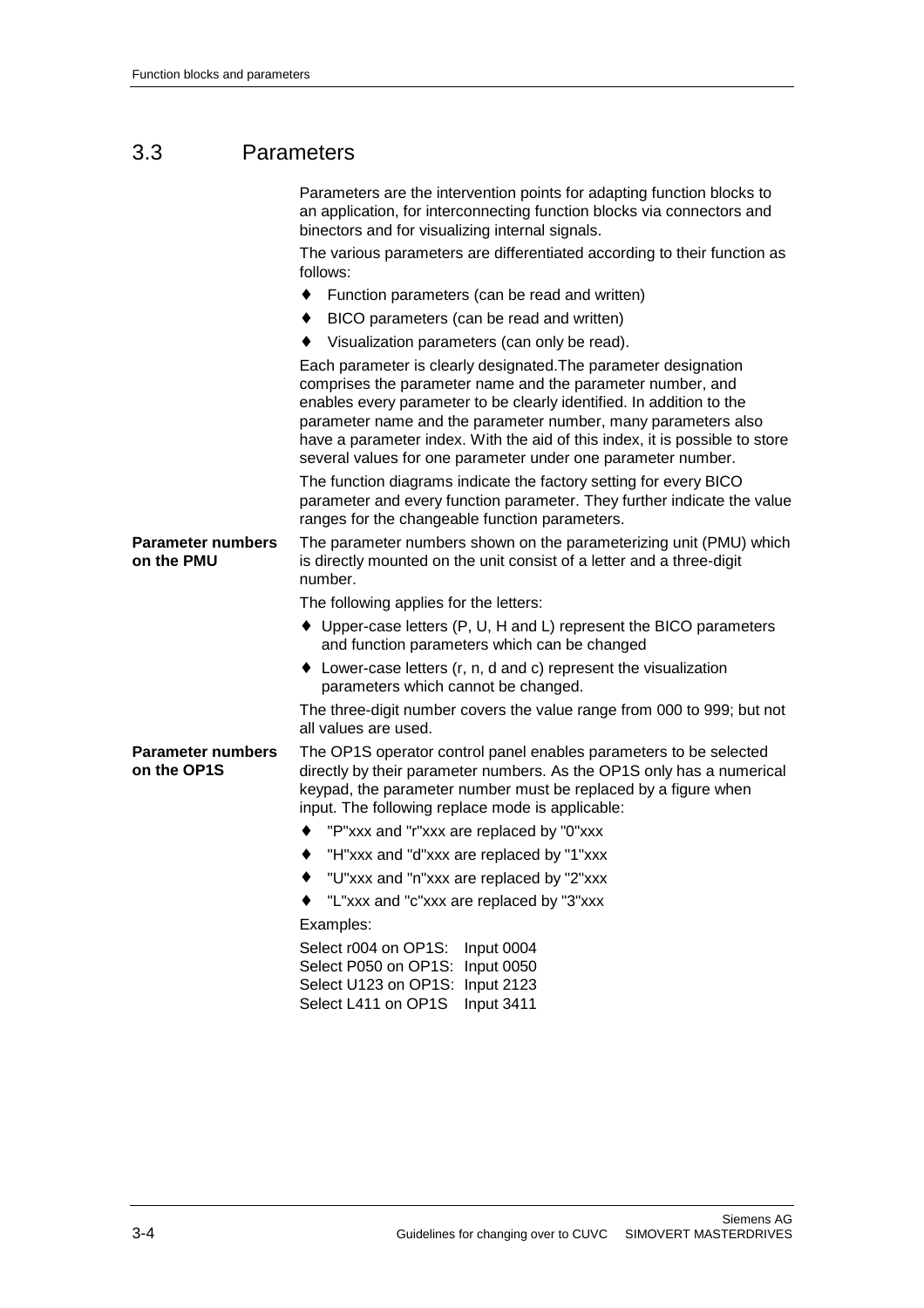## 3.3 Parameters

Parameters are the intervention points for adapting function blocks to an application, for interconnecting function blocks via connectors and binectors and for visualizing internal signals.

The various parameters are differentiated according to their function as follows:

- Function parameters (can be read and written)
- BICO parameters (can be read and written)
- Visualization parameters (can only be read).

Each parameter is clearly designated.The parameter designation comprises the parameter name and the parameter number, and enables every parameter to be clearly identified. In addition to the parameter name and the parameter number, many parameters also have a parameter index. With the aid of this index, it is possible to store several values for one parameter under one parameter number.

The function diagrams indicate the factory setting for every BICO parameter and every function parameter. They further indicate the value ranges for the changeable function parameters.

**Parameter numbers on the PMU**

The parameter numbers shown on the parameterizing unit (PMU) which is directly mounted on the unit consist of a letter and a three-digit number.

The following applies for the letters:

- Upper-case letters (P, U, H and L) represent the BICO parameters and function parameters which can be changed
- Lower-case letters (r, n, d and c) represent the visualization parameters which cannot be changed.

The three-digit number covers the value range from 000 to 999; but not all values are used.

**Parameter numbers on the OP1S**

The OP1S operator control panel enables parameters to be selected directly by their parameter numbers. As the OP1S only has a numerical keypad, the parameter number must be replaced by a figure when input. The following replace mode is applicable:

- "P"xxx and "r"xxx are replaced by "0"xxx
- "H"xxx and "d"xxx are replaced by "1"xxx
- "U"xxx and "n"xxx are replaced by "2"xxx
- "L"xxx and "c"xxx are replaced by "3"xxx

Examples:

Select r004 on OP1S: Input 0004
Select P050 on OP1S: Input 0050
Select U123 on OP1S: Input 2123
Select L411 on OP1S Input 3411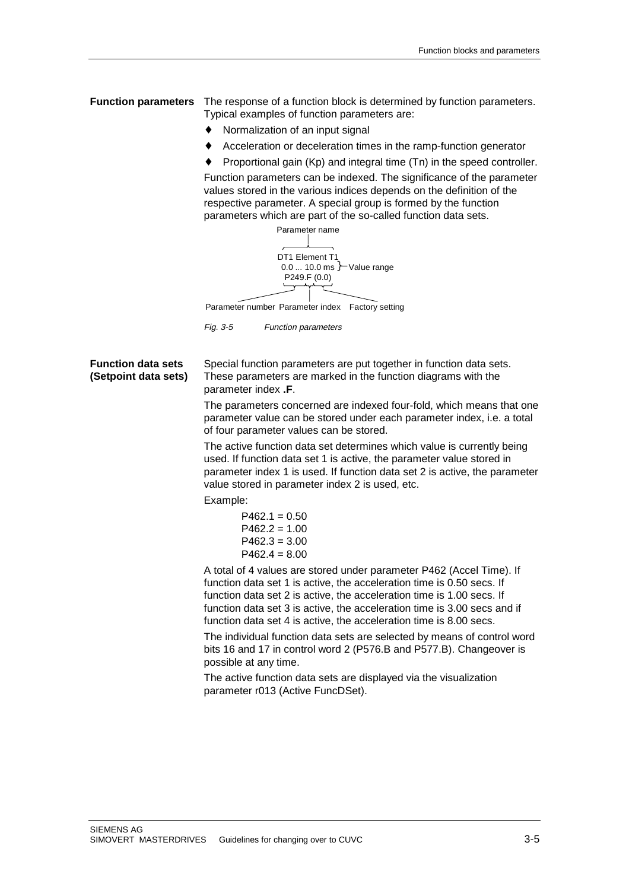**Function parameters** The response of a function block is determined by function parameters. Typical examples of function parameters are:

- Normalization of an input signal
- Acceleration or deceleration times in the ramp-function generator
- Proportional gain (Kp) and integral time (Tn) in the speed controller.

Function parameters can be indexed. The significance of the parameter values stored in the various indices depends on the definition of the respective parameter. A special group is formed by the function parameters which are part of the so-called function data sets.

```
           Parameter name
                 |
          DT1 Element T1
          0.0 ... 10.0 ms }— Value range
            P249.F (0.0)

Parameter number  Parameter index   Factory setting
```

*Fig. 3-5 Function parameters*

**Function data sets (Setpoint data sets)**

Special function parameters are put together in function data sets. These parameters are marked in the function diagrams with the parameter index **.F**.

The parameters concerned are indexed four-fold, which means that one parameter value can be stored under each parameter index, i.e. a total of four parameter values can be stored.

The active function data set determines which value is currently being used. If function data set 1 is active, the parameter value stored in parameter index 1 is used. If function data set 2 is active, the parameter value stored in parameter index 2 is used, etc.

Example:

P462.1 = 0.50
P462.2 = 1.00
P462.3 = 3.00
P462.4 = 8.00

A total of 4 values are stored under parameter P462 (Accel Time). If function data set 1 is active, the acceleration time is 0.50 secs. If function data set 2 is active, the acceleration time is 1.00 secs. If function data set 3 is active, the acceleration time is 3.00 secs and if function data set 4 is active, the acceleration time is 8.00 secs.

The individual function data sets are selected by means of control word bits 16 and 17 in control word 2 (P576.B and P577.B). Changeover is possible at any time.

The active function data sets are displayed via the visualization parameter r013 (Active FuncDSet).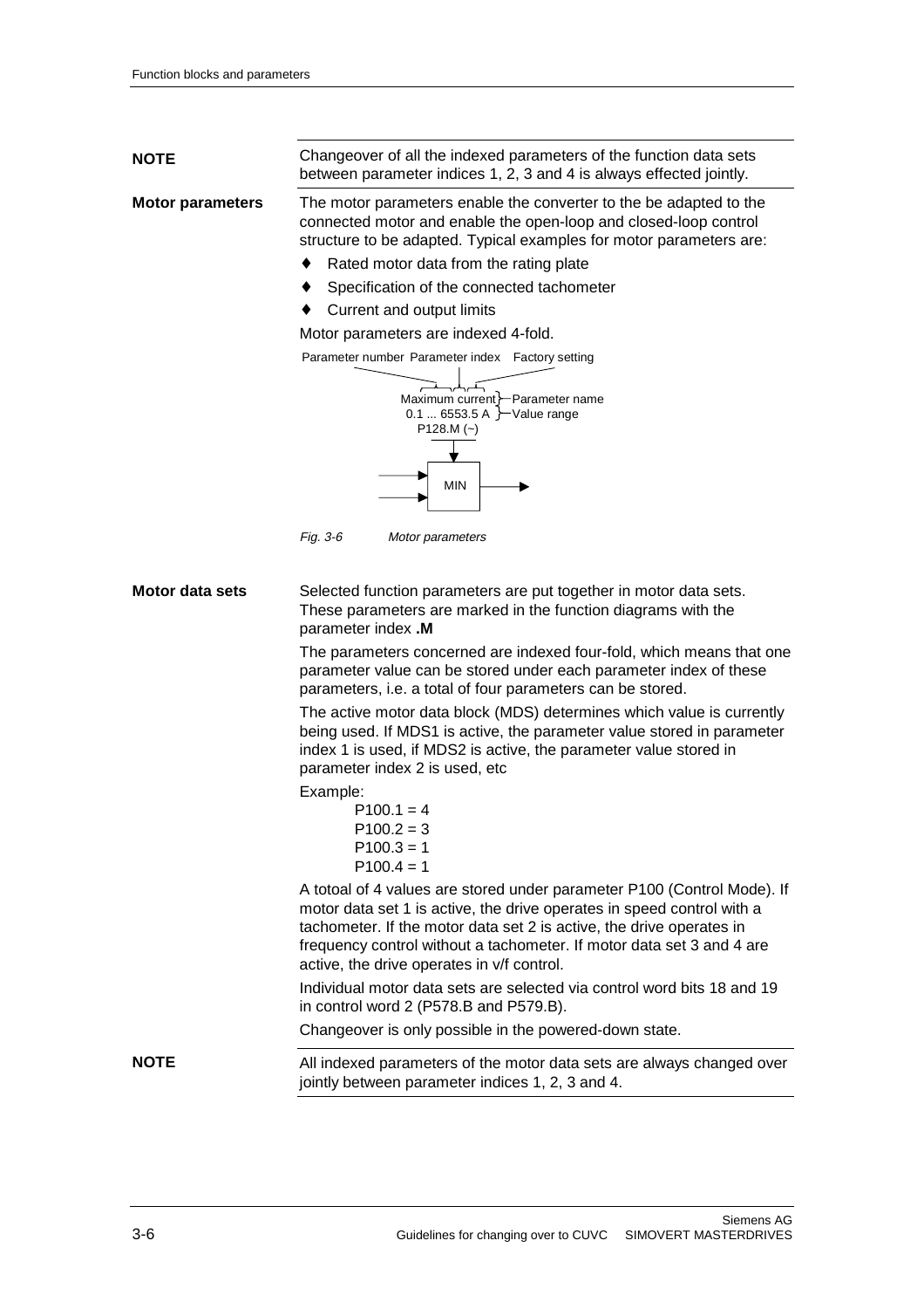**NOTE**

Changeover of all the indexed parameters of the function data sets between parameter indices 1, 2, 3 and 4 is always effected jointly.

**Motor parameters**

The motor parameters enable the converter to the be adapted to the connected motor and enable the open-loop and closed-loop control structure to be adapted. Typical examples for motor parameters are:

- Rated motor data from the rating plate
- Specification of the connected tachometer
- Current and output limits

Motor parameters are indexed 4-fold.

Parameter number Parameter index Factory setting

Maximum current — Parameter name
0.1 ... 6553.5 A — Value range
P128.M (~)

MIN

*Fig. 3-6 Motor parameters*

**Motor data sets**

Selected function parameters are put together in motor data sets. These parameters are marked in the function diagrams with the parameter index **.M**

The parameters concerned are indexed four-fold, which means that one parameter value can be stored under each parameter index of these parameters, i.e. a total of four parameters can be stored.

The active motor data block (MDS) determines which value is currently being used. If MDS1 is active, the parameter value stored in parameter index 1 is used, if MDS2 is active, the parameter value stored in parameter index 2 is used, etc

Example:

P100.1 = 4
P100.2 = 3
P100.3 = 1
P100.4 = 1

A totoal of 4 values are stored under parameter P100 (Control Mode). If motor data set 1 is active, the drive operates in speed control with a tachometer. If the motor data set 2 is active, the drive operates in frequency control without a tachometer. If motor data set 3 and 4 are active, the drive operates in v/f control.

Individual motor data sets are selected via control word bits 18 and 19 in control word 2 (P578.B and P579.B).

Changeover is only possible in the powered-down state.

**NOTE**

All indexed parameters of the motor data sets are always changed over jointly between parameter indices 1, 2, 3 and 4.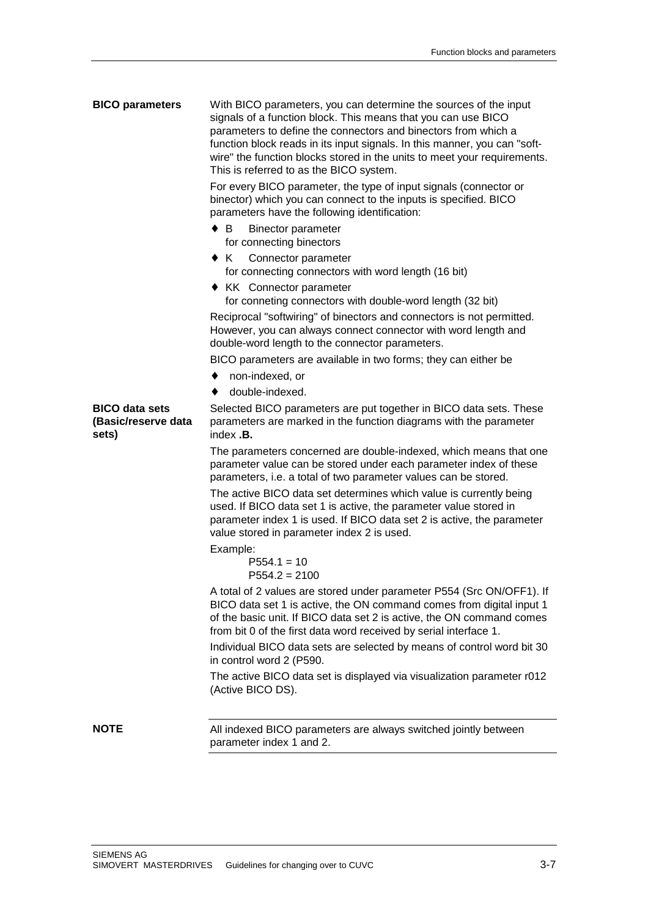### BICO parameters

With BICO parameters, you can determine the sources of the input signals of a function block. This means that you can use BICO parameters to define the connectors and binectors from which a function block reads in its input signals. In this manner, you can "soft-wire" the function blocks stored in the units to meet your requirements. This is referred to as the BICO system.

For every BICO parameter, the type of input signals (connector or binector) which you can connect to the inputs is specified. BICO parameters have the following identification:

- B Binector parameter
  for connecting binectors
- K Connector parameter
  for connecting connectors with word length (16 bit)
- KK Connector parameter
  for conneting connectors with double-word length (32 bit)

Reciprocal "softwiring" of binectors and connectors is not permitted. However, you can always connect connector with word length and double-word length to the connector parameters.

BICO parameters are available in two forms; they can either be

- non-indexed, or
- double-indexed.

### BICO data sets (Basic/reserve data sets)

Selected BICO parameters are put together in BICO data sets. These parameters are marked in the function diagrams with the parameter index **.B.**

The parameters concerned are double-indexed, which means that one parameter value can be stored under each parameter index of these parameters, i.e. a total of two parameter values can be stored.

The active BICO data set determines which value is currently being used. If BICO data set 1 is active, the parameter value stored in parameter index 1 is used. If BICO data set 2 is active, the parameter value stored in parameter index 2 is used.

Example:

P554.1 = 10
P554.2 = 2100

A total of 2 values are stored under parameter P554 (Src ON/OFF1). If BICO data set 1 is active, the ON command comes from digital input 1 of the basic unit. If BICO data set 2 is active, the ON command comes from bit 0 of the first data word received by serial interface 1.

Individual BICO data sets are selected by means of control word bit 30 in control word 2 (P590.

The active BICO data set is displayed via visualization parameter r012 (Active BICO DS).

**NOTE**

All indexed BICO parameters are always switched jointly between parameter index 1 and 2.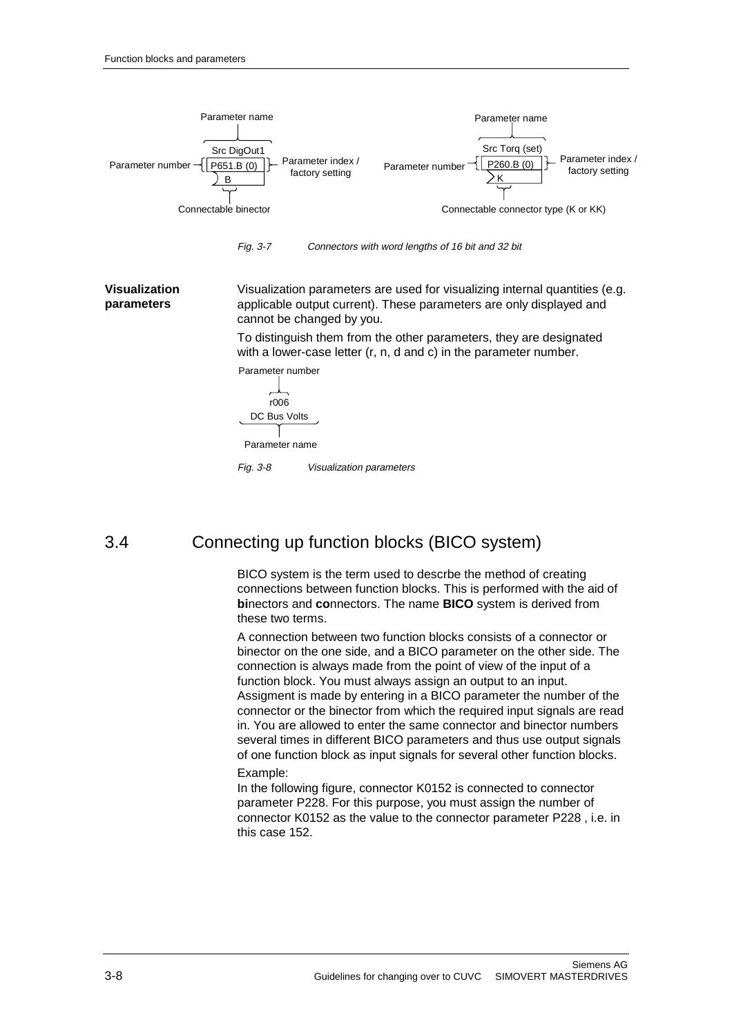Parameter name

Src DigOut1
Parameter number P651.B (0) Parameter index / factory setting
B
Connectable binector

Parameter name

Src Torq (set)
Parameter number P260.B (0) Parameter index / factory setting
K
Connectable connector type (K or KK)

*Fig. 3-7 Connectors with word lengths of 16 bit and 32 bit*

**Visualization parameters**

Visualization parameters are used for visualizing internal quantities (e.g. applicable output current). These parameters are only displayed and cannot be changed by you.

To distinguish them from the other parameters, they are designated with a lower-case letter (r, n, d and c) in the parameter number.

Parameter number
r006
DC Bus Volts
Parameter name

*Fig. 3-8 Visualization parameters*

## 3.4 Connecting up function blocks (BICO system)

BICO system is the term used to descrbe the method of creating connections between function blocks. This is performed with the aid of **bi**nectors and **co**nnectors. The name **BICO** system is derived from these two terms.

A connection between two function blocks consists of a connector or binector on the one side, and a BICO parameter on the other side. The connection is always made from the point of view of the input of a function block. You must always assign an output to an input. Assigment is made by entering in a BICO parameter the number of the connector or the binector from which the required input signals are read in. You are allowed to enter the same connector and binector numbers several times in different BICO parameters and thus use output signals of one function block as input signals for several other function blocks.

Example:
In the following figure, connector K0152 is connected to connector parameter P228. For this purpose, you must assign the number of connector K0152 as the value to the connector parameter P228 , i.e. in this case 152.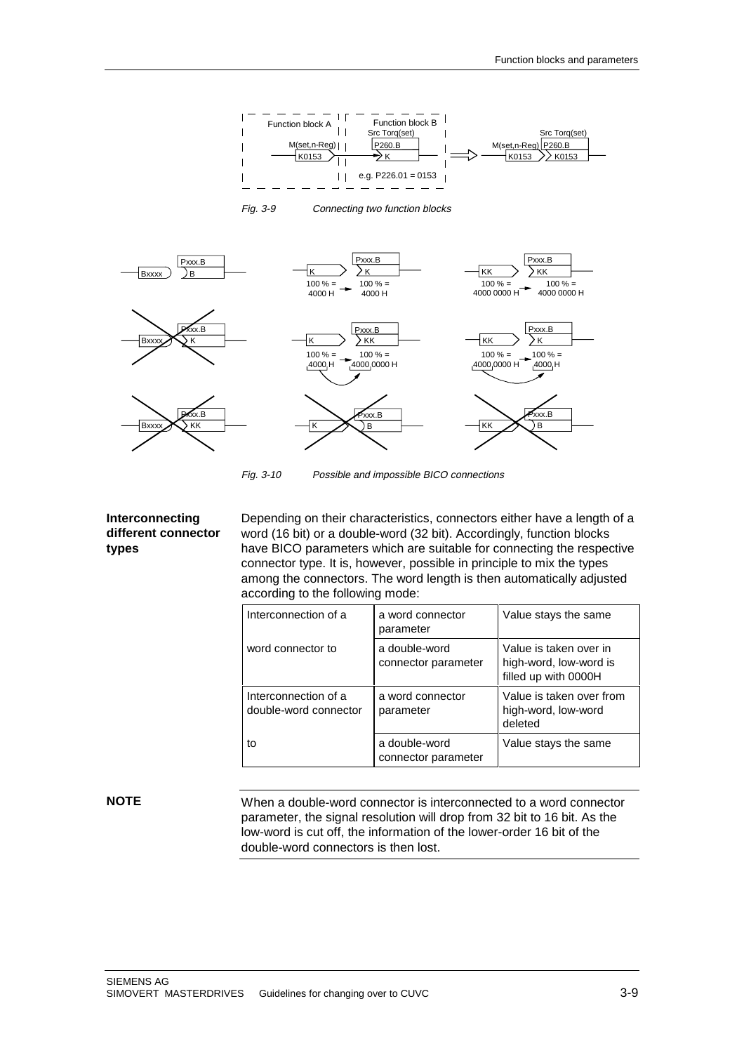Fig. 3-9 Connecting two function blocks

Fig. 3-10 Possible and impossible BICO connections

**Interconnecting different connector types**

Depending on their characteristics, connectors either have a length of a word (16 bit) or a double-word (32 bit). Accordingly, function blocks have BICO parameters which are suitable for connecting the respective connector type. It is, however, possible in principle to mix the types among the connectors. The word length is then automatically adjusted according to the following mode:

| Interconnection of a | a word connector parameter | Value stays the same |
|---|---|---|
| word connector to | a double-word connector parameter | Value is taken over in high-word, low-word is filled up with 0000H |
| Interconnection of a double-word connector | a word connector parameter | Value is taken over from high-word, low-word deleted |
| to | a double-word connector parameter | Value stays the same |

**NOTE**

When a double-word connector is interconnected to a word connector parameter, the signal resolution will drop from 32 bit to 16 bit. As the low-word is cut off, the information of the lower-order 16 bit of the double-word connectors is then lost.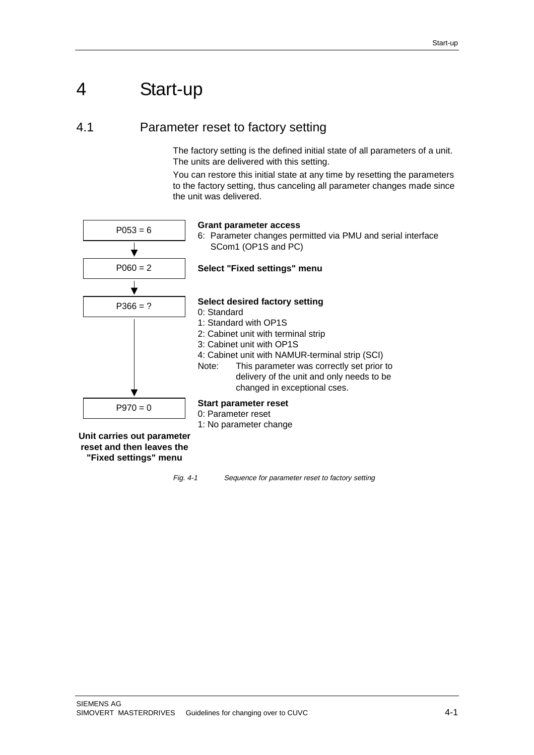# 4 Start-up

## 4.1 Parameter reset to factory setting

The factory setting is the defined initial state of all parameters of a unit. The units are delivered with this setting.

You can restore this initial state at any time by resetting the parameters to the factory setting, thus canceling all parameter changes made since the unit was delivered.

**P053 = 6**

**Grant parameter access**
6: Parameter changes permitted via PMU and serial interface SCom1 (OP1S and PC)

↓

**P060 = 2**

**Select "Fixed settings" menu**

↓

**P366 = ?**

**Select desired factory setting**
0: Standard
1: Standard with OP1S
2: Cabinet unit with terminal strip
3: Cabinet unit with OP1S
4: Cabinet unit with NAMUR-terminal strip (SCI)

Note: This parameter was correctly set prior to delivery of the unit and only needs to be changed in exceptional cses.

↓

**P970 = 0**

**Start parameter reset**
0: Parameter reset
1: No parameter change

**Unit carries out parameter reset and then leaves the "Fixed settings" menu**

*Fig. 4-1 Sequence for parameter reset to factory setting*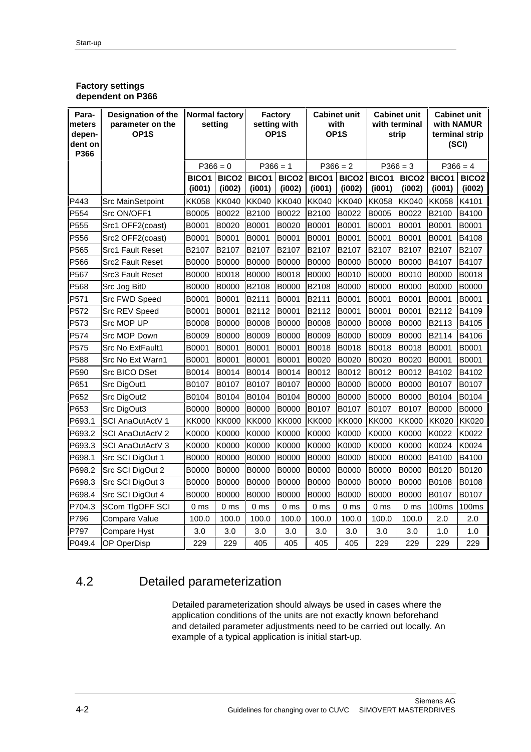**Factory settings dependent on P366**

| Para-meters depen-dent on P366 | Designation of the parameter on the OP1S | Normal factory setting | | Factory setting with OP1S | | Cabinet unit with OP1S | | Cabinet unit with terminal strip | | Cabinet unit with NAMUR terminal strip (SCI) | |
|---|---|---|---|---|---|---|---|---|---|---|---|
| | | P366 = 0 | | P366 = 1 | | P366 = 2 | | P366 = 3 | | P366 = 4 | |
| | | BICO1 (i001) | BICO2 (i002) | BICO1 (i001) | BICO2 (i002) | BICO1 (i001) | BICO2 (i002) | BICO1 (i001) | BICO2 (i002) | BICO1 (i001) | BICO2 (i002) |
| P443 | Src MainSetpoint | KK058 | KK040 | KK040 | KK040 | KK040 | KK040 | KK058 | KK040 | KK058 | K4101 |
| P554 | Src ON/OFF1 | B0005 | B0022 | B2100 | B0022 | B2100 | B0022 | B0005 | B0022 | B2100 | B4100 |
| P555 | Src1 OFF2(coast) | B0001 | B0020 | B0001 | B0020 | B0001 | B0001 | B0001 | B0001 | B0001 | B0001 |
| P556 | Src2 OFF2(coast) | B0001 | B0001 | B0001 | B0001 | B0001 | B0001 | B0001 | B0001 | B0001 | B4108 |
| P565 | Src1 Fault Reset | B2107 | B2107 | B2107 | B2107 | B2107 | B2107 | B2107 | B2107 | B2107 | B2107 |
| P566 | Src2 Fault Reset | B0000 | B0000 | B0000 | B0000 | B0000 | B0000 | B0000 | B0000 | B4107 | B4107 |
| P567 | Src3 Fault Reset | B0000 | B0018 | B0000 | B0018 | B0000 | B0010 | B0000 | B0010 | B0000 | B0018 |
| P568 | Src Jog Bit0 | B0000 | B0000 | B2108 | B0000 | B2108 | B0000 | B0000 | B0000 | B0000 | B0000 |
| P571 | Src FWD Speed | B0001 | B0001 | B2111 | B0001 | B2111 | B0001 | B0001 | B0001 | B0001 | B0001 |
| P572 | Src REV Speed | B0001 | B0001 | B2112 | B0001 | B2112 | B0001 | B0001 | B0001 | B2112 | B4109 |
| P573 | Src MOP UP | B0008 | B0000 | B0008 | B0000 | B0008 | B0000 | B0008 | B0000 | B2113 | B4105 |
| P574 | Src MOP Down | B0009 | B0000 | B0009 | B0000 | B0009 | B0000 | B0009 | B0000 | B2114 | B4106 |
| P575 | Src No ExtFault1 | B0001 | B0001 | B0001 | B0001 | B0018 | B0018 | B0018 | B0018 | B0001 | B0001 |
| P588 | Src No Ext Warn1 | B0001 | B0001 | B0001 | B0001 | B0020 | B0020 | B0020 | B0020 | B0001 | B0001 |
| P590 | Src BICO DSet | B0014 | B0014 | B0014 | B0014 | B0012 | B0012 | B0012 | B0012 | B4102 | B4102 |
| P651 | Src DigOut1 | B0107 | B0107 | B0107 | B0107 | B0000 | B0000 | B0000 | B0000 | B0107 | B0107 |
| P652 | Src DigOut2 | B0104 | B0104 | B0104 | B0104 | B0000 | B0000 | B0000 | B0000 | B0104 | B0104 |
| P653 | Src DigOut3 | B0000 | B0000 | B0000 | B0000 | B0107 | B0107 | B0107 | B0107 | B0000 | B0000 |
| P693.1 | SCI AnaOutActV 1 | KK000 | KK000 | KK000 | KK000 | KK000 | KK000 | KK000 | KK000 | KK020 | KK020 |
| P693.2 | SCI AnaOutActV 2 | K0000 | K0000 | K0000 | K0000 | K0000 | K0000 | K0000 | K0000 | K0022 | K0022 |
| P693.3 | SCI AnaOutActV 3 | K0000 | K0000 | K0000 | K0000 | K0000 | K0000 | K0000 | K0000 | K0024 | K0024 |
| P698.1 | Src SCI DigOut 1 | B0000 | B0000 | B0000 | B0000 | B0000 | B0000 | B0000 | B0000 | B4100 | B4100 |
| P698.2 | Src SCI DigOut 2 | B0000 | B0000 | B0000 | B0000 | B0000 | B0000 | B0000 | B0000 | B0120 | B0120 |
| P698.3 | Src SCI DigOut 3 | B0000 | B0000 | B0000 | B0000 | B0000 | B0000 | B0000 | B0000 | B0108 | B0108 |
| P698.4 | Src SCI DigOut 4 | B0000 | B0000 | B0000 | B0000 | B0000 | B0000 | B0000 | B0000 | B0107 | B0107 |
| P704.3 | SCom TlgOFF SCI | 0 ms | 0 ms | 0 ms | 0 ms | 0 ms | 0 ms | 0 ms | 0 ms | 100ms | 100ms |
| P796 | Compare Value | 100.0 | 100.0 | 100.0 | 100.0 | 100.0 | 100.0 | 100.0 | 100.0 | 2.0 | 2.0 |
| P797 | Compare Hyst | 3.0 | 3.0 | 3.0 | 3.0 | 3.0 | 3.0 | 3.0 | 3.0 | 1.0 | 1.0 |
| P049.4 | OP OperDisp | 229 | 229 | 405 | 405 | 405 | 405 | 229 | 229 | 229 | 229 |

## 4.2 Detailed parameterization

Detailed parameterization should always be used in cases where the application conditions of the units are not exactly known beforehand and detailed parameter adjustments need to be carried out locally. An example of a typical application is initial start-up.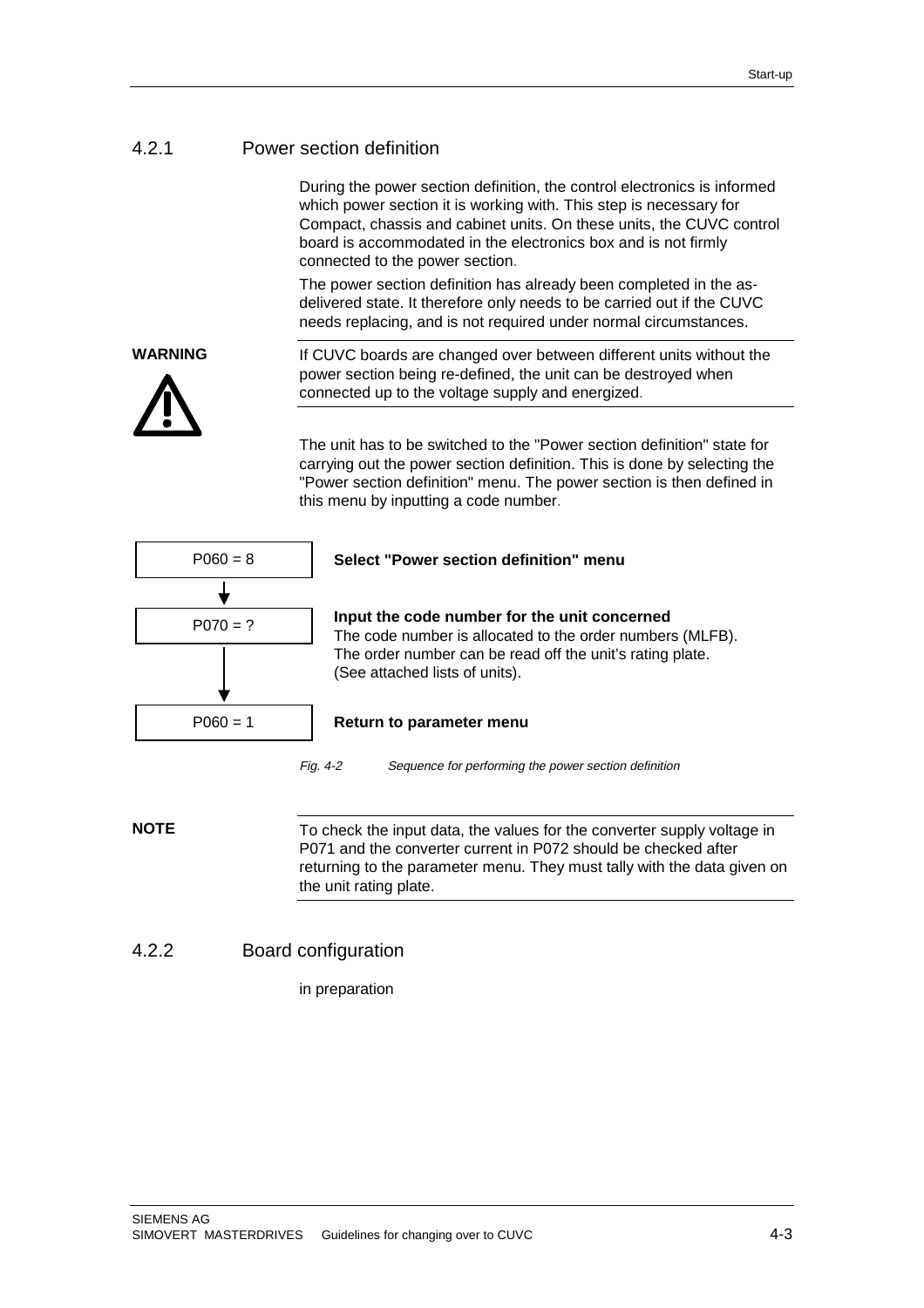### 4.2.1 Power section definition

During the power section definition, the control electronics is informed which power section it is working with. This step is necessary for Compact, chassis and cabinet units. On these units, the CUVC control board is accommodated in the electronics box and is not firmly connected to the power section.

The power section definition has already been completed in the as-delivered state. It therefore only needs to be carried out if the CUVC needs replacing, and is not required under normal circumstances.

**WARNING**

If CUVC boards are changed over between different units without the power section being re-defined, the unit can be destroyed when connected up to the voltage supply and energized.

The unit has to be switched to the "Power section definition" state for carrying out the power section definition. This is done by selecting the "Power section definition" menu. The power section is then defined in this menu by inputting a code number.

| Step | Description |
|---|---|
| P060 = 8 | **Select "Power section definition" menu** |
| ↓ P070 = ? | **Input the code number for the unit concerned**<br>The code number is allocated to the order numbers (MLFB). The order number can be read off the unit's rating plate. (See attached lists of units). |
| ↓ P060 = 1 | **Return to parameter menu** |

*Fig. 4-2 Sequence for performing the power section definition*

**NOTE**

To check the input data, the values for the converter supply voltage in P071 and the converter current in P072 should be checked after returning to the parameter menu. They must tally with the data given on the unit rating plate.

### 4.2.2 Board configuration

in preparation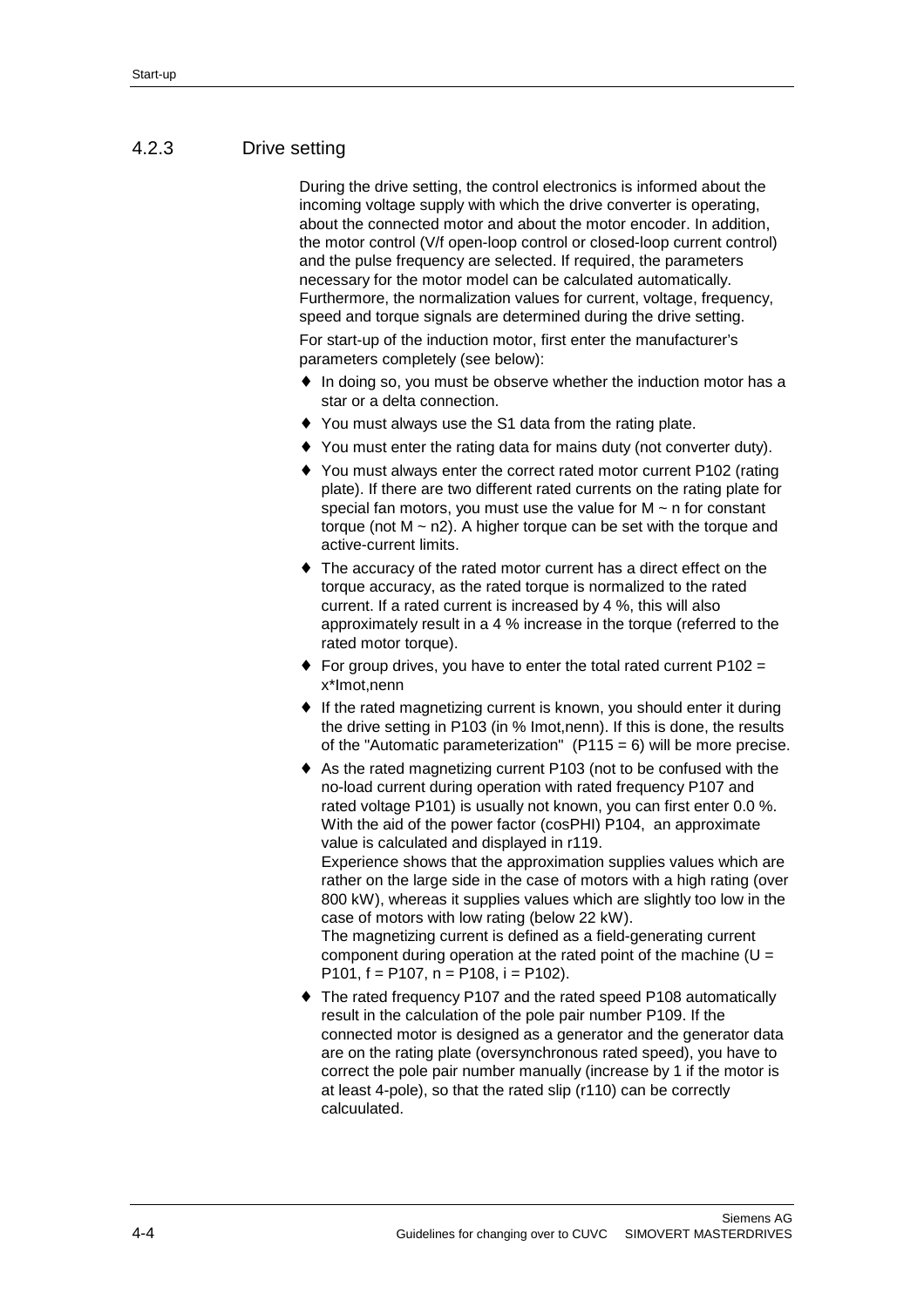### 4.2.3 Drive setting

During the drive setting, the control electronics is informed about the incoming voltage supply with which the drive converter is operating, about the connected motor and about the motor encoder. In addition, the motor control (V/f open-loop control or closed-loop current control) and the pulse frequency are selected. If required, the parameters necessary for the motor model can be calculated automatically. Furthermore, the normalization values for current, voltage, frequency, speed and torque signals are determined during the drive setting.

For start-up of the induction motor, first enter the manufacturer's parameters completely (see below):

- In doing so, you must be observe whether the induction motor has a star or a delta connection.
- You must always use the S1 data from the rating plate.
- You must enter the rating data for mains duty (not converter duty).
- You must always enter the correct rated motor current P102 (rating plate). If there are two different rated currents on the rating plate for special fan motors, you must use the value for M ~ n for constant torque (not M ~ n2). A higher torque can be set with the torque and active-current limits.
- The accuracy of the rated motor current has a direct effect on the torque accuracy, as the rated torque is normalized to the rated current. If a rated current is increased by 4 %, this will also approximately result in a 4 % increase in the torque (referred to the rated motor torque).
- For group drives, you have to enter the total rated current P102 = x*Imot,nenn
- If the rated magnetizing current is known, you should enter it during the drive setting in P103 (in % Imot,nenn). If this is done, the results of the "Automatic parameterization" (P115 = 6) will be more precise.
- As the rated magnetizing current P103 (not to be confused with the no-load current during operation with rated frequency P107 and rated voltage P101) is usually not known, you can first enter 0.0 %. With the aid of the power factor (cosPHI) P104, an approximate value is calculated and displayed in r119.
  Experience shows that the approximation supplies values which are rather on the large side in the case of motors with a high rating (over 800 kW), whereas it supplies values which are slightly too low in the case of motors with low rating (below 22 kW).
  The magnetizing current is defined as a field-generating current component during operation at the rated point of the machine (U = P101, f = P107, n = P108, i = P102).
- The rated frequency P107 and the rated speed P108 automatically result in the calculation of the pole pair number P109. If the connected motor is designed as a generator and the generator data are on the rating plate (oversynchronous rated speed), you have to correct the pole pair number manually (increase by 1 if the motor is at least 4-pole), so that the rated slip (r110) can be correctly calcuulated.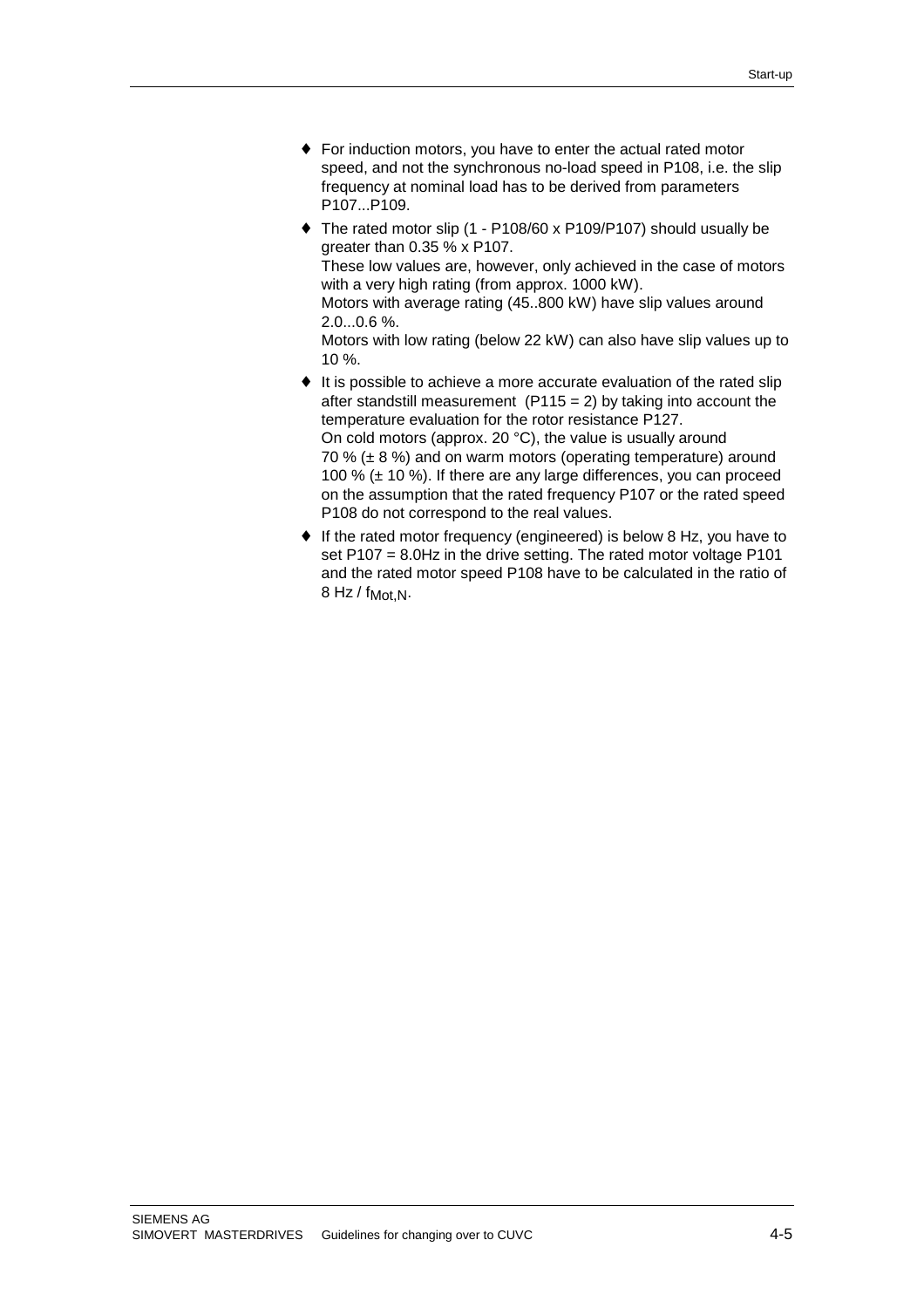- For induction motors, you have to enter the actual rated motor speed, and not the synchronous no-load speed in P108, i.e. the slip frequency at nominal load has to be derived from parameters P107...P109.
- The rated motor slip (1 - P108/60 x P109/P107) should usually be greater than 0.35 % x P107.
  These low values are, however, only achieved in the case of motors with a very high rating (from approx. 1000 kW).
  Motors with average rating (45..800 kW) have slip values around 2.0...0.6 %.
  Motors with low rating (below 22 kW) can also have slip values up to 10 %.
- It is possible to achieve a more accurate evaluation of the rated slip after standstill measurement (P115 = 2) by taking into account the temperature evaluation for the rotor resistance P127.
  On cold motors (approx. 20 °C), the value is usually around 70 % (± 8 %) and on warm motors (operating temperature) around 100 % (± 10 %). If there are any large differences, you can proceed on the assumption that the rated frequency P107 or the rated speed P108 do not correspond to the real values.
- If the rated motor frequency (engineered) is below 8 Hz, you have to set P107 = 8.0Hz in the drive setting. The rated motor voltage P101 and the rated motor speed P108 have to be calculated in the ratio of 8 Hz / $f_{Mot,N}$.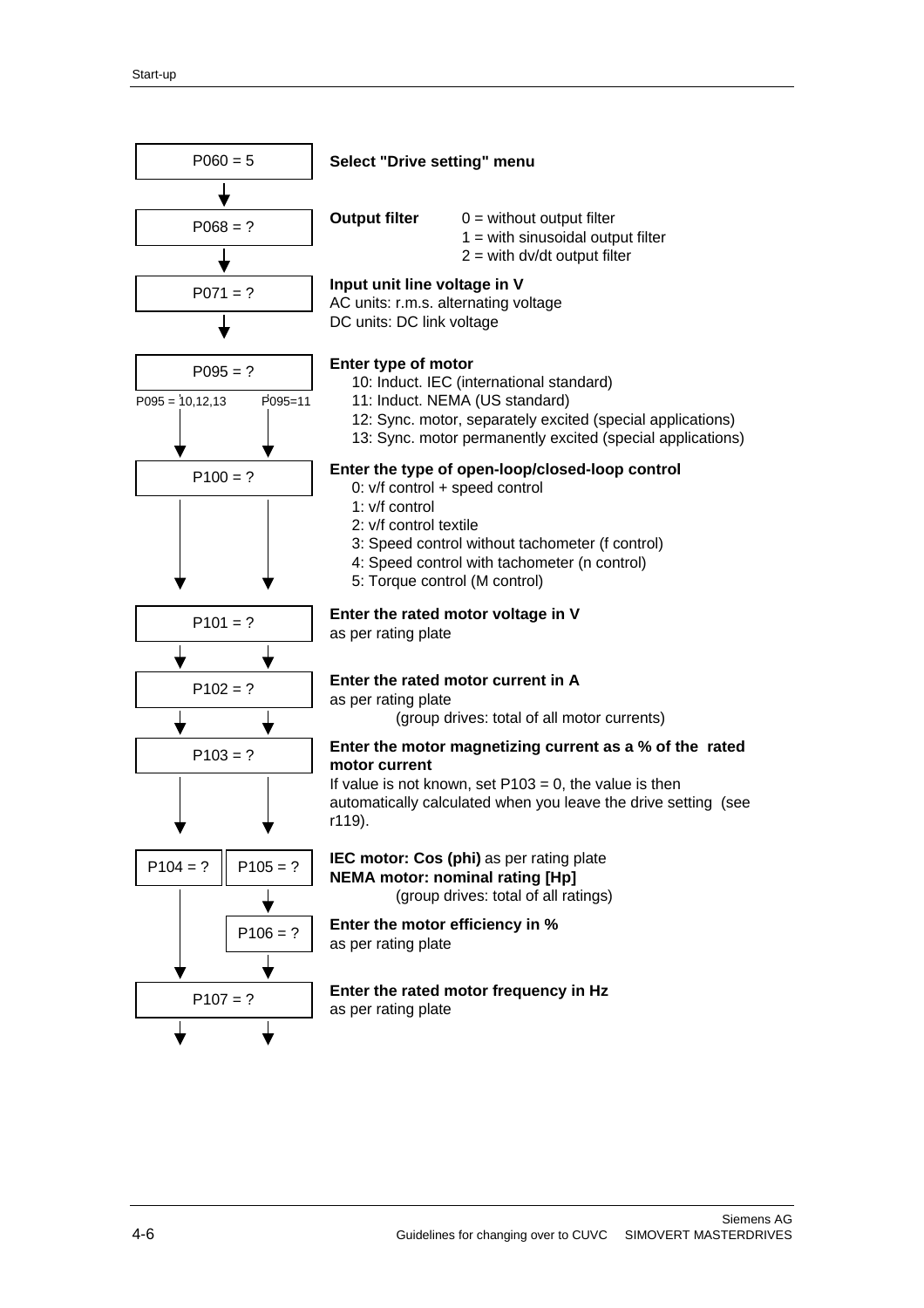| Parameter | Description |
|---|---|
| P060 = 5 | **Select "Drive setting" menu** |
| P068 = ? | **Output filter** 0 = without output filter; 1 = with sinusoidal output filter; 2 = with dv/dt output filter |
| P071 = ? | **Input unit line voltage in V** AC units: r.m.s. alternating voltage; DC units: DC link voltage |
| P095 = ? | **Enter type of motor** 10: Induct. IEC (international standard); 11: Induct. NEMA (US standard); 12: Sync. motor, separately excited (special applications); 13: Sync. motor permanently excited (special applications) |
| P100 = ? | **Enter the type of open-loop/closed-loop control** 0: v/f control + speed control; 1: v/f control; 2: v/f control textile; 3: Speed control without tachometer (f control); 4: Speed control with tachometer (n control); 5: Torque control (M control) |
| P101 = ? | **Enter the rated motor voltage in V** as per rating plate |
| P102 = ? | **Enter the rated motor current in A** as per rating plate (group drives: total of all motor currents) |
| P103 = ? | **Enter the motor magnetizing current as a % of the rated motor current** If value is not known, set P103 = 0, the value is then automatically calculated when you leave the drive setting (see r119). |
| P104 = ? (P095 = 10,12,13) / P105 = ? (P095=11) | **IEC motor: Cos (phi)** as per rating plate; **NEMA motor: nominal rating [Hp]** (group drives: total of all ratings) |
| P106 = ? (P095=11) | **Enter the motor efficiency in %** as per rating plate |
| P107 = ? | **Enter the rated motor frequency in Hz** as per rating plate |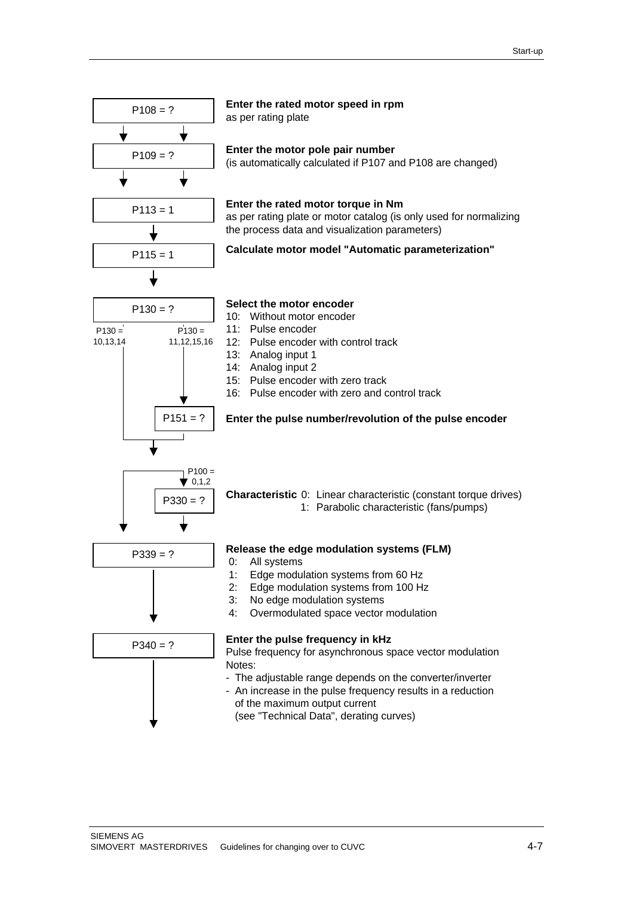**P108 = ?**

**Enter the rated motor speed in rpm**
as per rating plate

**P109 = ?**

**Enter the motor pole pair number**
(is automatically calculated if P107 and P108 are changed)

**P113 = 1**

**Enter the rated motor torque in Nm**
as per rating plate or motor catalog (is only used for normalizing the process data and visualization parameters)

**P115 = 1**

**Calculate motor model "Automatic parameterization"**

**P130 = ?**

P130 = 10,13,14 / P130 = 11,12,15,16

**Select the motor encoder**

- 10: Without motor encoder
- 11: Pulse encoder
- 12: Pulse encoder with control track
- 13: Analog input 1
- 14: Analog input 2
- 15: Pulse encoder with zero track
- 16: Pulse encoder with zero and control track

**P151 = ?**

**Enter the pulse number/revolution of the pulse encoder**

P100 = 0,1,2

**P330 = ?**

**Characteristic**
- 0: Linear characteristic (constant torque drives)
- 1: Parabolic characteristic (fans/pumps)

**P339 = ?**

**Release the edge modulation systems (FLM)**

- 0: All systems
- 1: Edge modulation systems from 60 Hz
- 2: Edge modulation systems from 100 Hz
- 3: No edge modulation systems
- 4: Overmodulated space vector modulation

**P340 = ?**

**Enter the pulse frequency in kHz**
Pulse frequency for asynchronous space vector modulation
Notes:
- The adjustable range depends on the converter/inverter
- An increase in the pulse frequency results in a reduction of the maximum output current
  (see "Technical Data", derating curves)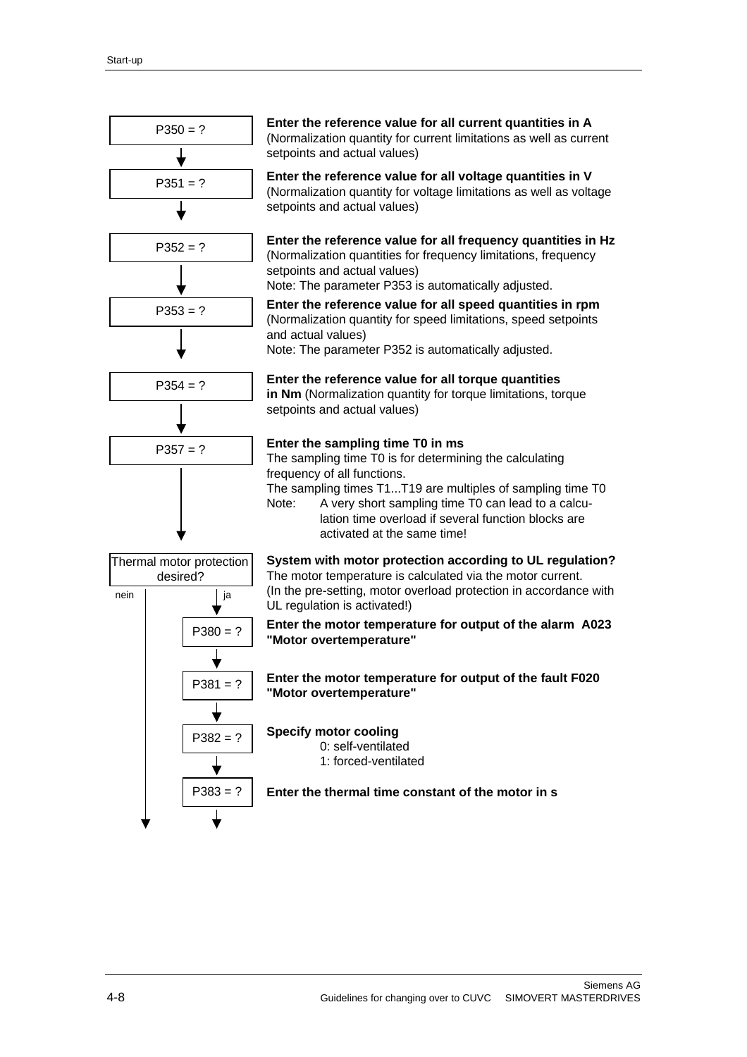P350 = ?

**Enter the reference value for all current quantities in A**
(Normalization quantity for current limitations as well as current setpoints and actual values)

↓

P351 = ?

**Enter the reference value for all voltage quantities in V**
(Normalization quantity for voltage limitations as well as voltage setpoints and actual values)

↓

P352 = ?

**Enter the reference value for all frequency quantities in Hz**
(Normalization quantities for frequency limitations, frequency setpoints and actual values)
Note: The parameter P353 is automatically adjusted.

↓

P353 = ?

**Enter the reference value for all speed quantities in rpm**
(Normalization quantity for speed limitations, speed setpoints and actual values)
Note: The parameter P352 is automatically adjusted.

↓

P354 = ?

**Enter the reference value for all torque quantities in Nm** (Normalization quantity for torque limitations, torque setpoints and actual values)

↓

P357 = ?

**Enter the sampling time T0 in ms**
The sampling time T0 is for determining the calculating frequency of all functions.
The sampling times T1...T19 are multiples of sampling time T0
Note: A very short sampling time T0 can lead to a calculation time overload if several function blocks are activated at the same time!

↓

Thermal motor protection desired? (nein / ja)

**System with motor protection according to UL regulation?**
The motor temperature is calculated via the motor current.
(In the pre-setting, motor overload protection in accordance with UL regulation is activated!)

ja ↓

P380 = ?

**Enter the motor temperature for output of the alarm A023 "Motor overtemperature"**

↓

P381 = ?

**Enter the motor temperature for output of the fault F020 "Motor overtemperature"**

↓

P382 = ?

**Specify motor cooling**
0: self-ventilated
1: forced-ventilated

↓

P383 = ?

**Enter the thermal time constant of the motor in s**

↓ (nein) ↓ (ja)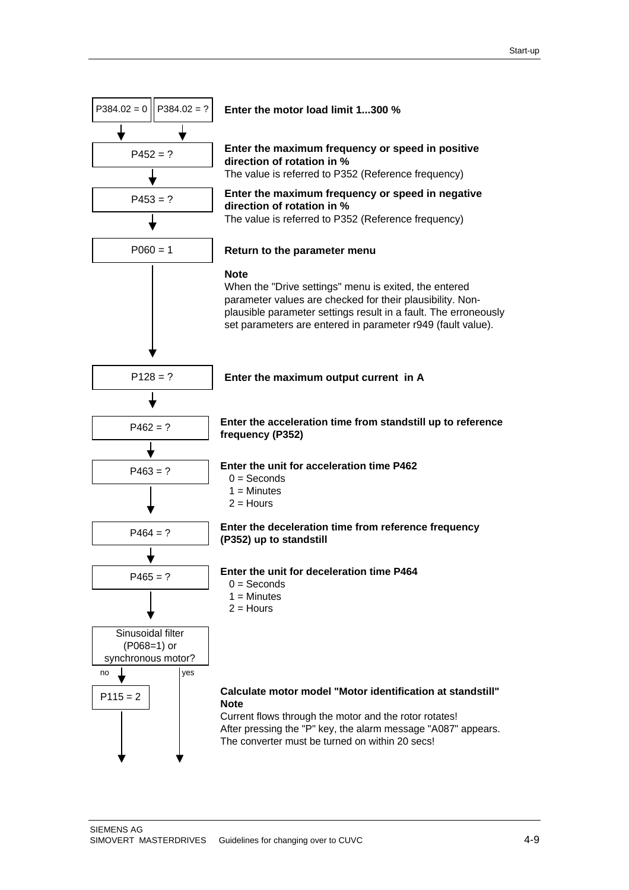| Step | Description |
|---|---|
| P384.02 = 0 / P384.02 = ? | **Enter the motor load limit 1...300 %** |
| P452 = ? | **Enter the maximum frequency or speed in positive direction of rotation in %**<br>The value is referred to P352 (Reference frequency) |
| P453 = ? | **Enter the maximum frequency or speed in negative direction of rotation in %**<br>The value is referred to P352 (Reference frequency) |
| P060 = 1 | **Return to the parameter menu**<br>**Note**<br>When the "Drive settings" menu is exited, the entered parameter values are checked for their plausibility. Non-plausible parameter settings result in a fault. The erroneously set parameters are entered in parameter r949 (fault value). |
| P128 = ? | **Enter the maximum output current in A** |
| P462 = ? | **Enter the acceleration time from standstill up to reference frequency (P352)** |
| P463 = ? | **Enter the unit for acceleration time P462**<br>0 = Seconds<br>1 = Minutes<br>2 = Hours |
| P464 = ? | **Enter the deceleration time from reference frequency (P352) up to standstill** |
| P465 = ? | **Enter the unit for deceleration time P464**<br>0 = Seconds<br>1 = Minutes<br>2 = Hours |
| Sinusoidal filter (P068=1) or synchronous motor? | no → P115 = 2; yes → skip |
| P115 = 2 | **Calculate motor model "Motor identification at standstill"**<br>**Note**<br>Current flows through the motor and the rotor rotates!<br>After pressing the "P" key, the alarm message "A087" appears.<br>The converter must be turned on within 20 secs! |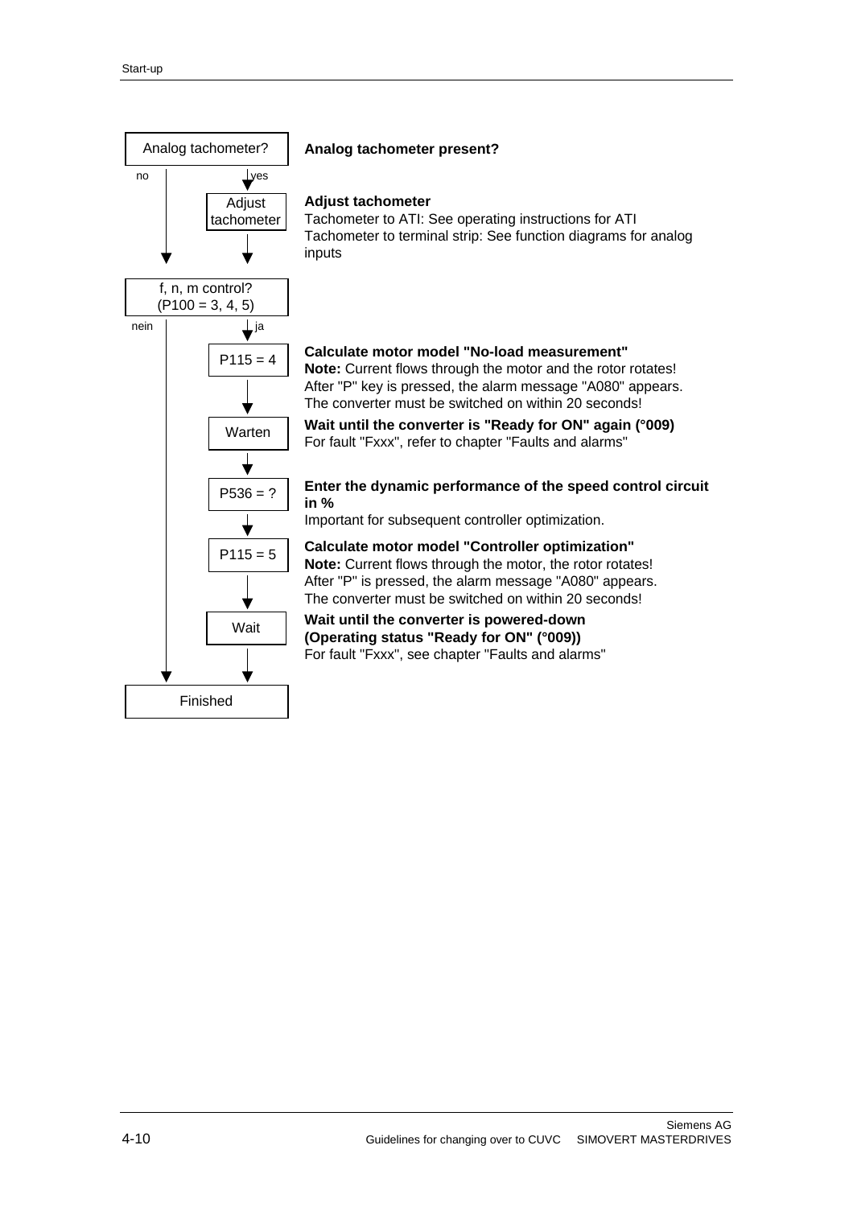| Flowchart | Description |
|---|---|
| Analog tachometer? (no / yes) | **Analog tachometer present?** |
| yes → Adjust tachometer | **Adjust tachometer**<br>Tachometer to ATI: See operating instructions for ATI<br>Tachometer to terminal strip: See function diagrams for analog inputs |
| f, n, m control? (P100 = 3, 4, 5) (nein / ja) | |
| ja → P115 = 4 | **Calculate motor model "No-load measurement"**<br>**Note:** Current flows through the motor and the rotor rotates! After "P" key is pressed, the alarm message "A080" appears. The converter must be switched on within 20 seconds! |
| Warten | **Wait until the converter is "Ready for ON" again (°009)**<br>For fault "Fxxx", refer to chapter "Faults and alarms" |
| P536 = ? | **Enter the dynamic performance of the speed control circuit in %**<br>Important for subsequent controller optimization. |
| P115 = 5 | **Calculate motor model "Controller optimization"**<br>**Note:** Current flows through the motor, the rotor rotates! After "P" is pressed, the alarm message "A080" appears. The converter must be switched on within 20 seconds! |
| Wait | **Wait until the converter is powered-down (Operating status "Ready for ON" (°009))**<br>For fault "Fxxx", see chapter "Faults and alarms" |
| Finished (no / nein paths also lead here) | |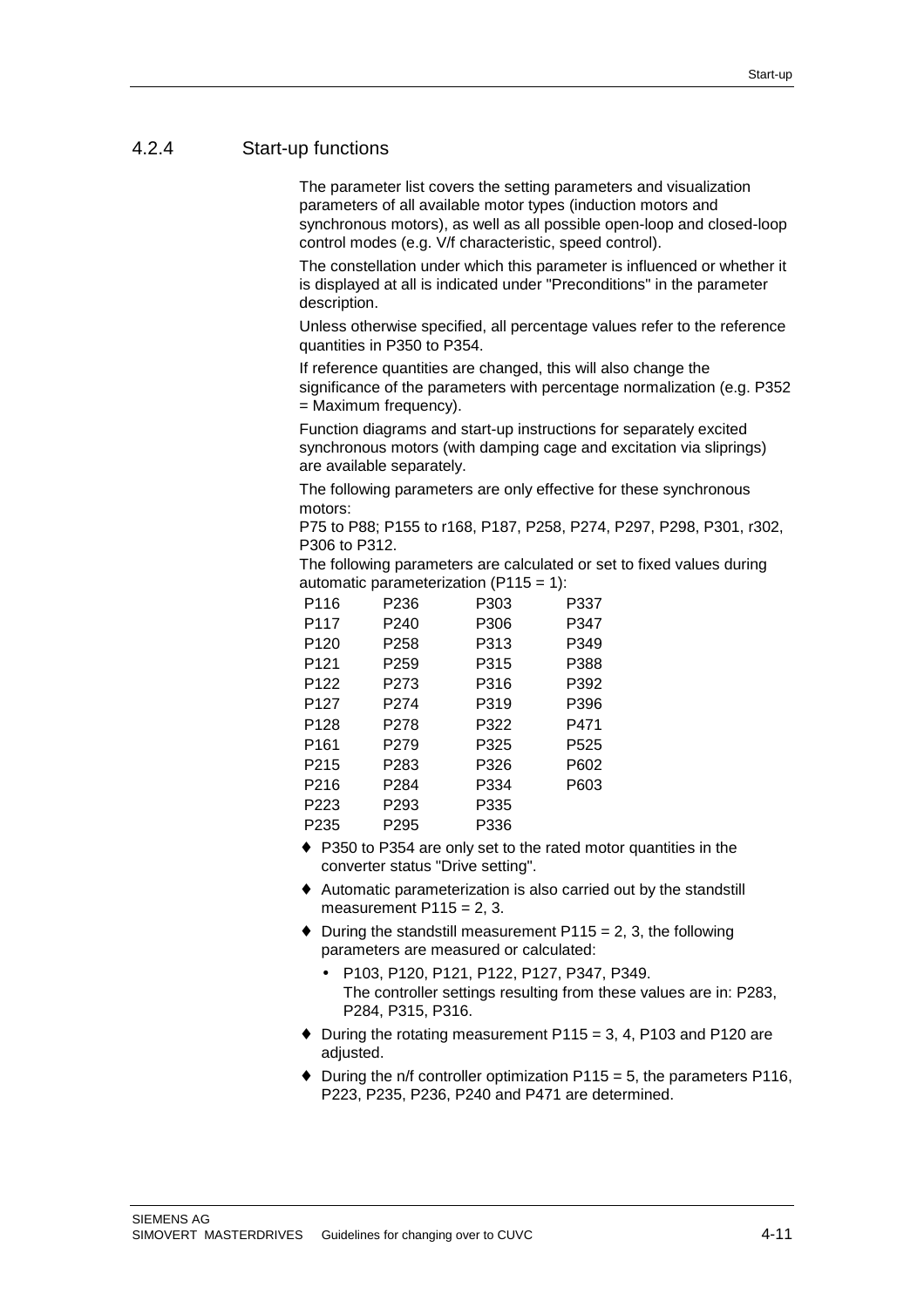### 4.2.4 Start-up functions

The parameter list covers the setting parameters and visualization parameters of all available motor types (induction motors and synchronous motors), as well as all possible open-loop and closed-loop control modes (e.g. V/f characteristic, speed control).

The constellation under which this parameter is influenced or whether it is displayed at all is indicated under "Preconditions" in the parameter description.

Unless otherwise specified, all percentage values refer to the reference quantities in P350 to P354.

If reference quantities are changed, this will also change the significance of the parameters with percentage normalization (e.g. P352 = Maximum frequency).

Function diagrams and start-up instructions for separately excited synchronous motors (with damping cage and excitation via sliprings) are available separately.

The following parameters are only effective for these synchronous motors:
P75 to P88; P155 to r168, P187, P258, P274, P297, P298, P301, r302, P306 to P312.

The following parameters are calculated or set to fixed values during automatic parameterization (P115 = 1):

| | | | |
|---|---|---|---|
| P116 | P236 | P303 | P337 |
| P117 | P240 | P306 | P347 |
| P120 | P258 | P313 | P349 |
| P121 | P259 | P315 | P388 |
| P122 | P273 | P316 | P392 |
| P127 | P274 | P319 | P396 |
| P128 | P278 | P322 | P471 |
| P161 | P279 | P325 | P525 |
| P215 | P283 | P326 | P602 |
| P216 | P284 | P334 | P603 |
| P223 | P293 | P335 | |
| P235 | P295 | P336 | |

- P350 to P354 are only set to the rated motor quantities in the converter status "Drive setting".
- Automatic parameterization is also carried out by the standstill measurement P115 = 2, 3.
- During the standstill measurement P115 = 2, 3, the following parameters are measured or calculated:
  - P103, P120, P121, P122, P127, P347, P349.
    The controller settings resulting from these values are in: P283, P284, P315, P316.
- During the rotating measurement P115 = 3, 4, P103 and P120 are adjusted.
- During the n/f controller optimization P115 = 5, the parameters P116, P223, P235, P236, P240 and P471 are determined.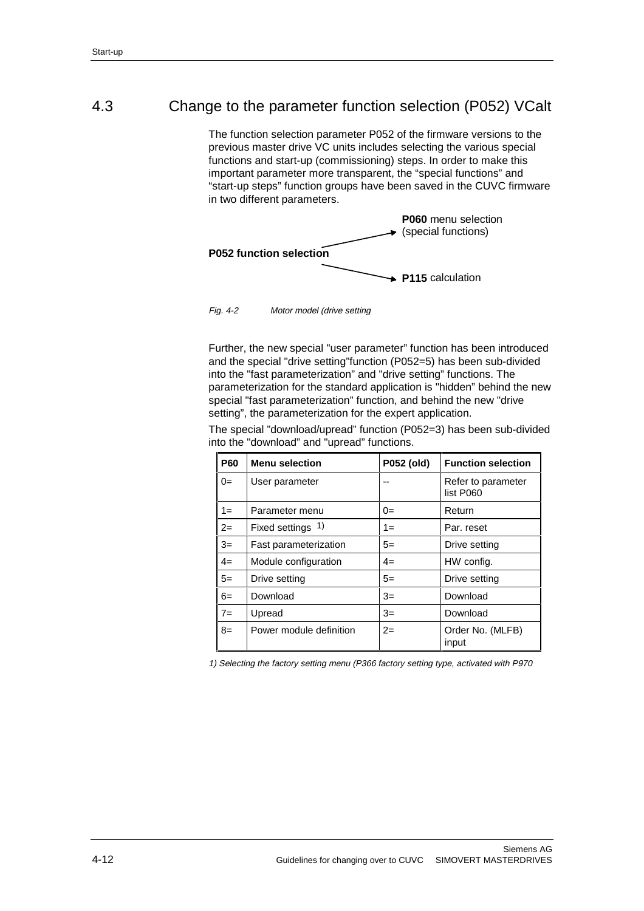## 4.3 Change to the parameter function selection (P052) VCalt

The function selection parameter P052 of the firmware versions to the previous master drive VC units includes selecting the various special functions and start-up (commissioning) steps. In order to make this important parameter more transparent, the "special functions" and "start-up steps" function groups have been saved in the CUVC firmware in two different parameters.

**P052 function selection** → **P060** menu selection (special functions)

**P052 function selection** → **P115** calculation

*Fig. 4-2 Motor model (drive setting*

Further, the new special "user parameter" function has been introduced and the special "drive setting"function (P052=5) has been sub-divided into the "fast parameterization" and "drive setting" functions. The parameterization for the standard application is "hidden" behind the new special "fast parameterization" function, and behind the new "drive setting", the parameterization for the expert application.

The special "download/upread" function (P052=3) has been sub-divided into the "download" and "upread" functions.

| P60 | Menu selection | P052 (old) | Function selection |
|---|---|---|---|
| 0= | User parameter | -- | Refer to parameter list P060 |
| 1= | Parameter menu | 0= | Return |
| 2= | Fixed settings [1] | 1= | Par. reset |
| 3= | Fast parameterization | 5= | Drive setting |
| 4= | Module configuration | 4= | HW config. |
| 5= | Drive setting | 5= | Drive setting |
| 6= | Download | 3= | Download |
| 7= | Upread | 3= | Download |
| 8= | Power module definition | 2= | Order No. (MLFB) input |

*1) Selecting the factory setting menu (P366 factory setting type, activated with P970*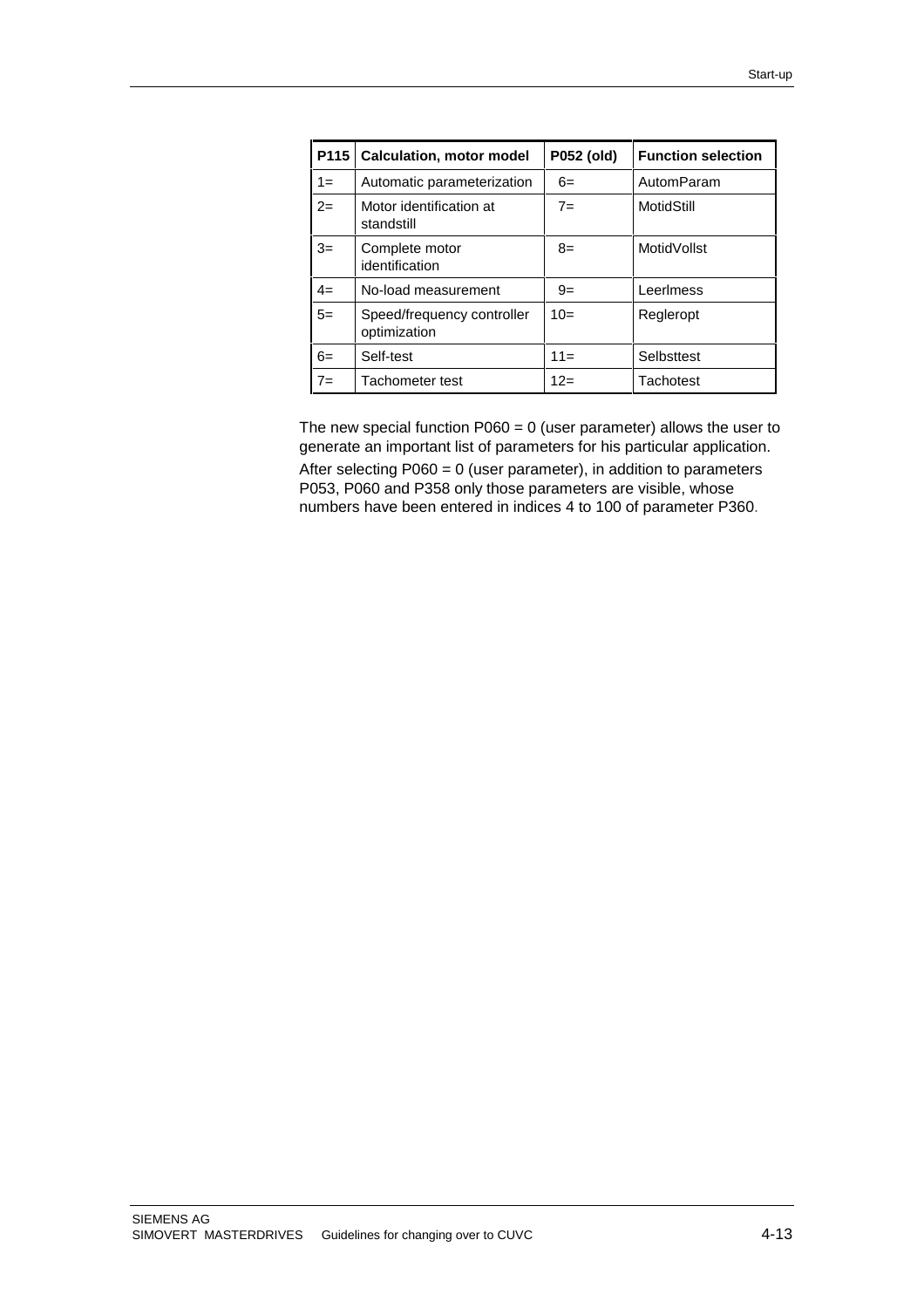| P115 | Calculation, motor model | P052 (old) | Function selection |
|---|---|---|---|
| 1= | Automatic parameterization | 6= | AutomParam |
| 2= | Motor identification at standstill | 7= | MotidStill |
| 3= | Complete motor identification | 8= | MotidVollst |
| 4= | No-load measurement | 9= | Leerlmess |
| 5= | Speed/frequency controller optimization | 10= | Regleropt |
| 6= | Self-test | 11= | Selbsttest |
| 7= | Tachometer test | 12= | Tachotest |

The new special function P060 = 0 (user parameter) allows the user to generate an important list of parameters for his particular application. After selecting P060 = 0 (user parameter), in addition to parameters P053, P060 and P358 only those parameters are visible, whose numbers have been entered in indices 4 to 100 of parameter P360.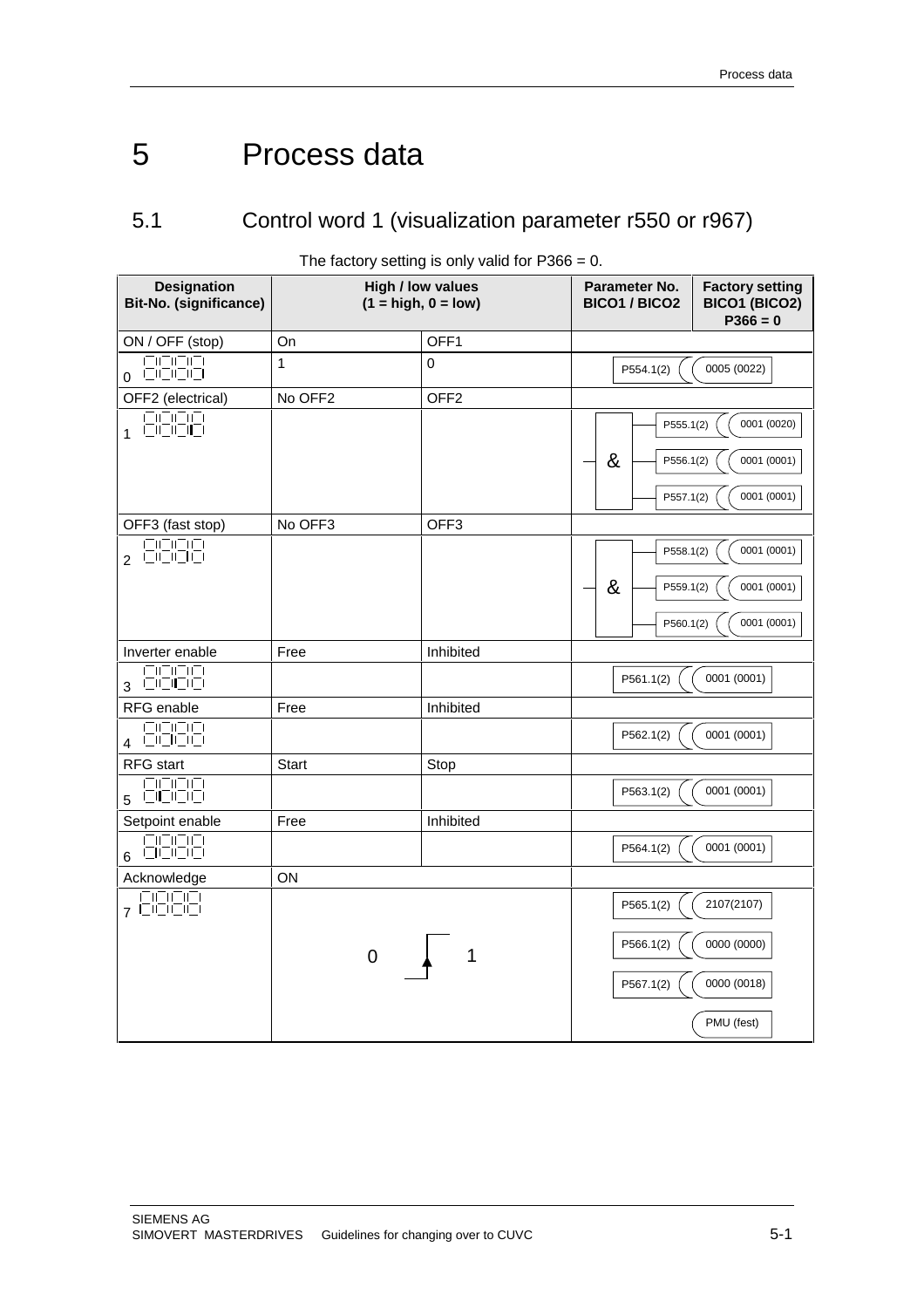# 5 Process data

## 5.1 Control word 1 (visualization parameter r550 or r967)

The factory setting is only valid for P366 = 0.

| Designation Bit-No. (significance) | High / low values (1 = high, 0 = low) | | Parameter No. BICO1 / BICO2 | Factory setting BICO1 (BICO2) P366 = 0 |
|---|---|---|---|---|
| ON / OFF (stop) | On | OFF1 | | |
| 0 | 1 | 0 | P554.1(2) | 0005 (0022) |
| OFF2 (electrical) | No OFF2 | OFF2 | | |
| 1 | | | & P555.1(2) | 0001 (0020) |
| | | | & P556.1(2) | 0001 (0001) |
| | | | & P557.1(2) | 0001 (0001) |
| OFF3 (fast stop) | No OFF3 | OFF3 | | |
| 2 | | | & P558.1(2) | 0001 (0001) |
| | | | & P559.1(2) | 0001 (0001) |
| | | | & P560.1(2) | 0001 (0001) |
| Inverter enable | Free | Inhibited | | |
| 3 | | | P561.1(2) | 0001 (0001) |
| RFG enable | Free | Inhibited | | |
| 4 | | | P562.1(2) | 0001 (0001) |
| RFG start | Start | Stop | | |
| 5 | | | P563.1(2) | 0001 (0001) |
| Setpoint enable | Free | Inhibited | | |
| 6 | | | P564.1(2) | 0001 (0001) |
| Acknowledge | ON | | | |
| 7 | 0 → 1 (rising edge) | | P565.1(2) | 2107(2107) |
| | | | P566.1(2) | 0000 (0000) |
| | | | P567.1(2) | 0000 (0018) |
| | | | | PMU (fest) |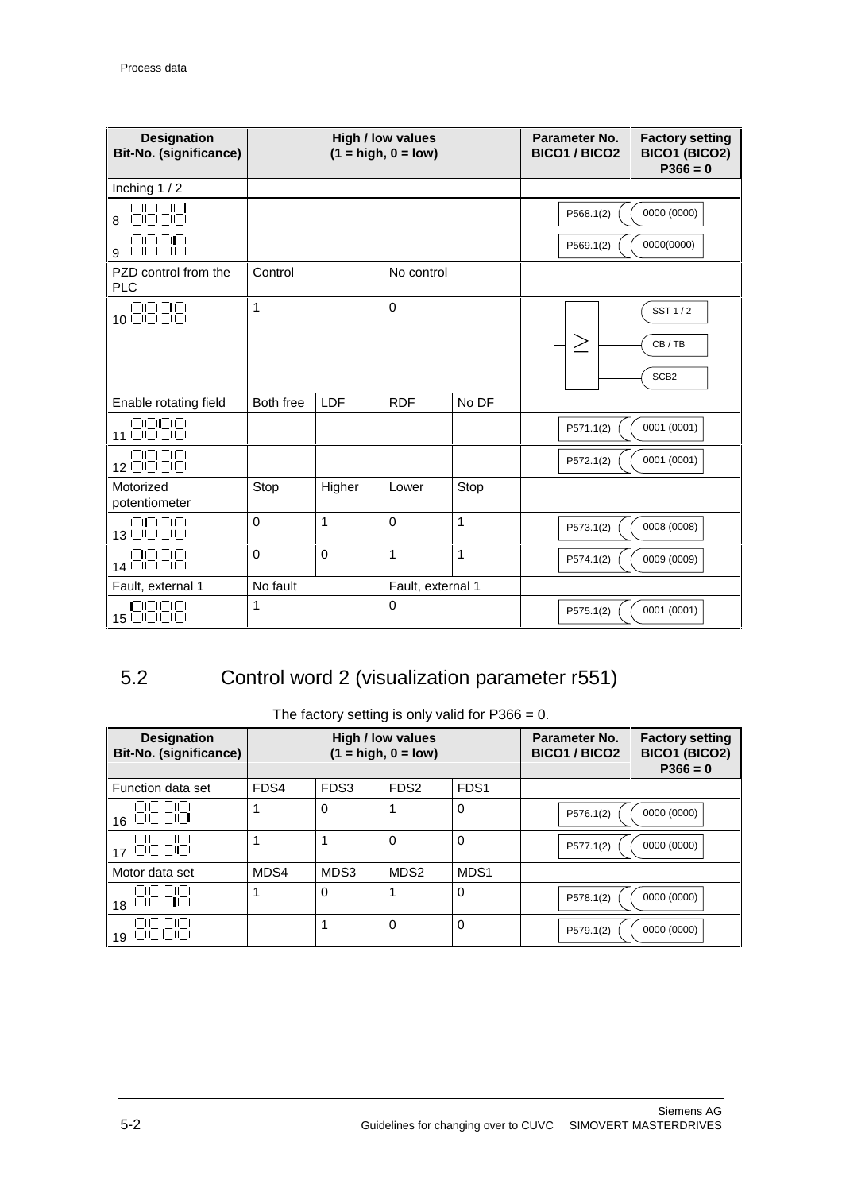| Designation Bit-No. (significance) | High / low values (1 = high, 0 = low) | | | | Parameter No. BICO1 / BICO2 | Factory setting BICO1 (BICO2) P366 = 0 |
|---|---|---|---|---|---|---|
| Inching 1 / 2 | | | | | | |
| 8 | | | | | P568.1(2) | 0000 (0000) |
| 9 | | | | | P569.1(2) | 0000(0000) |
| PZD control from the PLC | Control | | No control | | | |
| 10 | 1 | | 0 | | ≥ | SST 1 / 2, CB / TB, SCB2 |
| Enable rotating field | Both free | LDF | RDF | No DF | | |
| 11 | | | | | P571.1(2) | 0001 (0001) |
| 12 | | | | | P572.1(2) | 0001 (0001) |
| Motorized potentiometer | Stop | Higher | Lower | Stop | | |
| 13 | 0 | 1 | 0 | 1 | P573.1(2) | 0008 (0008) |
| 14 | 0 | 0 | 1 | 1 | P574.1(2) | 0009 (0009) |
| Fault, external 1 | No fault | | Fault, external 1 | | | |
| 15 | 1 | | 0 | | P575.1(2) | 0001 (0001) |

## 5.2 Control word 2 (visualization parameter r551)

The factory setting is only valid for P366 = 0.

| Designation Bit-No. (significance) | High / low values (1 = high, 0 = low) | | | | Parameter No. BICO1 / BICO2 | Factory setting BICO1 (BICO2) P366 = 0 |
|---|---|---|---|---|---|---|
| Function data set | FDS4 | FDS3 | FDS2 | FDS1 | | |
| 16 | 1 | 0 | 1 | 0 | P576.1(2) | 0000 (0000) |
| 17 | 1 | 1 | 0 | 0 | P577.1(2) | 0000 (0000) |
| Motor data set | MDS4 | MDS3 | MDS2 | MDS1 | | |
| 18 | 1 | 0 | 1 | 0 | P578.1(2) | 0000 (0000) |
| 19 | | 1 | 0 | 0 | P579.1(2) | 0000 (0000) |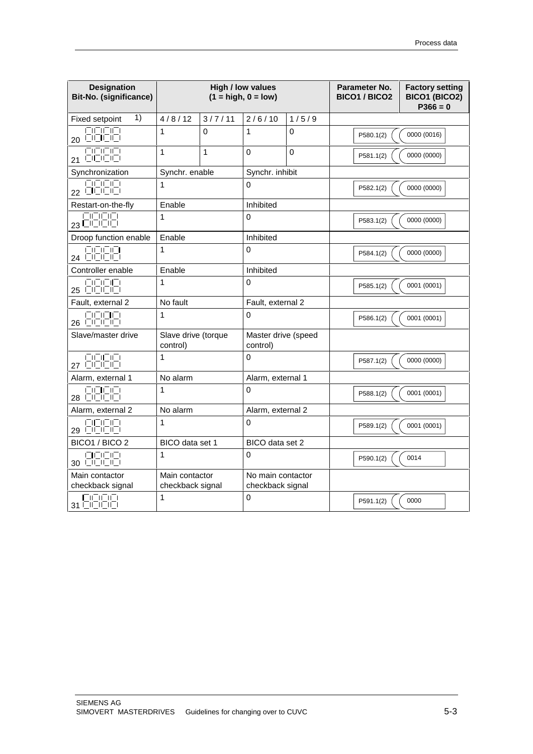| Designation Bit-No. (significance) | High / low values (1 = high, 0 = low) | | | | Parameter No. BICO1 / BICO2 | Factory setting BICO1 (BICO2) P366 = 0 |
|---|---|---|---|---|---|---|
| Fixed setpoint 1) | 4 / 8 / 12 | 3 / 7 / 11 | 2 / 6 / 10 | 1 / 5 / 9 | | |
| 20 | 1 | 0 | 1 | 0 | P580.1(2) | 0000 (0016) |
| 21 | 1 | 1 | 0 | 0 | P581.1(2) | 0000 (0000) |
| Synchronization | Synchr. enable | | Synchr. inhibit | | | |
| 22 | 1 | | 0 | | P582.1(2) | 0000 (0000) |
| Restart-on-the-fly | Enable | | Inhibited | | | |
| 23 | 1 | | 0 | | P583.1(2) | 0000 (0000) |
| Droop function enable | Enable | | Inhibited | | | |
| 24 | 1 | | 0 | | P584.1(2) | 0000 (0000) |
| Controller enable | Enable | | Inhibited | | | |
| 25 | 1 | | 0 | | P585.1(2) | 0001 (0001) |
| Fault, external 2 | No fault | | Fault, external 2 | | | |
| 26 | 1 | | 0 | | P586.1(2) | 0001 (0001) |
| Slave/master drive | Slave drive (torque control) | | Master drive (speed control) | | | |
| 27 | 1 | | 0 | | P587.1(2) | 0000 (0000) |
| Alarm, external 1 | No alarm | | Alarm, external 1 | | | |
| 28 | 1 | | 0 | | P588.1(2) | 0001 (0001) |
| Alarm, external 2 | No alarm | | Alarm, external 2 | | | |
| 29 | 1 | | 0 | | P589.1(2) | 0001 (0001) |
| BICO1 / BICO 2 | BICO data set 1 | | BICO data set 2 | | | |
| 30 | 1 | | 0 | | P590.1(2) | 0014 |
| Main contactor checkback signal | Main contactor checkback signal | | No main contactor checkback signal | | | |
| 31 | 1 | | 0 | | P591.1(2) | 0000 |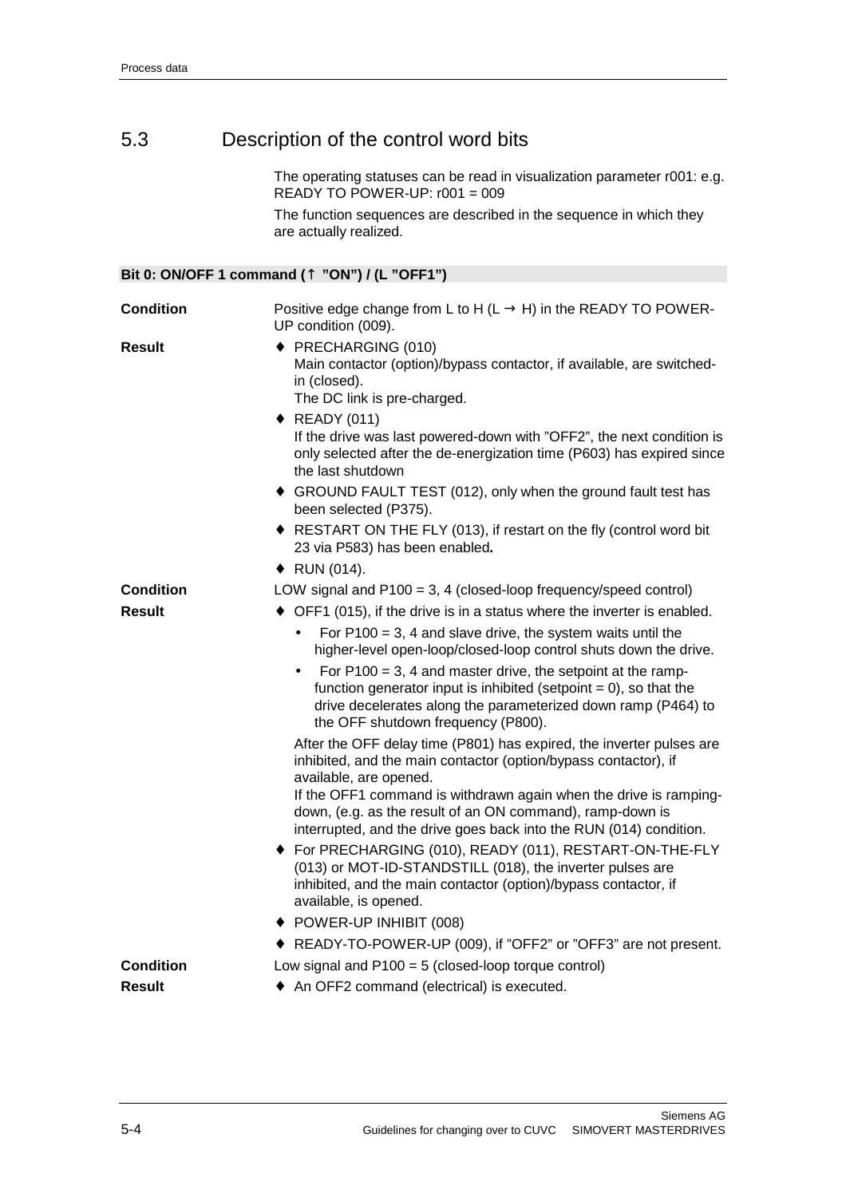## 5.3 Description of the control word bits

The operating statuses can be read in visualization parameter r001: e.g. READY TO POWER-UP: r001 = 009

The function sequences are described in the sequence in which they are actually realized.

### Bit 0: ON/OFF 1 command (↑ "ON") / (L "OFF1")

**Condition**

Positive edge change from L to H (L → H) in the READY TO POWER-UP condition (009).

**Result**

- PRECHARGING (010)
  Main contactor (option)/bypass contactor, if available, are switched-in (closed).
  The DC link is pre-charged.
- READY (011)
  If the drive was last powered-down with "OFF2", the next condition is only selected after the de-energization time (P603) has expired since the last shutdown
- GROUND FAULT TEST (012), only when the ground fault test has been selected (P375).
- RESTART ON THE FLY (013), if restart on the fly (control word bit 23 via P583) has been enabled**.**
- RUN (014).

**Condition**

LOW signal and P100 = 3, 4 (closed-loop frequency/speed control)

**Result**

- OFF1 (015), if the drive is in a status where the inverter is enabled.
  - For P100 = 3, 4 and slave drive, the system waits until the higher-level open-loop/closed-loop control shuts down the drive.
  - For P100 = 3, 4 and master drive, the setpoint at the ramp-function generator input is inhibited (setpoint = 0), so that the drive decelerates along the parameterized down ramp (P464) to the OFF shutdown frequency (P800).

  After the OFF delay time (P801) has expired, the inverter pulses are inhibited, and the main contactor (option/bypass contactor), if available, are opened.
  If the OFF1 command is withdrawn again when the drive is ramping-down, (e.g. as the result of an ON command), ramp-down is interrupted, and the drive goes back into the RUN (014) condition.
- For PRECHARGING (010), READY (011), RESTART-ON-THE-FLY (013) or MOT-ID-STANDSTILL (018), the inverter pulses are inhibited, and the main contactor (option)/bypass contactor, if available, is opened.
- POWER-UP INHIBIT (008)
- READY-TO-POWER-UP (009), if "OFF2" or "OFF3" are not present.

**Condition**

Low signal and P100 = 5 (closed-loop torque control)

**Result**

- An OFF2 command (electrical) is executed.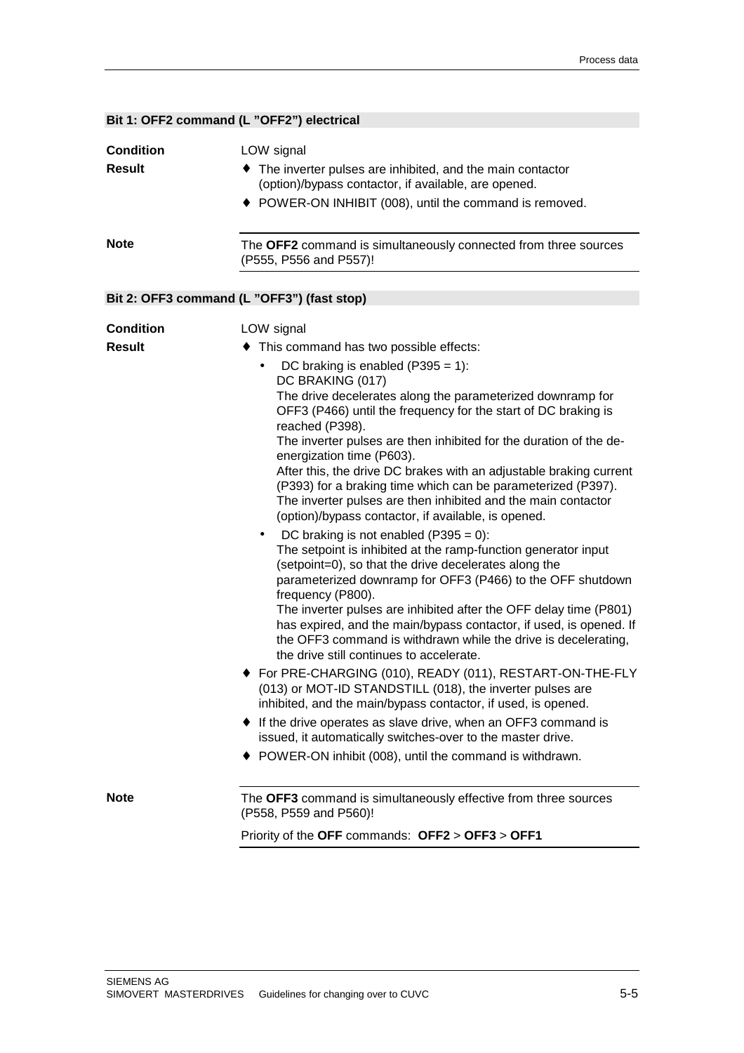### Bit 1: OFF2 command (L "OFF2") electrical

**Condition** LOW signal

**Result**

- ♦ The inverter pulses are inhibited, and the main contactor (option)/bypass contactor, if available, are opened.
- ♦ POWER-ON INHIBIT (008), until the command is removed.

**Note**

The **OFF2** command is simultaneously connected from three sources (P555, P556 and P557)!

### Bit 2: OFF3 command (L "OFF3") (fast stop)

**Condition** LOW signal

**Result**

- ♦ This command has two possible effects:
  - DC braking is enabled (P395 = 1):
    DC BRAKING (017)
    The drive decelerates along the parameterized downramp for OFF3 (P466) until the frequency for the start of DC braking is reached (P398).
    The inverter pulses are then inhibited for the duration of the de-energization time (P603).
    After this, the drive DC brakes with an adjustable braking current (P393) for a braking time which can be parameterized (P397).
    The inverter pulses are then inhibited and the main contactor (option)/bypass contactor, if available, is opened.
  - DC braking is not enabled (P395 = 0):
    The setpoint is inhibited at the ramp-function generator input (setpoint=0), so that the drive decelerates along the parameterized downramp for OFF3 (P466) to the OFF shutdown frequency (P800).
    The inverter pulses are inhibited after the OFF delay time (P801) has expired, and the main/bypass contactor, if used, is opened. If the OFF3 command is withdrawn while the drive is decelerating, the drive still continues to accelerate.
- ♦ For PRE-CHARGING (010), READY (011), RESTART-ON-THE-FLY (013) or MOT-ID STANDSTILL (018), the inverter pulses are inhibited, and the main/bypass contactor, if used, is opened.
- ♦ If the drive operates as slave drive, when an OFF3 command is issued, it automatically switches-over to the master drive.
- ♦ POWER-ON inhibit (008), until the command is withdrawn.

**Note**

The **OFF3** command is simultaneously effective from three sources (P558, P559 and P560)!

Priority of the **OFF** commands: **OFF2** > **OFF3** > **OFF1**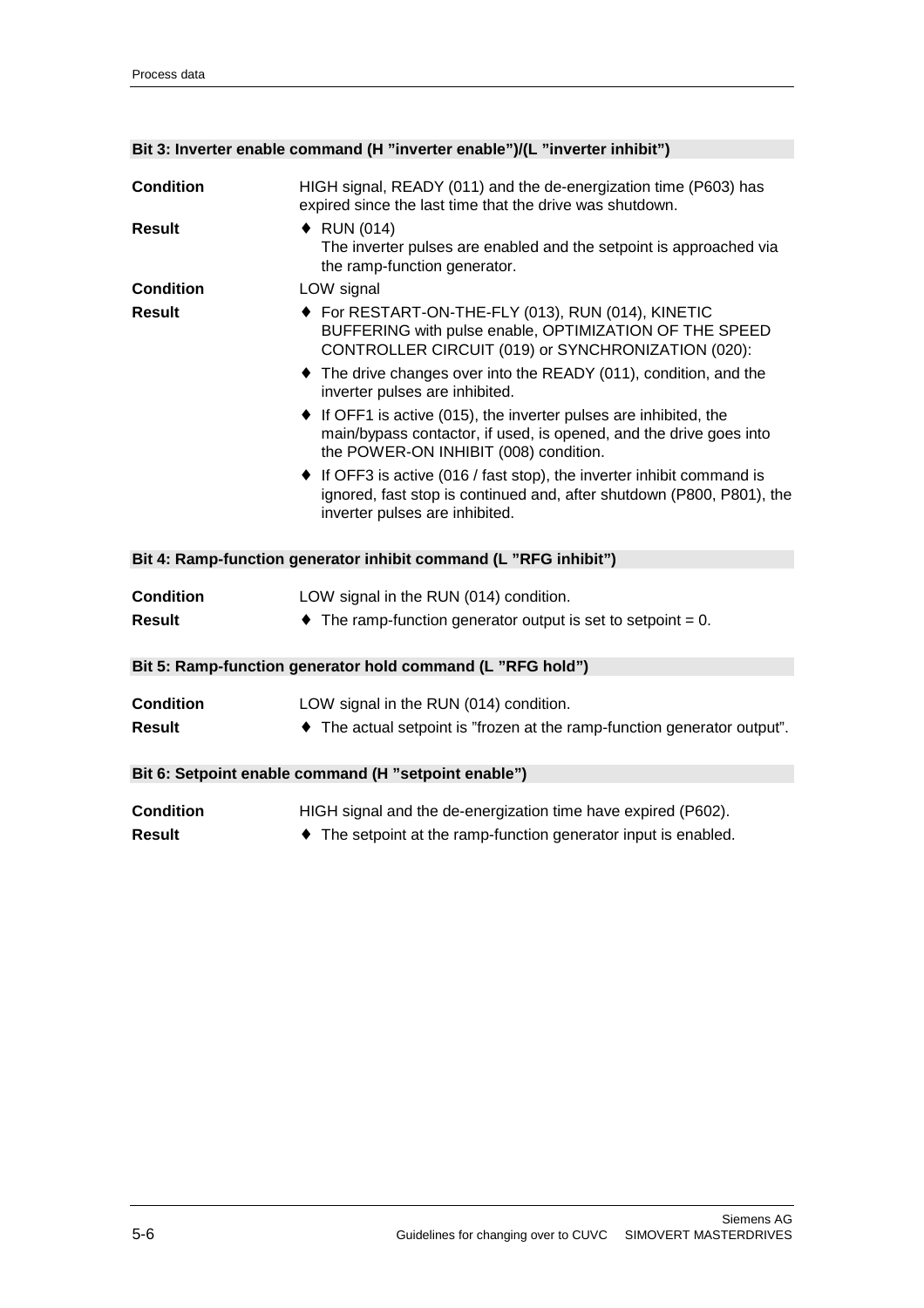#### Bit 3: Inverter enable command (H "inverter enable")/(L "inverter inhibit")

**Condition** HIGH signal, READY (011) and the de-energization time (P603) has expired since the last time that the drive was shutdown.

**Result**

- RUN (014)
  The inverter pulses are enabled and the setpoint is approached via the ramp-function generator.

**Condition** LOW signal

**Result**

- For RESTART-ON-THE-FLY (013), RUN (014), KINETIC BUFFERING with pulse enable, OPTIMIZATION OF THE SPEED CONTROLLER CIRCUIT (019) or SYNCHRONIZATION (020):
- The drive changes over into the READY (011), condition, and the inverter pulses are inhibited.
- If OFF1 is active (015), the inverter pulses are inhibited, the main/bypass contactor, if used, is opened, and the drive goes into the POWER-ON INHIBIT (008) condition.
- If OFF3 is active (016 / fast stop), the inverter inhibit command is ignored, fast stop is continued and, after shutdown (P800, P801), the inverter pulses are inhibited.

#### Bit 4: Ramp-function generator inhibit command (L "RFG inhibit")

**Condition** LOW signal in the RUN (014) condition.

**Result**

- The ramp-function generator output is set to setpoint = 0.

#### Bit 5: Ramp-function generator hold command (L "RFG hold")

**Condition** LOW signal in the RUN (014) condition.

**Result**

- The actual setpoint is "frozen at the ramp-function generator output".

#### Bit 6: Setpoint enable command (H "setpoint enable")

**Condition** HIGH signal and the de-energization time have expired (P602).

**Result**

- The setpoint at the ramp-function generator input is enabled.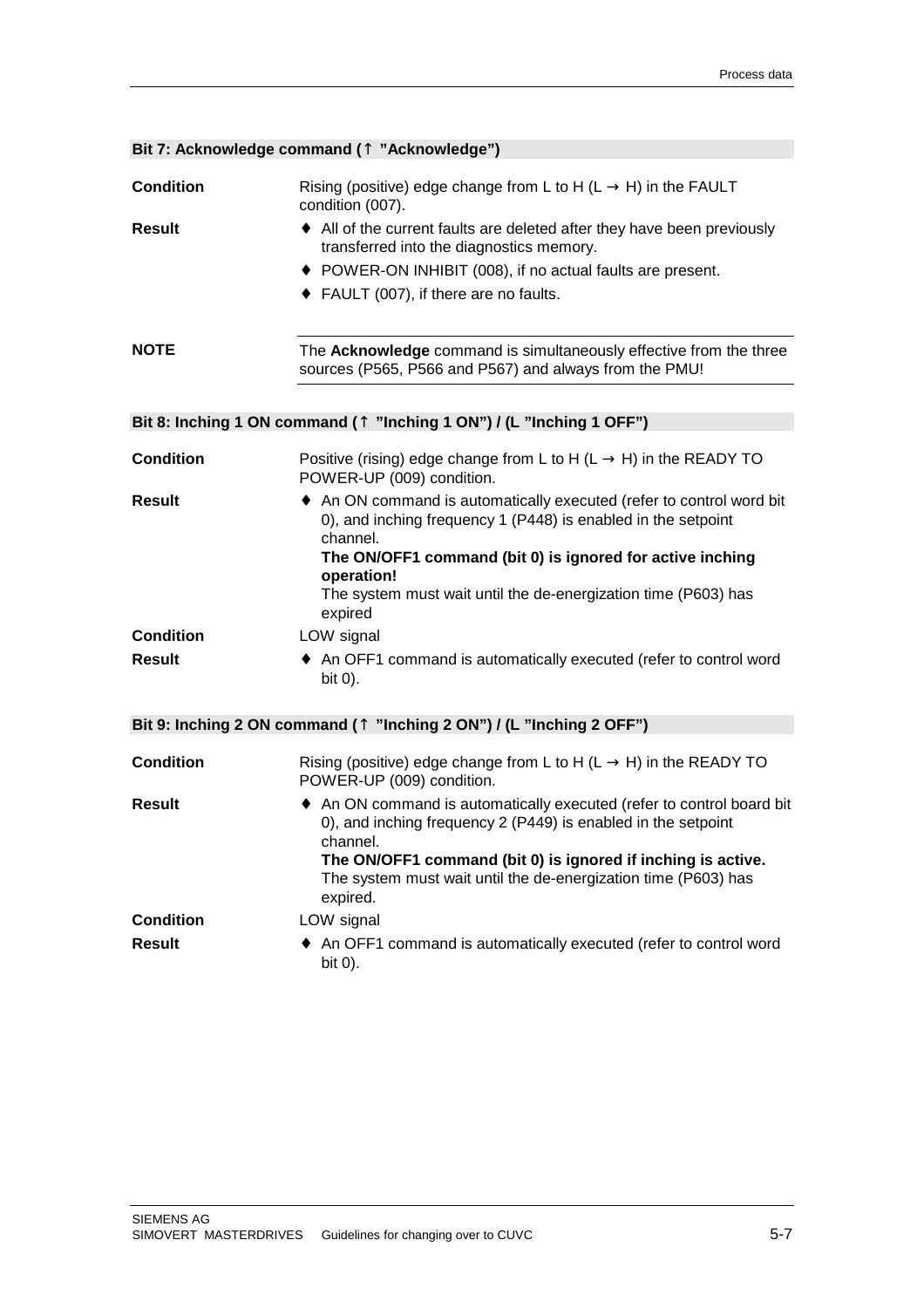### Bit 7: Acknowledge command (↑ "Acknowledge")

**Condition**

Rising (positive) edge change from L to H (L → H) in the FAULT condition (007).

**Result**

- All of the current faults are deleted after they have been previously transferred into the diagnostics memory.
- POWER-ON INHIBIT (008), if no actual faults are present.
- FAULT (007), if there are no faults.

**NOTE**

The **Acknowledge** command is simultaneously effective from the three sources (P565, P566 and P567) and always from the PMU!

### Bit 8: Inching 1 ON command (↑ "Inching 1 ON") / (L "Inching 1 OFF")

**Condition**

Positive (rising) edge change from L to H (L → H) in the READY TO POWER-UP (009) condition.

**Result**

- An ON command is automatically executed (refer to control word bit 0), and inching frequency 1 (P448) is enabled in the setpoint channel.
  **The ON/OFF1 command (bit 0) is ignored for active inching operation!**
  The system must wait until the de-energization time (P603) has expired

**Condition**

LOW signal

**Result**

- An OFF1 command is automatically executed (refer to control word bit 0).

### Bit 9: Inching 2 ON command (↑ "Inching 2 ON") / (L "Inching 2 OFF")

**Condition**

Rising (positive) edge change from L to H (L → H) in the READY TO POWER-UP (009) condition.

**Result**

- An ON command is automatically executed (refer to control board bit 0), and inching frequency 2 (P449) is enabled in the setpoint channel.
  **The ON/OFF1 command (bit 0) is ignored if inching is active.**
  The system must wait until the de-energization time (P603) has expired.

**Condition**

LOW signal

**Result**

- An OFF1 command is automatically executed (refer to control word bit 0).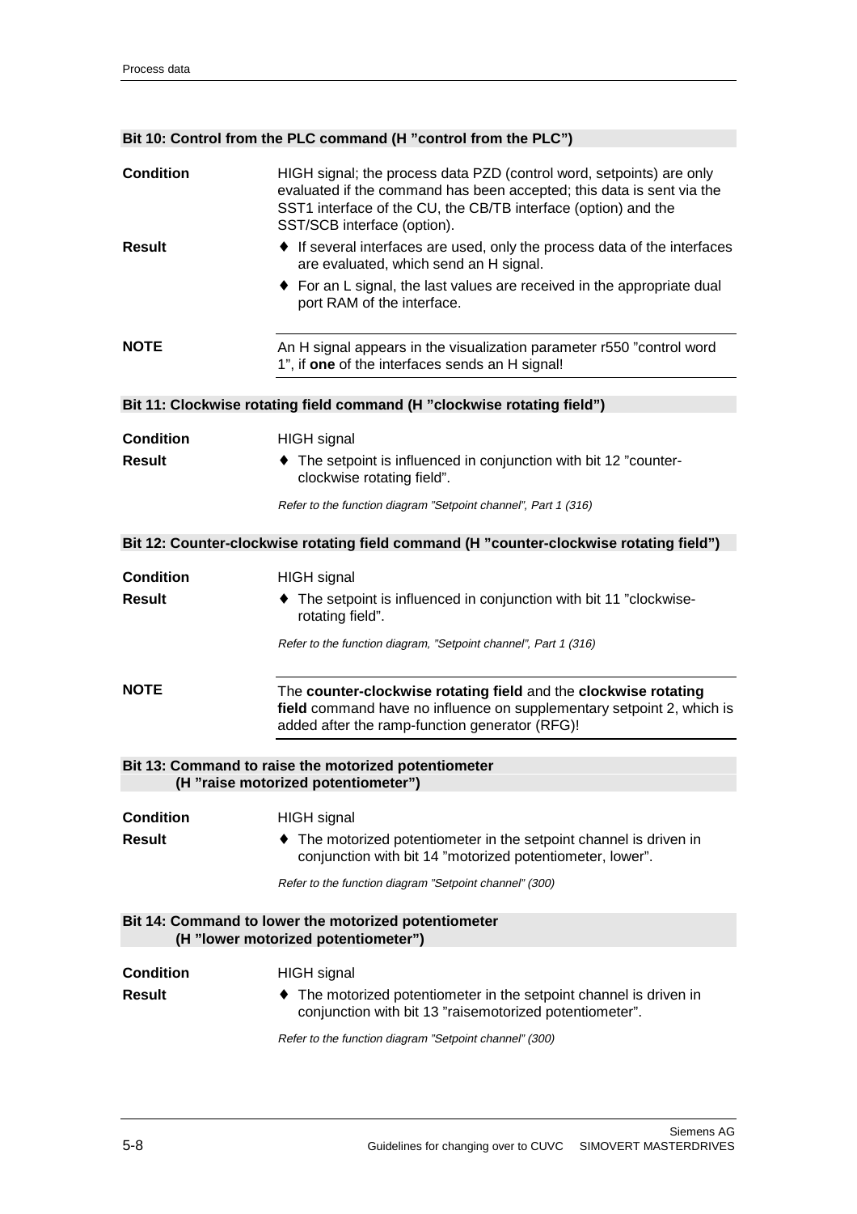### Bit 10: Control from the PLC command (H "control from the PLC")

**Condition**
HIGH signal; the process data PZD (control word, setpoints) are only evaluated if the command has been accepted; this data is sent via the SST1 interface of the CU, the CB/TB interface (option) and the SST/SCB interface (option).

**Result**
- If several interfaces are used, only the process data of the interfaces are evaluated, which send an H signal.
- For an L signal, the last values are received in the appropriate dual port RAM of the interface.

**NOTE**
An H signal appears in the visualization parameter r550 "control word 1", if **one** of the interfaces sends an H signal!

### Bit 11: Clockwise rotating field command (H "clockwise rotating field")

**Condition**
HIGH signal

**Result**
- The setpoint is influenced in conjunction with bit 12 "counter-clockwise rotating field".

*Refer to the function diagram "Setpoint channel", Part 1 (316)*

### Bit 12: Counter-clockwise rotating field command (H "counter-clockwise rotating field")

**Condition**
HIGH signal

**Result**
- The setpoint is influenced in conjunction with bit 11 "clockwise-rotating field".

*Refer to the function diagram, "Setpoint channel", Part 1 (316)*

**NOTE**
The **counter-clockwise rotating field** and the **clockwise rotating field** command have no influence on supplementary setpoint 2, which is added after the ramp-function generator (RFG)!

### Bit 13: Command to raise the motorized potentiometer (H "raise motorized potentiometer")

**Condition**
HIGH signal

**Result**
- The motorized potentiometer in the setpoint channel is driven in conjunction with bit 14 "motorized potentiometer, lower".

*Refer to the function diagram "Setpoint channel" (300)*

### Bit 14: Command to lower the motorized potentiometer (H "lower motorized potentiometer")

**Condition**
HIGH signal

**Result**
- The motorized potentiometer in the setpoint channel is driven in conjunction with bit 13 "raisemotorized potentiometer".

*Refer to the function diagram "Setpoint channel" (300)*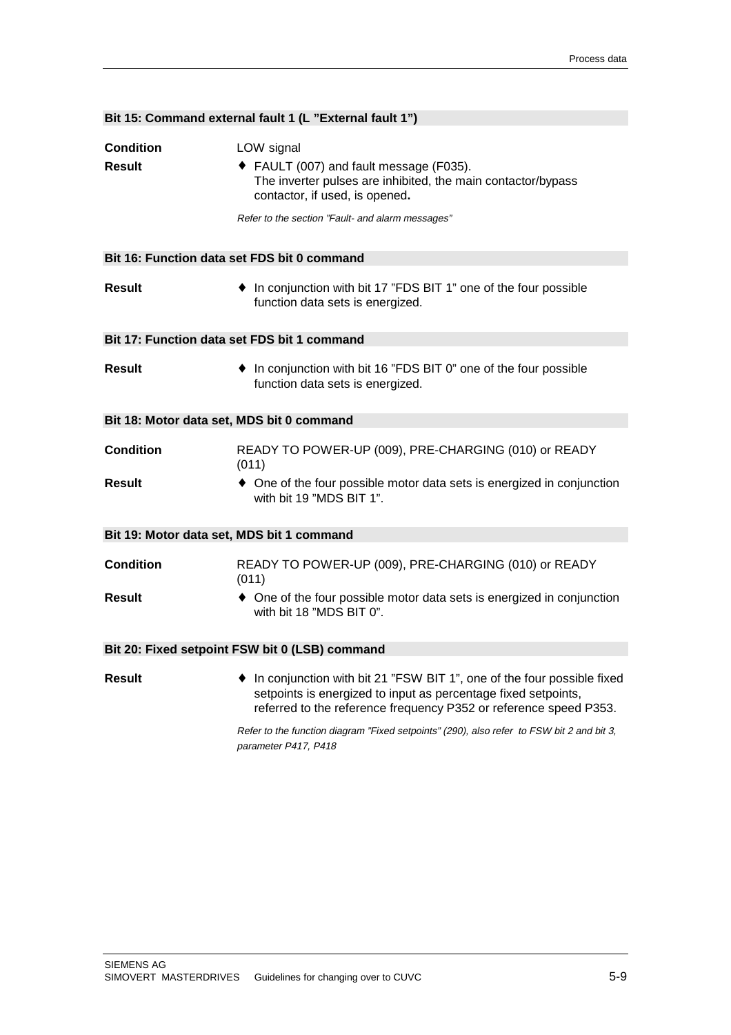### Bit 15: Command external fault 1 (L "External fault 1")

**Condition** LOW signal

**Result**

- FAULT (007) and fault message (F035).
  The inverter pulses are inhibited, the main contactor/bypass contactor, if used, is opened**.**

*Refer to the section "Fault- and alarm messages"*

### Bit 16: Function data set FDS bit 0 command

**Result**

- In conjunction with bit 17 "FDS BIT 1" one of the four possible function data sets is energized.

### Bit 17: Function data set FDS bit 1 command

**Result**

- In conjunction with bit 16 "FDS BIT 0" one of the four possible function data sets is energized.

### Bit 18: Motor data set, MDS bit 0 command

**Condition** READY TO POWER-UP (009), PRE-CHARGING (010) or READY (011)

**Result**

- One of the four possible motor data sets is energized in conjunction with bit 19 "MDS BIT 1".

### Bit 19: Motor data set, MDS bit 1 command

**Condition** READY TO POWER-UP (009), PRE-CHARGING (010) or READY (011)

**Result**

- One of the four possible motor data sets is energized in conjunction with bit 18 "MDS BIT 0".

### Bit 20: Fixed setpoint FSW bit 0 (LSB) command

**Result**

- In conjunction with bit 21 "FSW BIT 1", one of the four possible fixed setpoints is energized to input as percentage fixed setpoints, referred to the reference frequency P352 or reference speed P353.

*Refer to the function diagram "Fixed setpoints" (290), also refer to FSW bit 2 and bit 3, parameter P417, P418*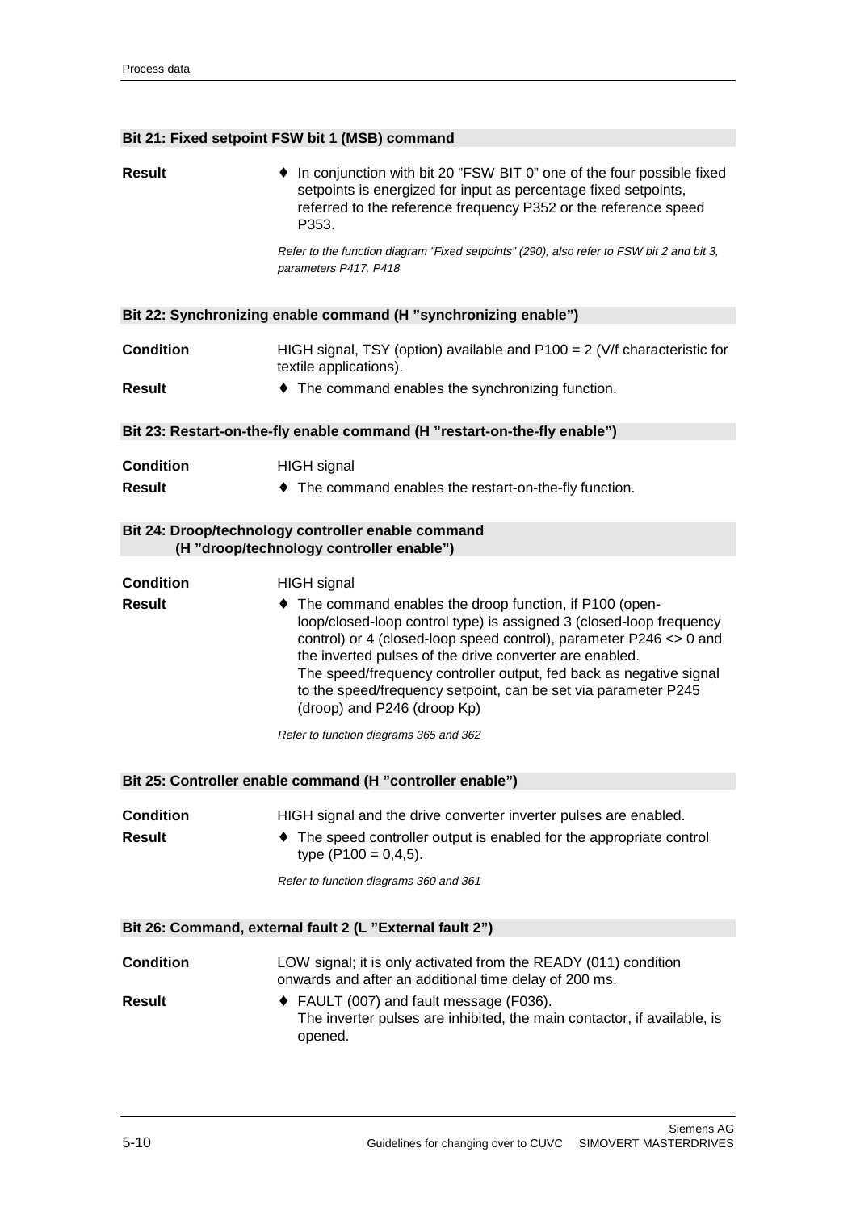### Bit 21: Fixed setpoint FSW bit 1 (MSB) command

**Result**

- ♦ In conjunction with bit 20 ”FSW BIT 0” one of the four possible fixed setpoints is energized for input as percentage fixed setpoints, referred to the reference frequency P352 or the reference speed P353.

*Refer to the function diagram ”Fixed setpoints” (290), also refer to FSW bit 2 and bit 3, parameters P417, P418*

### Bit 22: Synchronizing enable command (H ”synchronizing enable”)

**Condition** HIGH signal, TSY (option) available and P100 = 2 (V/f characteristic for textile applications).

**Result**

- ♦ The command enables the synchronizing function.

### Bit 23: Restart-on-the-fly enable command (H ”restart-on-the-fly enable”)

**Condition** HIGH signal

**Result**

- ♦ The command enables the restart-on-the-fly function.

### Bit 24: Droop/technology controller enable command (H ”droop/technology controller enable”)

**Condition** HIGH signal

**Result**

- ♦ The command enables the droop function, if P100 (open-loop/closed-loop control type) is assigned 3 (closed-loop frequency control) or 4 (closed-loop speed control), parameter P246 <> 0 and the inverted pulses of the drive converter are enabled.
  The speed/frequency controller output, fed back as negative signal to the speed/frequency setpoint, can be set via parameter P245 (droop) and P246 (droop Kp)

*Refer to function diagrams 365 and 362*

### Bit 25: Controller enable command (H ”controller enable”)

**Condition** HIGH signal and the drive converter inverter pulses are enabled.

**Result**

- ♦ The speed controller output is enabled for the appropriate control type (P100 = 0,4,5).

*Refer to function diagrams 360 and 361*

### Bit 26: Command, external fault 2 (L ”External fault 2”)

**Condition** LOW signal; it is only activated from the READY (011) condition onwards and after an additional time delay of 200 ms.

**Result**

- ♦ FAULT (007) and fault message (F036).
  The inverter pulses are inhibited, the main contactor, if available, is opened.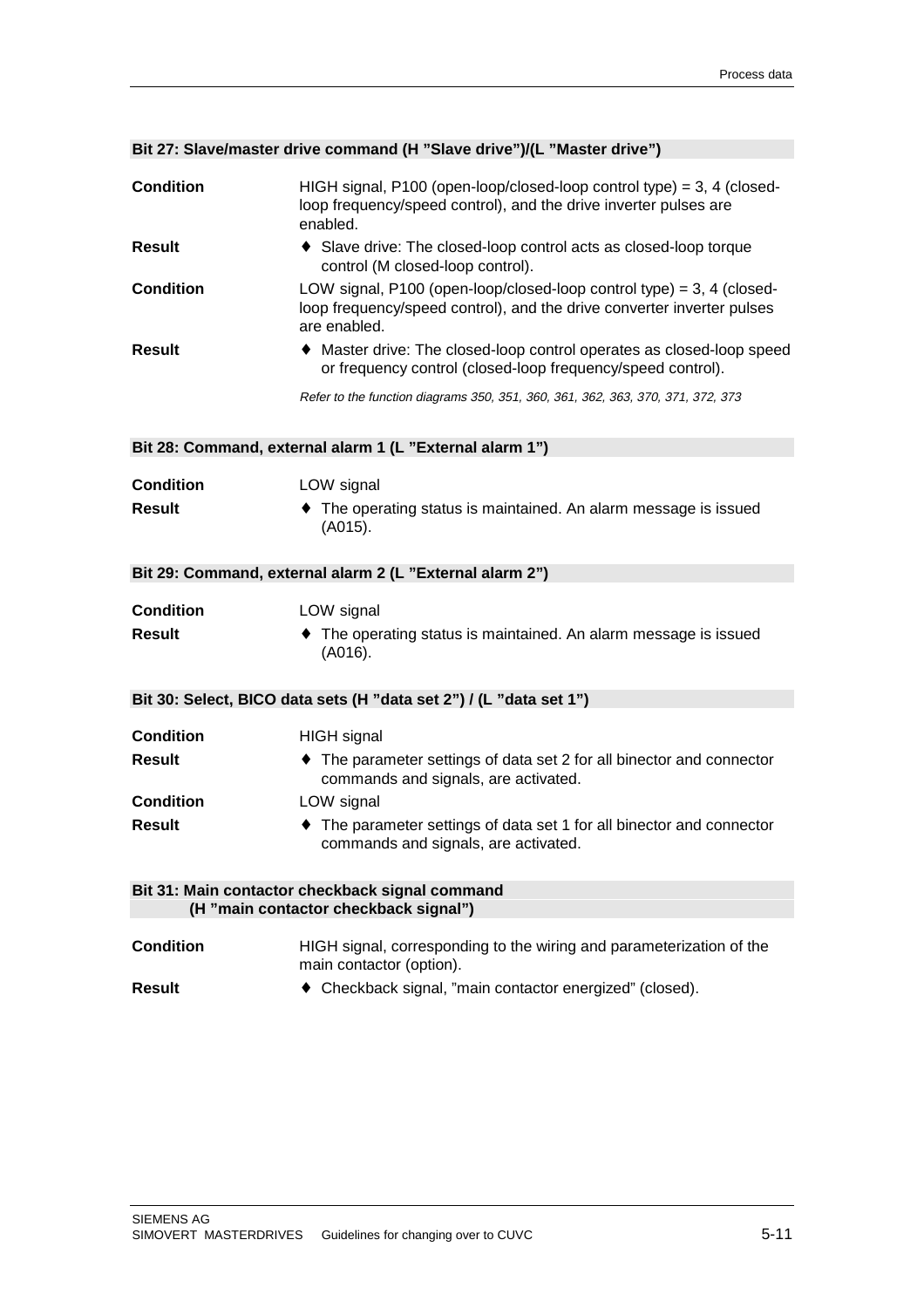#### Bit 27: Slave/master drive command (H "Slave drive")/(L "Master drive")

**Condition** HIGH signal, P100 (open-loop/closed-loop control type) = 3, 4 (closed-loop frequency/speed control), and the drive inverter pulses are enabled.

**Result**
- ♦ Slave drive: The closed-loop control acts as closed-loop torque control (M closed-loop control).

**Condition** LOW signal, P100 (open-loop/closed-loop control type) = 3, 4 (closed-loop frequency/speed control), and the drive converter inverter pulses are enabled.

**Result**
- ♦ Master drive: The closed-loop control operates as closed-loop speed or frequency control (closed-loop frequency/speed control).

*Refer to the function diagrams 350, 351, 360, 361, 362, 363, 370, 371, 372, 373*

#### Bit 28: Command, external alarm 1 (L "External alarm 1")

**Condition** LOW signal

**Result**
- ♦ The operating status is maintained. An alarm message is issued (A015).

#### Bit 29: Command, external alarm 2 (L "External alarm 2")

**Condition** LOW signal

**Result**
- ♦ The operating status is maintained. An alarm message is issued (A016).

#### Bit 30: Select, BICO data sets (H "data set 2") / (L "data set 1")

**Condition** HIGH signal

**Result**
- ♦ The parameter settings of data set 2 for all binector and connector commands and signals, are activated.

**Condition** LOW signal

**Result**
- ♦ The parameter settings of data set 1 for all binector and connector commands and signals, are activated.

#### Bit 31: Main contactor checkback signal command (H "main contactor checkback signal")

**Condition** HIGH signal, corresponding to the wiring and parameterization of the main contactor (option).

**Result**
- ♦ Checkback signal, "main contactor energized" (closed).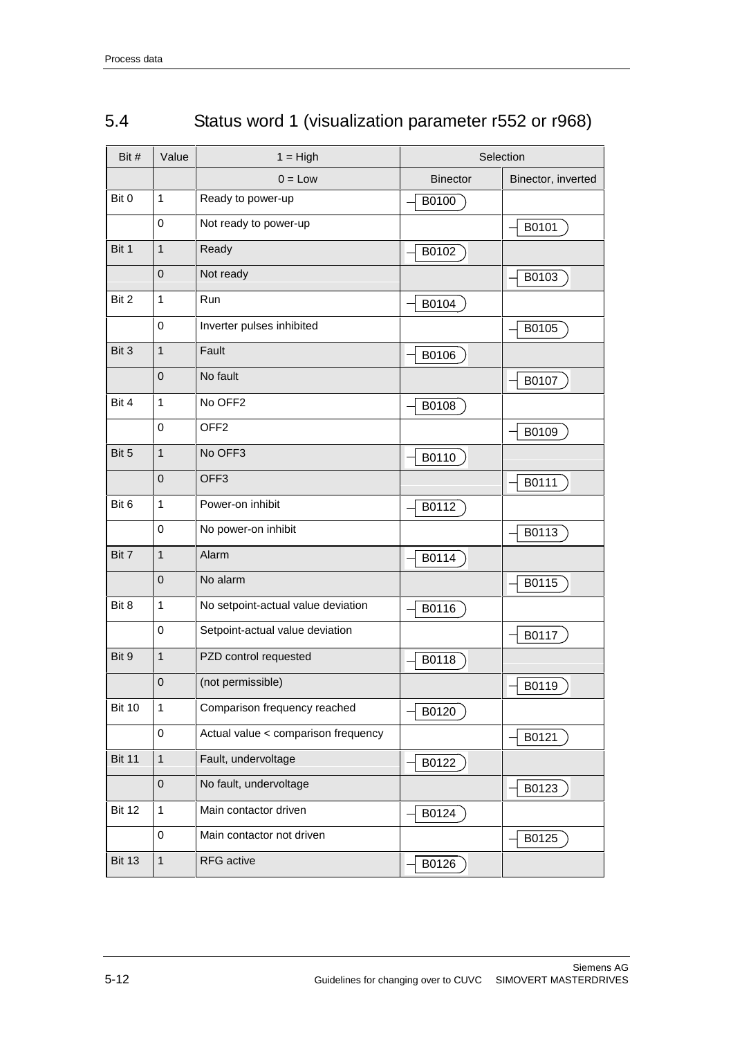## 5.4 Status word 1 (visualization parameter r552 or r968)

| Bit # | Value | 1 = High | Selection | |
|---|---|---|---|---|
| | | 0 = Low | Binector | Binector, inverted |
| Bit 0 | 1 | Ready to power-up | B0100 | |
| | 0 | Not ready to power-up | | B0101 |
| Bit 1 | 1 | Ready | B0102 | |
| | 0 | Not ready | | B0103 |
| Bit 2 | 1 | Run | B0104 | |
| | 0 | Inverter pulses inhibited | | B0105 |
| Bit 3 | 1 | Fault | B0106 | |
| | 0 | No fault | | B0107 |
| Bit 4 | 1 | No OFF2 | B0108 | |
| | 0 | OFF2 | | B0109 |
| Bit 5 | 1 | No OFF3 | B0110 | |
| | 0 | OFF3 | | B0111 |
| Bit 6 | 1 | Power-on inhibit | B0112 | |
| | 0 | No power-on inhibit | | B0113 |
| Bit 7 | 1 | Alarm | B0114 | |
| | 0 | No alarm | | B0115 |
| Bit 8 | 1 | No setpoint-actual value deviation | B0116 | |
| | 0 | Setpoint-actual value deviation | | B0117 |
| Bit 9 | 1 | PZD control requested | B0118 | |
| | 0 | (not permissible) | | B0119 |
| Bit 10 | 1 | Comparison frequency reached | B0120 | |
| | 0 | Actual value < comparison frequency | | B0121 |
| Bit 11 | 1 | Fault, undervoltage | B0122 | |
| | 0 | No fault, undervoltage | | B0123 |
| Bit 12 | 1 | Main contactor driven | B0124 | |
| | 0 | Main contactor not driven | | B0125 |
| Bit 13 | 1 | RFG active | B0126 | |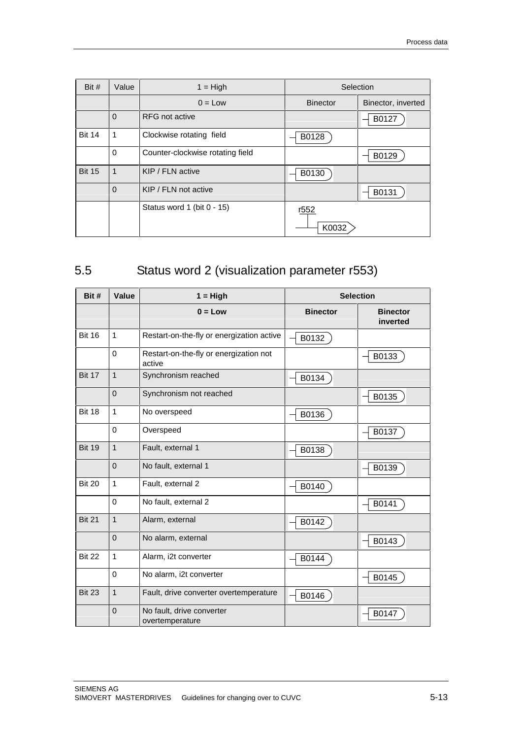| Bit # | Value | 1 = High | Selection | |
|---|---|---|---|---|
| | | 0 = Low | Binector | Binector, inverted |
| | 0 | RFG not active | | B0127 |
| Bit 14 | 1 | Clockwise rotating field | B0128 | |
| | 0 | Counter-clockwise rotating field | | B0129 |
| Bit 15 | 1 | KIP / FLN active | B0130 | |
| | 0 | KIP / FLN not active | | B0131 |
| | | Status word 1 (bit 0 - 15) | r552 K0032 | |

## 5.5 Status word 2 (visualization parameter r553)

| **Bit #** | **Value** | **1 = High** | **Selection** | |
|---|---|---|---|---|
| | | **0 = Low** | **Binector** | **Binector inverted** |
| Bit 16 | 1 | Restart-on-the-fly or energization active | B0132 | |
| | 0 | Restart-on-the-fly or energization not active | | B0133 |
| Bit 17 | 1 | Synchronism reached | B0134 | |
| | 0 | Synchronism not reached | | B0135 |
| Bit 18 | 1 | No overspeed | B0136 | |
| | 0 | Overspeed | | B0137 |
| Bit 19 | 1 | Fault, external 1 | B0138 | |
| | 0 | No fault, external 1 | | B0139 |
| Bit 20 | 1 | Fault, external 2 | B0140 | |
| | 0 | No fault, external 2 | | B0141 |
| Bit 21 | 1 | Alarm, external | B0142 | |
| | 0 | No alarm, external | | B0143 |
| Bit 22 | 1 | Alarm, i2t converter | B0144 | |
| | 0 | No alarm, i2t converter | | B0145 |
| Bit 23 | 1 | Fault, drive converter overtemperature | B0146 | |
| | 0 | No fault, drive converter overtemperature | | B0147 |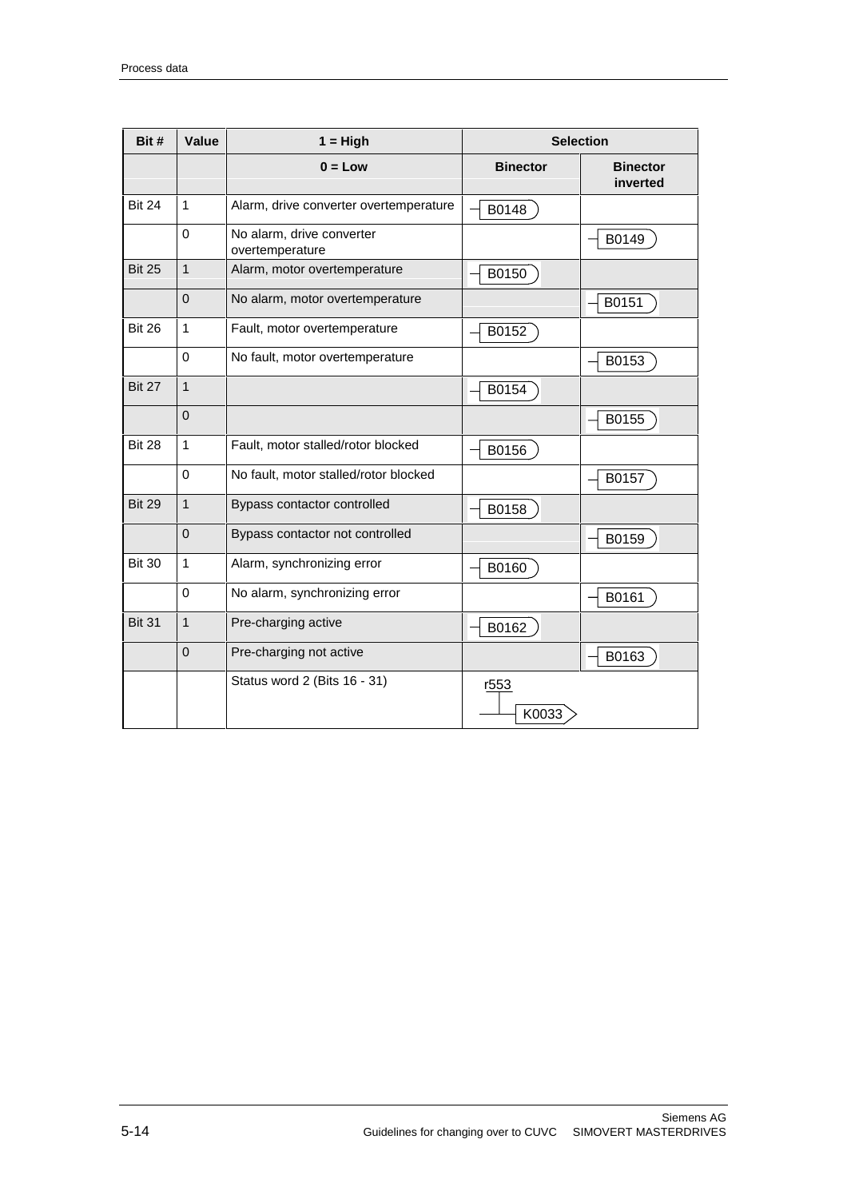| Bit # | Value | 1 = High | Selection | |
|---|---|---|---|---|
| | | 0 = Low | Binector | Binector inverted |
| Bit 24 | 1 | Alarm, drive converter overtemperature | B0148 | |
| | 0 | No alarm, drive converter overtemperature | | B0149 |
| Bit 25 | 1 | Alarm, motor overtemperature | B0150 | |
| | 0 | No alarm, motor overtemperature | | B0151 |
| Bit 26 | 1 | Fault, motor overtemperature | B0152 | |
| | 0 | No fault, motor overtemperature | | B0153 |
| Bit 27 | 1 | | B0154 | |
| | 0 | | | B0155 |
| Bit 28 | 1 | Fault, motor stalled/rotor blocked | B0156 | |
| | 0 | No fault, motor stalled/rotor blocked | | B0157 |
| Bit 29 | 1 | Bypass contactor controlled | B0158 | |
| | 0 | Bypass contactor not controlled | | B0159 |
| Bit 30 | 1 | Alarm, synchronizing error | B0160 | |
| | 0 | No alarm, synchronizing error | | B0161 |
| Bit 31 | 1 | Pre-charging active | B0162 | |
| | 0 | Pre-charging not active | | B0163 |
| | | Status word 2 (Bits 16 - 31) | r553 K0033 | |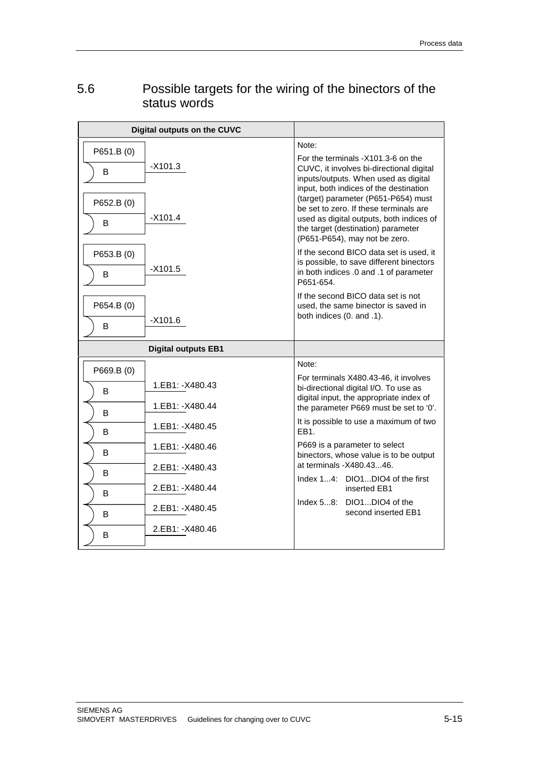## 5.6 Possible targets for the wiring of the binectors of the status words

| Digital outputs on the CUVC | |
|---|---|
| P651.B (0)<br>B -X101.3<br><br>P652.B (0)<br>B -X101.4<br><br>P653.B (0)<br>B -X101.5<br><br>P654.B (0)<br>B -X101.6 | Note:<br>For the terminals -X101.3-6 on the CUVC, it involves bi-directional digital inputs/outputs. When used as digital input, both indices of the destination (target) parameter (P651-P654) must be set to zero. If these terminals are used as digital outputs, both indices of the target (destination) parameter (P651-P654), may not be zero.<br>If the second BICO data set is used, it is possible, to save different binectors in both indices .0 and .1 of parameter P651-654.<br>If the second BICO data set is not used, the same binector is saved in both indices (0. and .1). |
| **Digital outputs EB1** | |
| P669.B (0)<br>B 1.EB1: -X480.43<br>B 1.EB1: -X480.44<br>B 1.EB1: -X480.45<br>B 1.EB1: -X480.46<br>B 2.EB1: -X480.43<br>B 2.EB1: -X480.44<br>B 2.EB1: -X480.45<br>B 2.EB1: -X480.46 | Note:<br>For terminals X480.43-46, it involves bi-directional digital I/O. To use as digital input, the appropriate index of the parameter P669 must be set to '0'.<br>It is possible to use a maximum of two EB1.<br>P669 is a parameter to select binectors, whose value is to be output at terminals -X480.43...46.<br>Index 1...4: DIO1...DIO4 of the first inserted EB1<br>Index 5...8: DIO1...DIO4 of the second inserted EB1 |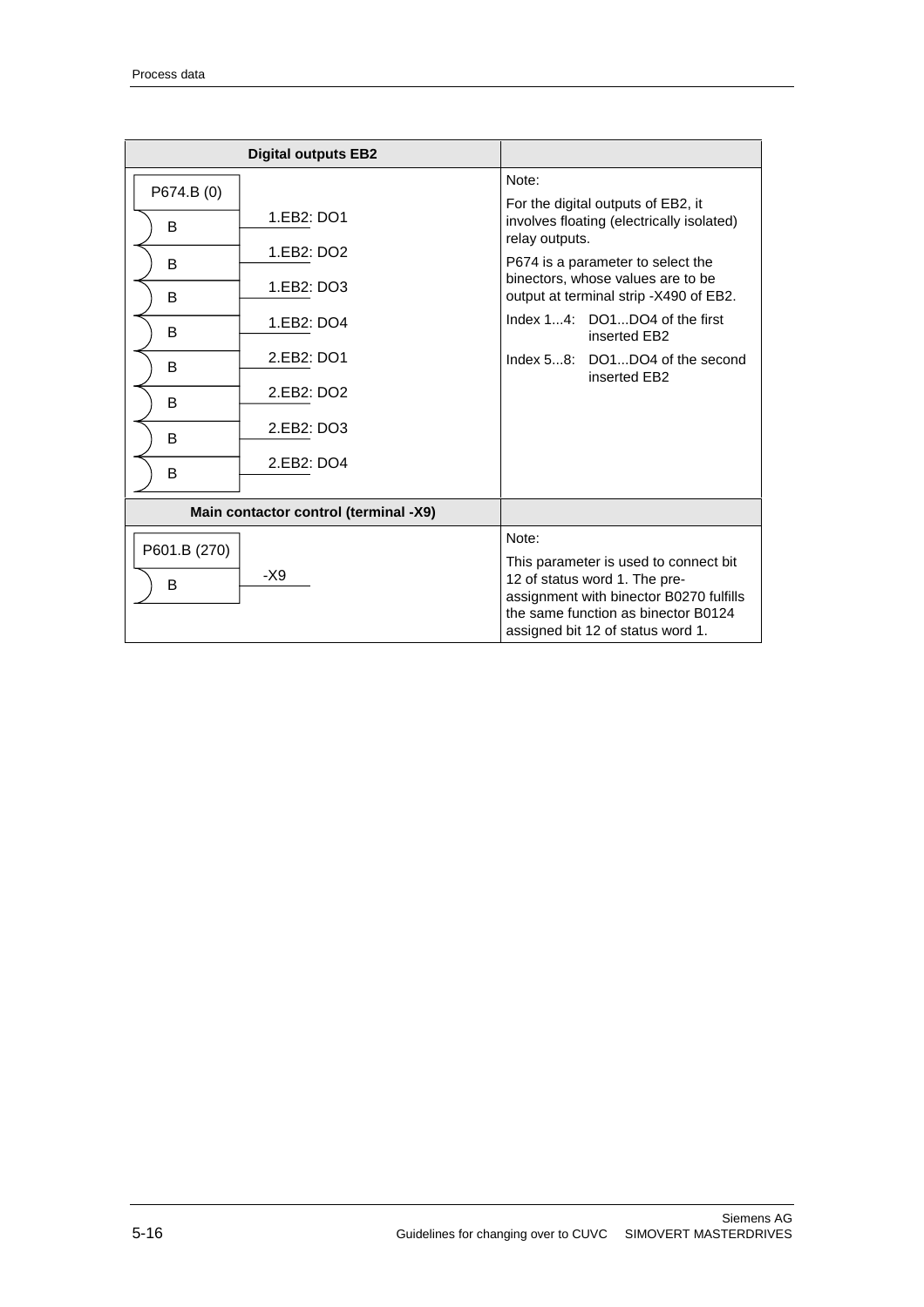| Digital outputs EB2 | |
|---|---|
| P674.B (0)<br>B — 1.EB2: DO1<br>B — 1.EB2: DO2<br>B — 1.EB2: DO3<br>B — 1.EB2: DO4<br>B — 2.EB2: DO1<br>B — 2.EB2: DO2<br>B — 2.EB2: DO3<br>B — 2.EB2: DO4 | Note:<br>For the digital outputs of EB2, it involves floating (electrically isolated) relay outputs.<br>P674 is a parameter to select the binectors, whose values are to be output at terminal strip -X490 of EB2.<br>Index 1...4: DO1...DO4 of the first inserted EB2<br>Index 5...8: DO1...DO4 of the second inserted EB2 |
| **Main contactor control (terminal -X9)** | |
| P601.B (270)<br>B — -X9 | Note:<br>This parameter is used to connect bit 12 of status word 1. The pre-assignment with binector B0270 fulfills the same function as binector B0124 assigned bit 12 of status word 1. |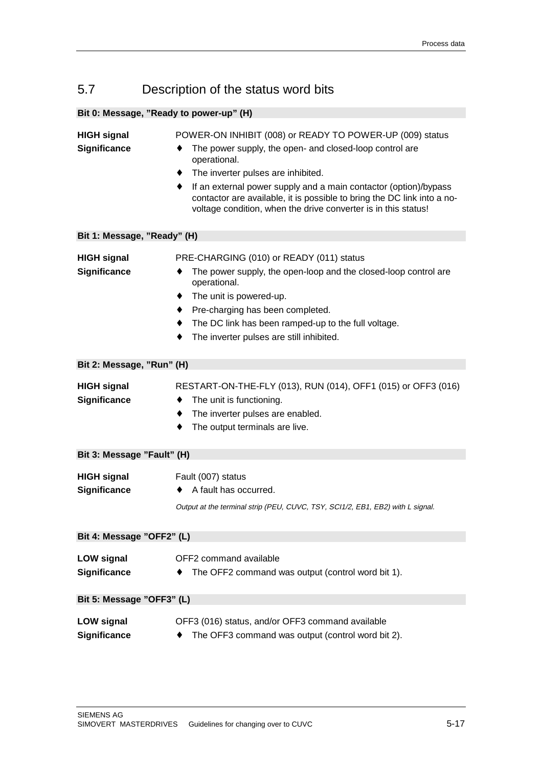## 5.7 Description of the status word bits

### Bit 0: Message, ”Ready to power-up” (H)

**HIGH signal** POWER-ON INHIBIT (008) or READY TO POWER-UP (009) status

**Significance**

- ♦ The power supply, the open- and closed-loop control are operational.
- ♦ The inverter pulses are inhibited.
- ♦ If an external power supply and a main contactor (option)/bypass contactor are available, it is possible to bring the DC link into a no-voltage condition, when the drive converter is in this status!

### Bit 1: Message, ”Ready” (H)

**HIGH signal** PRE-CHARGING (010) or READY (011) status

**Significance**

- ♦ The power supply, the open-loop and the closed-loop control are operational.
- ♦ The unit is powered-up.
- ♦ Pre-charging has been completed.
- ♦ The DC link has been ramped-up to the full voltage.
- ♦ The inverter pulses are still inhibited.

### Bit 2: Message, ”Run” (H)

**HIGH signal** RESTART-ON-THE-FLY (013), RUN (014), OFF1 (015) or OFF3 (016)

**Significance**

- ♦ The unit is functioning.
- ♦ The inverter pulses are enabled.
- ♦ The output terminals are live.

### Bit 3: Message ”Fault” (H)

**HIGH signal** Fault (007) status

**Significance**

- ♦ A fault has occurred.

*Output at the terminal strip (PEU, CUVC, TSY, SCI1/2, EB1, EB2) with L signal.*

### Bit 4: Message ”OFF2” (L)

**LOW signal** OFF2 command available

**Significance**

- ♦ The OFF2 command was output (control word bit 1).

### Bit 5: Message ”OFF3” (L)

**LOW signal** OFF3 (016) status, and/or OFF3 command available

**Significance**

- ♦ The OFF3 command was output (control word bit 2).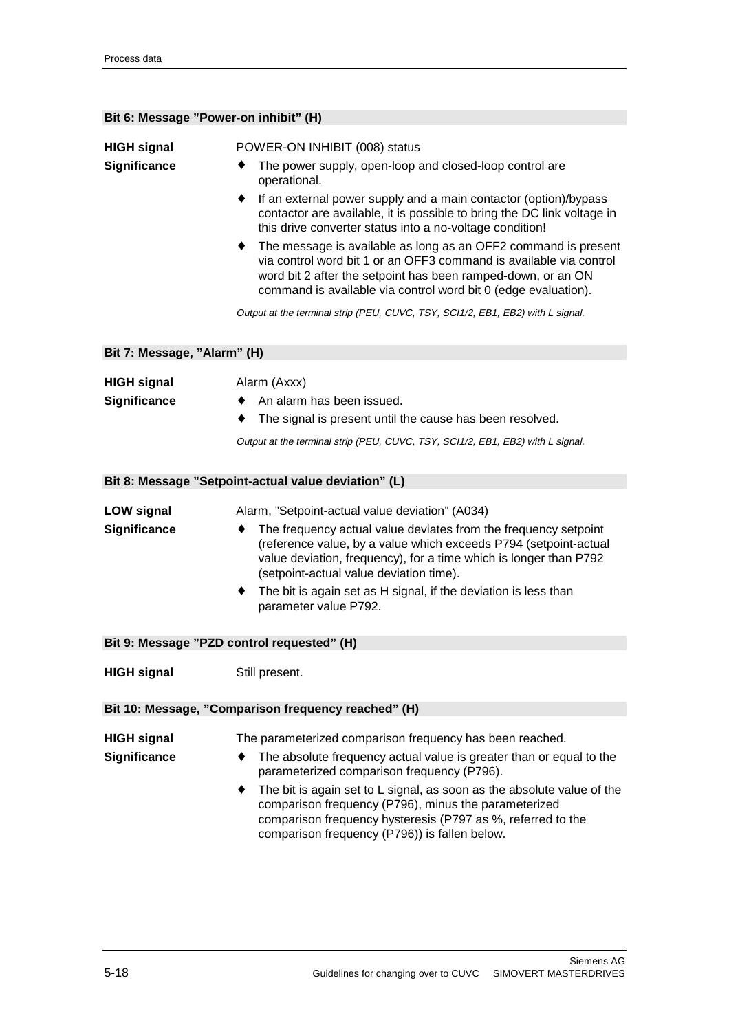#### Bit 6: Message "Power-on inhibit" (H)

**HIGH signal** POWER-ON INHIBIT (008) status

**Significance**

- The power supply, open-loop and closed-loop control are operational.
- If an external power supply and a main contactor (option)/bypass contactor are available, it is possible to bring the DC link voltage in this drive converter status into a no-voltage condition!
- The message is available as long as an OFF2 command is present via control word bit 1 or an OFF3 command is available via control word bit 2 after the setpoint has been ramped-down, or an ON command is available via control word bit 0 (edge evaluation).

*Output at the terminal strip (PEU, CUVC, TSY, SCI1/2, EB1, EB2) with L signal.*

#### Bit 7: Message, "Alarm" (H)

**HIGH signal** Alarm (Axxx)

**Significance**

- An alarm has been issued.
- The signal is present until the cause has been resolved.

*Output at the terminal strip (PEU, CUVC, TSY, SCI1/2, EB1, EB2) with L signal.*

#### Bit 8: Message "Setpoint-actual value deviation" (L)

**LOW signal** Alarm, "Setpoint-actual value deviation" (A034)

**Significance**

- The frequency actual value deviates from the frequency setpoint (reference value, by a value which exceeds P794 (setpoint-actual value deviation, frequency), for a time which is longer than P792 (setpoint-actual value deviation time).
- The bit is again set as H signal, if the deviation is less than parameter value P792.

#### Bit 9: Message "PZD control requested" (H)

**HIGH signal** Still present.

#### Bit 10: Message, "Comparison frequency reached" (H)

**HIGH signal** The parameterized comparison frequency has been reached.

**Significance**

- The absolute frequency actual value is greater than or equal to the parameterized comparison frequency (P796).
- The bit is again set to L signal, as soon as the absolute value of the comparison frequency (P796), minus the parameterized comparison frequency hysteresis (P797 as %, referred to the comparison frequency (P796)) is fallen below.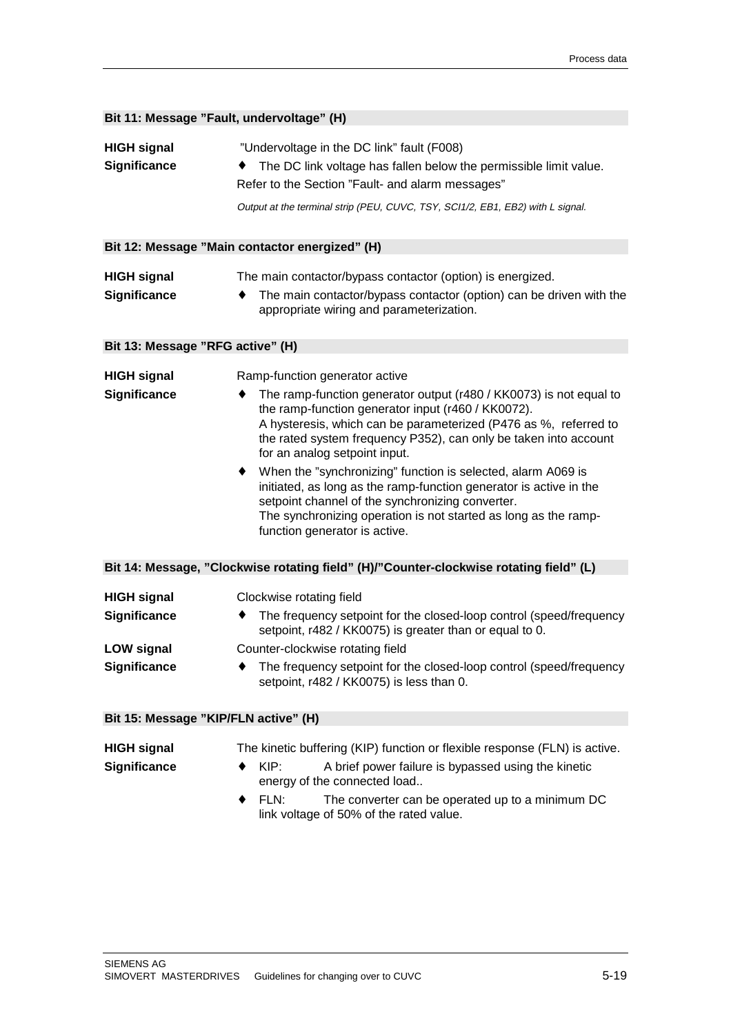### Bit 11: Message "Fault, undervoltage" (H)

**HIGH signal** "Undervoltage in the DC link" fault (F008)

**Significance**

- The DC link voltage has fallen below the permissible limit value.

Refer to the Section "Fault- and alarm messages"

*Output at the terminal strip (PEU, CUVC, TSY, SCI1/2, EB1, EB2) with L signal.*

### Bit 12: Message "Main contactor energized" (H)

**HIGH signal** The main contactor/bypass contactor (option) is energized.

**Significance**

- The main contactor/bypass contactor (option) can be driven with the appropriate wiring and parameterization.

### Bit 13: Message "RFG active" (H)

**HIGH signal** Ramp-function generator active

**Significance**

- The ramp-function generator output (r480 / KK0073) is not equal to the ramp-function generator input (r460 / KK0072).
  A hysteresis, which can be parameterized (P476 as %, referred to the rated system frequency P352), can only be taken into account for an analog setpoint input.
- When the "synchronizing" function is selected, alarm A069 is initiated, as long as the ramp-function generator is active in the setpoint channel of the synchronizing converter.
  The synchronizing operation is not started as long as the ramp-function generator is active.

### Bit 14: Message, "Clockwise rotating field" (H)/"Counter-clockwise rotating field" (L)

**HIGH signal** Clockwise rotating field

**Significance**

- The frequency setpoint for the closed-loop control (speed/frequency setpoint, r482 / KK0075) is greater than or equal to 0.

**LOW signal** Counter-clockwise rotating field

**Significance**

- The frequency setpoint for the closed-loop control (speed/frequency setpoint, r482 / KK0075) is less than 0.

### Bit 15: Message "KIP/FLN active" (H)

**HIGH signal** The kinetic buffering (KIP) function or flexible response (FLN) is active.

**Significance**

- KIP: A brief power failure is bypassed using the kinetic energy of the connected load..
- FLN: The converter can be operated up to a minimum DC link voltage of 50% of the rated value.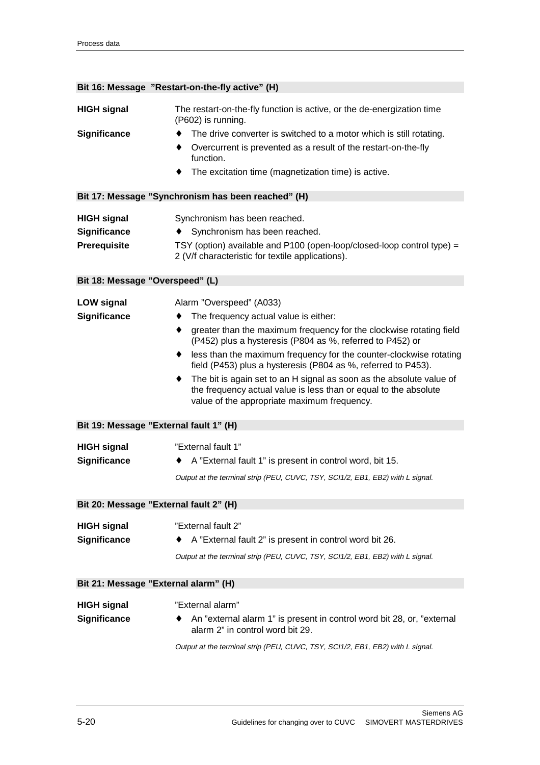### Bit 16: Message "Restart-on-the-fly active" (H)

**HIGH signal**
The restart-on-the-fly function is active, or the de-energization time (P602) is running.

**Significance**
- The drive converter is switched to a motor which is still rotating.
- Overcurrent is prevented as a result of the restart-on-the-fly function.
- The excitation time (magnetization time) is active.

### Bit 17: Message "Synchronism has been reached" (H)

**HIGH signal**
Synchronism has been reached.

**Significance**
- Synchronism has been reached.

**Prerequisite**
TSY (option) available and P100 (open-loop/closed-loop control type) = 2 (V/f characteristic for textile applications).

### Bit 18: Message "Overspeed" (L)

**LOW signal**
Alarm "Overspeed" (A033)

**Significance**
- The frequency actual value is either:
- greater than the maximum frequency for the clockwise rotating field (P452) plus a hysteresis (P804 as %, referred to P452) or
- less than the maximum frequency for the counter-clockwise rotating field (P453) plus a hysteresis (P804 as %, referred to P453).
- The bit is again set to an H signal as soon as the absolute value of the frequency actual value is less than or equal to the absolute value of the appropriate maximum frequency.

### Bit 19: Message "External fault 1" (H)

**HIGH signal**
"External fault 1"

**Significance**
- A "External fault 1" is present in control word, bit 15.

*Output at the terminal strip (PEU, CUVC, TSY, SCI1/2, EB1, EB2) with L signal.*

### Bit 20: Message "External fault 2" (H)

**HIGH signal**
"External fault 2"

**Significance**
- A "External fault 2" is present in control word bit 26.

*Output at the terminal strip (PEU, CUVC, TSY, SCI1/2, EB1, EB2) with L signal.*

### Bit 21: Message "External alarm" (H)

**HIGH signal**
"External alarm"

**Significance**
- An "external alarm 1" is present in control word bit 28, or, "external alarm 2" in control word bit 29.

*Output at the terminal strip (PEU, CUVC, TSY, SCI1/2, EB1, EB2) with L signal.*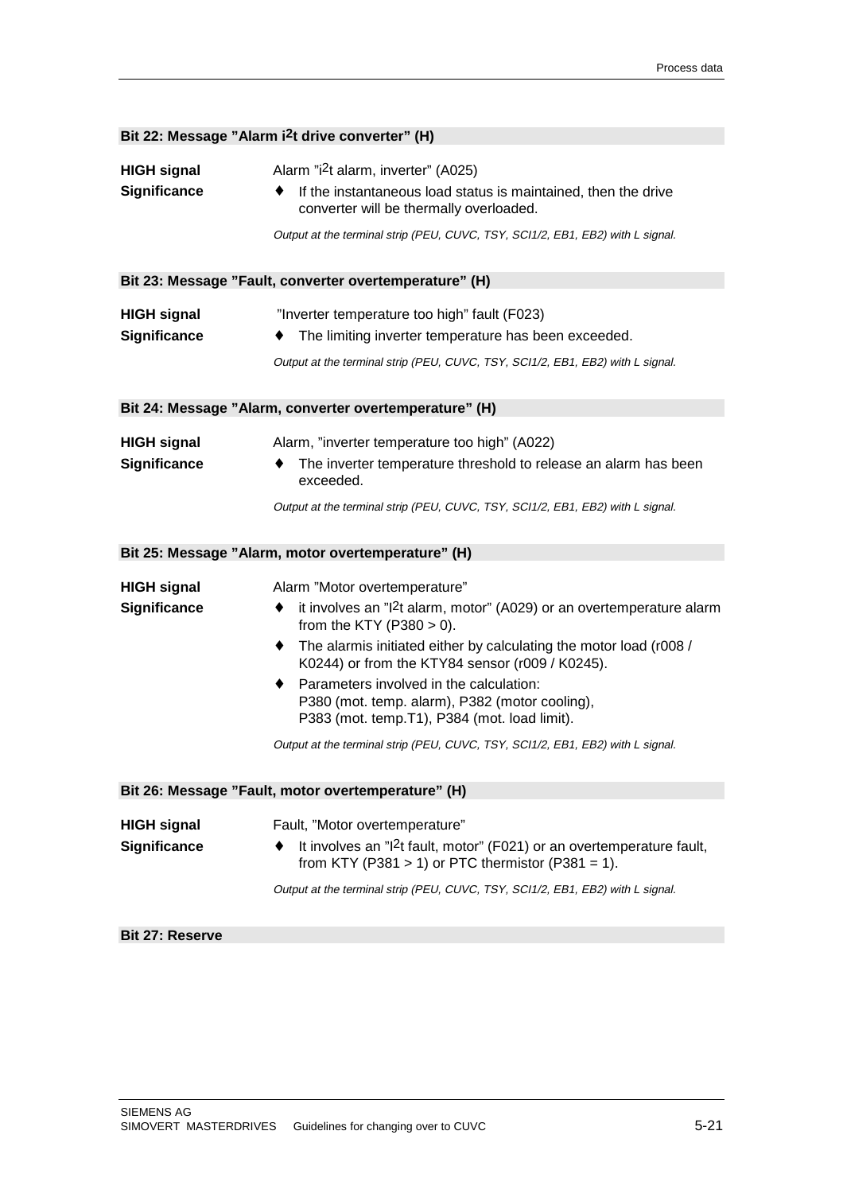### Bit 22: Message "Alarm $i^2t$ drive converter" (H)

**HIGH signal** Alarm "$i^2t$ alarm, inverter" (A025)

**Significance**

- ♦ If the instantaneous load status is maintained, then the drive converter will be thermally overloaded.

*Output at the terminal strip (PEU, CUVC, TSY, SCI1/2, EB1, EB2) with L signal.*

### Bit 23: Message "Fault, converter overtemperature" (H)

**HIGH signal** "Inverter temperature too high" fault (F023)

**Significance**

- ♦ The limiting inverter temperature has been exceeded.

*Output at the terminal strip (PEU, CUVC, TSY, SCI1/2, EB1, EB2) with L signal.*

### Bit 24: Message "Alarm, converter overtemperature" (H)

**HIGH signal** Alarm, "inverter temperature too high" (A022)

**Significance**

- ♦ The inverter temperature threshold to release an alarm has been exceeded.

*Output at the terminal strip (PEU, CUVC, TSY, SCI1/2, EB1, EB2) with L signal.*

### Bit 25: Message "Alarm, motor overtemperature" (H)

**HIGH signal** Alarm "Motor overtemperature"

**Significance**

- ♦ it involves an "$I^2t$ alarm, motor" (A029) or an overtemperature alarm from the KTY (P380 > 0).
- ♦ The alarmis initiated either by calculating the motor load (r008 / K0244) or from the KTY84 sensor (r009 / K0245).
- ♦ Parameters involved in the calculation:
  P380 (mot. temp. alarm), P382 (motor cooling),
  P383 (mot. temp.T1), P384 (mot. load limit).

*Output at the terminal strip (PEU, CUVC, TSY, SCI1/2, EB1, EB2) with L signal.*

### Bit 26: Message "Fault, motor overtemperature" (H)

**HIGH signal** Fault, "Motor overtemperature"

**Significance**

- ♦ It involves an "$I^2t$ fault, motor" (F021) or an overtemperature fault, from KTY (P381 > 1) or PTC thermistor (P381 = 1).

*Output at the terminal strip (PEU, CUVC, TSY, SCI1/2, EB1, EB2) with L signal.*

### Bit 27: Reserve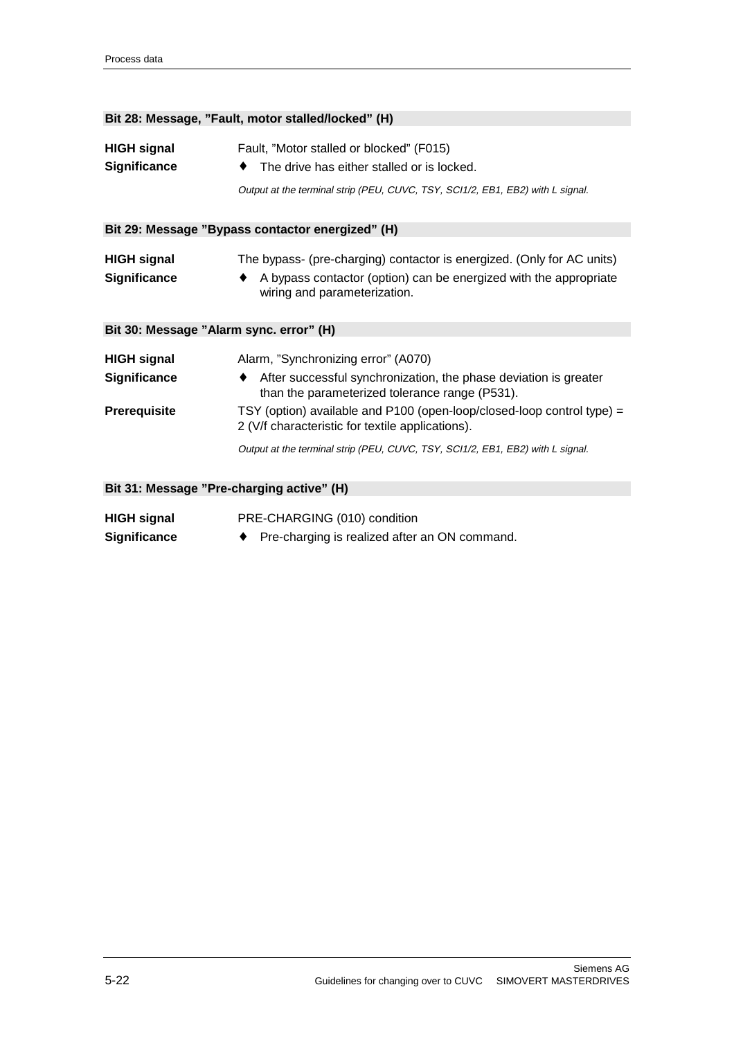### Bit 28: Message, ”Fault, motor stalled/locked” (H)

**HIGH signal** Fault, ”Motor stalled or blocked” (F015)

**Significance**

- The drive has either stalled or is locked.

*Output at the terminal strip (PEU, CUVC, TSY, SCI1/2, EB1, EB2) with L signal.*

### Bit 29: Message ”Bypass contactor energized” (H)

**HIGH signal** The bypass- (pre-charging) contactor is energized. (Only for AC units)

**Significance**

- A bypass contactor (option) can be energized with the appropriate wiring and parameterization.

### Bit 30: Message ”Alarm sync. error” (H)

**HIGH signal** Alarm, ”Synchronizing error” (A070)

**Significance**

- After successful synchronization, the phase deviation is greater than the parameterized tolerance range (P531).

**Prerequisite** TSY (option) available and P100 (open-loop/closed-loop control type) = 2 (V/f characteristic for textile applications).

*Output at the terminal strip (PEU, CUVC, TSY, SCI1/2, EB1, EB2) with L signal.*

### Bit 31: Message ”Pre-charging active” (H)

**HIGH signal** PRE-CHARGING (010) condition

**Significance**

- Pre-charging is realized after an ON command.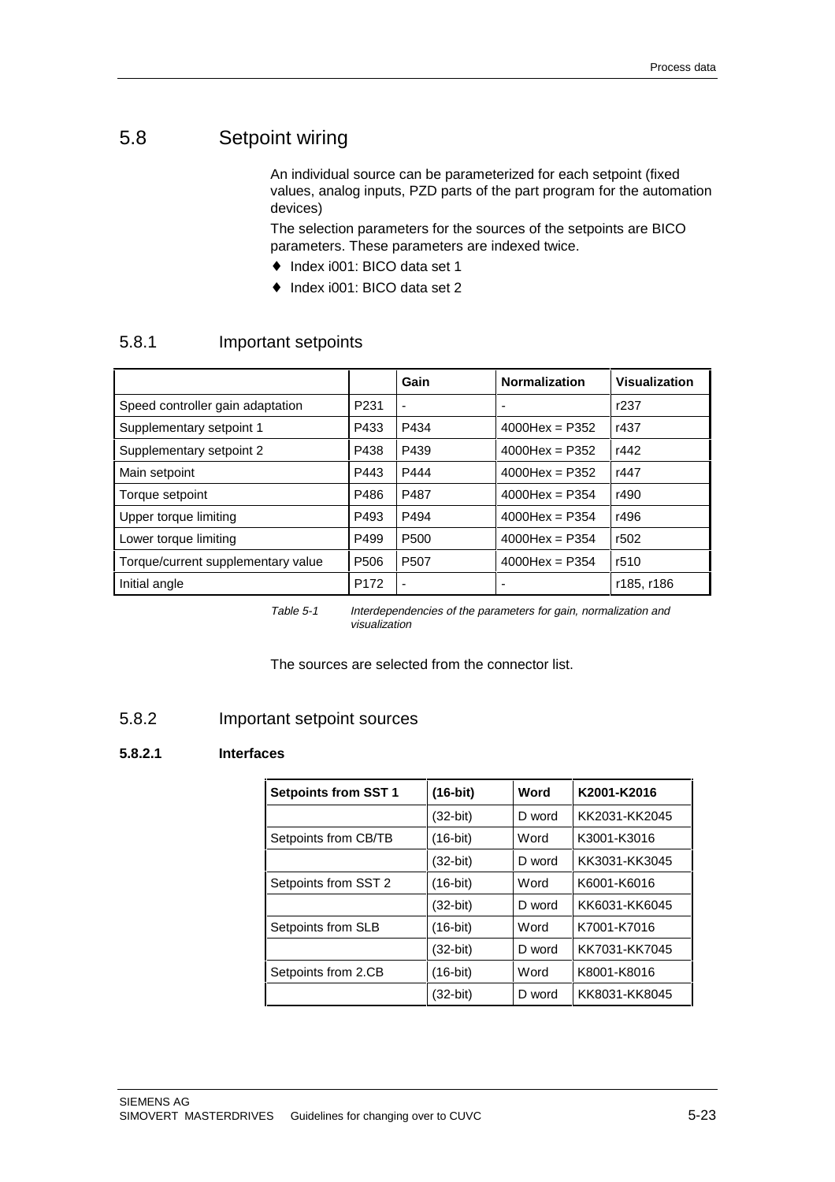## 5.8 Setpoint wiring

An individual source can be parameterized for each setpoint (fixed values, analog inputs, PZD parts of the part program for the automation devices)

The selection parameters for the sources of the setpoints are BICO parameters. These parameters are indexed twice.

- Index i001: BICO data set 1
- Index i001: BICO data set 2

### 5.8.1 Important setpoints

| | | Gain | Normalization | Visualization |
|---|---|---|---|---|
| Speed controller gain adaptation | P231 | - | - | r237 |
| Supplementary setpoint 1 | P433 | P434 | 4000Hex = P352 | r437 |
| Supplementary setpoint 2 | P438 | P439 | 4000Hex = P352 | r442 |
| Main setpoint | P443 | P444 | 4000Hex = P352 | r447 |
| Torque setpoint | P486 | P487 | 4000Hex = P354 | r490 |
| Upper torque limiting | P493 | P494 | 4000Hex = P354 | r496 |
| Lower torque limiting | P499 | P500 | 4000Hex = P354 | r502 |
| Torque/current supplementary value | P506 | P507 | 4000Hex = P354 | r510 |
| Initial angle | P172 | - | - | r185, r186 |

*Table 5-1 Interdependencies of the parameters for gain, normalization and visualization*

The sources are selected from the connector list.

### 5.8.2 Important setpoint sources

#### 5.8.2.1 Interfaces

| Setpoints from SST 1 | (16-bit) | Word | K2001-K2016 |
|---|---|---|---|
| | (32-bit) | D word | KK2031-KK2045 |
| Setpoints from CB/TB | (16-bit) | Word | K3001-K3016 |
| | (32-bit) | D word | KK3031-KK3045 |
| Setpoints from SST 2 | (16-bit) | Word | K6001-K6016 |
| | (32-bit) | D word | KK6031-KK6045 |
| Setpoints from SLB | (16-bit) | Word | K7001-K7016 |
| | (32-bit) | D word | KK7031-KK7045 |
| Setpoints from 2.CB | (16-bit) | Word | K8001-K8016 |
| | (32-bit) | D word | KK8031-KK8045 |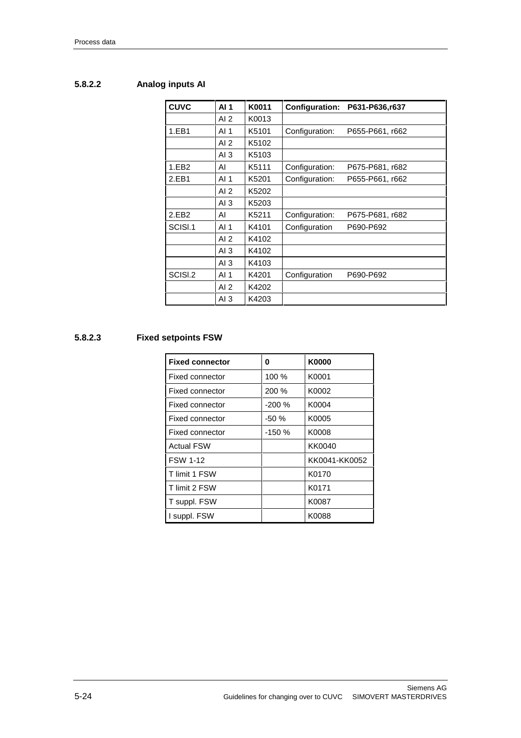### 5.8.2.2 Analog inputs AI

| CUVC | AI 1 | K0011 | Configuration: P631-P636,r637 |
|---|---|---|---|
| | AI 2 | K0013 | |
| 1.EB1 | AI 1 | K5101 | Configuration: P655-P661, r662 |
| | AI 2 | K5102 | |
| | AI 3 | K5103 | |
| 1.EB2 | AI | K5111 | Configuration: P675-P681, r682 |
| 2.EB1 | AI 1 | K5201 | Configuration: P655-P661, r662 |
| | AI 2 | K5202 | |
| | AI 3 | K5203 | |
| 2.EB2 | AI | K5211 | Configuration: P675-P681, r682 |
| SCISI.1 | AI 1 | K4101 | Configuration P690-P692 |
| | AI 2 | K4102 | |
| | AI 3 | K4102 | |
| | AI 3 | K4103 | |
| SCISI.2 | AI 1 | K4201 | Configuration P690-P692 |
| | AI 2 | K4202 | |
| | AI 3 | K4203 | |

### 5.8.2.3 Fixed setpoints FSW

| Fixed connector | 0 | K0000 |
|---|---|---|
| Fixed connector | 100 % | K0001 |
| Fixed connector | 200 % | K0002 |
| Fixed connector | -200 % | K0004 |
| Fixed connector | -50 % | K0005 |
| Fixed connector | -150 % | K0008 |
| Actual FSW | | KK0040 |
| FSW 1-12 | | KK0041-KK0052 |
| T limit 1 FSW | | K0170 |
| T limit 2 FSW | | K0171 |
| T suppl. FSW | | K0087 |
| I suppl. FSW | | K0088 |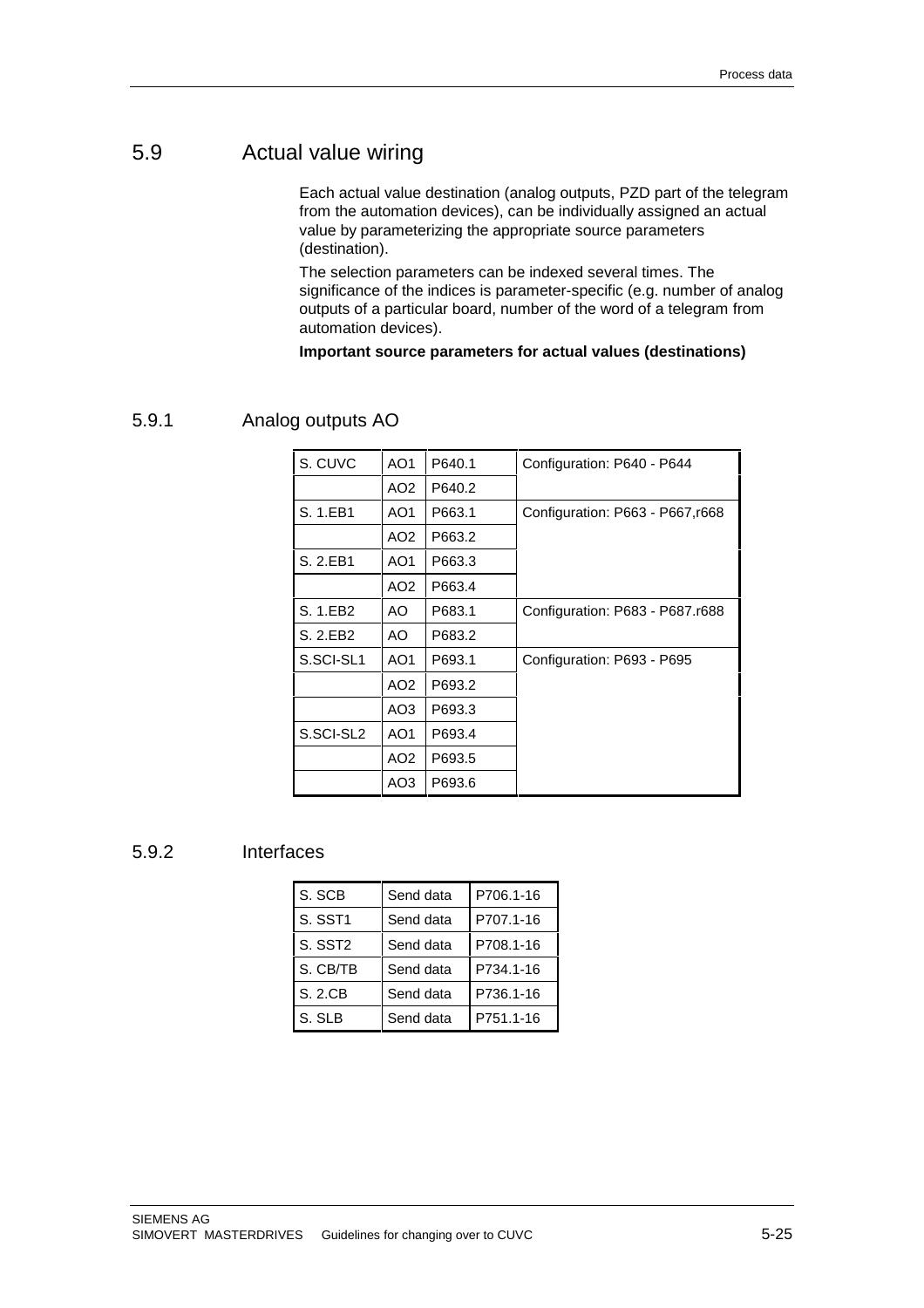## 5.9 Actual value wiring

Each actual value destination (analog outputs, PZD part of the telegram from the automation devices), can be individually assigned an actual value by parameterizing the appropriate source parameters (destination).

The selection parameters can be indexed several times. The significance of the indices is parameter-specific (e.g. number of analog outputs of a particular board, number of the word of a telegram from automation devices).

**Important source parameters for actual values (destinations)**

### 5.9.1 Analog outputs AO

| | | | |
|---|---|---|---|
| S. CUVC | AO1 | P640.1 | Configuration: P640 - P644 |
| | AO2 | P640.2 | |
| S. 1.EB1 | AO1 | P663.1 | Configuration: P663 - P667,r668 |
| | AO2 | P663.2 | |
| S. 2.EB1 | AO1 | P663.3 | |
| | AO2 | P663.4 | |
| S. 1.EB2 | AO | P683.1 | Configuration: P683 - P687.r688 |
| S. 2.EB2 | AO | P683.2 | |
| S.SCI-SL1 | AO1 | P693.1 | Configuration: P693 - P695 |
| | AO2 | P693.2 | |
| | AO3 | P693.3 | |
| S.SCI-SL2 | AO1 | P693.4 | |
| | AO2 | P693.5 | |
| | AO3 | P693.6 | |

### 5.9.2 Interfaces

| | | |
|---|---|---|
| S. SCB | Send data | P706.1-16 |
| S. SST1 | Send data | P707.1-16 |
| S. SST2 | Send data | P708.1-16 |
| S. CB/TB | Send data | P734.1-16 |
| S. 2.CB | Send data | P736.1-16 |
| S. SLB | Send data | P751.1-16 |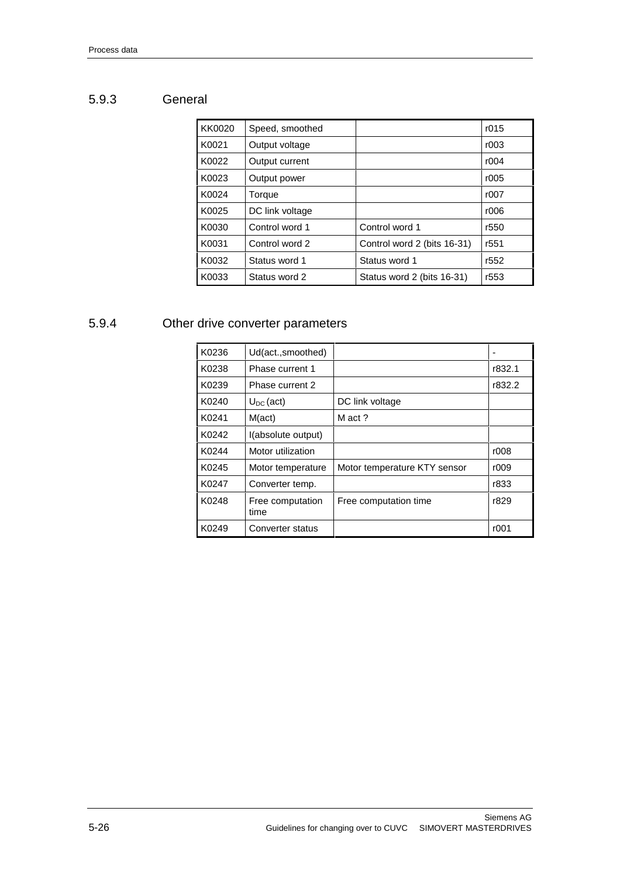### 5.9.3 General

| KK0020 | Speed, smoothed | | r015 |
|---|---|---|---|
| K0021 | Output voltage | | r003 |
| K0022 | Output current | | r004 |
| K0023 | Output power | | r005 |
| K0024 | Torque | | r007 |
| K0025 | DC link voltage | | r006 |
| K0030 | Control word 1 | Control word 1 | r550 |
| K0031 | Control word 2 | Control word 2 (bits 16-31) | r551 |
| K0032 | Status word 1 | Status word 1 | r552 |
| K0033 | Status word 2 | Status word 2 (bits 16-31) | r553 |

### 5.9.4 Other drive converter parameters

| K0236 | Ud(act.,smoothed) | | - |
|---|---|---|---|
| K0238 | Phase current 1 | | r832.1 |
| K0239 | Phase current 2 | | r832.2 |
| K0240 | $U_{DC}$ (act) | DC link voltage | |
| K0241 | M(act) | M act ? | |
| K0242 | I(absolute output) | | |
| K0244 | Motor utilization | | r008 |
| K0245 | Motor temperature | Motor temperature KTY sensor | r009 |
| K0247 | Converter temp. | | r833 |
| K0248 | Free computation time | Free computation time | r829 |
| K0249 | Converter status | | r001 |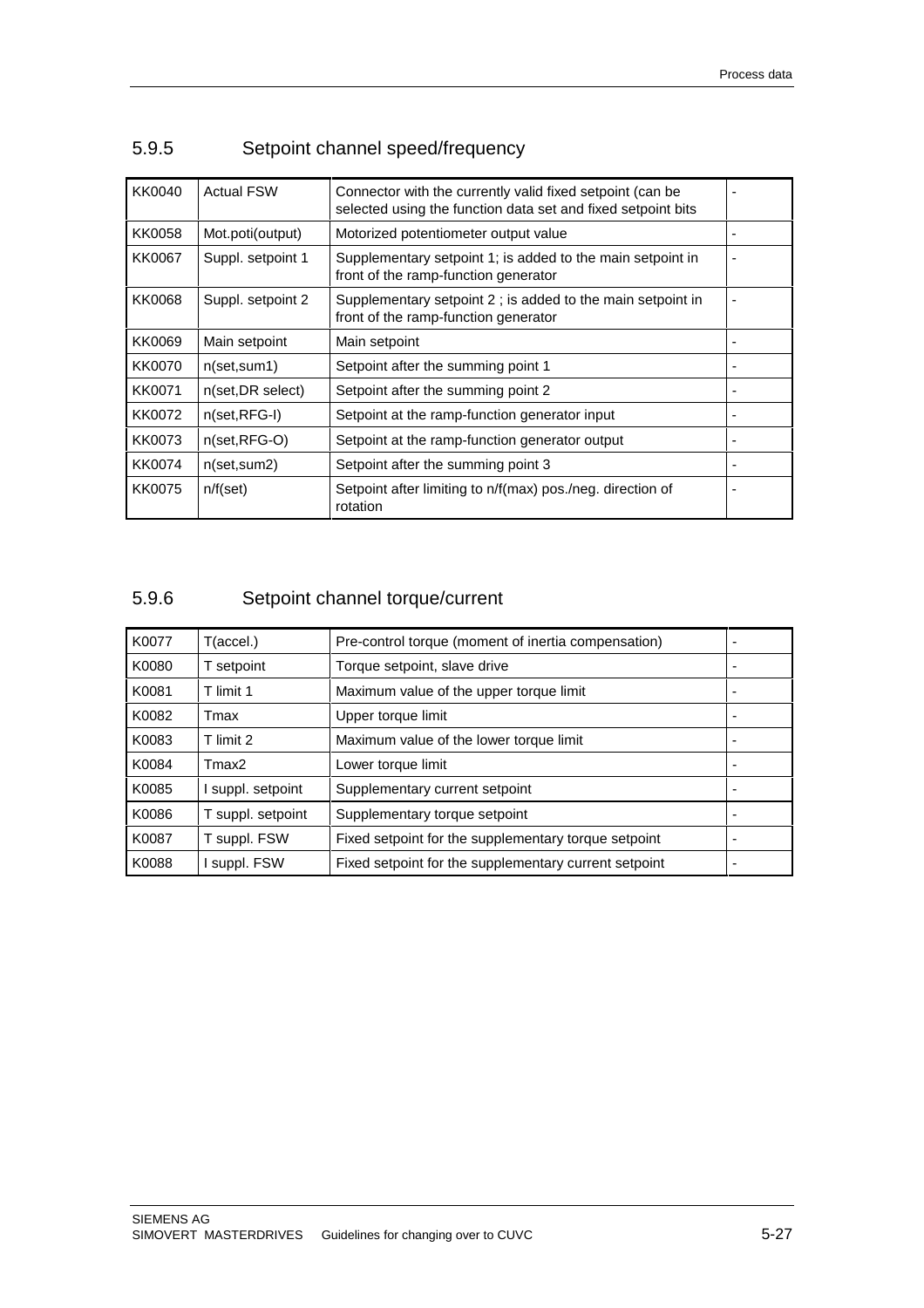### 5.9.5 Setpoint channel speed/frequency

| | | | |
|---|---|---|---|
| KK0040 | Actual FSW | Connector with the currently valid fixed setpoint (can be selected using the function data set and fixed setpoint bits | - |
| KK0058 | Mot.poti(output) | Motorized potentiometer output value | - |
| KK0067 | Suppl. setpoint 1 | Supplementary setpoint 1; is added to the main setpoint in front of the ramp-function generator | - |
| KK0068 | Suppl. setpoint 2 | Supplementary setpoint 2 ; is added to the main setpoint in front of the ramp-function generator | - |
| KK0069 | Main setpoint | Main setpoint | - |
| KK0070 | n(set,sum1) | Setpoint after the summing point 1 | - |
| KK0071 | n(set,DR select) | Setpoint after the summing point 2 | - |
| KK0072 | n(set,RFG-I) | Setpoint at the ramp-function generator input | - |
| KK0073 | n(set,RFG-O) | Setpoint at the ramp-function generator output | - |
| KK0074 | n(set,sum2) | Setpoint after the summing point 3 | - |
| KK0075 | n/f(set) | Setpoint after limiting to n/f(max) pos./neg. direction of rotation | - |

### 5.9.6 Setpoint channel torque/current

| | | | |
|---|---|---|---|
| K0077 | T(accel.) | Pre-control torque (moment of inertia compensation) | - |
| K0080 | T setpoint | Torque setpoint, slave drive | - |
| K0081 | T limit 1 | Maximum value of the upper torque limit | - |
| K0082 | Tmax | Upper torque limit | - |
| K0083 | T limit 2 | Maximum value of the lower torque limit | - |
| K0084 | Tmax2 | Lower torque limit | - |
| K0085 | I suppl. setpoint | Supplementary current setpoint | - |
| K0086 | T suppl. setpoint | Supplementary torque setpoint | - |
| K0087 | T suppl. FSW | Fixed setpoint for the supplementary torque setpoint | - |
| K0088 | I suppl. FSW | Fixed setpoint for the supplementary current setpoint | - |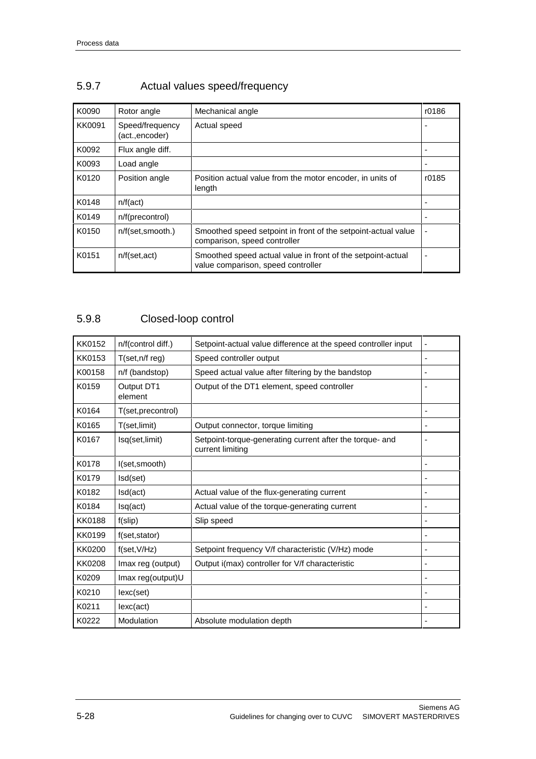## 5.9.7 Actual values speed/frequency

| K0090 | Rotor angle | Mechanical angle | r0186 |
|---|---|---|---|
| KK0091 | Speed/frequency (act.,encoder) | Actual speed | - |
| K0092 | Flux angle diff. | | - |
| K0093 | Load angle | | - |
| K0120 | Position angle | Position actual value from the motor encoder, in units of length | r0185 |
| K0148 | n/f(act) | | - |
| K0149 | n/f(precontrol) | | - |
| K0150 | n/f(set,smooth.) | Smoothed speed setpoint in front of the setpoint-actual value comparison, speed controller | - |
| K0151 | n/f(set,act) | Smoothed speed actual value in front of the setpoint-actual value comparison, speed controller | - |

## 5.9.8 Closed-loop control

| KK0152 | n/f(control diff.) | Setpoint-actual value difference at the speed controller input | - |
|---|---|---|---|
| KK0153 | T(set,n/f reg) | Speed controller output | - |
| K00158 | n/f (bandstop) | Speed actual value after filtering by the bandstop | - |
| K0159 | Output DT1 element | Output of the DT1 element, speed controller | - |
| K0164 | T(set,precontrol) | | - |
| K0165 | T(set,limit) | Output connector, torque limiting | - |
| K0167 | Isq(set,limit) | Setpoint-torque-generating current after the torque- and current limiting | - |
| K0178 | I(set,smooth) | | - |
| K0179 | Isd(set) | | - |
| K0182 | Isd(act) | Actual value of the flux-generating current | - |
| K0184 | Isq(act) | Actual value of the torque-generating current | - |
| KK0188 | f(slip) | Slip speed | - |
| KK0199 | f(set,stator) | | - |
| KK0200 | f(set,V/Hz) | Setpoint frequency V/f characteristic (V/Hz) mode | - |
| KK0208 | Imax reg (output) | Output i(max) controller for V/f characteristic | - |
| K0209 | Imax reg(output)U | | - |
| K0210 | Iexc(set) | | - |
| K0211 | Iexc(act) | | - |
| K0222 | Modulation | Absolute modulation depth | - |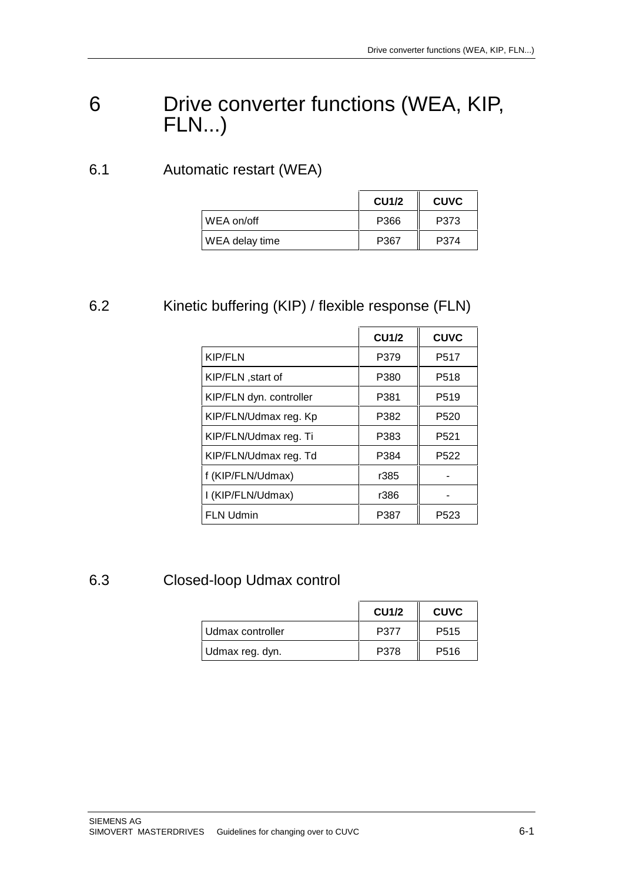# 6 Drive converter functions (WEA, KIP, FLN...)

## 6.1 Automatic restart (WEA)

| | CU1/2 | CUVC |
|---|---|---|
| WEA on/off | P366 | P373 |
| WEA delay time | P367 | P374 |

## 6.2 Kinetic buffering (KIP) / flexible response (FLN)

| | CU1/2 | CUVC |
|---|---|---|
| KIP/FLN | P379 | P517 |
| KIP/FLN ,start of | P380 | P518 |
| KIP/FLN dyn. controller | P381 | P519 |
| KIP/FLN/Udmax reg. Kp | P382 | P520 |
| KIP/FLN/Udmax reg. Ti | P383 | P521 |
| KIP/FLN/Udmax reg. Td | P384 | P522 |
| f (KIP/FLN/Udmax) | r385 | - |
| I (KIP/FLN/Udmax) | r386 | - |
| FLN Udmin | P387 | P523 |

## 6.3 Closed-loop Udmax control

| | CU1/2 | CUVC |
|---|---|---|
| Udmax controller | P377 | P515 |
| Udmax reg. dyn. | P378 | P516 |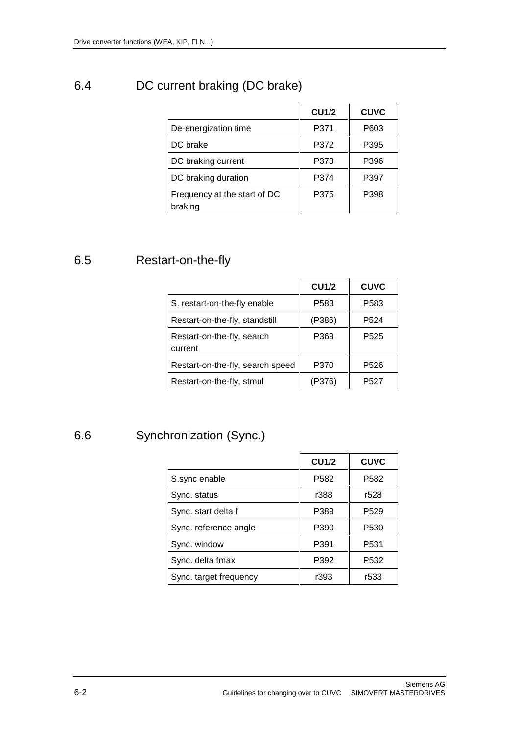## 6.4 DC current braking (DC brake)

| | CU1/2 | CUVC |
|---|---|---|
| De-energization time | P371 | P603 |
| DC brake | P372 | P395 |
| DC braking current | P373 | P396 |
| DC braking duration | P374 | P397 |
| Frequency at the start of DC braking | P375 | P398 |

## 6.5 Restart-on-the-fly

| | CU1/2 | CUVC |
|---|---|---|
| S. restart-on-the-fly enable | P583 | P583 |
| Restart-on-the-fly, standstill | (P386) | P524 |
| Restart-on-the-fly, search current | P369 | P525 |
| Restart-on-the-fly, search speed | P370 | P526 |
| Restart-on-the-fly, stmul | (P376) | P527 |

## 6.6 Synchronization (Sync.)

| | CU1/2 | CUVC |
|---|---|---|
| S.sync enable | P582 | P582 |
| Sync. status | r388 | r528 |
| Sync. start delta f | P389 | P529 |
| Sync. reference angle | P390 | P530 |
| Sync. window | P391 | P531 |
| Sync. delta fmax | P392 | P532 |
| Sync. target frequency | r393 | r533 |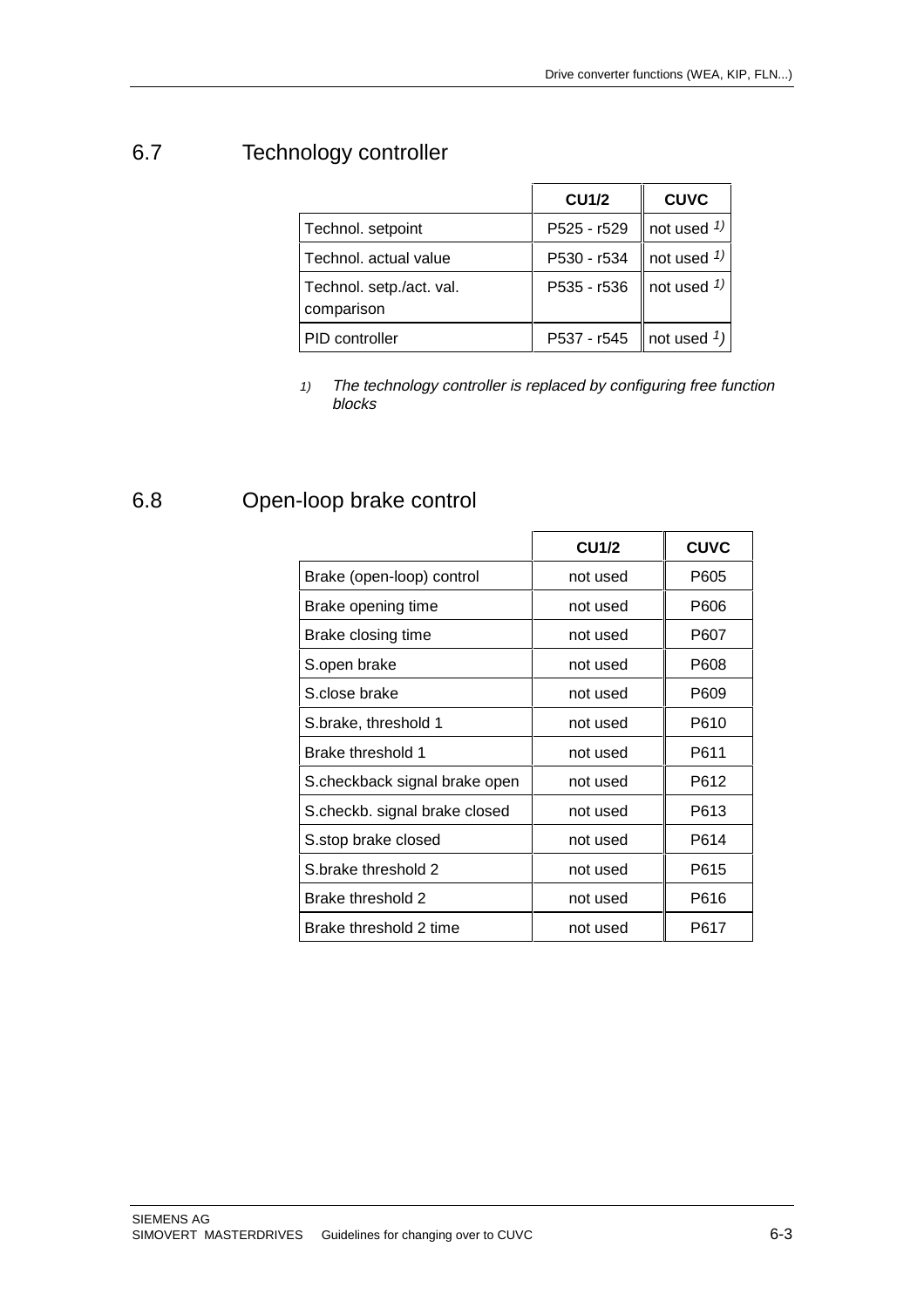## 6.7 Technology controller

| | CU1/2 | CUVC |
|---|---|---|
| Technol. setpoint | P525 - r529 | not used [1)] |
| Technol. actual value | P530 - r534 | not used [1)] |
| Technol. setp./act. val. comparison | P535 - r536 | not used [1)] |
| PID controller | P537 - r545 | not used [1)] |

1) *The technology controller is replaced by configuring free function blocks*

## 6.8 Open-loop brake control

| | CU1/2 | CUVC |
|---|---|---|
| Brake (open-loop) control | not used | P605 |
| Brake opening time | not used | P606 |
| Brake closing time | not used | P607 |
| S.open brake | not used | P608 |
| S.close brake | not used | P609 |
| S.brake, threshold 1 | not used | P610 |
| Brake threshold 1 | not used | P611 |
| S.checkback signal brake open | not used | P612 |
| S.checkb. signal brake closed | not used | P613 |
| S.stop brake closed | not used | P614 |
| S.brake threshold 2 | not used | P615 |
| Brake threshold 2 | not used | P616 |
| Brake threshold 2 time | not used | P617 |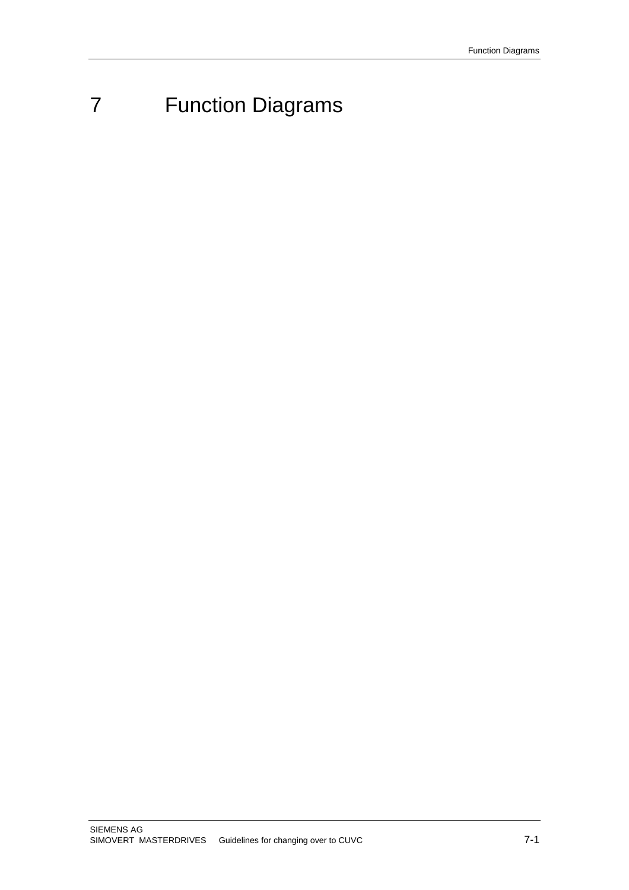# 7 Function Diagrams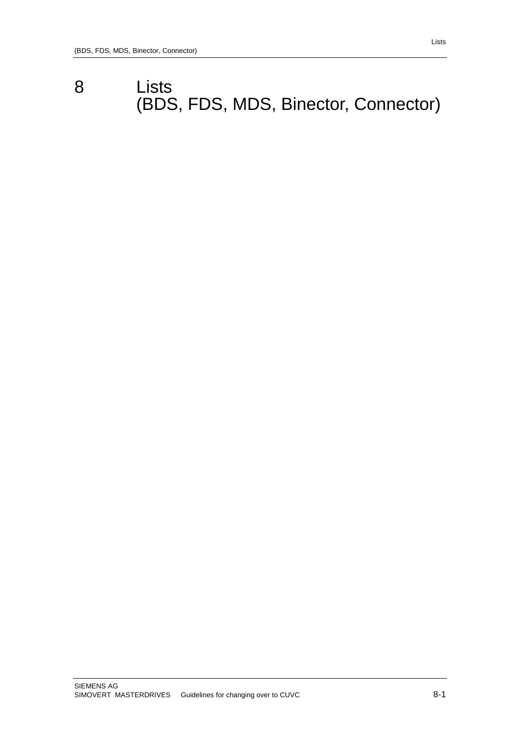# 8 Lists (BDS, FDS, MDS, Binector, Connector)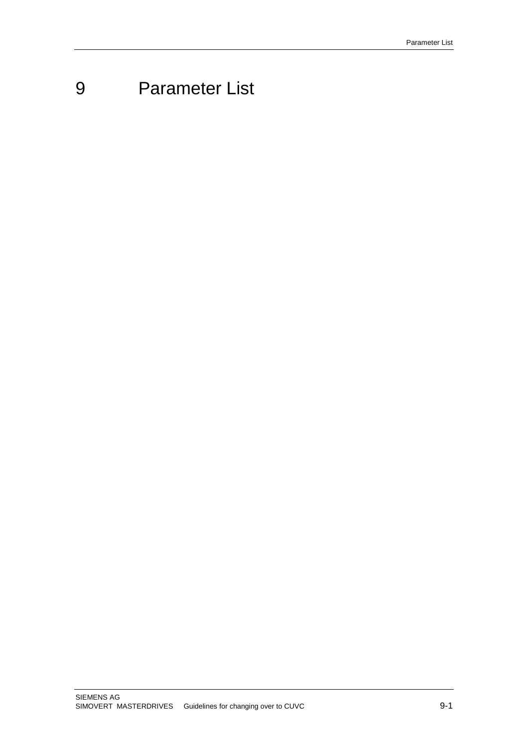# 9 Parameter List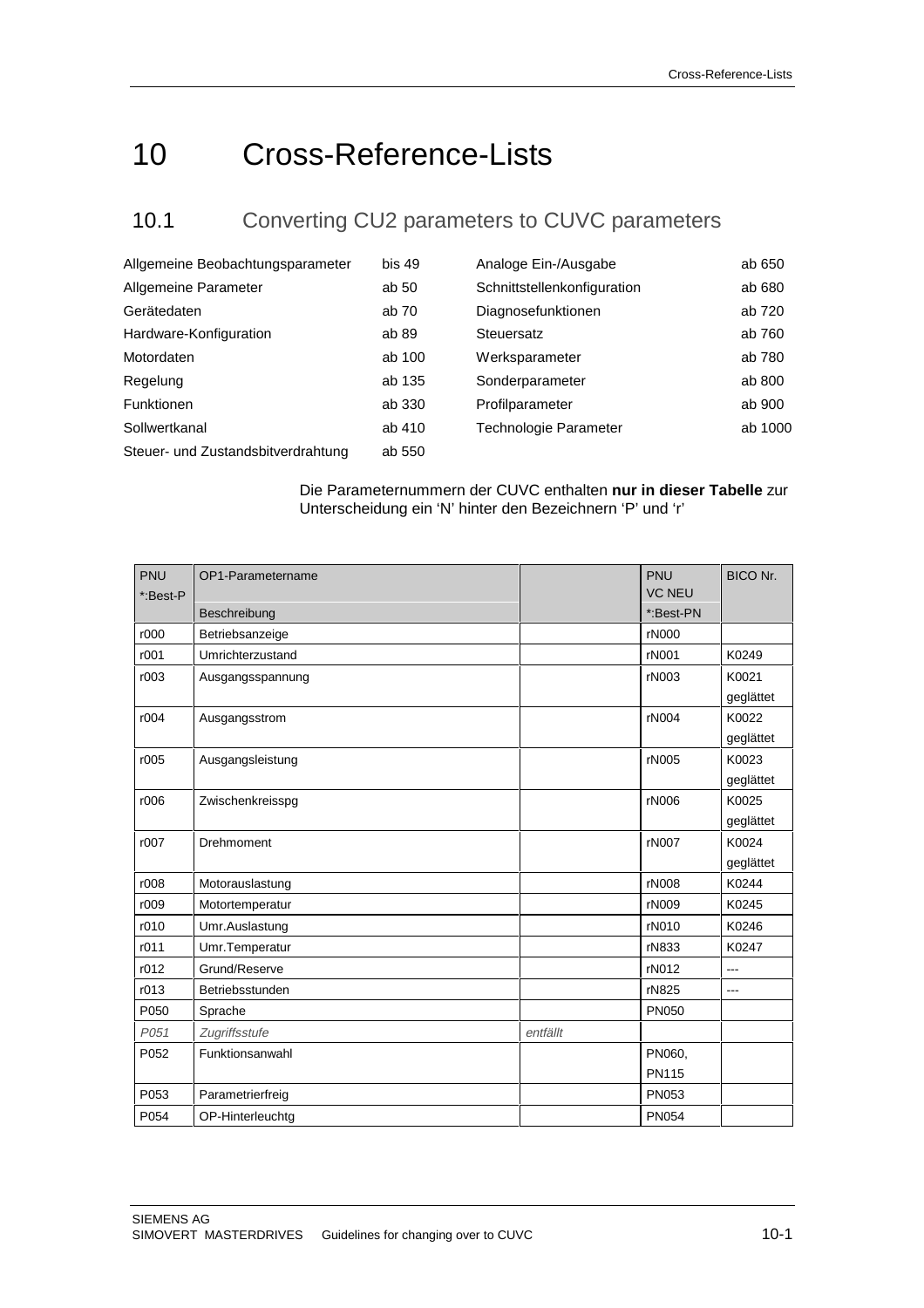# 10 Cross-Reference-Lists

## 10.1 Converting CU2 parameters to CUVC parameters

| | | | |
|---|---|---|---|
| Allgemeine Beobachtungsparameter | bis 49 | Analoge Ein-/Ausgabe | ab 650 |
| Allgemeine Parameter | ab 50 | Schnittstellenkonfiguration | ab 680 |
| Gerätedaten | ab 70 | Diagnosefunktionen | ab 720 |
| Hardware-Konfiguration | ab 89 | Steuersatz | ab 760 |
| Motordaten | ab 100 | Werksparameter | ab 780 |
| Regelung | ab 135 | Sonderparameter | ab 800 |
| Funktionen | ab 330 | Profilparameter | ab 900 |
| Sollwertkanal | ab 410 | Technologie Parameter | ab 1000 |
| Steuer- und Zustandsbitverdrahtung | ab 550 | | |

Die Parameternummern der CUVC enthalten **nur in dieser Tabelle** zur Unterscheidung ein 'N' hinter den Bezeichnern 'P' und 'r'

| PNU *:Best-P | OP1-Parametername / Beschreibung | | PNU VC NEU *:Best-PN | BICO Nr. |
|---|---|---|---|---|
| r000 | Betriebsanzeige | | rN000 | |
| r001 | Umrichterzustand | | rN001 | K0249 |
| r003 | Ausgangsspannung | | rN003 | K0021 geglättet |
| r004 | Ausgangsstrom | | rN004 | K0022 geglättet |
| r005 | Ausgangsleistung | | rN005 | K0023 geglättet |
| r006 | Zwischenkreisspg | | rN006 | K0025 geglättet |
| r007 | Drehmoment | | rN007 | K0024 geglättet |
| r008 | Motorauslastung | | rN008 | K0244 |
| r009 | Motortemperatur | | rN009 | K0245 |
| r010 | Umr.Auslastung | | rN010 | K0246 |
| r011 | Umr.Temperatur | | rN833 | K0247 |
| r012 | Grund/Reserve | | rN012 | --- |
| r013 | Betriebsstunden | | rN825 | --- |
| P050 | Sprache | | PN050 | |
| *P051* | *Zugriffsstufe* | *entfällt* | | |
| P052 | Funktionsanwahl | | PN060, PN115 | |
| P053 | Parametrierfreig | | PN053 | |
| P054 | OP-Hinterleuchtg | | PN054 | |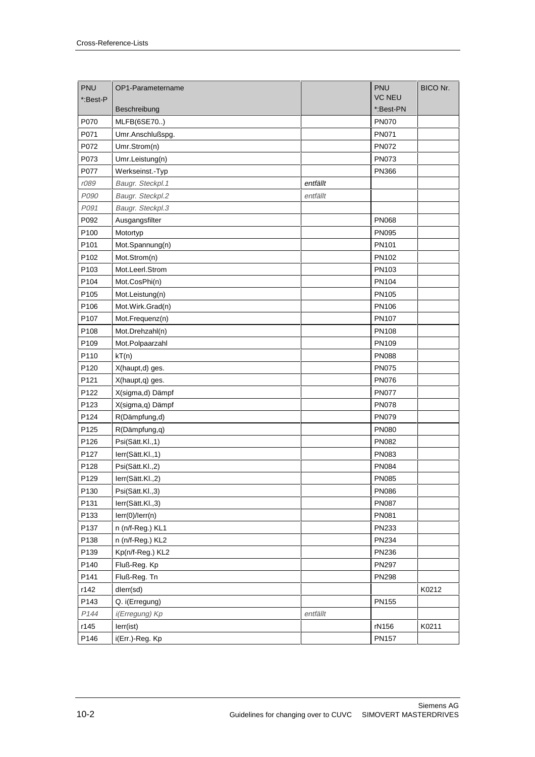| PNU<br>*:Best-P | OP1-Parametername<br>Beschreibung | | PNU<br>VC NEU<br>*:Best-PN | BICO Nr. |
|---|---|---|---|---|
| P070 | MLFB(6SE70..) | | PN070 | |
| P071 | Umr.Anschlußspg. | | PN071 | |
| P072 | Umr.Strom(n) | | PN072 | |
| P073 | Umr.Leistung(n) | | PN073 | |
| P077 | Werkseinst.-Typ | | PN366 | |
| *r089* | *Baugr. Steckpl.1* | *entfällt* | | |
| *P090* | *Baugr. Steckpl.2* | *entfällt* | | |
| *P091* | *Baugr. Steckpl.3* | | | |
| P092 | Ausgangsfilter | | PN068 | |
| P100 | Motortyp | | PN095 | |
| P101 | Mot.Spannung(n) | | PN101 | |
| P102 | Mot.Strom(n) | | PN102 | |
| P103 | Mot.Leerl.Strom | | PN103 | |
| P104 | Mot.CosPhi(n) | | PN104 | |
| P105 | Mot.Leistung(n) | | PN105 | |
| P106 | Mot.Wirk.Grad(n) | | PN106 | |
| P107 | Mot.Frequenz(n) | | PN107 | |
| P108 | Mot.Drehzahl(n) | | PN108 | |
| P109 | Mot.Polpaarzahl | | PN109 | |
| P110 | kT(n) | | PN088 | |
| P120 | X(haupt,d) ges. | | PN075 | |
| P121 | X(haupt,q) ges. | | PN076 | |
| P122 | X(sigma,d) Dämpf | | PN077 | |
| P123 | X(sigma,q) Dämpf | | PN078 | |
| P124 | R(Dämpfung,d) | | PN079 | |
| P125 | R(Dämpfung,q) | | PN080 | |
| P126 | Psi(Sätt.Kl.,1) | | PN082 | |
| P127 | Ierr(Sätt.Kl.,1) | | PN083 | |
| P128 | Psi(Sätt.Kl.,2) | | PN084 | |
| P129 | Ierr(Sätt.Kl.,2) | | PN085 | |
| P130 | Psi(Sätt.Kl.,3) | | PN086 | |
| P131 | Ierr(Sätt.Kl.,3) | | PN087 | |
| P133 | Ierr(0)/Ierr(n) | | PN081 | |
| P137 | n (n/f-Reg.) KL1 | | PN233 | |
| P138 | n (n/f-Reg.) KL2 | | PN234 | |
| P139 | Kp(n/f-Reg.) KL2 | | PN236 | |
| P140 | Fluß-Reg. Kp | | PN297 | |
| P141 | Fluß-Reg. Tn | | PN298 | |
| r142 | dIerr(sd) | | | K0212 |
| P143 | Q. i(Erregung) | | PN155 | |
| *P144* | *i(Erregung) Kp* | *entfällt* | | |
| r145 | Ierr(ist) | | rN156 | K0211 |
| P146 | i(Err.)-Reg. Kp | | PN157 | |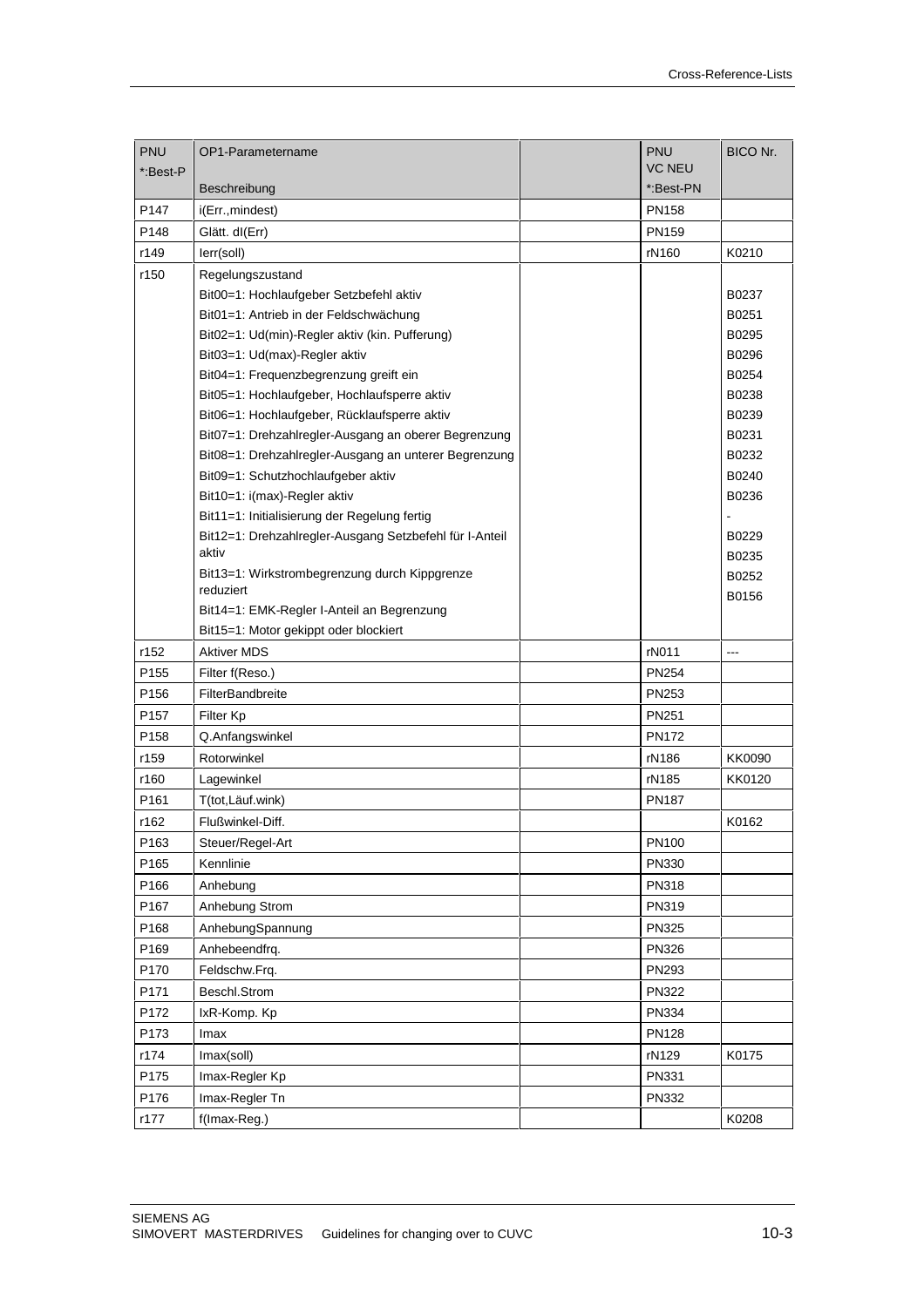| PNU *:Best-P | OP1-Parametername Beschreibung | | PNU VC NEU *:Best-PN | BICO Nr. |
|---|---|---|---|---|
| P147 | i(Err.,mindest) | | PN158 | |
| P148 | Glätt. dI(Err) | | PN159 | |
| r149 | Ierr(soll) | | rN160 | K0210 |
| r150 | Regelungszustand | | | |
| | Bit00=1: Hochlaufgeber Setzbefehl aktiv | | | B0237 |
| | Bit01=1: Antrieb in der Feldschwächung | | | B0251 |
| | Bit02=1: Ud(min)-Regler aktiv (kin. Pufferung) | | | B0295 |
| | Bit03=1: Ud(max)-Regler aktiv | | | B0296 |
| | Bit04=1: Frequenzbegrenzung greift ein | | | B0254 |
| | Bit05=1: Hochlaufgeber, Hochlaufsperre aktiv | | | B0238 |
| | Bit06=1: Hochlaufgeber, Rücklaufsperre aktiv | | | B0239 |
| | Bit07=1: Drehzahlregler-Ausgang an oberer Begrenzung | | | B0231 |
| | Bit08=1: Drehzahlregler-Ausgang an unterer Begrenzung | | | B0232 |
| | Bit09=1: Schutzhochlaufgeber aktiv | | | B0240 |
| | Bit10=1: i(max)-Regler aktiv | | | B0236 |
| | Bit11=1: Initialisierung der Regelung fertig | | | - |
| | Bit12=1: Drehzahlregler-Ausgang Setzbefehl für I-Anteil aktiv | | | B0229 |
| | Bit13=1: Wirkstrombegrenzung durch Kippgrenze reduziert | | | B0235 |
| | Bit14=1: EMK-Regler I-Anteil an Begrenzung | | | B0252 |
| | Bit15=1: Motor gekippt oder blockiert | | | B0156 |
| r152 | Aktiver MDS | | rN011 | --- |
| P155 | Filter f(Reso.) | | PN254 | |
| P156 | FilterBandbreite | | PN253 | |
| P157 | Filter Kp | | PN251 | |
| P158 | Q.Anfangswinkel | | PN172 | |
| r159 | Rotorwinkel | | rN186 | KK0090 |
| r160 | Lagewinkel | | rN185 | KK0120 |
| P161 | T(tot,Läuf.wink) | | PN187 | |
| r162 | Flußwinkel-Diff. | | | K0162 |
| P163 | Steuer/Regel-Art | | PN100 | |
| P165 | Kennlinie | | PN330 | |
| P166 | Anhebung | | PN318 | |
| P167 | Anhebung Strom | | PN319 | |
| P168 | AnhebungSpannung | | PN325 | |
| P169 | Anhebeendfrq. | | PN326 | |
| P170 | Feldschw.Frq. | | PN293 | |
| P171 | Beschl.Strom | | PN322 | |
| P172 | IxR-Komp. Kp | | PN334 | |
| P173 | Imax | | PN128 | |
| r174 | Imax(soll) | | rN129 | K0175 |
| P175 | Imax-Regler Kp | | PN331 | |
| P176 | Imax-Regler Tn | | PN332 | |
| r177 | f(Imax-Reg.) | | | K0208 |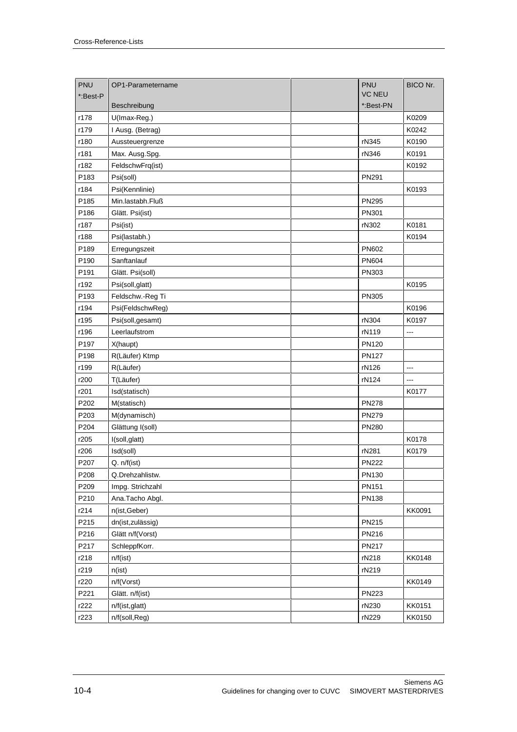| PNU *:Best-P | OP1-Parametername Beschreibung | | PNU VC NEU *:Best-PN | BICO Nr. |
|---|---|---|---|---|
| r178 | U(Imax-Reg.) | | | K0209 |
| r179 | I Ausg. (Betrag) | | | K0242 |
| r180 | Aussteuergrenze | | rN345 | K0190 |
| r181 | Max. Ausg.Spg. | | rN346 | K0191 |
| r182 | FeldschwFrq(ist) | | | K0192 |
| P183 | Psi(soll) | | PN291 | |
| r184 | Psi(Kennlinie) | | | K0193 |
| P185 | Min.lastabh.Fluß | | PN295 | |
| P186 | Glätt. Psi(ist) | | PN301 | |
| r187 | Psi(ist) | | rN302 | K0181 |
| r188 | Psi(lastabh.) | | | K0194 |
| P189 | Erregungszeit | | PN602 | |
| P190 | Sanftanlauf | | PN604 | |
| P191 | Glätt. Psi(soll) | | PN303 | |
| r192 | Psi(soll,glatt) | | | K0195 |
| P193 | Feldschw.-Reg Ti | | PN305 | |
| r194 | Psi(FeldschwReg) | | | K0196 |
| r195 | Psi(soll,gesamt) | | rN304 | K0197 |
| r196 | Leerlaufstrom | | rN119 | --- |
| P197 | X(haupt) | | PN120 | |
| P198 | R(Läufer) Ktmp | | PN127 | |
| r199 | R(Läufer) | | rN126 | --- |
| r200 | T(Läufer) | | rN124 | --- |
| r201 | Isd(statisch) | | | K0177 |
| P202 | M(statisch) | | PN278 | |
| P203 | M(dynamisch) | | PN279 | |
| P204 | Glättung I(soll) | | PN280 | |
| r205 | I(soll,glatt) | | | K0178 |
| r206 | Isd(soll) | | rN281 | K0179 |
| P207 | Q. n/f(ist) | | PN222 | |
| P208 | Q.Drehzahlistw. | | PN130 | |
| P209 | Impg. Strichzahl | | PN151 | |
| P210 | Ana.Tacho Abgl. | | PN138 | |
| r214 | n(ist,Geber) | | | KK0091 |
| P215 | dn(ist,zulässig) | | PN215 | |
| P216 | Glätt n/f(Vorst) | | PN216 | |
| P217 | SchleppfKorr. | | PN217 | |
| r218 | n/f(ist) | | rN218 | KK0148 |
| r219 | n(ist) | | rN219 | |
| r220 | n/f(Vorst) | | | KK0149 |
| P221 | Glätt. n/f(ist) | | PN223 | |
| r222 | n/f(ist,glatt) | | rN230 | KK0151 |
| r223 | n/f(soll,Reg) | | rN229 | KK0150 |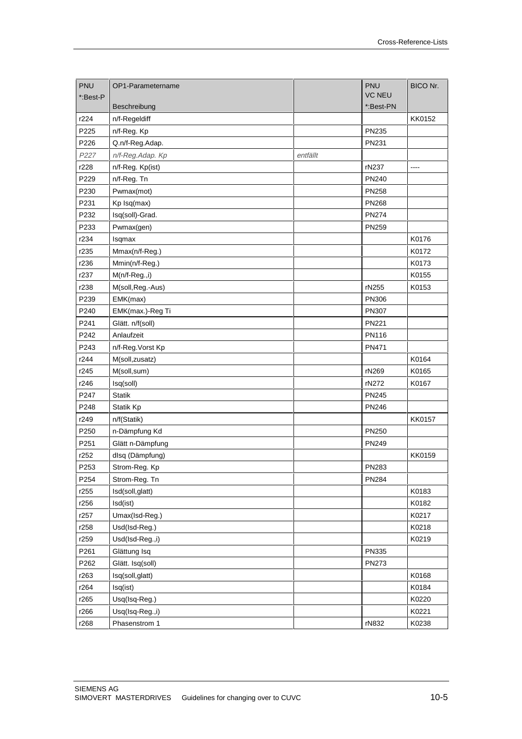| PNU *:Best-P | OP1-Parametername Beschreibung | | PNU VC NEU *:Best-PN | BICO Nr. |
|---|---|---|---|---|
| r224 | n/f-Regeldiff | | | KK0152 |
| P225 | n/f-Reg. Kp | | PN235 | |
| P226 | Q.n/f-Reg.Adap. | | PN231 | |
| *P227* | *n/f-Reg.Adap. Kp* | *entfällt* | | |
| r228 | n/f-Reg. Kp(ist) | | rN237 | ---- |
| P229 | n/f-Reg. Tn | | PN240 | |
| P230 | Pwmax(mot) | | PN258 | |
| P231 | Kp Isq(max) | | PN268 | |
| P232 | Isq(soll)-Grad. | | PN274 | |
| P233 | Pwmax(gen) | | PN259 | |
| r234 | Isqmax | | | K0176 |
| r235 | Mmax(n/f-Reg.) | | | K0172 |
| r236 | Mmin(n/f-Reg.) | | | K0173 |
| r237 | M(n/f-Reg.,i) | | | K0155 |
| r238 | M(soll,Reg.-Aus) | | rN255 | K0153 |
| P239 | EMK(max) | | PN306 | |
| P240 | EMK(max.)-Reg Ti | | PN307 | |
| P241 | Glätt. n/f(soll) | | PN221 | |
| P242 | Anlaufzeit | | PN116 | |
| P243 | n/f-Reg.Vorst Kp | | PN471 | |
| r244 | M(soll,zusatz) | | | K0164 |
| r245 | M(soll,sum) | | rN269 | K0165 |
| r246 | Isq(soll) | | rN272 | K0167 |
| P247 | Statik | | PN245 | |
| P248 | Statik Kp | | PN246 | |
| r249 | n/f(Statik) | | | KK0157 |
| P250 | n-Dämpfung Kd | | PN250 | |
| P251 | Glätt n-Dämpfung | | PN249 | |
| r252 | dIsq (Dämpfung) | | | KK0159 |
| P253 | Strom-Reg. Kp | | PN283 | |
| P254 | Strom-Reg. Tn | | PN284 | |
| r255 | Isd(soll,glatt) | | | K0183 |
| r256 | Isd(ist) | | | K0182 |
| r257 | Umax(Isd-Reg.) | | | K0217 |
| r258 | Usd(Isd-Reg.) | | | K0218 |
| r259 | Usd(Isd-Reg.,i) | | | K0219 |
| P261 | Glättung Isq | | PN335 | |
| P262 | Glätt. Isq(soll) | | PN273 | |
| r263 | Isq(soll,glatt) | | | K0168 |
| r264 | Isq(ist) | | | K0184 |
| r265 | Usq(Isq-Reg.) | | | K0220 |
| r266 | Usq(Isq-Reg.,i) | | | K0221 |
| r268 | Phasenstrom 1 | | rN832 | K0238 |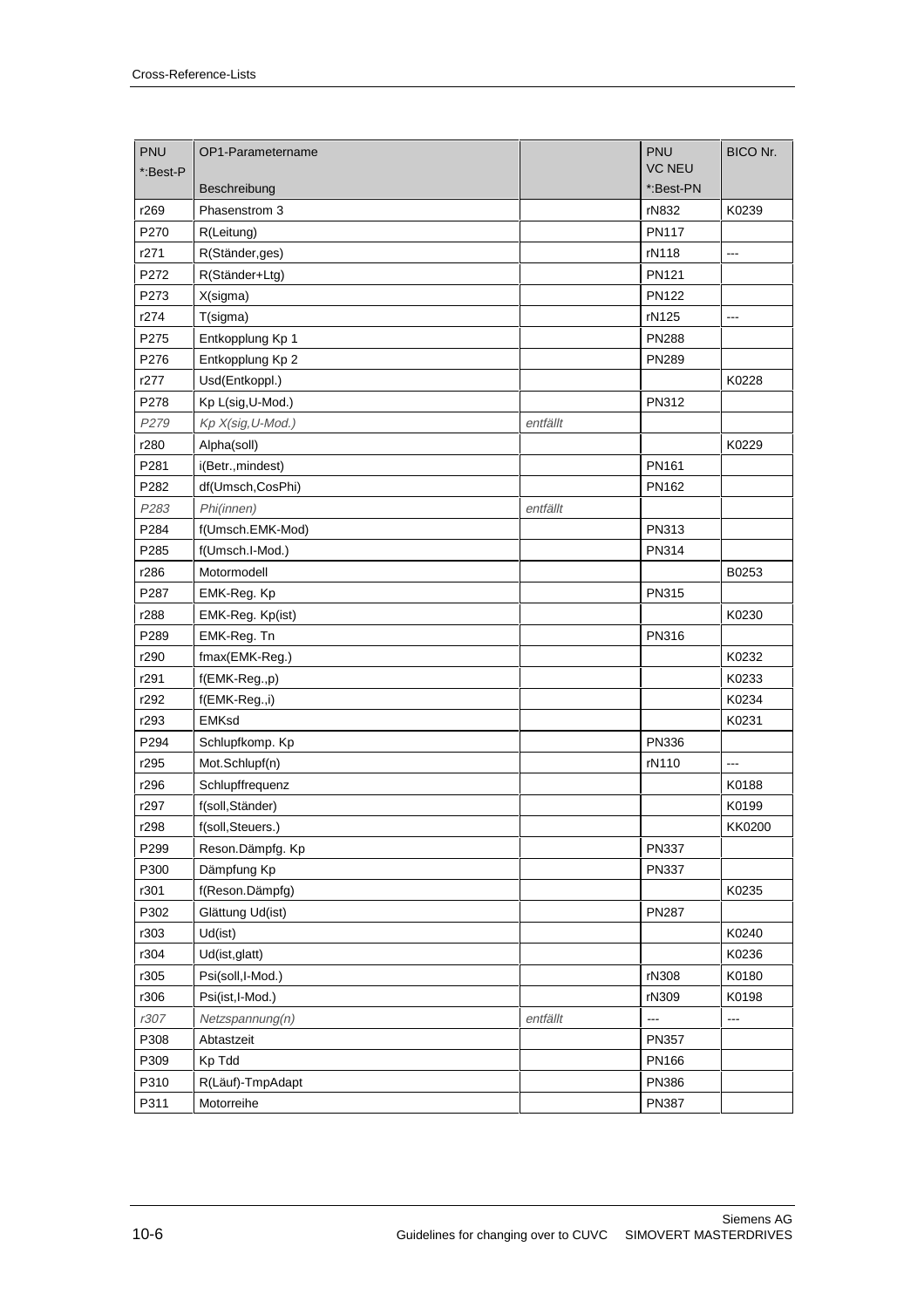| PNU<br>*:Best-P | OP1-Parametername<br>Beschreibung | | PNU<br>VC NEU<br>*:Best-PN | BICO Nr. |
|---|---|---|---|---|
| r269 | Phasenstrom 3 | | rN832 | K0239 |
| P270 | R(Leitung) | | PN117 | |
| r271 | R(Ständer,ges) | | rN118 | --- |
| P272 | R(Ständer+Ltg) | | PN121 | |
| P273 | X(sigma) | | PN122 | |
| r274 | T(sigma) | | rN125 | --- |
| P275 | Entkopplung Kp 1 | | PN288 | |
| P276 | Entkopplung Kp 2 | | PN289 | |
| r277 | Usd(Entkoppl.) | | | K0228 |
| P278 | Kp L(sig,U-Mod.) | | PN312 | |
| *P279* | *Kp X(sig,U-Mod.)* | *entfällt* | | |
| r280 | Alpha(soll) | | | K0229 |
| P281 | i(Betr.,mindest) | | PN161 | |
| P282 | df(Umsch,CosPhi) | | PN162 | |
| *P283* | *Phi(innen)* | *entfällt* | | |
| P284 | f(Umsch.EMK-Mod) | | PN313 | |
| P285 | f(Umsch.I-Mod.) | | PN314 | |
| r286 | Motormodell | | | B0253 |
| P287 | EMK-Reg. Kp | | PN315 | |
| r288 | EMK-Reg. Kp(ist) | | | K0230 |
| P289 | EMK-Reg. Tn | | PN316 | |
| r290 | fmax(EMK-Reg.) | | | K0232 |
| r291 | f(EMK-Reg.,p) | | | K0233 |
| r292 | f(EMK-Reg.,i) | | | K0234 |
| r293 | EMKsd | | | K0231 |
| P294 | Schlupfkomp. Kp | | PN336 | |
| r295 | Mot.Schlupf(n) | | rN110 | --- |
| r296 | Schlupffrequenz | | | K0188 |
| r297 | f(soll,Ständer) | | | K0199 |
| r298 | f(soll,Steuers.) | | | KK0200 |
| P299 | Reson.Dämpfg. Kp | | PN337 | |
| P300 | Dämpfung Kp | | PN337 | |
| r301 | f(Reson.Dämpfg) | | | K0235 |
| P302 | Glättung Ud(ist) | | PN287 | |
| r303 | Ud(ist) | | | K0240 |
| r304 | Ud(ist,glatt) | | | K0236 |
| r305 | Psi(soll,I-Mod.) | | rN308 | K0180 |
| r306 | Psi(ist,I-Mod.) | | rN309 | K0198 |
| *r307* | *Netzspannung(n)* | *entfällt* | --- | --- |
| P308 | Abtastzeit | | PN357 | |
| P309 | Kp Tdd | | PN166 | |
| P310 | R(Läuf)-TmpAdapt | | PN386 | |
| P311 | Motorreihe | | PN387 | |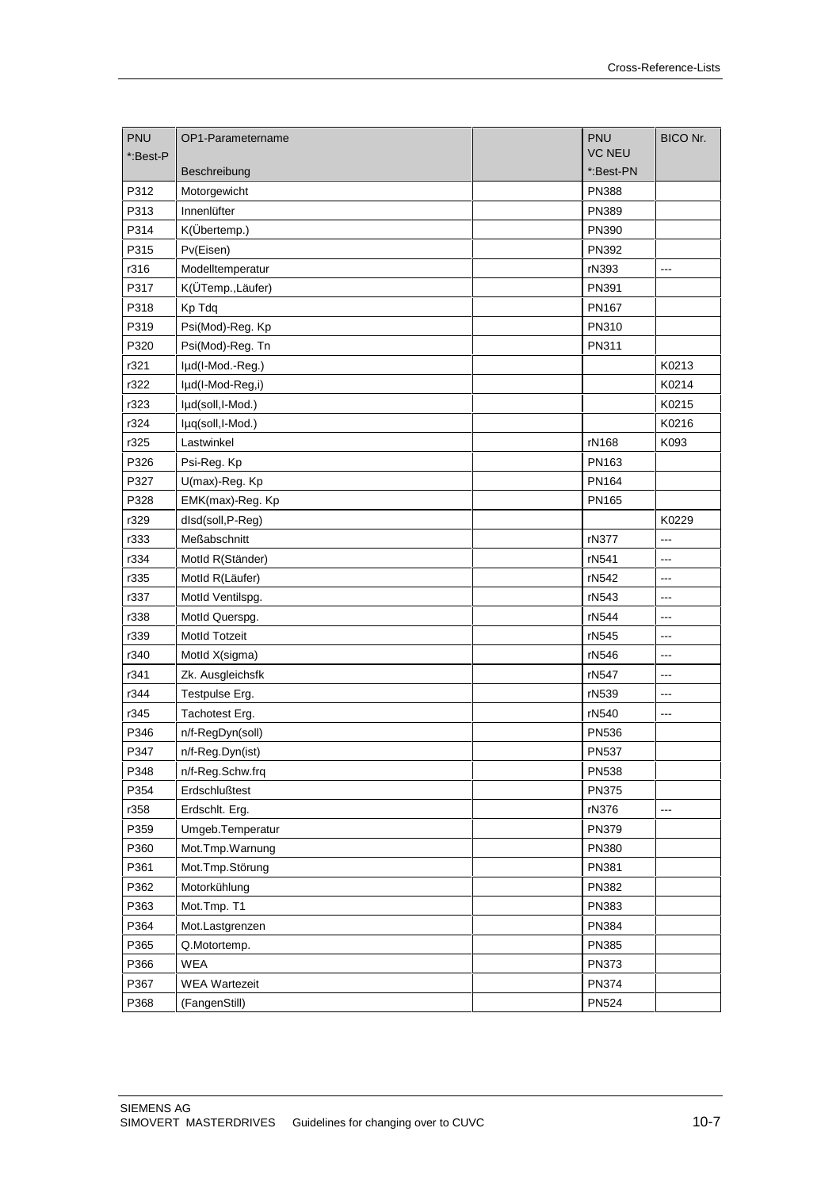| PNU *:Best-P | OP1-Parametername Beschreibung | | PNU VC NEU *:Best-PN | BICO Nr. |
|---|---|---|---|---|
| P312 | Motorgewicht | | PN388 | |
| P313 | Innenlüfter | | PN389 | |
| P314 | K(Übertemp.) | | PN390 | |
| P315 | Pv(Eisen) | | PN392 | |
| r316 | Modelltemperatur | | rN393 | --- |
| P317 | K(ÜTemp.,Läufer) | | PN391 | |
| P318 | Kp Tdq | | PN167 | |
| P319 | Psi(Mod)-Reg. Kp | | PN310 | |
| P320 | Psi(Mod)-Reg. Tn | | PN311 | |
| r321 | Iµd(I-Mod.-Reg.) | | | K0213 |
| r322 | Iµd(I-Mod-Reg,i) | | | K0214 |
| r323 | Iµd(soll,I-Mod.) | | | K0215 |
| r324 | Iµq(soll,I-Mod.) | | | K0216 |
| r325 | Lastwinkel | | rN168 | K093 |
| P326 | Psi-Reg. Kp | | PN163 | |
| P327 | U(max)-Reg. Kp | | PN164 | |
| P328 | EMK(max)-Reg. Kp | | PN165 | |
| r329 | dIsd(soll,P-Reg) | | | K0229 |
| r333 | Meßabschnitt | | rN377 | --- |
| r334 | MotId R(Ständer) | | rN541 | --- |
| r335 | MotId R(Läufer) | | rN542 | --- |
| r337 | MotId Ventilspg. | | rN543 | --- |
| r338 | MotId Querspg. | | rN544 | --- |
| r339 | MotId Totzeit | | rN545 | --- |
| r340 | MotId X(sigma) | | rN546 | --- |
| r341 | Zk. Ausgleichsfk | | rN547 | --- |
| r344 | Testpulse Erg. | | rN539 | --- |
| r345 | Tachotest Erg. | | rN540 | --- |
| P346 | n/f-RegDyn(soll) | | PN536 | |
| P347 | n/f-Reg.Dyn(ist) | | PN537 | |
| P348 | n/f-Reg.Schw.frq | | PN538 | |
| P354 | Erdschlußtest | | PN375 | |
| r358 | Erdschlt. Erg. | | rN376 | --- |
| P359 | Umgeb.Temperatur | | PN379 | |
| P360 | Mot.Tmp.Warnung | | PN380 | |
| P361 | Mot.Tmp.Störung | | PN381 | |
| P362 | Motorkühlung | | PN382 | |
| P363 | Mot.Tmp. T1 | | PN383 | |
| P364 | Mot.Lastgrenzen | | PN384 | |
| P365 | Q.Motortemp. | | PN385 | |
| P366 | WEA | | PN373 | |
| P367 | WEA Wartezeit | | PN374 | |
| P368 | (FangenStill) | | PN524 | |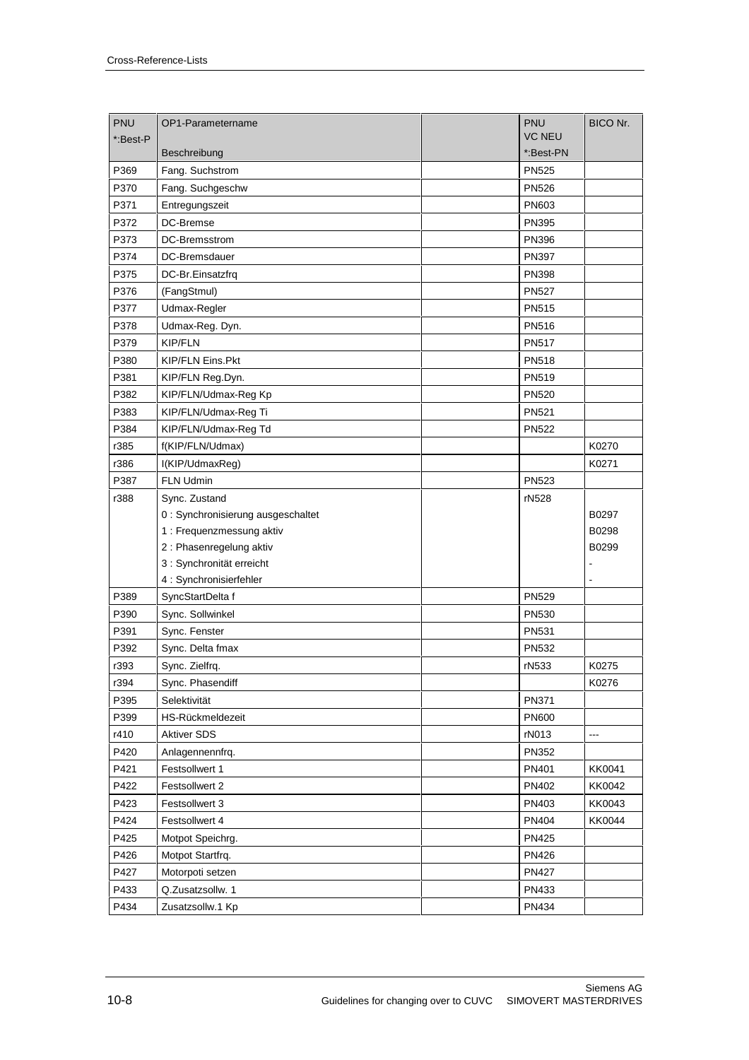| PNU *:Best-P | OP1-Parametername Beschreibung | | PNU VC NEU *:Best-PN | BICO Nr. |
|---|---|---|---|---|
| P369 | Fang. Suchstrom | | PN525 | |
| P370 | Fang. Suchgeschw | | PN526 | |
| P371 | Entregungszeit | | PN603 | |
| P372 | DC-Bremse | | PN395 | |
| P373 | DC-Bremsstrom | | PN396 | |
| P374 | DC-Bremsdauer | | PN397 | |
| P375 | DC-Br.Einsatzfrq | | PN398 | |
| P376 | (FangStmul) | | PN527 | |
| P377 | Udmax-Regler | | PN515 | |
| P378 | Udmax-Reg. Dyn. | | PN516 | |
| P379 | KIP/FLN | | PN517 | |
| P380 | KIP/FLN Eins.Pkt | | PN518 | |
| P381 | KIP/FLN Reg.Dyn. | | PN519 | |
| P382 | KIP/FLN/Udmax-Reg Kp | | PN520 | |
| P383 | KIP/FLN/Udmax-Reg Ti | | PN521 | |
| P384 | KIP/FLN/Udmax-Reg Td | | PN522 | |
| r385 | f(KIP/FLN/Udmax) | | | K0270 |
| r386 | I(KIP/UdmaxReg) | | | K0271 |
| P387 | FLN Udmin | | PN523 | |
| r388 | Sync. Zustand | | rN528 | |
| | 0 : Synchronisierung ausgeschaltet | | | B0297 |
| | 1 : Frequenzmessung aktiv | | | B0298 |
| | 2 : Phasenregelung aktiv | | | B0299 |
| | 3 : Synchronität erreicht | | | - |
| | 4 : Synchronisierfehler | | | - |
| P389 | SyncStartDelta f | | PN529 | |
| P390 | Sync. Sollwinkel | | PN530 | |
| P391 | Sync. Fenster | | PN531 | |
| P392 | Sync. Delta fmax | | PN532 | |
| r393 | Sync. Zielfrq. | | rN533 | K0275 |
| r394 | Sync. Phasendiff | | | K0276 |
| P395 | Selektivität | | PN371 | |
| P399 | HS-Rückmeldezeit | | PN600 | |
| r410 | Aktiver SDS | | rN013 | --- |
| P420 | Anlagennennfrq. | | PN352 | |
| P421 | Festsollwert 1 | | PN401 | KK0041 |
| P422 | Festsollwert 2 | | PN402 | KK0042 |
| P423 | Festsollwert 3 | | PN403 | KK0043 |
| P424 | Festsollwert 4 | | PN404 | KK0044 |
| P425 | Motpot Speichrg. | | PN425 | |
| P426 | Motpot Startfrq. | | PN426 | |
| P427 | Motorpoti setzen | | PN427 | |
| P433 | Q.Zusatzsollw. 1 | | PN433 | |
| P434 | Zusatzsollw.1 Kp | | PN434 | |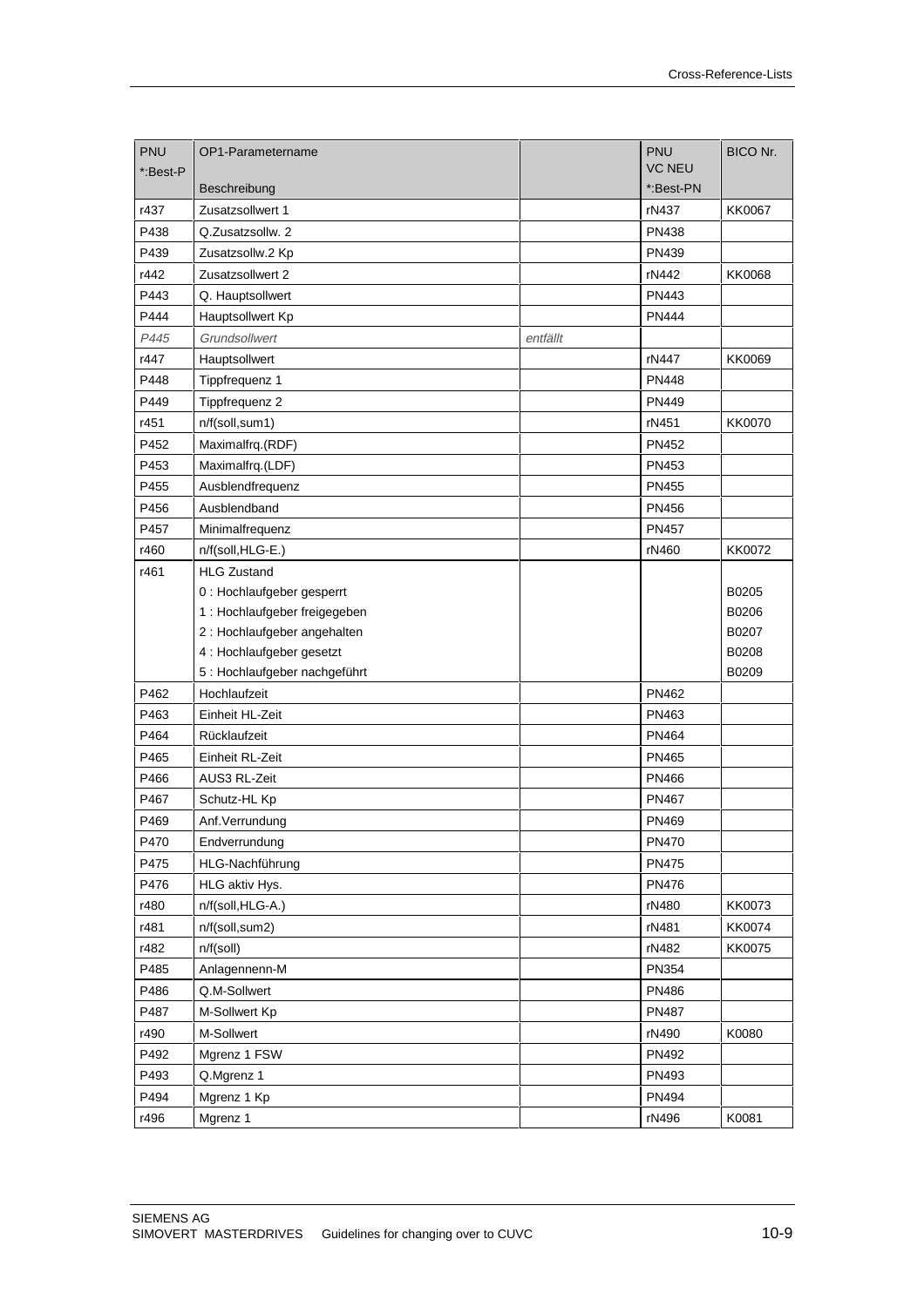| PNU<br>*:Best-P | OP1-Parametername<br>Beschreibung | | PNU<br>VC NEU<br>*:Best-PN | BICO Nr. |
|---|---|---|---|---|
| r437 | Zusatzsollwert 1 | | rN437 | KK0067 |
| P438 | Q.Zusatzsollw. 2 | | PN438 | |
| P439 | Zusatzsollw.2 Kp | | PN439 | |
| r442 | Zusatzsollwert 2 | | rN442 | KK0068 |
| P443 | Q. Hauptsollwert | | PN443 | |
| P444 | Hauptsollwert Kp | | PN444 | |
| *P445* | *Grundsollwert* | *entfällt* | | |
| r447 | Hauptsollwert | | rN447 | KK0069 |
| P448 | Tippfrequenz 1 | | PN448 | |
| P449 | Tippfrequenz 2 | | PN449 | |
| r451 | n/f(soll,sum1) | | rN451 | KK0070 |
| P452 | Maximalfrq.(RDF) | | PN452 | |
| P453 | Maximalfrq.(LDF) | | PN453 | |
| P455 | Ausblendfrequenz | | PN455 | |
| P456 | Ausblendband | | PN456 | |
| P457 | Minimalfrequenz | | PN457 | |
| r460 | n/f(soll,HLG-E.) | | rN460 | KK0072 |
| r461 | HLG Zustand | | | |
| | 0 : Hochlaufgeber gesperrt | | | B0205 |
| | 1 : Hochlaufgeber freigegeben | | | B0206 |
| | 2 : Hochlaufgeber angehalten | | | B0207 |
| | 4 : Hochlaufgeber gesetzt | | | B0208 |
| | 5 : Hochlaufgeber nachgeführt | | | B0209 |
| P462 | Hochlaufzeit | | PN462 | |
| P463 | Einheit HL-Zeit | | PN463 | |
| P464 | Rücklaufzeit | | PN464 | |
| P465 | Einheit RL-Zeit | | PN465 | |
| P466 | AUS3 RL-Zeit | | PN466 | |
| P467 | Schutz-HL Kp | | PN467 | |
| P469 | Anf.Verrundung | | PN469 | |
| P470 | Endverrundung | | PN470 | |
| P475 | HLG-Nachführung | | PN475 | |
| P476 | HLG aktiv Hys. | | PN476 | |
| r480 | n/f(soll,HLG-A.) | | rN480 | KK0073 |
| r481 | n/f(soll,sum2) | | rN481 | KK0074 |
| r482 | n/f(soll) | | rN482 | KK0075 |
| P485 | Anlagennenn-M | | PN354 | |
| P486 | Q.M-Sollwert | | PN486 | |
| P487 | M-Sollwert Kp | | PN487 | |
| r490 | M-Sollwert | | rN490 | K0080 |
| P492 | Mgrenz 1 FSW | | PN492 | |
| P493 | Q.Mgrenz 1 | | PN493 | |
| P494 | Mgrenz 1 Kp | | PN494 | |
| r496 | Mgrenz 1 | | rN496 | K0081 |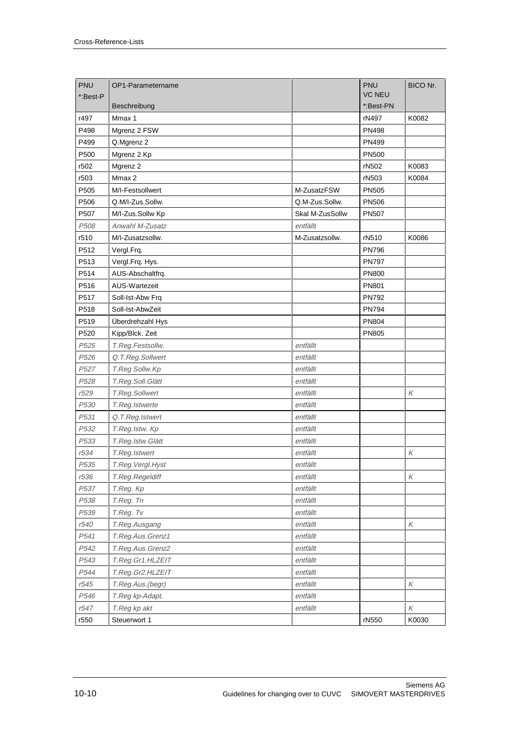| PNU<br>*:Best-P | OP1-Parametername<br><br>Beschreibung | | PNU<br>VC NEU<br>*:Best-PN | BICO Nr. |
|---|---|---|---|---|
| r497 | Mmax 1 | | rN497 | K0082 |
| P498 | Mgrenz 2 FSW | | PN498 | |
| P499 | Q.Mgrenz 2 | | PN499 | |
| P500 | Mgrenz 2 Kp | | PN500 | |
| r502 | Mgrenz 2 | | rN502 | K0083 |
| r503 | Mmax 2 | | rN503 | K0084 |
| P505 | M/I-Festsollwert | M-ZusatzFSW | PN505 | |
| P506 | Q.M/I-Zus.Sollw. | Q.M-Zus.Sollw. | PN506 | |
| P507 | M/I-Zus.Sollw Kp | Skal M-ZusSollw | PN507 | |
| *P508* | *Anwahl M-Zusatz* | *entfällt* | | |
| r510 | M/I-Zusatzsollw. | M-Zusatzsollw. | rN510 | K0086 |
| P512 | Vergl.Frq. | | PN796 | |
| P513 | Vergl.Frq. Hys. | | PN797 | |
| P514 | AUS-Abschaltfrq. | | PN800 | |
| P516 | AUS-Wartezeit | | PN801 | |
| P517 | Soll-Ist-Abw Frq | | PN792 | |
| P518 | Soll-Ist-AbwZeit | | PN794 | |
| P519 | Überdrehzahl Hys | | PN804 | |
| P520 | Kipp/Blck. Zeit | | PN805 | |
| *P525* | *T.Reg.Festsollw.* | *entfällt* | | |
| *P526* | *Q.T.Reg.Sollwert* | *entfällt* | | |
| *P527* | *T.Reg Sollw.Kp* | *entfällt* | | |
| *P528* | *T.Reg.Soll.Glätt* | *entfällt* | | |
| *r529* | *T.Reg.Sollwert* | *entfällt* | | *K* |
| *P530* | *T.Reg.Istwerte* | *entfällt* | | |
| *P531* | *Q.T.Reg.Istwert* | *entfällt* | | |
| *P532* | *T.Reg.Istw. Kp* | *entfällt* | | |
| *P533* | *T.Reg.Istw.Glätt* | *entfällt* | | |
| *r534* | *T.Reg.Istwert* | *entfällt* | | *K* |
| *P535* | *T.Reg.Vergl.Hyst* | *entfällt* | | |
| *r536* | *T.Reg.Regeldiff* | *entfällt* | | *K* |
| *P537* | *T.Reg. Kp* | *entfällt* | | |
| *P538* | *T.Reg. Tn* | *entfällt* | | |
| *P539* | *T.Reg. Tv* | *entfällt* | | |
| *r540* | *T.Reg.Ausgang* | *entfällt* | | *K* |
| *P541* | *T.Reg.Aus.Grenz1* | *entfällt* | | |
| *P542* | *T.Reg.Aus.Grenz2* | *entfällt* | | |
| *P543* | *T.Reg.Gr1.HLZEIT* | *entfällt* | | |
| *P544* | *T.Reg.Gr2.HLZEIT* | *entfällt* | | |
| *r545* | *T.Reg.Aus.(begr)* | *entfällt* | | *K* |
| *P546* | *T.Reg kp-Adapt.* | *entfällt* | | |
| *r547* | *T.Reg kp akt* | *entfällt* | | *K* |
| r550 | Steuerwort 1 | | rN550 | K0030 |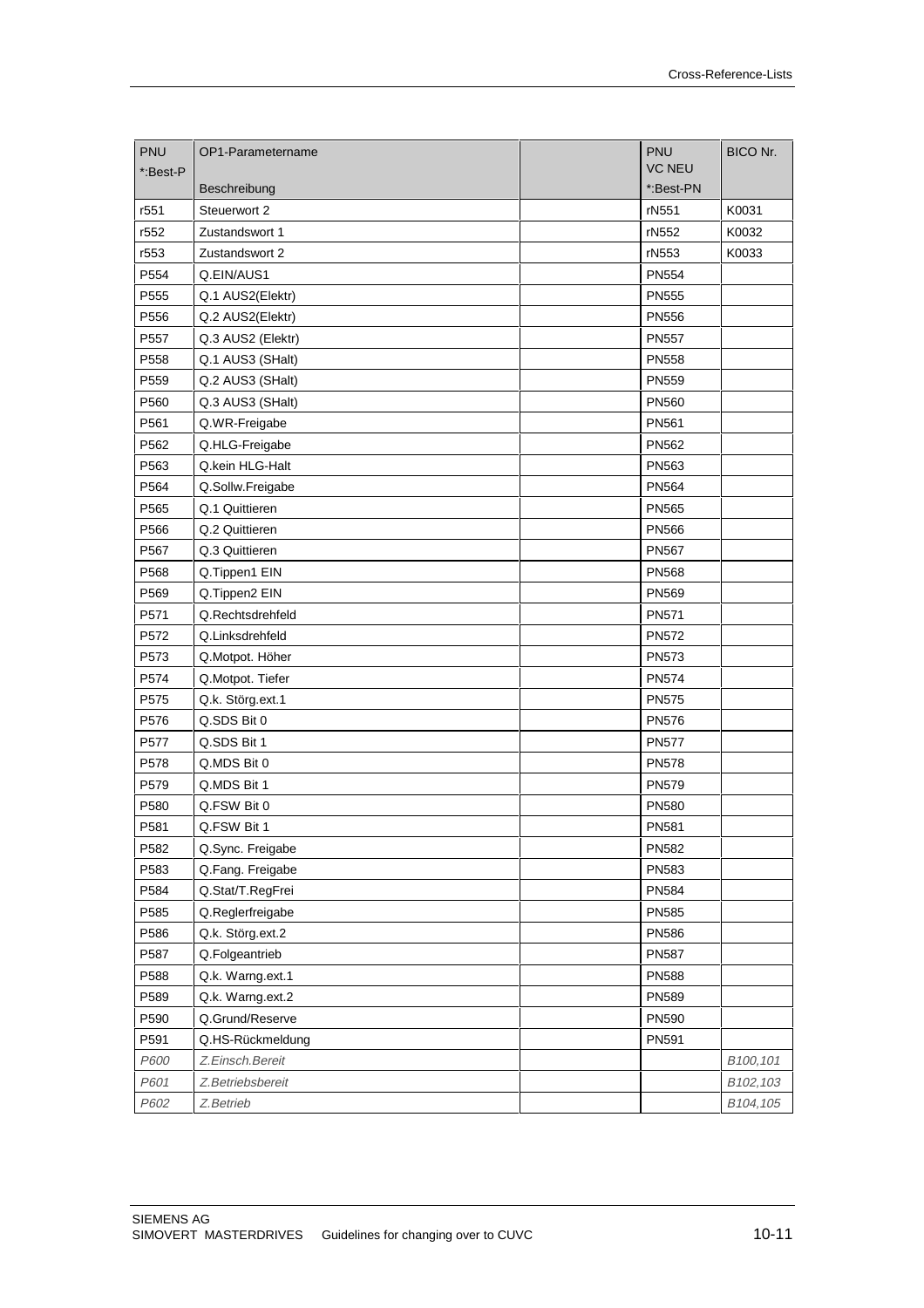| PNU<br>*:Best-P | OP1-Parametername<br>Beschreibung | | PNU<br>VC NEU<br>*:Best-PN | BICO Nr. |
|---|---|---|---|---|
| r551 | Steuerwort 2 | | rN551 | K0031 |
| r552 | Zustandswort 1 | | rN552 | K0032 |
| r553 | Zustandswort 2 | | rN553 | K0033 |
| P554 | Q.EIN/AUS1 | | PN554 | |
| P555 | Q.1 AUS2(Elektr) | | PN555 | |
| P556 | Q.2 AUS2(Elektr) | | PN556 | |
| P557 | Q.3 AUS2 (Elektr) | | PN557 | |
| P558 | Q.1 AUS3 (SHalt) | | PN558 | |
| P559 | Q.2 AUS3 (SHalt) | | PN559 | |
| P560 | Q.3 AUS3 (SHalt) | | PN560 | |
| P561 | Q.WR-Freigabe | | PN561 | |
| P562 | Q.HLG-Freigabe | | PN562 | |
| P563 | Q.kein HLG-Halt | | PN563 | |
| P564 | Q.Sollw.Freigabe | | PN564 | |
| P565 | Q.1 Quittieren | | PN565 | |
| P566 | Q.2 Quittieren | | PN566 | |
| P567 | Q.3 Quittieren | | PN567 | |
| P568 | Q.Tippen1 EIN | | PN568 | |
| P569 | Q.Tippen2 EIN | | PN569 | |
| P571 | Q.Rechtsdrehfeld | | PN571 | |
| P572 | Q.Linksdrehfeld | | PN572 | |
| P573 | Q.Motpot. Höher | | PN573 | |
| P574 | Q.Motpot. Tiefer | | PN574 | |
| P575 | Q.k. Störg.ext.1 | | PN575 | |
| P576 | Q.SDS Bit 0 | | PN576 | |
| P577 | Q.SDS Bit 1 | | PN577 | |
| P578 | Q.MDS Bit 0 | | PN578 | |
| P579 | Q.MDS Bit 1 | | PN579 | |
| P580 | Q.FSW Bit 0 | | PN580 | |
| P581 | Q.FSW Bit 1 | | PN581 | |
| P582 | Q.Sync. Freigabe | | PN582 | |
| P583 | Q.Fang. Freigabe | | PN583 | |
| P584 | Q.Stat/T.RegFrei | | PN584 | |
| P585 | Q.Reglerfreigabe | | PN585 | |
| P586 | Q.k. Störg.ext.2 | | PN586 | |
| P587 | Q.Folgeantrieb | | PN587 | |
| P588 | Q.k. Warng.ext.1 | | PN588 | |
| P589 | Q.k. Warng.ext.2 | | PN589 | |
| P590 | Q.Grund/Reserve | | PN590 | |
| P591 | Q.HS-Rückmeldung | | PN591 | |
| *P600* | *Z.Einsch.Bereit* | | | *B100,101* |
| *P601* | *Z.Betriebsbereit* | | | *B102,103* |
| *P602* | *Z.Betrieb* | | | *B104,105* |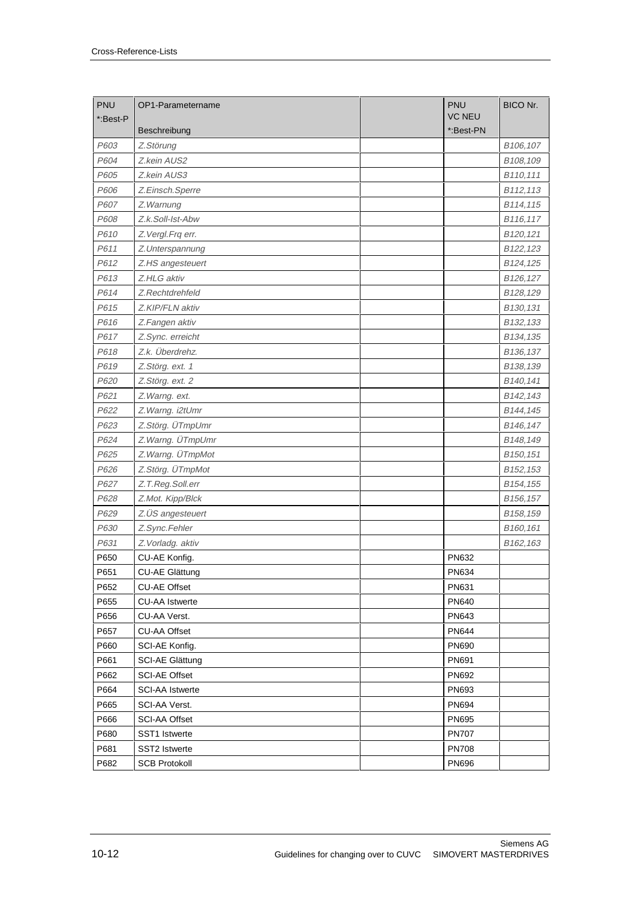| PNU<br>*:Best-P | OP1-Parametername<br>Beschreibung | | PNU<br>VC NEU<br>*:Best-PN | BICO Nr. |
|---|---|---|---|---|
| *P603* | *Z.Störung* | | | *B106,107* |
| *P604* | *Z.kein AUS2* | | | *B108,109* |
| *P605* | *Z.kein AUS3* | | | *B110,111* |
| *P606* | *Z.Einsch.Sperre* | | | *B112,113* |
| *P607* | *Z.Warnung* | | | *B114,115* |
| *P608* | *Z.k.Soll-Ist-Abw* | | | *B116,117* |
| *P610* | *Z.Vergl.Frq err.* | | | *B120,121* |
| *P611* | *Z.Unterspannung* | | | *B122,123* |
| *P612* | *Z.HS angesteuert* | | | *B124,125* |
| *P613* | *Z.HLG aktiv* | | | *B126,127* |
| *P614* | *Z.Rechtdrehfeld* | | | *B128,129* |
| *P615* | *Z.KIP/FLN aktiv* | | | *B130,131* |
| *P616* | *Z.Fangen aktiv* | | | *B132,133* |
| *P617* | *Z.Sync. erreicht* | | | *B134,135* |
| *P618* | *Z.k. Überdrehz.* | | | *B136,137* |
| *P619* | *Z.Störg. ext. 1* | | | *B138,139* |
| *P620* | *Z.Störg. ext. 2* | | | *B140,141* |
| *P621* | *Z.Warng. ext.* | | | *B142,143* |
| *P622* | *Z.Warng. i2tUmr* | | | *B144,145* |
| *P623* | *Z.Störg. ÜTmpUmr* | | | *B146,147* |
| *P624* | *Z.Warng. ÜTmpUmr* | | | *B148,149* |
| *P625* | *Z.Warng. ÜTmpMot* | | | *B150,151* |
| *P626* | *Z.Störg. ÜTmpMot* | | | *B152,153* |
| *P627* | *Z.T.Reg.Soll.err* | | | *B154,155* |
| *P628* | *Z.Mot. Kipp/Blck* | | | *B156,157* |
| *P629* | *Z.ÜS angesteuert* | | | *B158,159* |
| *P630* | *Z.Sync.Fehler* | | | *B160,161* |
| *P631* | *Z.Vorladg. aktiv* | | | *B162,163* |
| P650 | CU-AE Konfig. | | PN632 | |
| P651 | CU-AE Glättung | | PN634 | |
| P652 | CU-AE Offset | | PN631 | |
| P655 | CU-AA Istwerte | | PN640 | |
| P656 | CU-AA Verst. | | PN643 | |
| P657 | CU-AA Offset | | PN644 | |
| P660 | SCI-AE Konfig. | | PN690 | |
| P661 | SCI-AE Glättung | | PN691 | |
| P662 | SCI-AE Offset | | PN692 | |
| P664 | SCI-AA Istwerte | | PN693 | |
| P665 | SCI-AA Verst. | | PN694 | |
| P666 | SCI-AA Offset | | PN695 | |
| P680 | SST1 Istwerte | | PN707 | |
| P681 | SST2 Istwerte | | PN708 | |
| P682 | SCB Protokoll | | PN696 | |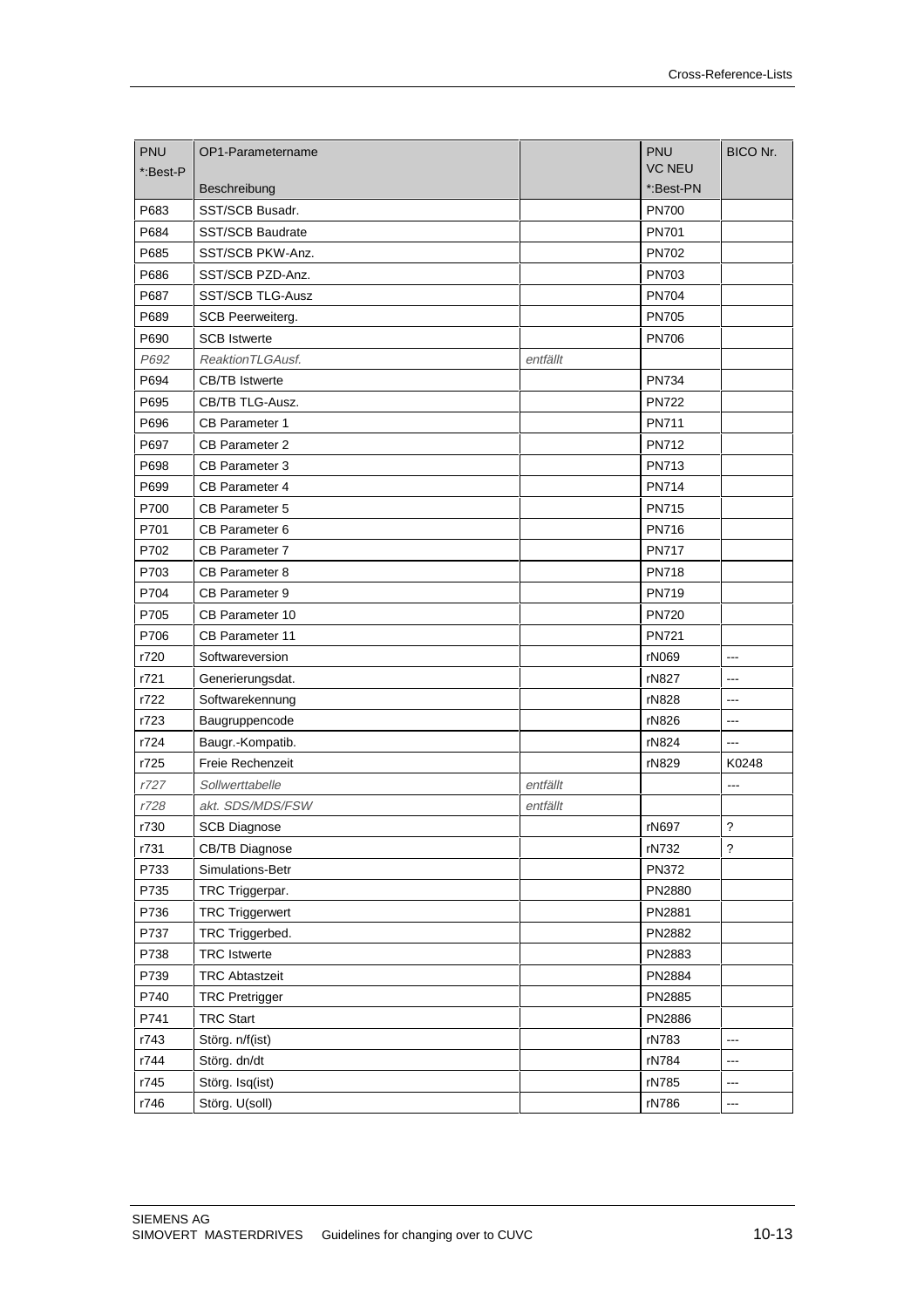| PNU<br>*:Best-P | OP1-Parametername<br>Beschreibung | | PNU<br>VC NEU<br>*:Best-PN | BICO Nr. |
|---|---|---|---|---|
| P683 | SST/SCB Busadr. | | PN700 | |
| P684 | SST/SCB Baudrate | | PN701 | |
| P685 | SST/SCB PKW-Anz. | | PN702 | |
| P686 | SST/SCB PZD-Anz. | | PN703 | |
| P687 | SST/SCB TLG-Ausz | | PN704 | |
| P689 | SCB Peerweiterg. | | PN705 | |
| P690 | SCB Istwerte | | PN706 | |
| *P692* | *ReaktionTLGAusf.* | *entfällt* | | |
| P694 | CB/TB Istwerte | | PN734 | |
| P695 | CB/TB TLG-Ausz. | | PN722 | |
| P696 | CB Parameter 1 | | PN711 | |
| P697 | CB Parameter 2 | | PN712 | |
| P698 | CB Parameter 3 | | PN713 | |
| P699 | CB Parameter 4 | | PN714 | |
| P700 | CB Parameter 5 | | PN715 | |
| P701 | CB Parameter 6 | | PN716 | |
| P702 | CB Parameter 7 | | PN717 | |
| P703 | CB Parameter 8 | | PN718 | |
| P704 | CB Parameter 9 | | PN719 | |
| P705 | CB Parameter 10 | | PN720 | |
| P706 | CB Parameter 11 | | PN721 | |
| r720 | Softwareversion | | rN069 | --- |
| r721 | Generierungsdat. | | rN827 | --- |
| r722 | Softwarekennung | | rN828 | --- |
| r723 | Baugruppencode | | rN826 | --- |
| r724 | Baugr.-Kompatib. | | rN824 | --- |
| r725 | Freie Rechenzeit | | rN829 | K0248 |
| *r727* | *Sollwerttabelle* | *entfällt* | | --- |
| *r728* | *akt. SDS/MDS/FSW* | *entfällt* | | |
| r730 | SCB Diagnose | | rN697 | ? |
| r731 | CB/TB Diagnose | | rN732 | ? |
| P733 | Simulations-Betr | | PN372 | |
| P735 | TRC Triggerpar. | | PN2880 | |
| P736 | TRC Triggerwert | | PN2881 | |
| P737 | TRC Triggerbed. | | PN2882 | |
| P738 | TRC Istwerte | | PN2883 | |
| P739 | TRC Abtastzeit | | PN2884 | |
| P740 | TRC Pretrigger | | PN2885 | |
| P741 | TRC Start | | PN2886 | |
| r743 | Störg. n/f(ist) | | rN783 | --- |
| r744 | Störg. dn/dt | | rN784 | --- |
| r745 | Störg. Isq(ist) | | rN785 | --- |
| r746 | Störg. U(soll) | | rN786 | --- |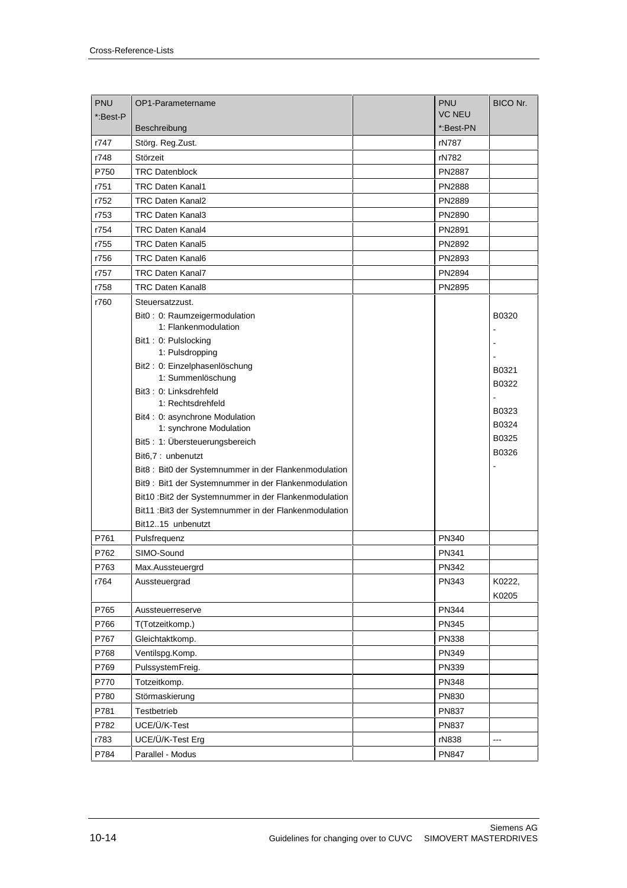| PNU *:Best-P | OP1-Parametername Beschreibung | | PNU VC NEU *:Best-PN | BICO Nr. |
|---|---|---|---|---|
| r747 | Störg. Reg.Zust. | | rN787 | |
| r748 | Störzeit | | rN782 | |
| P750 | TRC Datenblock | | PN2887 | |
| r751 | TRC Daten Kanal1 | | PN2888 | |
| r752 | TRC Daten Kanal2 | | PN2889 | |
| r753 | TRC Daten Kanal3 | | PN2890 | |
| r754 | TRC Daten Kanal4 | | PN2891 | |
| r755 | TRC Daten Kanal5 | | PN2892 | |
| r756 | TRC Daten Kanal6 | | PN2893 | |
| r757 | TRC Daten Kanal7 | | PN2894 | |
| r758 | TRC Daten Kanal8 | | PN2895 | |
| r760 | Steuersatzzust.<br>Bit0 : 0: Raumzeigermodulation<br>1: Flankenmodulation<br>Bit1 : 0: Pulslocking<br>1: Pulsdropping<br>Bit2 : 0: Einzelphasenlöschung<br>1: Summenlöschung<br>Bit3 : 0: Linksdrehfeld<br>1: Rechtsdrehfeld<br>Bit4 : 0: asynchrone Modulation<br>1: synchrone Modulation<br>Bit5 : 1: Übersteuerungsbereich<br>Bit6,7 : unbenutzt<br>Bit8 : Bit0 der Systemnummer in der Flankenmodulation<br>Bit9 : Bit1 der Systemnummer in der Flankenmodulation<br>Bit10 :Bit2 der Systemnummer in der Flankenmodulation<br>Bit11 :Bit3 der Systemnummer in der Flankenmodulation<br>Bit12..15 unbenutzt | | | B0320<br>-<br>-<br>-<br>B0321<br>B0322<br>-<br>B0323<br>B0324<br>B0325<br>B0326<br>- |
| P761 | Pulsfrequenz | | PN340 | |
| P762 | SIMO-Sound | | PN341 | |
| P763 | Max.Aussteuergrd | | PN342 | |
| r764 | Aussteuergrad | | PN343 | K0222,<br>K0205 |
| P765 | Aussteuerreserve | | PN344 | |
| P766 | T(Totzeitkomp.) | | PN345 | |
| P767 | Gleichtaktkomp. | | PN338 | |
| P768 | Ventilspg.Komp. | | PN349 | |
| P769 | PulssystemFreig. | | PN339 | |
| P770 | Totzeitkomp. | | PN348 | |
| P780 | Störmaskierung | | PN830 | |
| P781 | Testbetrieb | | PN837 | |
| P782 | UCE/Ü/K-Test | | PN837 | |
| r783 | UCE/Ü/K-Test Erg | | rN838 | --- |
| P784 | Parallel - Modus | | PN847 | |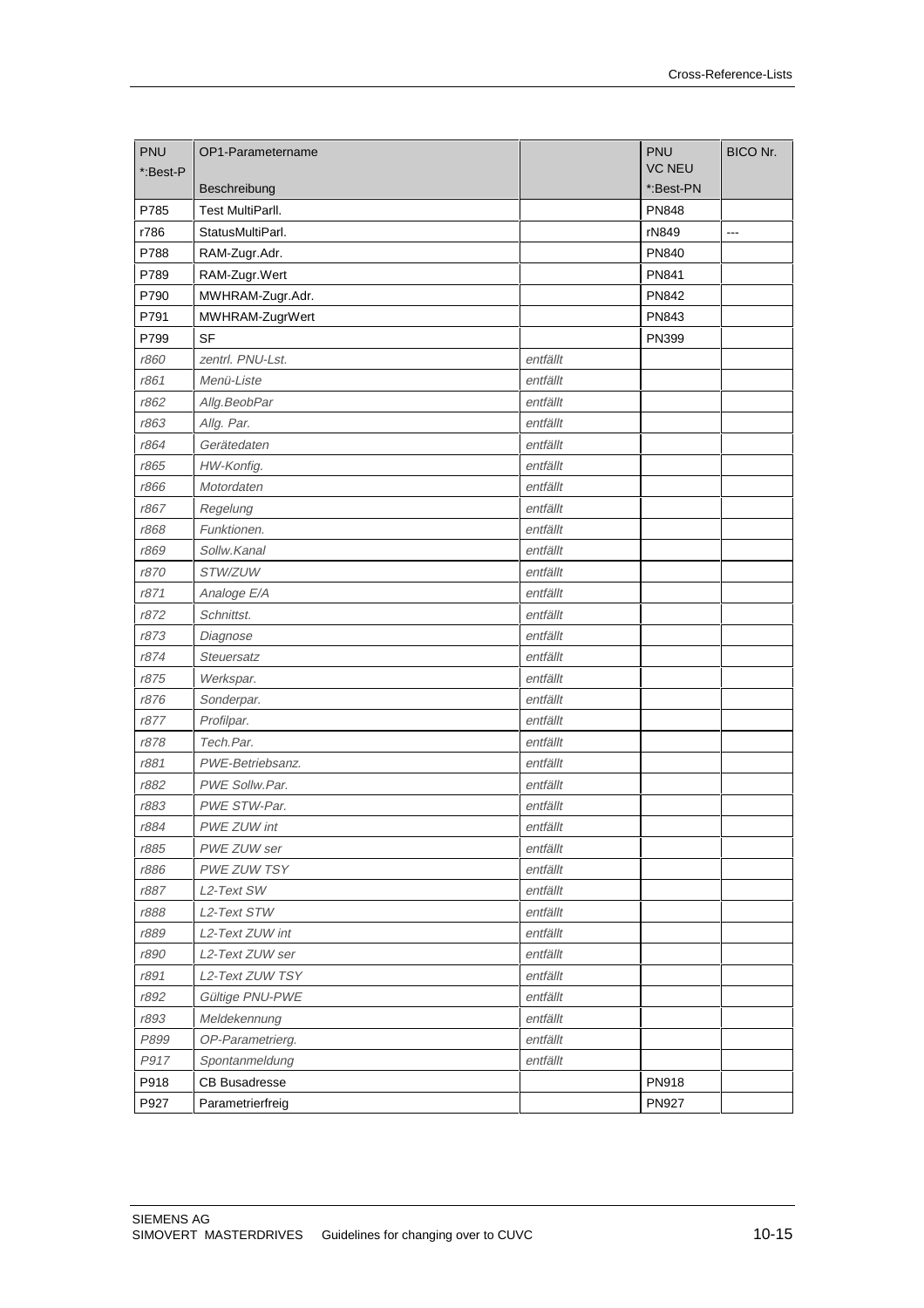| PNU *:Best-P | OP1-Parametername Beschreibung | | PNU VC NEU *:Best-PN | BICO Nr. |
|---|---|---|---|---|
| P785 | Test MultiParll. | | PN848 | |
| r786 | StatusMultiParl. | | rN849 | --- |
| P788 | RAM-Zugr.Adr. | | PN840 | |
| P789 | RAM-Zugr.Wert | | PN841 | |
| P790 | MWHRAM-Zugr.Adr. | | PN842 | |
| P791 | MWHRAM-ZugrWert | | PN843 | |
| P799 | SF | | PN399 | |
| *r860* | *zentrl. PNU-Lst.* | *entfällt* | | |
| *r861* | *Menü-Liste* | *entfällt* | | |
| *r862* | *Allg.BeobPar* | *entfällt* | | |
| *r863* | *Allg. Par.* | *entfällt* | | |
| *r864* | *Gerätedaten* | *entfällt* | | |
| *r865* | *HW-Konfig.* | *entfällt* | | |
| *r866* | *Motordaten* | *entfällt* | | |
| *r867* | *Regelung* | *entfällt* | | |
| *r868* | *Funktionen.* | *entfällt* | | |
| *r869* | *Sollw.Kanal* | *entfällt* | | |
| *r870* | *STW/ZUW* | *entfällt* | | |
| *r871* | *Analoge E/A* | *entfällt* | | |
| *r872* | *Schnittst.* | *entfällt* | | |
| *r873* | *Diagnose* | *entfällt* | | |
| *r874* | *Steuersatz* | *entfällt* | | |
| *r875* | *Werkspar.* | *entfällt* | | |
| *r876* | *Sonderpar.* | *entfällt* | | |
| *r877* | *Profilpar.* | *entfällt* | | |
| *r878* | *Tech.Par.* | *entfällt* | | |
| *r881* | *PWE-Betriebsanz.* | *entfällt* | | |
| *r882* | *PWE Sollw.Par.* | *entfällt* | | |
| *r883* | *PWE STW-Par.* | *entfällt* | | |
| *r884* | *PWE ZUW int* | *entfällt* | | |
| *r885* | *PWE ZUW ser* | *entfällt* | | |
| *r886* | *PWE ZUW TSY* | *entfällt* | | |
| *r887* | *L2-Text SW* | *entfällt* | | |
| *r888* | *L2-Text STW* | *entfällt* | | |
| *r889* | *L2-Text ZUW int* | *entfällt* | | |
| *r890* | *L2-Text ZUW ser* | *entfällt* | | |
| *r891* | *L2-Text ZUW TSY* | *entfällt* | | |
| *r892* | *Gültige PNU-PWE* | *entfällt* | | |
| *r893* | *Meldekennung* | *entfällt* | | |
| *P899* | *OP-Parametrierg.* | *entfällt* | | |
| *P917* | *Spontanmeldung* | *entfällt* | | |
| P918 | CB Busadresse | | PN918 | |
| P927 | Parametrierfreig | | PN927 | |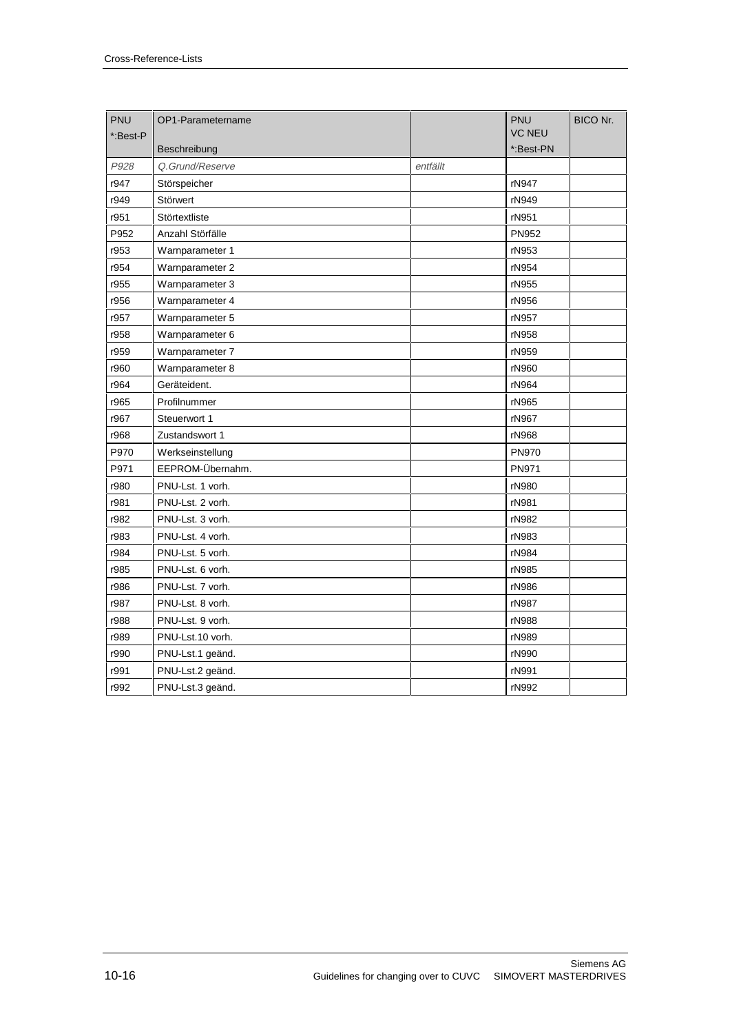| PNU *:Best-P | OP1-Parametername Beschreibung | | PNU VC NEU *:Best-PN | BICO Nr. |
|---|---|---|---|---|
| *P928* | *Q.Grund/Reserve* | *entfällt* | | |
| r947 | Störspeicher | | rN947 | |
| r949 | Störwert | | rN949 | |
| r951 | Störtextliste | | rN951 | |
| P952 | Anzahl Störfälle | | PN952 | |
| r953 | Warnparameter 1 | | rN953 | |
| r954 | Warnparameter 2 | | rN954 | |
| r955 | Warnparameter 3 | | rN955 | |
| r956 | Warnparameter 4 | | rN956 | |
| r957 | Warnparameter 5 | | rN957 | |
| r958 | Warnparameter 6 | | rN958 | |
| r959 | Warnparameter 7 | | rN959 | |
| r960 | Warnparameter 8 | | rN960 | |
| r964 | Geräteident. | | rN964 | |
| r965 | Profilnummer | | rN965 | |
| r967 | Steuerwort 1 | | rN967 | |
| r968 | Zustandswort 1 | | rN968 | |
| P970 | Werkseinstellung | | PN970 | |
| P971 | EEPROM-Übernahm. | | PN971 | |
| r980 | PNU-Lst. 1 vorh. | | rN980 | |
| r981 | PNU-Lst. 2 vorh. | | rN981 | |
| r982 | PNU-Lst. 3 vorh. | | rN982 | |
| r983 | PNU-Lst. 4 vorh. | | rN983 | |
| r984 | PNU-Lst. 5 vorh. | | rN984 | |
| r985 | PNU-Lst. 6 vorh. | | rN985 | |
| r986 | PNU-Lst. 7 vorh. | | rN986 | |
| r987 | PNU-Lst. 8 vorh. | | rN987 | |
| r988 | PNU-Lst. 9 vorh. | | rN988 | |
| r989 | PNU-Lst.10 vorh. | | rN989 | |
| r990 | PNU-Lst.1 geänd. | | rN990 | |
| r991 | PNU-Lst.2 geänd. | | rN991 | |
| r992 | PNU-Lst.3 geänd. | | rN992 | |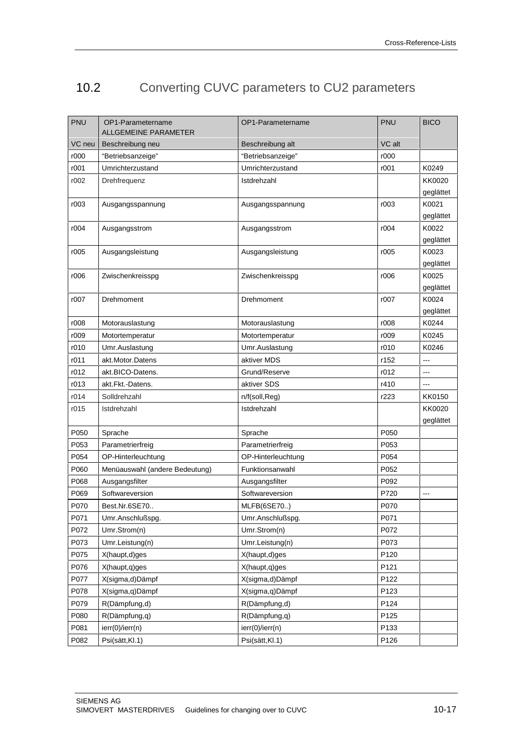## 10.2 Converting CUVC parameters to CU2 parameters

| PNU | OP1-Parametername ALLGEMEINE PARAMETER | OP1-Parametername | PNU | BICO |
|---|---|---|---|---|
| VC neu | Beschreibung neu | Beschreibung alt | VC alt | |
| r000 | "Betriebsanzeige" | "Betriebsanzeige" | r000 | |
| r001 | Umrichterzustand | Umrichterzustand | r001 | K0249 |
| r002 | Drehfrequenz | Istdrehzahl | | KK0020 geglättet |
| r003 | Ausgangsspannung | Ausgangsspannung | r003 | K0021 geglättet |
| r004 | Ausgangsstrom | Ausgangsstrom | r004 | K0022 geglättet |
| r005 | Ausgangsleistung | Ausgangsleistung | r005 | K0023 geglättet |
| r006 | Zwischenkreisspg | Zwischenkreisspg | r006 | K0025 geglättet |
| r007 | Drehmoment | Drehmoment | r007 | K0024 geglättet |
| r008 | Motorauslastung | Motorauslastung | r008 | K0244 |
| r009 | Motortemperatur | Motortemperatur | r009 | K0245 |
| r010 | Umr.Auslastung | Umr.Auslastung | r010 | K0246 |
| r011 | akt.Motor.Datens | aktiver MDS | r152 | --- |
| r012 | akt.BICO-Datens. | Grund/Reserve | r012 | --- |
| r013 | akt.Fkt.-Datens. | aktiver SDS | r410 | --- |
| r014 | Solldrehzahl | n/f(soll,Reg) | r223 | KK0150 |
| r015 | Istdrehzahl | Istdrehzahl | | KK0020 geglättet |
| P050 | Sprache | Sprache | P050 | |
| P053 | Parametrierfreig | Parametrierfreig | P053 | |
| P054 | OP-Hinterleuchtung | OP-Hinterleuchtung | P054 | |
| P060 | Menüauswahl (andere Bedeutung) | Funktionsanwahl | P052 | |
| P068 | Ausgangsfilter | Ausgangsfilter | P092 | |
| P069 | Softwareversion | Softwareversion | P720 | --- |
| P070 | Best.Nr.6SE70.. | MLFB(6SE70..) | P070 | |
| P071 | Umr.Anschlußspg. | Umr.Anschlußspg. | P071 | |
| P072 | Umr.Strom(n) | Umr.Strom(n) | P072 | |
| P073 | Umr.Leistung(n) | Umr.Leistung(n) | P073 | |
| P075 | X(haupt,d)ges | X(haupt,d)ges | P120 | |
| P076 | X(haupt,q)ges | X(haupt,q)ges | P121 | |
| P077 | X(sigma,d)Dämpf | X(sigma,d)Dämpf | P122 | |
| P078 | X(sigma,q)Dämpf | X(sigma,q)Dämpf | P123 | |
| P079 | R(Dämpfung,d) | R(Dämpfung,d) | P124 | |
| P080 | R(Dämpfung,q) | R(Dämpfung,q) | P125 | |
| P081 | ierr(0)/ierr(n) | ierr(0)/ierr(n) | P133 | |
| P082 | Psi(sätt,Kl.1) | Psi(sätt,Kl.1) | P126 | |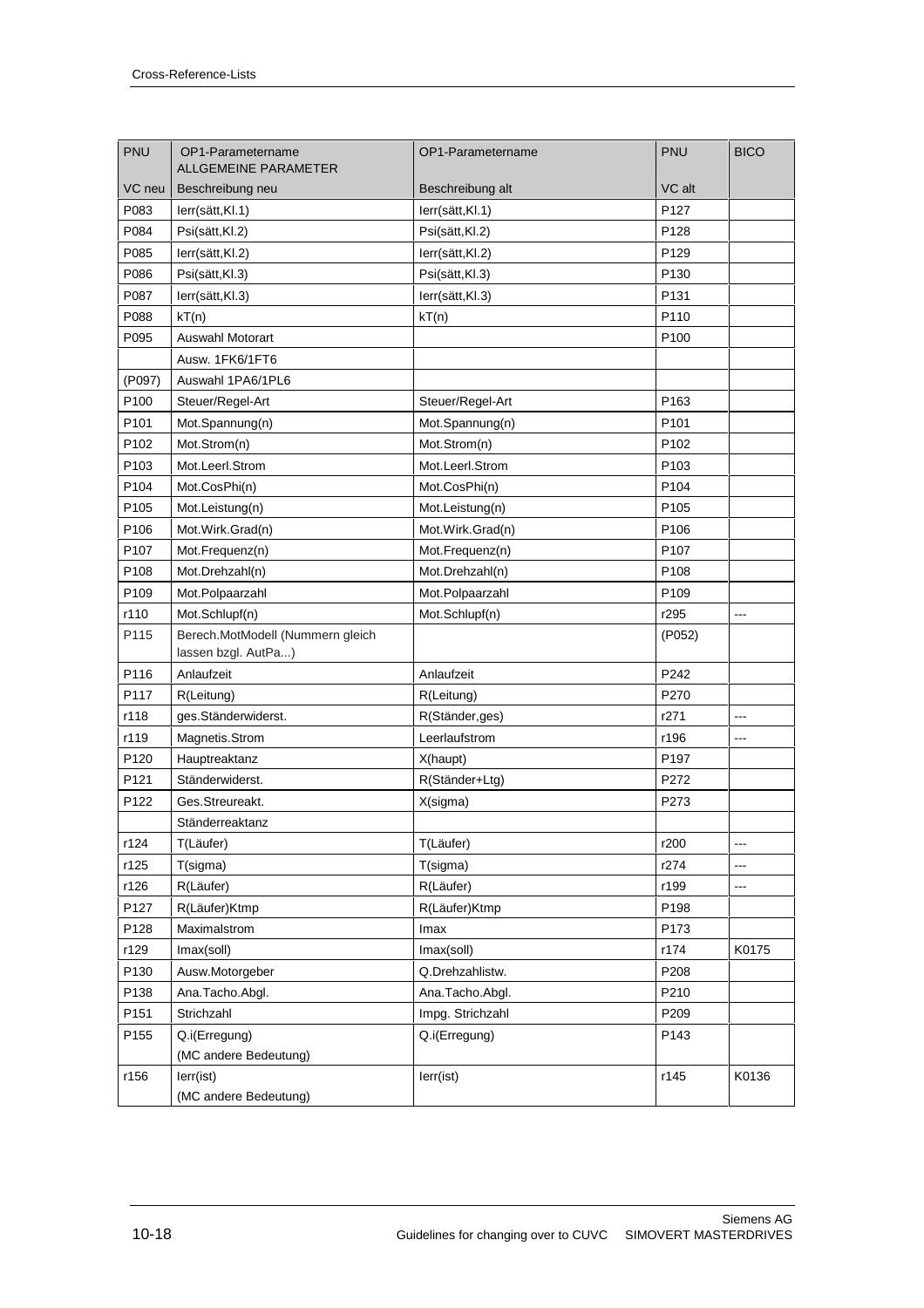| PNU | OP1-Parametername ALLGEMEINE PARAMETER | OP1-Parametername | PNU | BICO |
|---|---|---|---|---|
| VC neu | Beschreibung neu | Beschreibung alt | VC alt | |
| P083 | Ierr(sätt,Kl.1) | Ierr(sätt,Kl.1) | P127 | |
| P084 | Psi(sätt,Kl.2) | Psi(sätt,Kl.2) | P128 | |
| P085 | Ierr(sätt,Kl.2) | Ierr(sätt,Kl.2) | P129 | |
| P086 | Psi(sätt,Kl.3) | Psi(sätt,Kl.3) | P130 | |
| P087 | Ierr(sätt,Kl.3) | Ierr(sätt,Kl.3) | P131 | |
| P088 | kT(n) | kT(n) | P110 | |
| P095 | Auswahl Motorart | | P100 | |
| | Ausw. 1FK6/1FT6 | | | |
| (P097) | Auswahl 1PA6/1PL6 | | | |
| P100 | Steuer/Regel-Art | Steuer/Regel-Art | P163 | |
| P101 | Mot.Spannung(n) | Mot.Spannung(n) | P101 | |
| P102 | Mot.Strom(n) | Mot.Strom(n) | P102 | |
| P103 | Mot.Leerl.Strom | Mot.Leerl.Strom | P103 | |
| P104 | Mot.CosPhi(n) | Mot.CosPhi(n) | P104 | |
| P105 | Mot.Leistung(n) | Mot.Leistung(n) | P105 | |
| P106 | Mot.Wirk.Grad(n) | Mot.Wirk.Grad(n) | P106 | |
| P107 | Mot.Frequenz(n) | Mot.Frequenz(n) | P107 | |
| P108 | Mot.Drehzahl(n) | Mot.Drehzahl(n) | P108 | |
| P109 | Mot.Polpaarzahl | Mot.Polpaarzahl | P109 | |
| r110 | Mot.Schlupf(n) | Mot.Schlupf(n) | r295 | --- |
| P115 | Berech.MotModell (Nummern gleich lassen bzgl. AutPa...) | | (P052) | |
| P116 | Anlaufzeit | Anlaufzeit | P242 | |
| P117 | R(Leitung) | R(Leitung) | P270 | |
| r118 | ges.Ständerwiderst. | R(Ständer,ges) | r271 | --- |
| r119 | Magnetis.Strom | Leerlaufstrom | r196 | --- |
| P120 | Hauptreaktanz | X(haupt) | P197 | |
| P121 | Ständerwiderst. | R(Ständer+Ltg) | P272 | |
| P122 | Ges.Streureakt. | X(sigma) | P273 | |
| | Ständerreaktanz | | | |
| r124 | T(Läufer) | T(Läufer) | r200 | --- |
| r125 | T(sigma) | T(sigma) | r274 | --- |
| r126 | R(Läufer) | R(Läufer) | r199 | --- |
| P127 | R(Läufer)Ktmp | R(Läufer)Ktmp | P198 | |
| P128 | Maximalstrom | Imax | P173 | |
| r129 | Imax(soll) | Imax(soll) | r174 | K0175 |
| P130 | Ausw.Motorgeber | Q.Drehzahlistw. | P208 | |
| P138 | Ana.Tacho.Abgl. | Ana.Tacho.Abgl. | P210 | |
| P151 | Strichzahl | Impg. Strichzahl | P209 | |
| P155 | Q.i(Erregung) (MC andere Bedeutung) | Q.i(Erregung) | P143 | |
| r156 | Ierr(ist) (MC andere Bedeutung) | Ierr(ist) | r145 | K0136 |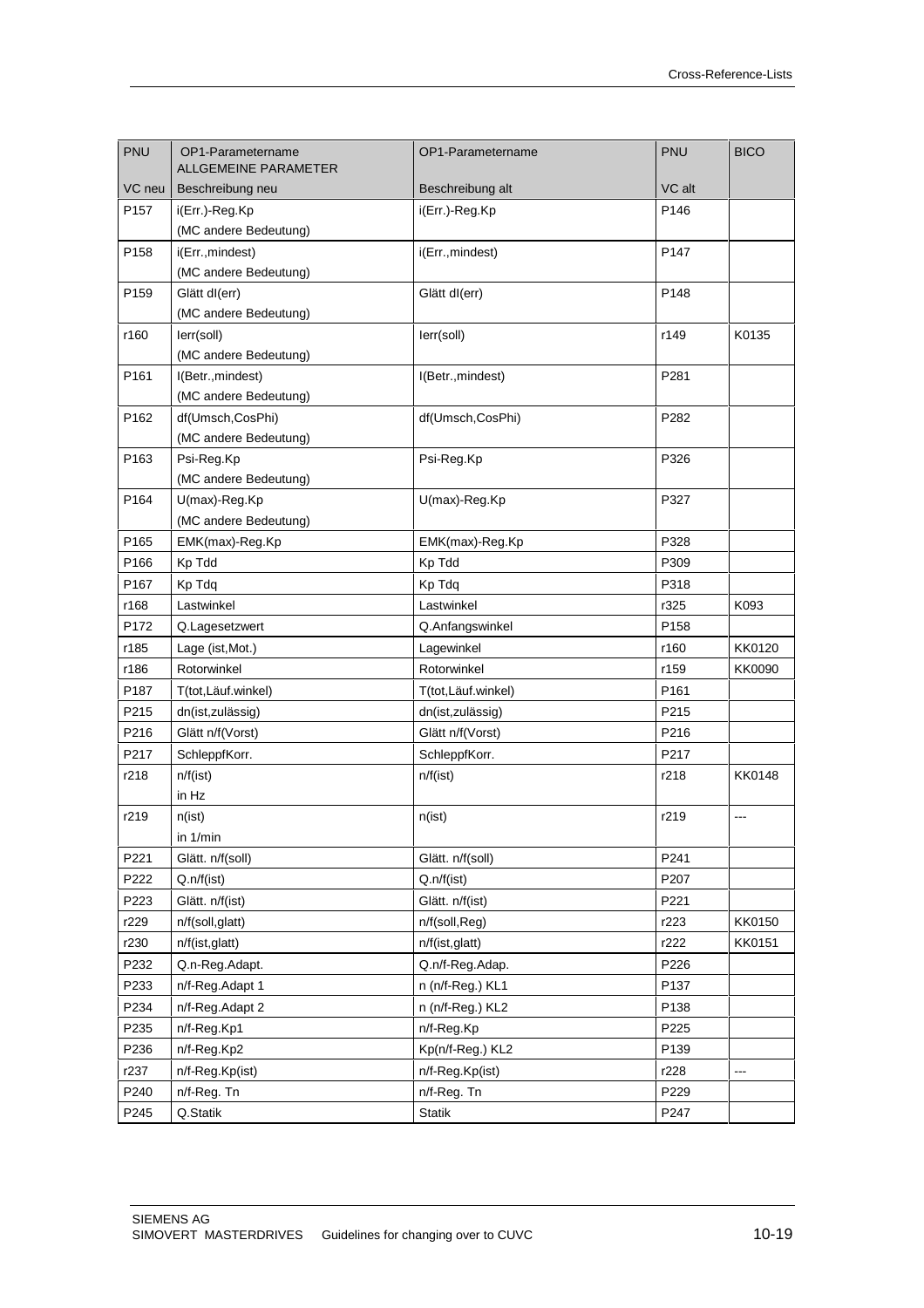| PNU | OP1-Parametername ALLGEMEINE PARAMETER | OP1-Parametername | PNU | BICO |
|---|---|---|---|---|
| VC neu | Beschreibung neu | Beschreibung alt | VC alt | |
| P157 | i(Err.)-Reg.Kp (MC andere Bedeutung) | i(Err.)-Reg.Kp | P146 | |
| P158 | i(Err.,mindest) (MC andere Bedeutung) | i(Err.,mindest) | P147 | |
| P159 | Glätt dI(err) (MC andere Bedeutung) | Glätt dI(err) | P148 | |
| r160 | Ierr(soll) (MC andere Bedeutung) | Ierr(soll) | r149 | K0135 |
| P161 | I(Betr.,mindest) (MC andere Bedeutung) | I(Betr.,mindest) | P281 | |
| P162 | df(Umsch,CosPhi) (MC andere Bedeutung) | df(Umsch,CosPhi) | P282 | |
| P163 | Psi-Reg.Kp (MC andere Bedeutung) | Psi-Reg.Kp | P326 | |
| P164 | U(max)-Reg.Kp (MC andere Bedeutung) | U(max)-Reg.Kp | P327 | |
| P165 | EMK(max)-Reg.Kp | EMK(max)-Reg.Kp | P328 | |
| P166 | Kp Tdd | Kp Tdd | P309 | |
| P167 | Kp Tdq | Kp Tdq | P318 | |
| r168 | Lastwinkel | Lastwinkel | r325 | K093 |
| P172 | Q.Lagesetzwert | Q.Anfangswinkel | P158 | |
| r185 | Lage (ist,Mot.) | Lagewinkel | r160 | KK0120 |
| r186 | Rotorwinkel | Rotorwinkel | r159 | KK0090 |
| P187 | T(tot,Läuf.winkel) | T(tot,Läuf.winkel) | P161 | |
| P215 | dn(ist,zulässig) | dn(ist,zulässig) | P215 | |
| P216 | Glätt n/f(Vorst) | Glätt n/f(Vorst) | P216 | |
| P217 | SchleppfKorr. | SchleppfKorr. | P217 | |
| r218 | n/f(ist) in Hz | n/f(ist) | r218 | KK0148 |
| r219 | n(ist) in 1/min | n(ist) | r219 | --- |
| P221 | Glätt. n/f(soll) | Glätt. n/f(soll) | P241 | |
| P222 | Q.n/f(ist) | Q.n/f(ist) | P207 | |
| P223 | Glätt. n/f(ist) | Glätt. n/f(ist) | P221 | |
| r229 | n/f(soll,glatt) | n/f(soll,Reg) | r223 | KK0150 |
| r230 | n/f(ist,glatt) | n/f(ist,glatt) | r222 | KK0151 |
| P232 | Q.n-Reg.Adapt. | Q.n/f-Reg.Adap. | P226 | |
| P233 | n/f-Reg.Adapt 1 | n (n/f-Reg.) KL1 | P137 | |
| P234 | n/f-Reg.Adapt 2 | n (n/f-Reg.) KL2 | P138 | |
| P235 | n/f-Reg.Kp1 | n/f-Reg.Kp | P225 | |
| P236 | n/f-Reg.Kp2 | Kp(n/f-Reg.) KL2 | P139 | |
| r237 | n/f-Reg.Kp(ist) | n/f-Reg.Kp(ist) | r228 | --- |
| P240 | n/f-Reg. Tn | n/f-Reg. Tn | P229 | |
| P245 | Q.Statik | Statik | P247 | |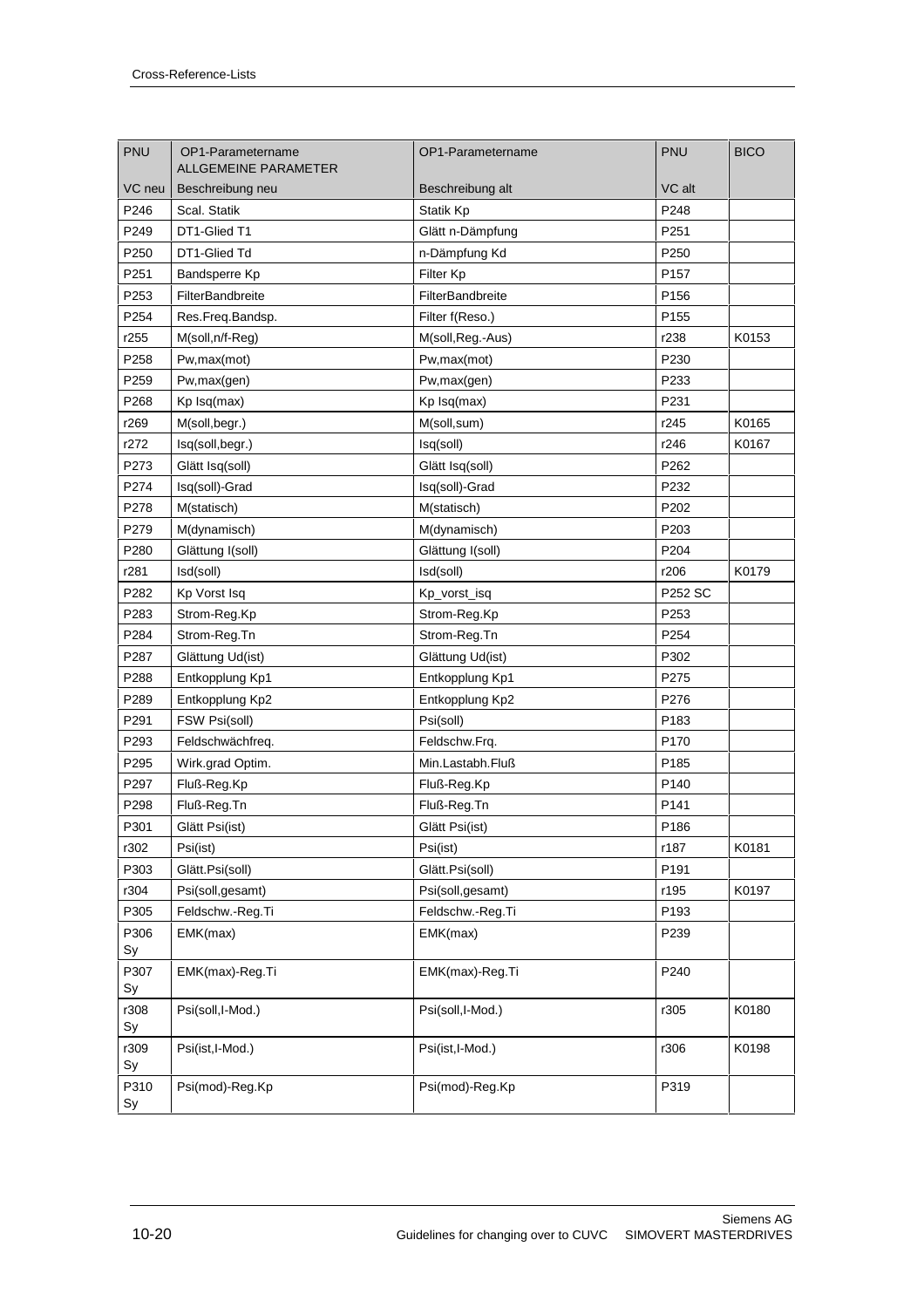| PNU | OP1-Parametername ALLGEMEINE PARAMETER | OP1-Parametername | PNU | BICO |
|---|---|---|---|---|
| VC neu | Beschreibung neu | Beschreibung alt | VC alt | |
| P246 | Scal. Statik | Statik Kp | P248 | |
| P249 | DT1-Glied T1 | Glätt n-Dämpfung | P251 | |
| P250 | DT1-Glied Td | n-Dämpfung Kd | P250 | |
| P251 | Bandsperre Kp | Filter Kp | P157 | |
| P253 | FilterBandbreite | FilterBandbreite | P156 | |
| P254 | Res.Freq.Bandsp. | Filter f(Reso.) | P155 | |
| r255 | M(soll,n/f-Reg) | M(soll,Reg.-Aus) | r238 | K0153 |
| P258 | Pw,max(mot) | Pw,max(mot) | P230 | |
| P259 | Pw,max(gen) | Pw,max(gen) | P233 | |
| P268 | Kp Isq(max) | Kp Isq(max) | P231 | |
| r269 | M(soll,begr.) | M(soll,sum) | r245 | K0165 |
| r272 | Isq(soll,begr.) | Isq(soll) | r246 | K0167 |
| P273 | Glätt Isq(soll) | Glätt Isq(soll) | P262 | |
| P274 | Isq(soll)-Grad | Isq(soll)-Grad | P232 | |
| P278 | M(statisch) | M(statisch) | P202 | |
| P279 | M(dynamisch) | M(dynamisch) | P203 | |
| P280 | Glättung I(soll) | Glättung I(soll) | P204 | |
| r281 | Isd(soll) | Isd(soll) | r206 | K0179 |
| P282 | Kp Vorst Isq | Kp_vorst_isq | P252 SC | |
| P283 | Strom-Reg.Kp | Strom-Reg.Kp | P253 | |
| P284 | Strom-Reg.Tn | Strom-Reg.Tn | P254 | |
| P287 | Glättung Ud(ist) | Glättung Ud(ist) | P302 | |
| P288 | Entkopplung Kp1 | Entkopplung Kp1 | P275 | |
| P289 | Entkopplung Kp2 | Entkopplung Kp2 | P276 | |
| P291 | FSW Psi(soll) | Psi(soll) | P183 | |
| P293 | Feldschwächfreq. | Feldschw.Frq. | P170 | |
| P295 | Wirk.grad Optim. | Min.Lastabh.Fluß | P185 | |
| P297 | Fluß-Reg.Kp | Fluß-Reg.Kp | P140 | |
| P298 | Fluß-Reg.Tn | Fluß-Reg.Tn | P141 | |
| P301 | Glätt Psi(ist) | Glätt Psi(ist) | P186 | |
| r302 | Psi(ist) | Psi(ist) | r187 | K0181 |
| P303 | Glätt.Psi(soll) | Glätt.Psi(soll) | P191 | |
| r304 | Psi(soll,gesamt) | Psi(soll,gesamt) | r195 | K0197 |
| P305 | Feldschw.-Reg.Ti | Feldschw.-Reg.Ti | P193 | |
| P306 Sy | EMK(max) | EMK(max) | P239 | |
| P307 Sy | EMK(max)-Reg.Ti | EMK(max)-Reg.Ti | P240 | |
| r308 Sy | Psi(soll,I-Mod.) | Psi(soll,I-Mod.) | r305 | K0180 |
| r309 Sy | Psi(ist,I-Mod.) | Psi(ist,I-Mod.) | r306 | K0198 |
| P310 Sy | Psi(mod)-Reg.Kp | Psi(mod)-Reg.Kp | P319 | |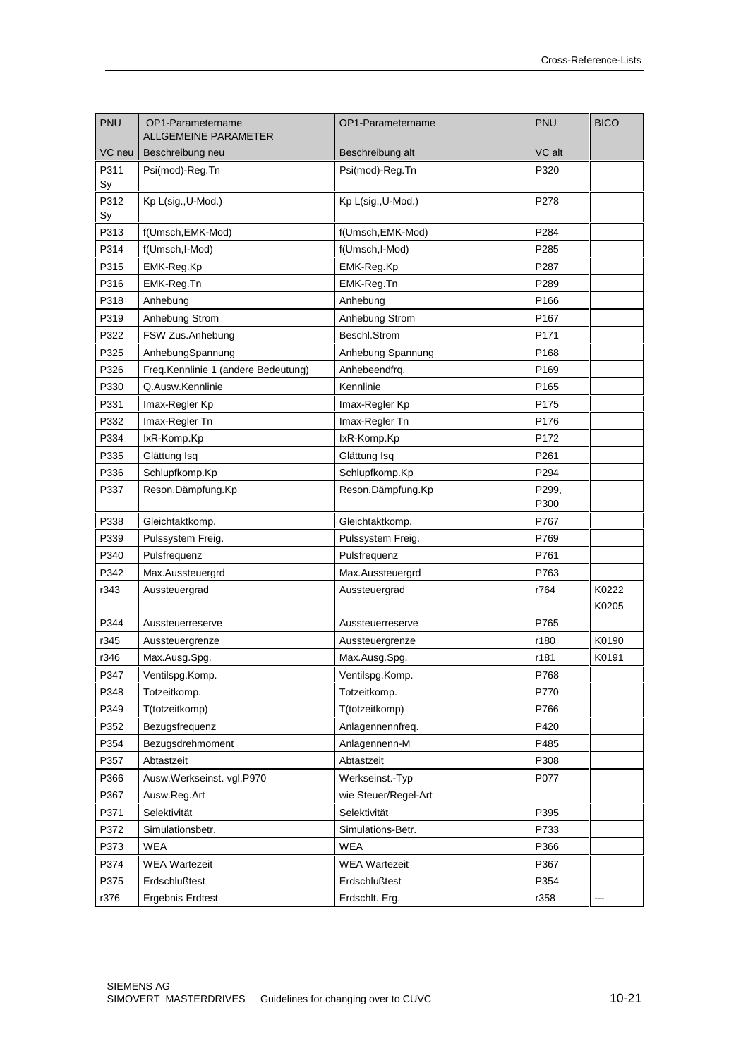| PNU | OP1-Parametername ALLGEMEINE PARAMETER | OP1-Parametername | PNU | BICO |
|---|---|---|---|---|
| VC neu | Beschreibung neu | Beschreibung alt | VC alt | |
| P311 Sy | Psi(mod)-Reg.Tn | Psi(mod)-Reg.Tn | P320 | |
| P312 Sy | Kp L(sig.,U-Mod.) | Kp L(sig.,U-Mod.) | P278 | |
| P313 | f(Umsch,EMK-Mod) | f(Umsch,EMK-Mod) | P284 | |
| P314 | f(Umsch,I-Mod) | f(Umsch,I-Mod) | P285 | |
| P315 | EMK-Reg.Kp | EMK-Reg.Kp | P287 | |
| P316 | EMK-Reg.Tn | EMK-Reg.Tn | P289 | |
| P318 | Anhebung | Anhebung | P166 | |
| P319 | Anhebung Strom | Anhebung Strom | P167 | |
| P322 | FSW Zus.Anhebung | Beschl.Strom | P171 | |
| P325 | AnhebungSpannung | Anhebung Spannung | P168 | |
| P326 | Freq.Kennlinie 1 (andere Bedeutung) | Anhebeendfrq. | P169 | |
| P330 | Q.Ausw.Kennlinie | Kennlinie | P165 | |
| P331 | Imax-Regler Kp | Imax-Regler Kp | P175 | |
| P332 | Imax-Regler Tn | Imax-Regler Tn | P176 | |
| P334 | IxR-Komp.Kp | IxR-Komp.Kp | P172 | |
| P335 | Glättung Isq | Glättung Isq | P261 | |
| P336 | Schlupfkomp.Kp | Schlupfkomp.Kp | P294 | |
| P337 | Reson.Dämpfung.Kp | Reson.Dämpfung.Kp | P299, P300 | |
| P338 | Gleichtaktkomp. | Gleichtaktkomp. | P767 | |
| P339 | Pulssystem Freig. | Pulssystem Freig. | P769 | |
| P340 | Pulsfrequenz | Pulsfrequenz | P761 | |
| P342 | Max.Aussteuergrd | Max.Aussteuergrd | P763 | |
| r343 | Aussteuergrad | Aussteuergrad | r764 | K0222 K0205 |
| P344 | Aussteuerreserve | Aussteuerreserve | P765 | |
| r345 | Aussteuergrenze | Aussteuergrenze | r180 | K0190 |
| r346 | Max.Ausg.Spg. | Max.Ausg.Spg. | r181 | K0191 |
| P347 | Ventilspg.Komp. | Ventilspg.Komp. | P768 | |
| P348 | Totzeitkomp. | Totzeitkomp. | P770 | |
| P349 | T(totzeitkomp) | T(totzeitkomp) | P766 | |
| P352 | Bezugsfrequenz | Anlagennennfreq. | P420 | |
| P354 | Bezugsdrehmoment | Anlagennenn-M | P485 | |
| P357 | Abtastzeit | Abtastzeit | P308 | |
| P366 | Ausw.Werkseinst. vgl.P970 | Werkseinst.-Typ | P077 | |
| P367 | Ausw.Reg.Art | wie Steuer/Regel-Art | | |
| P371 | Selektivität | Selektivität | P395 | |
| P372 | Simulationsbetr. | Simulations-Betr. | P733 | |
| P373 | WEA | WEA | P366 | |
| P374 | WEA Wartezeit | WEA Wartezeit | P367 | |
| P375 | Erdschlußtest | Erdschlußtest | P354 | |
| r376 | Ergebnis Erdtest | Erdschlt. Erg. | r358 | --- |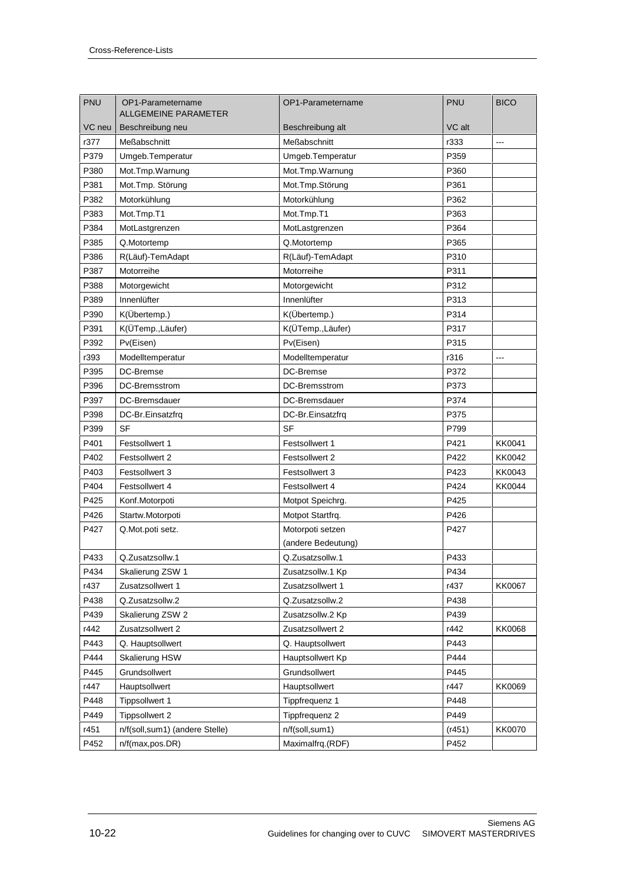| PNU | OP1-Parametername ALLGEMEINE PARAMETER | OP1-Parametername | PNU | BICO |
|---|---|---|---|---|
| VC neu | Beschreibung neu | Beschreibung alt | VC alt | |
| r377 | Meßabschnitt | Meßabschnitt | r333 | --- |
| P379 | Umgeb.Temperatur | Umgeb.Temperatur | P359 | |
| P380 | Mot.Tmp.Warnung | Mot.Tmp.Warnung | P360 | |
| P381 | Mot.Tmp. Störung | Mot.Tmp.Störung | P361 | |
| P382 | Motorkühlung | Motorkühlung | P362 | |
| P383 | Mot.Tmp.T1 | Mot.Tmp.T1 | P363 | |
| P384 | MotLastgrenzen | MotLastgrenzen | P364 | |
| P385 | Q.Motortemp | Q.Motortemp | P365 | |
| P386 | R(Läuf)-TemAdapt | R(Läuf)-TemAdapt | P310 | |
| P387 | Motorreihe | Motorreihe | P311 | |
| P388 | Motorgewicht | Motorgewicht | P312 | |
| P389 | Innenlüfter | Innenlüfter | P313 | |
| P390 | K(Übertemp.) | K(Übertemp.) | P314 | |
| P391 | K(ÜTemp.,Läufer) | K(ÜTemp.,Läufer) | P317 | |
| P392 | Pv(Eisen) | Pv(Eisen) | P315 | |
| r393 | Modelltemperatur | Modelltemperatur | r316 | --- |
| P395 | DC-Bremse | DC-Bremse | P372 | |
| P396 | DC-Bremsstrom | DC-Bremsstrom | P373 | |
| P397 | DC-Bremsdauer | DC-Bremsdauer | P374 | |
| P398 | DC-Br.Einsatzfrq | DC-Br.Einsatzfrq | P375 | |
| P399 | SF | SF | P799 | |
| P401 | Festsollwert 1 | Festsollwert 1 | P421 | KK0041 |
| P402 | Festsollwert 2 | Festsollwert 2 | P422 | KK0042 |
| P403 | Festsollwert 3 | Festsollwert 3 | P423 | KK0043 |
| P404 | Festsollwert 4 | Festsollwert 4 | P424 | KK0044 |
| P425 | Konf.Motorpoti | Motpot Speichrg. | P425 | |
| P426 | Startw.Motorpoti | Motpot Startfrq. | P426 | |
| P427 | Q.Mot.poti setz. | Motorpoti setzen (andere Bedeutung) | P427 | |
| P433 | Q.Zusatzsollw.1 | Q.Zusatzsollw.1 | P433 | |
| P434 | Skalierung ZSW 1 | Zusatzsollw.1 Kp | P434 | |
| r437 | Zusatzsollwert 1 | Zusatzsollwert 1 | r437 | KK0067 |
| P438 | Q.Zusatzsollw.2 | Q.Zusatzsollw.2 | P438 | |
| P439 | Skalierung ZSW 2 | Zusatzsollw.2 Kp | P439 | |
| r442 | Zusatzsollwert 2 | Zusatzsollwert 2 | r442 | KK0068 |
| P443 | Q. Hauptsollwert | Q. Hauptsollwert | P443 | |
| P444 | Skalierung HSW | Hauptsollwert Kp | P444 | |
| P445 | Grundsollwert | Grundsollwert | P445 | |
| r447 | Hauptsollwert | Hauptsollwert | r447 | KK0069 |
| P448 | Tippsollwert 1 | Tippfrequenz 1 | P448 | |
| P449 | Tippsollwert 2 | Tippfrequenz 2 | P449 | |
| r451 | n/f(soll,sum1) (andere Stelle) | n/f(soll,sum1) | (r451) | KK0070 |
| P452 | n/f(max,pos.DR) | Maximalfrq.(RDF) | P452 | |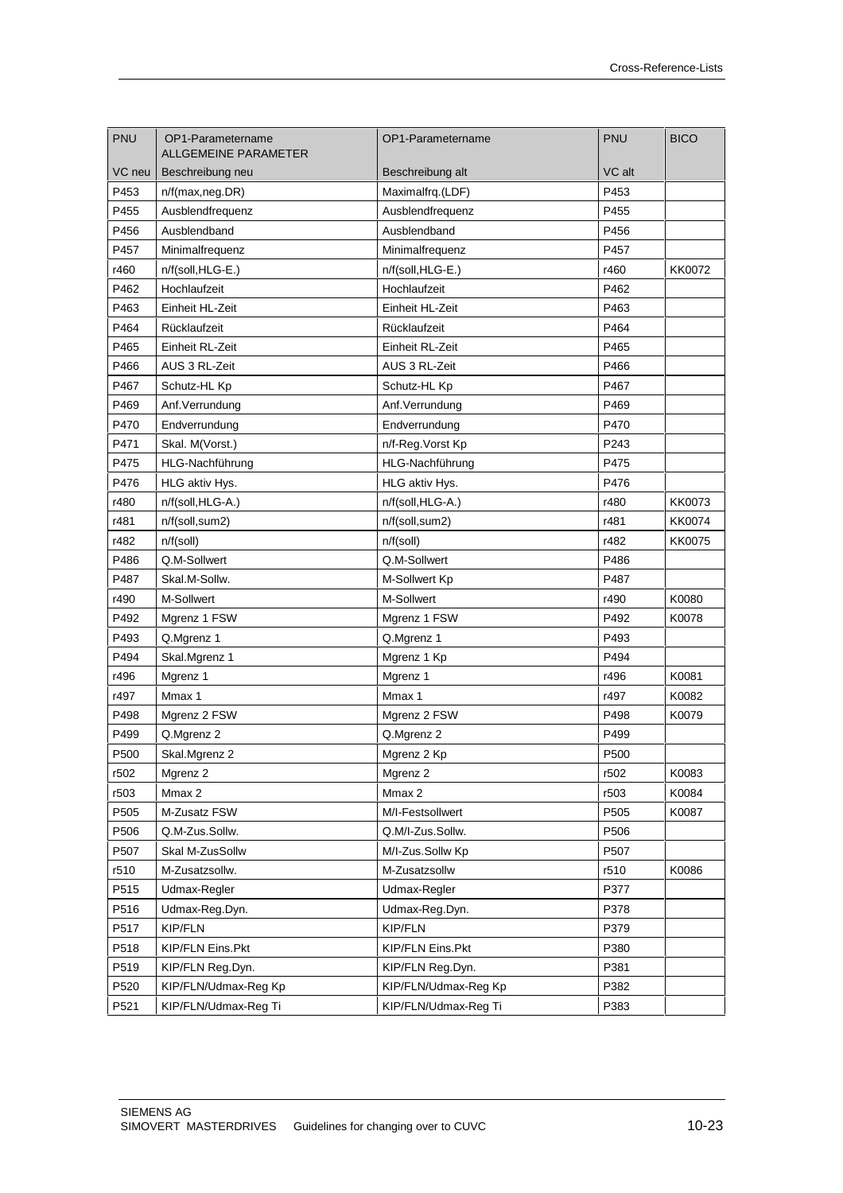| PNU | OP1-Parametername ALLGEMEINE PARAMETER | OP1-Parametername | PNU | BICO |
|---|---|---|---|---|
| VC neu | Beschreibung neu | Beschreibung alt | VC alt | |
| P453 | n/f(max,neg.DR) | Maximalfrq.(LDF) | P453 | |
| P455 | Ausblendfrequenz | Ausblendfrequenz | P455 | |
| P456 | Ausblendband | Ausblendband | P456 | |
| P457 | Minimalfrequenz | Minimalfrequenz | P457 | |
| r460 | n/f(soll,HLG-E.) | n/f(soll,HLG-E.) | r460 | KK0072 |
| P462 | Hochlaufzeit | Hochlaufzeit | P462 | |
| P463 | Einheit HL-Zeit | Einheit HL-Zeit | P463 | |
| P464 | Rücklaufzeit | Rücklaufzeit | P464 | |
| P465 | Einheit RL-Zeit | Einheit RL-Zeit | P465 | |
| P466 | AUS 3 RL-Zeit | AUS 3 RL-Zeit | P466 | |
| P467 | Schutz-HL Kp | Schutz-HL Kp | P467 | |
| P469 | Anf.Verrundung | Anf.Verrundung | P469 | |
| P470 | Endverrundung | Endverrundung | P470 | |
| P471 | Skal. M(Vorst.) | n/f-Reg.Vorst Kp | P243 | |
| P475 | HLG-Nachführung | HLG-Nachführung | P475 | |
| P476 | HLG aktiv Hys. | HLG aktiv Hys. | P476 | |
| r480 | n/f(soll,HLG-A.) | n/f(soll,HLG-A.) | r480 | KK0073 |
| r481 | n/f(soll,sum2) | n/f(soll,sum2) | r481 | KK0074 |
| r482 | n/f(soll) | n/f(soll) | r482 | KK0075 |
| P486 | Q.M-Sollwert | Q.M-Sollwert | P486 | |
| P487 | Skal.M-Sollw. | M-Sollwert Kp | P487 | |
| r490 | M-Sollwert | M-Sollwert | r490 | K0080 |
| P492 | Mgrenz 1 FSW | Mgrenz 1 FSW | P492 | K0078 |
| P493 | Q.Mgrenz 1 | Q.Mgrenz 1 | P493 | |
| P494 | Skal.Mgrenz 1 | Mgrenz 1 Kp | P494 | |
| r496 | Mgrenz 1 | Mgrenz 1 | r496 | K0081 |
| r497 | Mmax 1 | Mmax 1 | r497 | K0082 |
| P498 | Mgrenz 2 FSW | Mgrenz 2 FSW | P498 | K0079 |
| P499 | Q.Mgrenz 2 | Q.Mgrenz 2 | P499 | |
| P500 | Skal.Mgrenz 2 | Mgrenz 2 Kp | P500 | |
| r502 | Mgrenz 2 | Mgrenz 2 | r502 | K0083 |
| r503 | Mmax 2 | Mmax 2 | r503 | K0084 |
| P505 | M-Zusatz FSW | M/I-Festsollwert | P505 | K0087 |
| P506 | Q.M-Zus.Sollw. | Q.M/I-Zus.Sollw. | P506 | |
| P507 | Skal M-ZusSollw | M/I-Zus.Sollw Kp | P507 | |
| r510 | M-Zusatzsollw. | M-Zusatzsollw | r510 | K0086 |
| P515 | Udmax-Regler | Udmax-Regler | P377 | |
| P516 | Udmax-Reg.Dyn. | Udmax-Reg.Dyn. | P378 | |
| P517 | KIP/FLN | KIP/FLN | P379 | |
| P518 | KIP/FLN Eins.Pkt | KIP/FLN Eins.Pkt | P380 | |
| P519 | KIP/FLN Reg.Dyn. | KIP/FLN Reg.Dyn. | P381 | |
| P520 | KIP/FLN/Udmax-Reg Kp | KIP/FLN/Udmax-Reg Kp | P382 | |
| P521 | KIP/FLN/Udmax-Reg Ti | KIP/FLN/Udmax-Reg Ti | P383 | |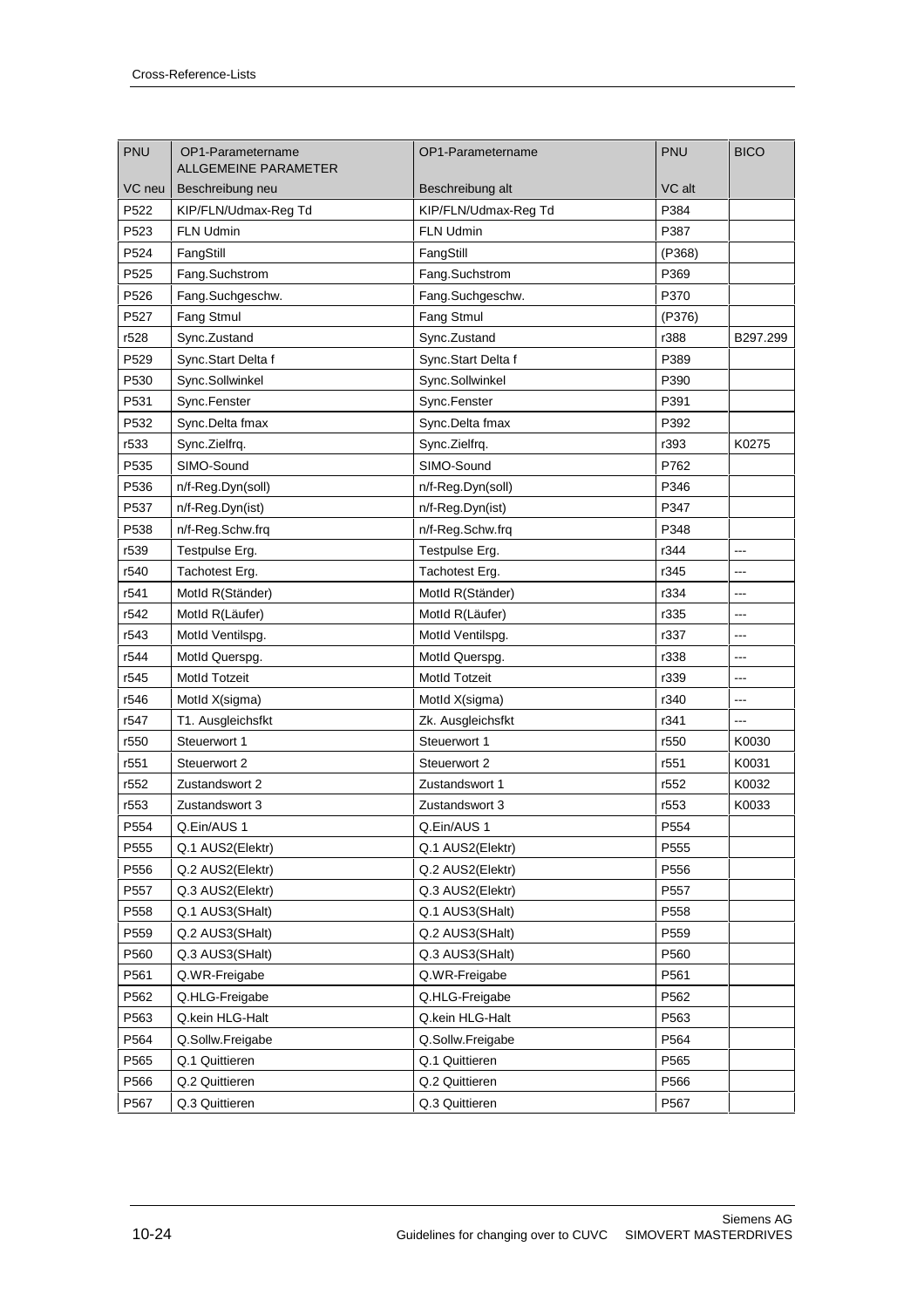| PNU | OP1-Parametername ALLGEMEINE PARAMETER | OP1-Parametername | PNU | BICO |
|---|---|---|---|---|
| VC neu | Beschreibung neu | Beschreibung alt | VC alt | |
| P522 | KIP/FLN/Udmax-Reg Td | KIP/FLN/Udmax-Reg Td | P384 | |
| P523 | FLN Udmin | FLN Udmin | P387 | |
| P524 | FangStill | FangStill | (P368) | |
| P525 | Fang.Suchstrom | Fang.Suchstrom | P369 | |
| P526 | Fang.Suchgeschw. | Fang.Suchgeschw. | P370 | |
| P527 | Fang Stmul | Fang Stmul | (P376) | |
| r528 | Sync.Zustand | Sync.Zustand | r388 | B297.299 |
| P529 | Sync.Start Delta f | Sync.Start Delta f | P389 | |
| P530 | Sync.Sollwinkel | Sync.Sollwinkel | P390 | |
| P531 | Sync.Fenster | Sync.Fenster | P391 | |
| P532 | Sync.Delta fmax | Sync.Delta fmax | P392 | |
| r533 | Sync.Zielfrq. | Sync.Zielfrq. | r393 | K0275 |
| P535 | SIMO-Sound | SIMO-Sound | P762 | |
| P536 | n/f-Reg.Dyn(soll) | n/f-Reg.Dyn(soll) | P346 | |
| P537 | n/f-Reg.Dyn(ist) | n/f-Reg.Dyn(ist) | P347 | |
| P538 | n/f-Reg.Schw.frq | n/f-Reg.Schw.frq | P348 | |
| r539 | Testpulse Erg. | Testpulse Erg. | r344 | --- |
| r540 | Tachotest Erg. | Tachotest Erg. | r345 | --- |
| r541 | MotId R(Ständer) | MotId R(Ständer) | r334 | --- |
| r542 | MotId R(Läufer) | MotId R(Läufer) | r335 | --- |
| r543 | MotId Ventilspg. | MotId Ventilspg. | r337 | --- |
| r544 | MotId Querspg. | MotId Querspg. | r338 | --- |
| r545 | MotId Totzeit | MotId Totzeit | r339 | --- |
| r546 | MotId X(sigma) | MotId X(sigma) | r340 | --- |
| r547 | T1. Ausgleichsfkt | Zk. Ausgleichsfkt | r341 | --- |
| r550 | Steuerwort 1 | Steuerwort 1 | r550 | K0030 |
| r551 | Steuerwort 2 | Steuerwort 2 | r551 | K0031 |
| r552 | Zustandswort 2 | Zustandswort 1 | r552 | K0032 |
| r553 | Zustandswort 3 | Zustandswort 3 | r553 | K0033 |
| P554 | Q.Ein/AUS 1 | Q.Ein/AUS 1 | P554 | |
| P555 | Q.1 AUS2(Elektr) | Q.1 AUS2(Elektr) | P555 | |
| P556 | Q.2 AUS2(Elektr) | Q.2 AUS2(Elektr) | P556 | |
| P557 | Q.3 AUS2(Elektr) | Q.3 AUS2(Elektr) | P557 | |
| P558 | Q.1 AUS3(SHalt) | Q.1 AUS3(SHalt) | P558 | |
| P559 | Q.2 AUS3(SHalt) | Q.2 AUS3(SHalt) | P559 | |
| P560 | Q.3 AUS3(SHalt) | Q.3 AUS3(SHalt) | P560 | |
| P561 | Q.WR-Freigabe | Q.WR-Freigabe | P561 | |
| P562 | Q.HLG-Freigabe | Q.HLG-Freigabe | P562 | |
| P563 | Q.kein HLG-Halt | Q.kein HLG-Halt | P563 | |
| P564 | Q.Sollw.Freigabe | Q.Sollw.Freigabe | P564 | |
| P565 | Q.1 Quittieren | Q.1 Quittieren | P565 | |
| P566 | Q.2 Quittieren | Q.2 Quittieren | P566 | |
| P567 | Q.3 Quittieren | Q.3 Quittieren | P567 | |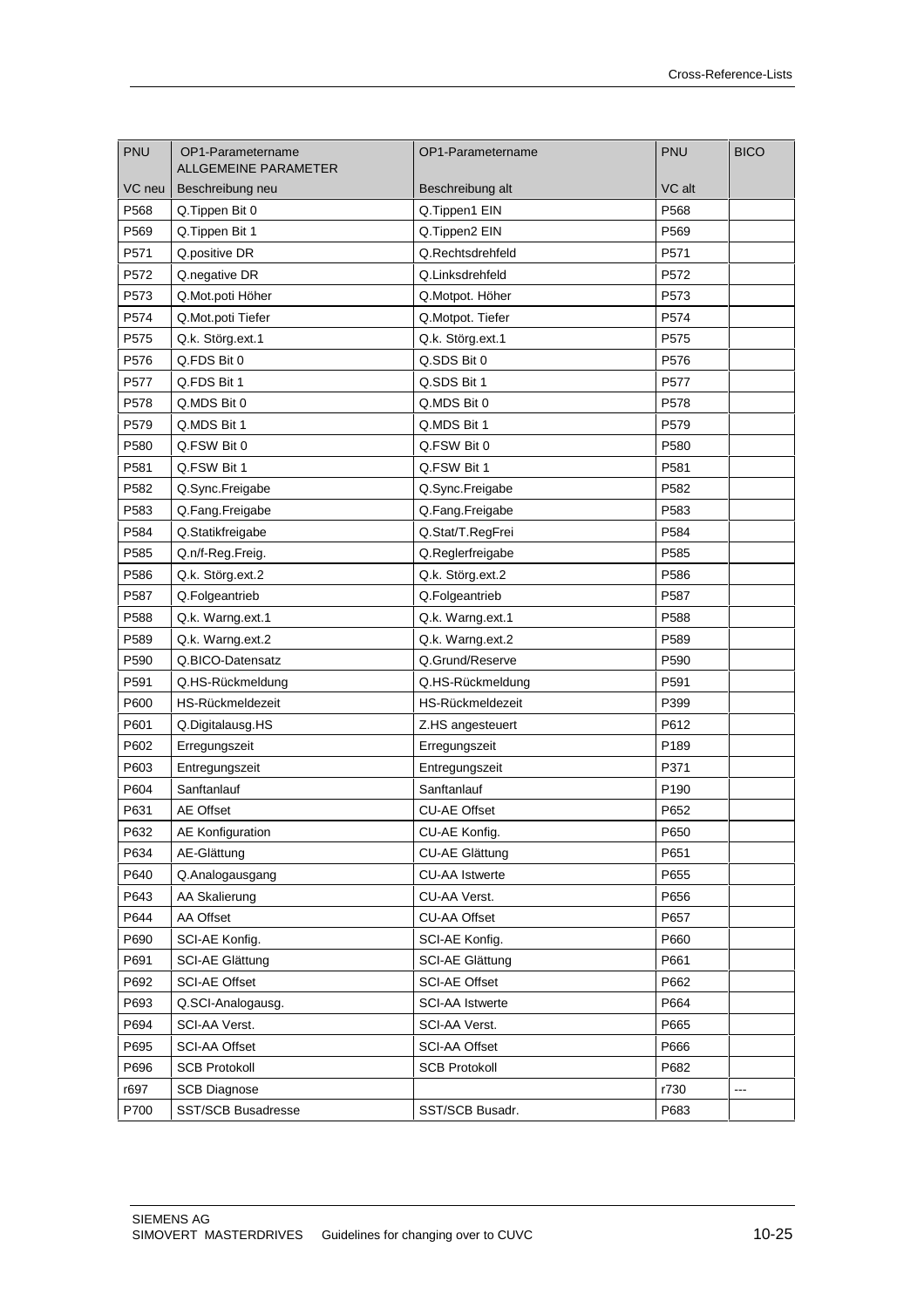| PNU | OP1-Parametername ALLGEMEINE PARAMETER | OP1-Parametername | PNU | BICO |
|---|---|---|---|---|
| VC neu | Beschreibung neu | Beschreibung alt | VC alt | |
| P568 | Q.Tippen Bit 0 | Q.Tippen1 EIN | P568 | |
| P569 | Q.Tippen Bit 1 | Q.Tippen2 EIN | P569 | |
| P571 | Q.positive DR | Q.Rechtsdrehfeld | P571 | |
| P572 | Q.negative DR | Q.Linksdrehfeld | P572 | |
| P573 | Q.Mot.poti Höher | Q.Motpot. Höher | P573 | |
| P574 | Q.Mot.poti Tiefer | Q.Motpot. Tiefer | P574 | |
| P575 | Q.k. Störg.ext.1 | Q.k. Störg.ext.1 | P575 | |
| P576 | Q.FDS Bit 0 | Q.SDS Bit 0 | P576 | |
| P577 | Q.FDS Bit 1 | Q.SDS Bit 1 | P577 | |
| P578 | Q.MDS Bit 0 | Q.MDS Bit 0 | P578 | |
| P579 | Q.MDS Bit 1 | Q.MDS Bit 1 | P579 | |
| P580 | Q.FSW Bit 0 | Q.FSW Bit 0 | P580 | |
| P581 | Q.FSW Bit 1 | Q.FSW Bit 1 | P581 | |
| P582 | Q.Sync.Freigabe | Q.Sync.Freigabe | P582 | |
| P583 | Q.Fang.Freigabe | Q.Fang.Freigabe | P583 | |
| P584 | Q.Statikfreigabe | Q.Stat/T.RegFrei | P584 | |
| P585 | Q.n/f-Reg.Freig. | Q.Reglerfreigabe | P585 | |
| P586 | Q.k. Störg.ext.2 | Q.k. Störg.ext.2 | P586 | |
| P587 | Q.Folgeantrieb | Q.Folgeantrieb | P587 | |
| P588 | Q.k. Warng.ext.1 | Q.k. Warng.ext.1 | P588 | |
| P589 | Q.k. Warng.ext.2 | Q.k. Warng.ext.2 | P589 | |
| P590 | Q.BICO-Datensatz | Q.Grund/Reserve | P590 | |
| P591 | Q.HS-Rückmeldung | Q.HS-Rückmeldung | P591 | |
| P600 | HS-Rückmeldezeit | HS-Rückmeldezeit | P399 | |
| P601 | Q.Digitalausg.HS | Z.HS angesteuert | P612 | |
| P602 | Erregungszeit | Erregungszeit | P189 | |
| P603 | Entregungszeit | Entregungszeit | P371 | |
| P604 | Sanftanlauf | Sanftanlauf | P190 | |
| P631 | AE Offset | CU-AE Offset | P652 | |
| P632 | AE Konfiguration | CU-AE Konfig. | P650 | |
| P634 | AE-Glättung | CU-AE Glättung | P651 | |
| P640 | Q.Analogausgang | CU-AA Istwerte | P655 | |
| P643 | AA Skalierung | CU-AA Verst. | P656 | |
| P644 | AA Offset | CU-AA Offset | P657 | |
| P690 | SCI-AE Konfig. | SCI-AE Konfig. | P660 | |
| P691 | SCI-AE Glättung | SCI-AE Glättung | P661 | |
| P692 | SCI-AE Offset | SCI-AE Offset | P662 | |
| P693 | Q.SCI-Analogausg. | SCI-AA Istwerte | P664 | |
| P694 | SCI-AA Verst. | SCI-AA Verst. | P665 | |
| P695 | SCI-AA Offset | SCI-AA Offset | P666 | |
| P696 | SCB Protokoll | SCB Protokoll | P682 | |
| r697 | SCB Diagnose | | r730 | --- |
| P700 | SST/SCB Busadresse | SST/SCB Busadr. | P683 | |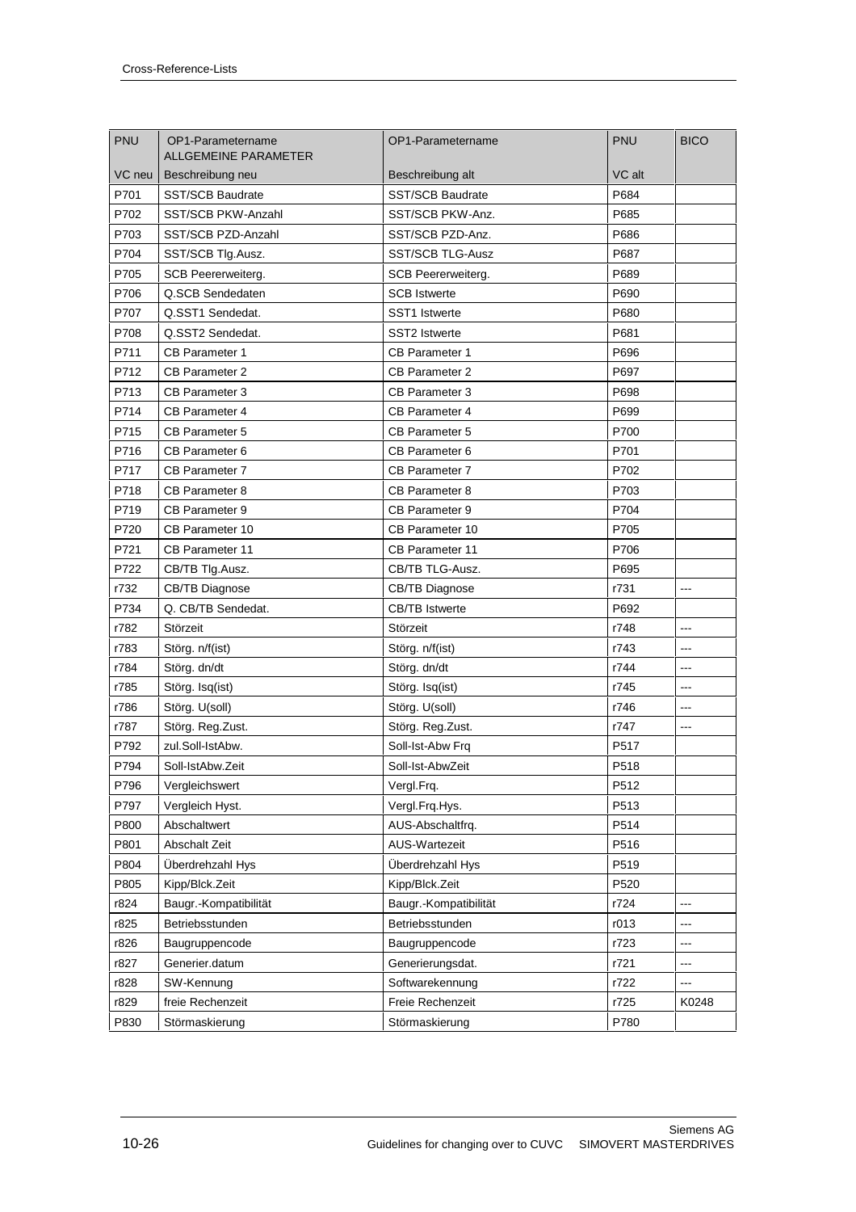| PNU | OP1-Parametername ALLGEMEINE PARAMETER | OP1-Parametername | PNU | BICO |
|---|---|---|---|---|
| VC neu | Beschreibung neu | Beschreibung alt | VC alt | |
| P701 | SST/SCB Baudrate | SST/SCB Baudrate | P684 | |
| P702 | SST/SCB PKW-Anzahl | SST/SCB PKW-Anz. | P685 | |
| P703 | SST/SCB PZD-Anzahl | SST/SCB PZD-Anz. | P686 | |
| P704 | SST/SCB Tlg.Ausz. | SST/SCB TLG-Ausz | P687 | |
| P705 | SCB Peererweiterg. | SCB Peererweiterg. | P689 | |
| P706 | Q.SCB Sendedaten | SCB Istwerte | P690 | |
| P707 | Q.SST1 Sendedat. | SST1 Istwerte | P680 | |
| P708 | Q.SST2 Sendedat. | SST2 Istwerte | P681 | |
| P711 | CB Parameter 1 | CB Parameter 1 | P696 | |
| P712 | CB Parameter 2 | CB Parameter 2 | P697 | |
| P713 | CB Parameter 3 | CB Parameter 3 | P698 | |
| P714 | CB Parameter 4 | CB Parameter 4 | P699 | |
| P715 | CB Parameter 5 | CB Parameter 5 | P700 | |
| P716 | CB Parameter 6 | CB Parameter 6 | P701 | |
| P717 | CB Parameter 7 | CB Parameter 7 | P702 | |
| P718 | CB Parameter 8 | CB Parameter 8 | P703 | |
| P719 | CB Parameter 9 | CB Parameter 9 | P704 | |
| P720 | CB Parameter 10 | CB Parameter 10 | P705 | |
| P721 | CB Parameter 11 | CB Parameter 11 | P706 | |
| P722 | CB/TB Tlg.Ausz. | CB/TB TLG-Ausz. | P695 | |
| r732 | CB/TB Diagnose | CB/TB Diagnose | r731 | --- |
| P734 | Q. CB/TB Sendedat. | CB/TB Istwerte | P692 | |
| r782 | Störzeit | Störzeit | r748 | --- |
| r783 | Störg. n/f(ist) | Störg. n/f(ist) | r743 | --- |
| r784 | Störg. dn/dt | Störg. dn/dt | r744 | --- |
| r785 | Störg. Isq(ist) | Störg. Isq(ist) | r745 | --- |
| r786 | Störg. U(soll) | Störg. U(soll) | r746 | --- |
| r787 | Störg. Reg.Zust. | Störg. Reg.Zust. | r747 | --- |
| P792 | zul.Soll-IstAbw. | Soll-Ist-Abw Frq | P517 | |
| P794 | Soll-IstAbw.Zeit | Soll-Ist-AbwZeit | P518 | |
| P796 | Vergleichswert | Vergl.Frq. | P512 | |
| P797 | Vergleich Hyst. | Vergl.Frq.Hys. | P513 | |
| P800 | Abschaltwert | AUS-Abschaltfrq. | P514 | |
| P801 | Abschalt Zeit | AUS-Wartezeit | P516 | |
| P804 | Überdrehzahl Hys | Überdrehzahl Hys | P519 | |
| P805 | Kipp/Blck.Zeit | Kipp/Blck.Zeit | P520 | |
| r824 | Baugr.-Kompatibilität | Baugr.-Kompatibilität | r724 | --- |
| r825 | Betriebsstunden | Betriebsstunden | r013 | --- |
| r826 | Baugruppencode | Baugruppencode | r723 | --- |
| r827 | Generier.datum | Generierungsdat. | r721 | --- |
| r828 | SW-Kennung | Softwarekennung | r722 | --- |
| r829 | freie Rechenzeit | Freie Rechenzeit | r725 | K0248 |
| P830 | Störmaskierung | Störmaskierung | P780 | |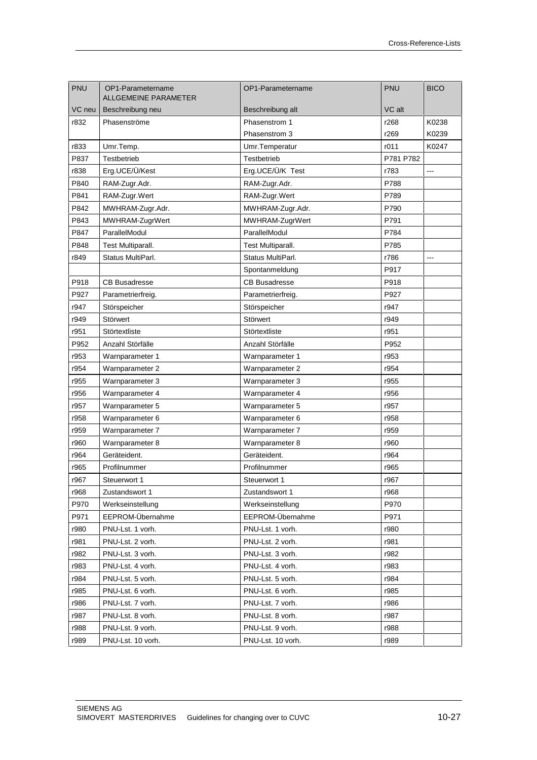| PNU | OP1-Parametername ALLGEMEINE PARAMETER | OP1-Parametername | PNU | BICO |
|---|---|---|---|---|
| VC neu | Beschreibung neu | Beschreibung alt | VC alt | |
| r832 | Phasenströme | Phasenstrom 1 | r268 | K0238 |
| | | Phasenstrom 3 | r269 | K0239 |
| r833 | Umr.Temp. | Umr.Temperatur | r011 | K0247 |
| P837 | Testbetrieb | Testbetrieb | P781 P782 | |
| r838 | Erg.UCE/Ü/Kest | Erg.UCE/Ü/K Test | r783 | --- |
| P840 | RAM-Zugr.Adr. | RAM-Zugr.Adr. | P788 | |
| P841 | RAM-Zugr.Wert | RAM-Zugr.Wert | P789 | |
| P842 | MWHRAM-Zugr.Adr. | MWHRAM-Zugr.Adr. | P790 | |
| P843 | MWHRAM-ZugrWert | MWHRAM-ZugrWert | P791 | |
| P847 | ParallelModul | ParallelModul | P784 | |
| P848 | Test Multiparall. | Test Multiparall. | P785 | |
| r849 | Status MultiParl. | Status MultiParl. | r786 | --- |
| | | Spontanmeldung | P917 | |
| P918 | CB Busadresse | CB Busadresse | P918 | |
| P927 | Parametrierfreig. | Parametrierfreig. | P927 | |
| r947 | Störspeicher | Störspeicher | r947 | |
| r949 | Störwert | Störwert | r949 | |
| r951 | Störtextliste | Störtextliste | r951 | |
| P952 | Anzahl Störfälle | Anzahl Störfälle | P952 | |
| r953 | Warnparameter 1 | Warnparameter 1 | r953 | |
| r954 | Warnparameter 2 | Warnparameter 2 | r954 | |
| r955 | Warnparameter 3 | Warnparameter 3 | r955 | |
| r956 | Warnparameter 4 | Warnparameter 4 | r956 | |
| r957 | Warnparameter 5 | Warnparameter 5 | r957 | |
| r958 | Warnparameter 6 | Warnparameter 6 | r958 | |
| r959 | Warnparameter 7 | Warnparameter 7 | r959 | |
| r960 | Warnparameter 8 | Warnparameter 8 | r960 | |
| r964 | Geräteident. | Geräteident. | r964 | |
| r965 | Profilnummer | Profilnummer | r965 | |
| r967 | Steuerwort 1 | Steuerwort 1 | r967 | |
| r968 | Zustandswort 1 | Zustandswort 1 | r968 | |
| P970 | Werkseinstellung | Werkseinstellung | P970 | |
| P971 | EEPROM-Übernahme | EEPROM-Übernahme | P971 | |
| r980 | PNU-Lst. 1 vorh. | PNU-Lst. 1 vorh. | r980 | |
| r981 | PNU-Lst. 2 vorh. | PNU-Lst. 2 vorh. | r981 | |
| r982 | PNU-Lst. 3 vorh. | PNU-Lst. 3 vorh. | r982 | |
| r983 | PNU-Lst. 4 vorh. | PNU-Lst. 4 vorh. | r983 | |
| r984 | PNU-Lst. 5 vorh. | PNU-Lst. 5 vorh. | r984 | |
| r985 | PNU-Lst. 6 vorh. | PNU-Lst. 6 vorh. | r985 | |
| r986 | PNU-Lst. 7 vorh. | PNU-Lst. 7 vorh. | r986 | |
| r987 | PNU-Lst. 8 vorh. | PNU-Lst. 8 vorh. | r987 | |
| r988 | PNU-Lst. 9 vorh. | PNU-Lst. 9 vorh. | r988 | |
| r989 | PNU-Lst. 10 vorh. | PNU-Lst. 10 vorh. | r989 | |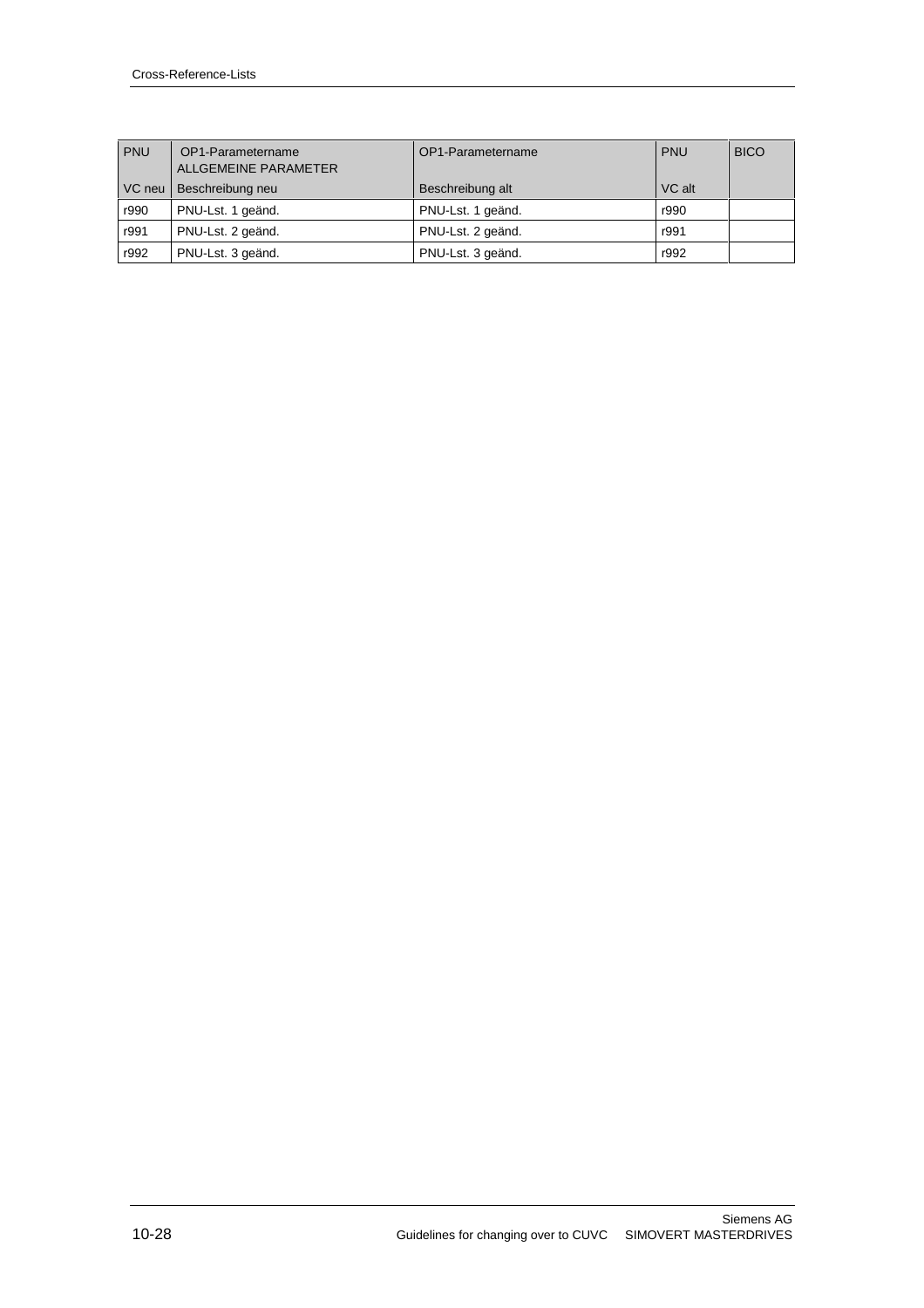| PNU | OP1-Parametername ALLGEMEINE PARAMETER | OP1-Parametername | PNU | BICO |
|---|---|---|---|---|
| VC neu | Beschreibung neu | Beschreibung alt | VC alt | |
| r990 | PNU-Lst. 1 geänd. | PNU-Lst. 1 geänd. | r990 | |
| r991 | PNU-Lst. 2 geänd. | PNU-Lst. 2 geänd. | r991 | |
| r992 | PNU-Lst. 3 geänd. | PNU-Lst. 3 geänd. | r992 | |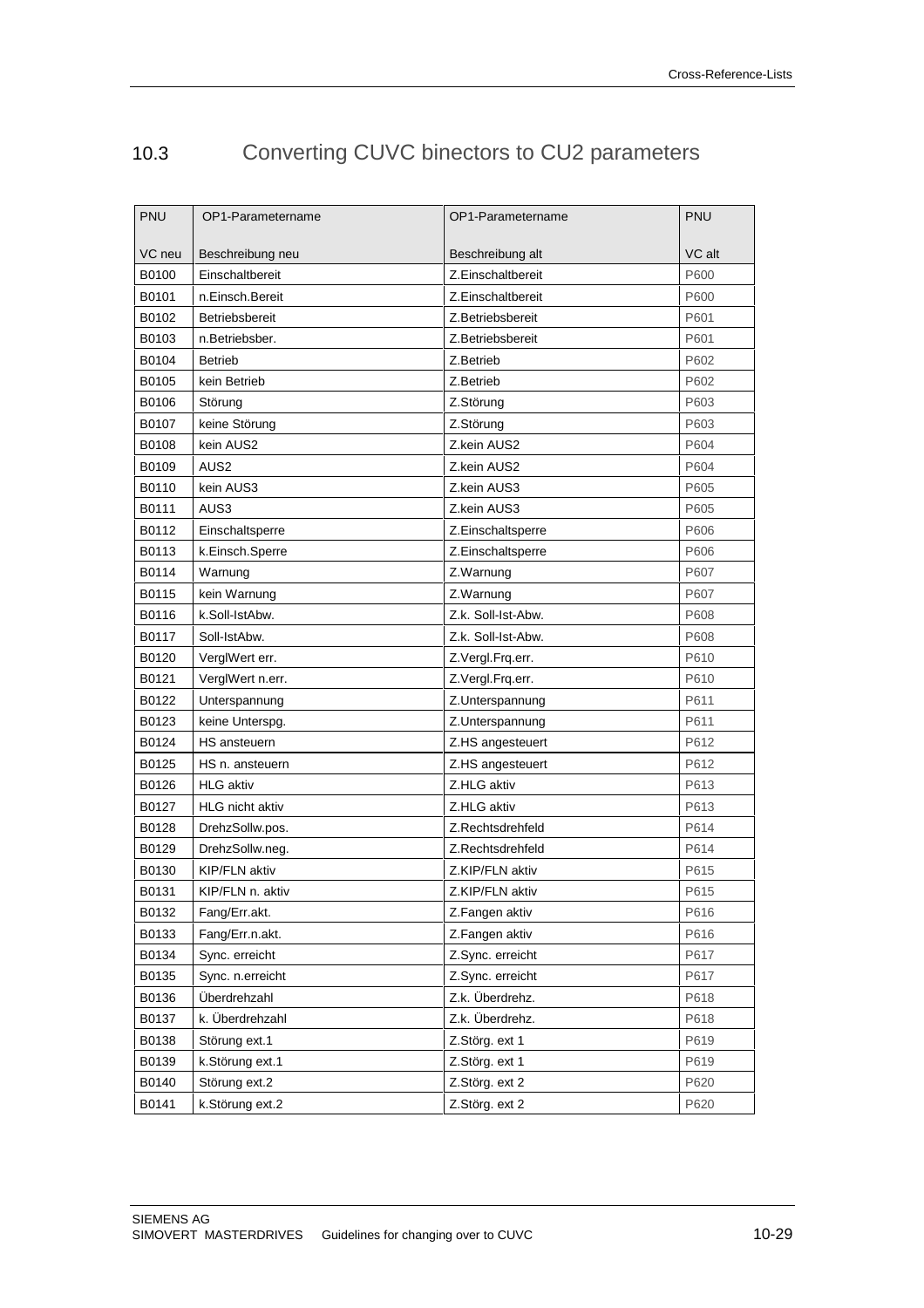## 10.3 Converting CUVC binectors to CU2 parameters

| PNU<br><br>VC neu | OP1-Parametername<br><br>Beschreibung neu | OP1-Parametername<br><br>Beschreibung alt | PNU<br><br>VC alt |
|---|---|---|---|
| B0100 | Einschaltbereit | Z.Einschaltbereit | P600 |
| B0101 | n.Einsch.Bereit | Z.Einschaltbereit | P600 |
| B0102 | Betriebsbereit | Z.Betriebsbereit | P601 |
| B0103 | n.Betriebsber. | Z.Betriebsbereit | P601 |
| B0104 | Betrieb | Z.Betrieb | P602 |
| B0105 | kein Betrieb | Z.Betrieb | P602 |
| B0106 | Störung | Z.Störung | P603 |
| B0107 | keine Störung | Z.Störung | P603 |
| B0108 | kein AUS2 | Z.kein AUS2 | P604 |
| B0109 | AUS2 | Z.kein AUS2 | P604 |
| B0110 | kein AUS3 | Z.kein AUS3 | P605 |
| B0111 | AUS3 | Z.kein AUS3 | P605 |
| B0112 | Einschaltsperre | Z.Einschaltsperre | P606 |
| B0113 | k.Einsch.Sperre | Z.Einschaltsperre | P606 |
| B0114 | Warnung | Z.Warnung | P607 |
| B0115 | kein Warnung | Z.Warnung | P607 |
| B0116 | k.Soll-IstAbw. | Z.k. Soll-Ist-Abw. | P608 |
| B0117 | Soll-IstAbw. | Z.k. Soll-Ist-Abw. | P608 |
| B0120 | VerglWert err. | Z.Vergl.Frq.err. | P610 |
| B0121 | VerglWert n.err. | Z.Vergl.Frq.err. | P610 |
| B0122 | Unterspannung | Z.Unterspannung | P611 |
| B0123 | keine Unterspg. | Z.Unterspannung | P611 |
| B0124 | HS ansteuern | Z.HS angesteuert | P612 |
| B0125 | HS n. ansteuern | Z.HS angesteuert | P612 |
| B0126 | HLG aktiv | Z.HLG aktiv | P613 |
| B0127 | HLG nicht aktiv | Z.HLG aktiv | P613 |
| B0128 | DrehzSollw.pos. | Z.Rechtsdrehfeld | P614 |
| B0129 | DrehzSollw.neg. | Z.Rechtsdrehfeld | P614 |
| B0130 | KIP/FLN aktiv | Z.KIP/FLN aktiv | P615 |
| B0131 | KIP/FLN n. aktiv | Z.KIP/FLN aktiv | P615 |
| B0132 | Fang/Err.akt. | Z.Fangen aktiv | P616 |
| B0133 | Fang/Err.n.akt. | Z.Fangen aktiv | P616 |
| B0134 | Sync. erreicht | Z.Sync. erreicht | P617 |
| B0135 | Sync. n.erreicht | Z.Sync. erreicht | P617 |
| B0136 | Überdrehzahl | Z.k. Überdrehz. | P618 |
| B0137 | k. Überdrehzahl | Z.k. Überdrehz. | P618 |
| B0138 | Störung ext.1 | Z.Störg. ext 1 | P619 |
| B0139 | k.Störung ext.1 | Z.Störg. ext 1 | P619 |
| B0140 | Störung ext.2 | Z.Störg. ext 2 | P620 |
| B0141 | k.Störung ext.2 | Z.Störg. ext 2 | P620 |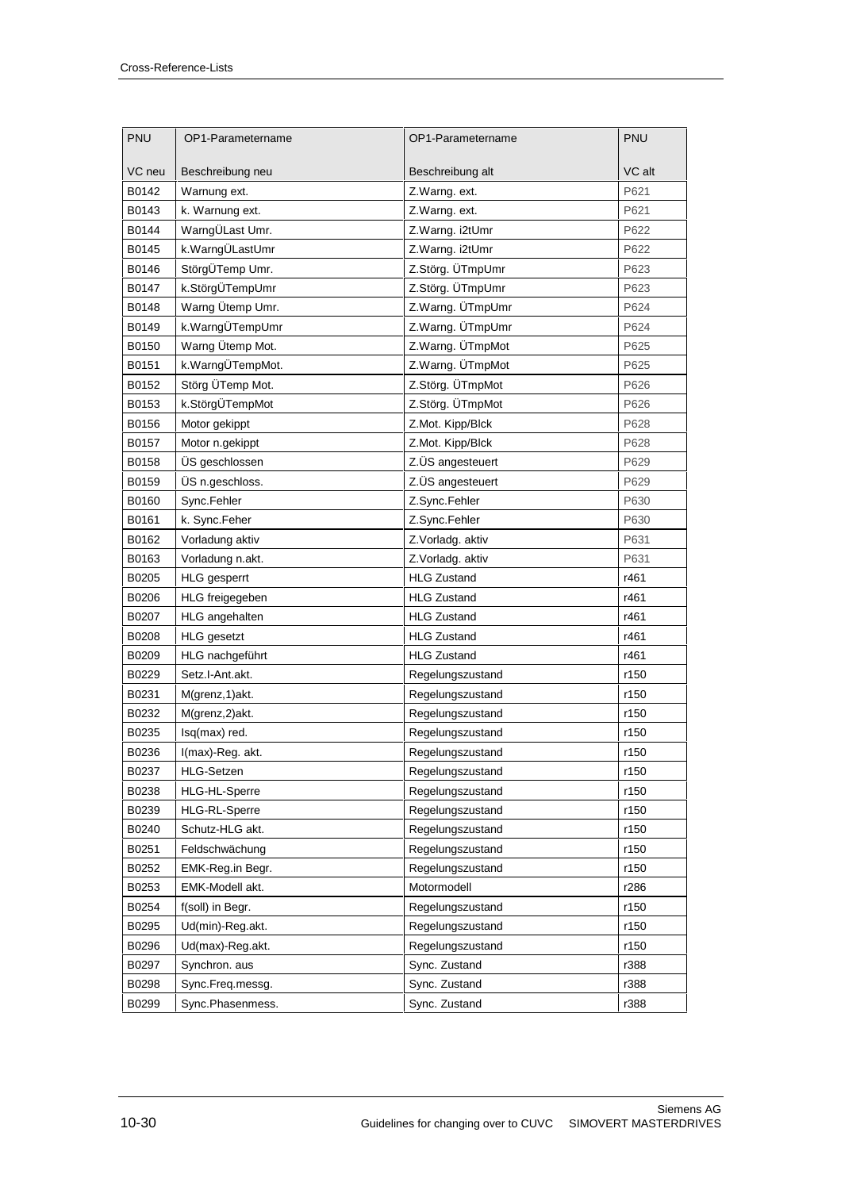| PNU | OP1-Parametername | OP1-Parametername | PNU |
|---|---|---|---|
| VC neu | Beschreibung neu | Beschreibung alt | VC alt |
| B0142 | Warnung ext. | Z.Warng. ext. | P621 |
| B0143 | k. Warnung ext. | Z.Warng. ext. | P621 |
| B0144 | WarngÜLast Umr. | Z.Warng. i2tUmr | P622 |
| B0145 | k.WarngÜLastUmr | Z.Warng. i2tUmr | P622 |
| B0146 | StörgÜTemp Umr. | Z.Störg. ÜTmpUmr | P623 |
| B0147 | k.StörgÜTempUmr | Z.Störg. ÜTmpUmr | P623 |
| B0148 | Warng Ütemp Umr. | Z.Warng. ÜTmpUmr | P624 |
| B0149 | k.WarngÜTempUmr | Z.Warng. ÜTmpUmr | P624 |
| B0150 | Warng Ütemp Mot. | Z.Warng. ÜTmpMot | P625 |
| B0151 | k.WarngÜTempMot. | Z.Warng. ÜTmpMot | P625 |
| B0152 | Störg ÜTemp Mot. | Z.Störg. ÜTmpMot | P626 |
| B0153 | k.StörgÜTempMot | Z.Störg. ÜTmpMot | P626 |
| B0156 | Motor gekippt | Z.Mot. Kipp/Blck | P628 |
| B0157 | Motor n.gekippt | Z.Mot. Kipp/Blck | P628 |
| B0158 | ÜS geschlossen | Z.ÜS angesteuert | P629 |
| B0159 | ÜS n.geschloss. | Z.ÜS angesteuert | P629 |
| B0160 | Sync.Fehler | Z.Sync.Fehler | P630 |
| B0161 | k. Sync.Feher | Z.Sync.Fehler | P630 |
| B0162 | Vorladung aktiv | Z.Vorladg. aktiv | P631 |
| B0163 | Vorladung n.akt. | Z.Vorladg. aktiv | P631 |
| B0205 | HLG gesperrt | HLG Zustand | r461 |
| B0206 | HLG freigegeben | HLG Zustand | r461 |
| B0207 | HLG angehalten | HLG Zustand | r461 |
| B0208 | HLG gesetzt | HLG Zustand | r461 |
| B0209 | HLG nachgeführt | HLG Zustand | r461 |
| B0229 | Setz.I-Ant.akt. | Regelungszustand | r150 |
| B0231 | M(grenz,1)akt. | Regelungszustand | r150 |
| B0232 | M(grenz,2)akt. | Regelungszustand | r150 |
| B0235 | Isq(max) red. | Regelungszustand | r150 |
| B0236 | I(max)-Reg. akt. | Regelungszustand | r150 |
| B0237 | HLG-Setzen | Regelungszustand | r150 |
| B0238 | HLG-HL-Sperre | Regelungszustand | r150 |
| B0239 | HLG-RL-Sperre | Regelungszustand | r150 |
| B0240 | Schutz-HLG akt. | Regelungszustand | r150 |
| B0251 | Feldschwächung | Regelungszustand | r150 |
| B0252 | EMK-Reg.in Begr. | Regelungszustand | r150 |
| B0253 | EMK-Modell akt. | Motormodell | r286 |
| B0254 | f(soll) in Begr. | Regelungszustand | r150 |
| B0295 | Ud(min)-Reg.akt. | Regelungszustand | r150 |
| B0296 | Ud(max)-Reg.akt. | Regelungszustand | r150 |
| B0297 | Synchron. aus | Sync. Zustand | r388 |
| B0298 | Sync.Freq.messg. | Sync. Zustand | r388 |
| B0299 | Sync.Phasenmess. | Sync. Zustand | r388 |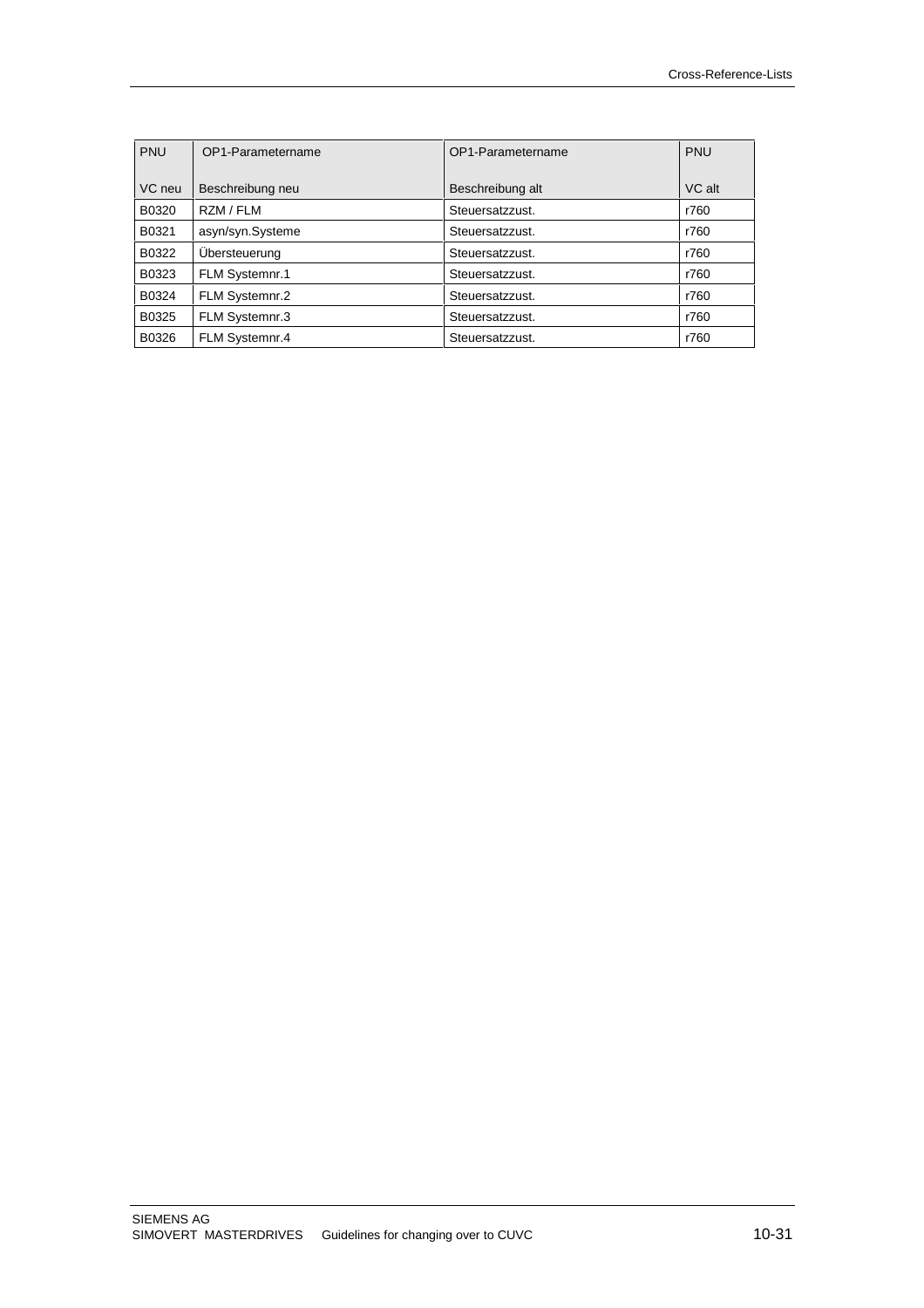| PNU<br><br>VC neu | OP1-Parametername<br><br>Beschreibung neu | OP1-Parametername<br><br>Beschreibung alt | PNU<br><br>VC alt |
|---|---|---|---|
| B0320 | RZM / FLM | Steuersatzzust. | r760 |
| B0321 | asyn/syn.Systeme | Steuersatzzust. | r760 |
| B0322 | Übersteuerung | Steuersatzzust. | r760 |
| B0323 | FLM Systemnr.1 | Steuersatzzust. | r760 |
| B0324 | FLM Systemnr.2 | Steuersatzzust. | r760 |
| B0325 | FLM Systemnr.3 | Steuersatzzust. | r760 |
| B0326 | FLM Systemnr.4 | Steuersatzzust. | r760 |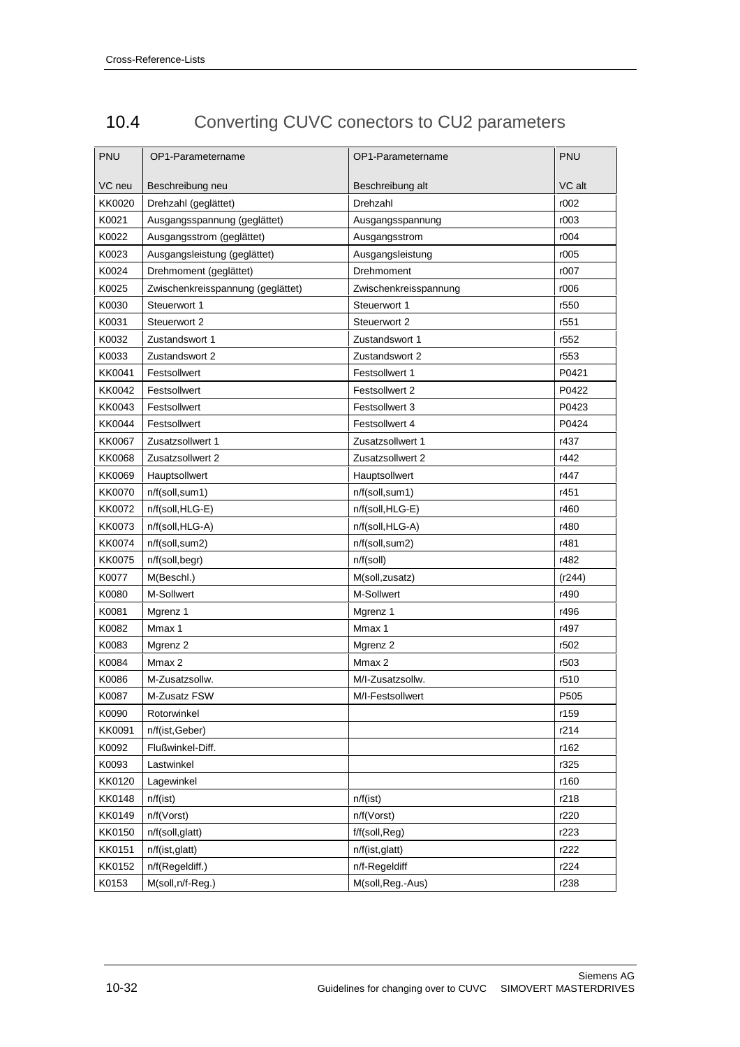## 10.4 Converting CUVC conectors to CU2 parameters

| PNU<br>VC neu | OP1-Parametername<br>Beschreibung neu | OP1-Parametername<br>Beschreibung alt | PNU<br>VC alt |
|---|---|---|---|
| KK0020 | Drehzahl (geglättet) | Drehzahl | r002 |
| K0021 | Ausgangsspannung (geglättet) | Ausgangsspannung | r003 |
| K0022 | Ausgangsstrom (geglättet) | Ausgangsstrom | r004 |
| K0023 | Ausgangsleistung (geglättet) | Ausgangsleistung | r005 |
| K0024 | Drehmoment (geglättet) | Drehmoment | r007 |
| K0025 | Zwischenkreisspannung (geglättet) | Zwischenkreisspannung | r006 |
| K0030 | Steuerwort 1 | Steuerwort 1 | r550 |
| K0031 | Steuerwort 2 | Steuerwort 2 | r551 |
| K0032 | Zustandswort 1 | Zustandswort 1 | r552 |
| K0033 | Zustandswort 2 | Zustandswort 2 | r553 |
| KK0041 | Festsollwert | Festsollwert 1 | P0421 |
| KK0042 | Festsollwert | Festsollwert 2 | P0422 |
| KK0043 | Festsollwert | Festsollwert 3 | P0423 |
| KK0044 | Festsollwert | Festsollwert 4 | P0424 |
| KK0067 | Zusatzsollwert 1 | Zusatzsollwert 1 | r437 |
| KK0068 | Zusatzsollwert 2 | Zusatzsollwert 2 | r442 |
| KK0069 | Hauptsollwert | Hauptsollwert | r447 |
| KK0070 | n/f(soll,sum1) | n/f(soll,sum1) | r451 |
| KK0072 | n/f(soll,HLG-E) | n/f(soll,HLG-E) | r460 |
| KK0073 | n/f(soll,HLG-A) | n/f(soll,HLG-A) | r480 |
| KK0074 | n/f(soll,sum2) | n/f(soll,sum2) | r481 |
| KK0075 | n/f(soll,begr) | n/f(soll) | r482 |
| K0077 | M(Beschl.) | M(soll,zusatz) | (r244) |
| K0080 | M-Sollwert | M-Sollwert | r490 |
| K0081 | Mgrenz 1 | Mgrenz 1 | r496 |
| K0082 | Mmax 1 | Mmax 1 | r497 |
| K0083 | Mgrenz 2 | Mgrenz 2 | r502 |
| K0084 | Mmax 2 | Mmax 2 | r503 |
| K0086 | M-Zusatzsollw. | M/I-Zusatzsollw. | r510 |
| K0087 | M-Zusatz FSW | M/I-Festsollwert | P505 |
| K0090 | Rotorwinkel | | r159 |
| KK0091 | n/f(ist,Geber) | | r214 |
| K0092 | Flußwinkel-Diff. | | r162 |
| K0093 | Lastwinkel | | r325 |
| KK0120 | Lagewinkel | | r160 |
| KK0148 | n/f(ist) | n/f(ist) | r218 |
| KK0149 | n/f(Vorst) | n/f(Vorst) | r220 |
| KK0150 | n/f(soll,glatt) | f/f(soll,Reg) | r223 |
| KK0151 | n/f(ist,glatt) | n/f(ist,glatt) | r222 |
| KK0152 | n/f(Regeldiff.) | n/f-Regeldiff | r224 |
| K0153 | M(soll,n/f-Reg.) | M(soll,Reg.-Aus) | r238 |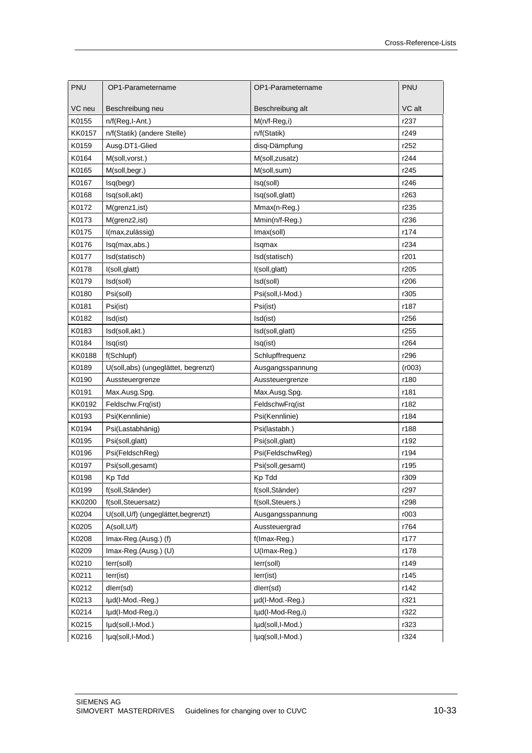| PNU | OP1-Parametername | OP1-Parametername | PNU |
|---|---|---|---|
| VC neu | Beschreibung neu | Beschreibung alt | VC alt |
| K0155 | n/f(Reg,I-Ant.) | M(n/f-Reg,i) | r237 |
| KK0157 | n/f(Statik) (andere Stelle) | n/f(Statik) | r249 |
| K0159 | Ausg.DT1-Glied | disq-Dämpfung | r252 |
| K0164 | M(soll,vorst.) | M(soll,zusatz) | r244 |
| K0165 | M(soll,begr.) | M(soll,sum) | r245 |
| K0167 | Isq(begr) | Isq(soll) | r246 |
| K0168 | Isq(soll,akt) | Isq(soll,glatt) | r263 |
| K0172 | M(grenz1,ist) | Mmax(n-Reg.) | r235 |
| K0173 | M(grenz2,ist) | Mmin(n/f-Reg.) | r236 |
| K0175 | I(max,zulässig) | Imax(soll) | r174 |
| K0176 | Isq(max,abs.) | Isqmax | r234 |
| K0177 | Isd(statisch) | Isd(statisch) | r201 |
| K0178 | I(soll,glatt) | I(soll,glatt) | r205 |
| K0179 | Isd(soll) | Isd(soll) | r206 |
| K0180 | Psi(soll) | Psi(soll,I-Mod.) | r305 |
| K0181 | Psi(ist) | Psi(ist) | r187 |
| K0182 | Isd(ist) | Isd(ist) | r256 |
| K0183 | Isd(soll,akt.) | Isd(soll,glatt) | r255 |
| K0184 | Isq(ist) | Isq(ist) | r264 |
| KK0188 | f(Schlupf) | Schlupffrequenz | r296 |
| K0189 | U(soll,abs) (ungeglättet, begrenzt) | Ausgangsspannung | (r003) |
| K0190 | Aussteuergrenze | Aussteuergrenze | r180 |
| K0191 | Max.Ausg.Spg. | Max.Ausg.Spg. | r181 |
| KK0192 | Feldschw.Frq(ist) | FeldschwFrq(ist | r182 |
| K0193 | Psi(Kennlinie) | Psi(Kennlinie) | r184 |
| K0194 | Psi(Lastabhänig) | Psi(lastabh.) | r188 |
| K0195 | Psi(soll,glatt) | Psi(soll,glatt) | r192 |
| K0196 | Psi(FeldschReg) | Psi(FeldschwReg) | r194 |
| K0197 | Psi(soll,gesamt) | Psi(soll,gesamt) | r195 |
| K0198 | Kp Tdd | Kp Tdd | r309 |
| K0199 | f(soll,Ständer) | f(soll,Ständer) | r297 |
| KK0200 | f(soll,Steuersatz) | f(soll,Steuers.) | r298 |
| K0204 | U(soll,U/f) (ungeglättet,begrenzt) | Ausgangsspannung | r003 |
| K0205 | A(soll,U/f) | Aussteuergrad | r764 |
| K0208 | Imax-Reg.(Ausg.) (f) | f(Imax-Reg.) | r177 |
| K0209 | Imax-Reg.(Ausg.) (U) | U(Imax-Reg.) | r178 |
| K0210 | Ierr(soll) | Ierr(soll) | r149 |
| K0211 | Ierr(ist) | Ierr(ist) | r145 |
| K0212 | dIerr(sd) | dIerr(sd) | r142 |
| K0213 | Iµd(I-Mod.-Reg.) | µd(I-Mod.-Reg.) | r321 |
| K0214 | Iµd(I-Mod-Reg,i) | Iµd(I-Mod-Reg,i) | r322 |
| K0215 | Iµd(soll,I-Mod.) | Iµd(soll,I-Mod.) | r323 |
| K0216 | Iµq(soll,I-Mod.) | Iµq(soll,I-Mod.) | r324 |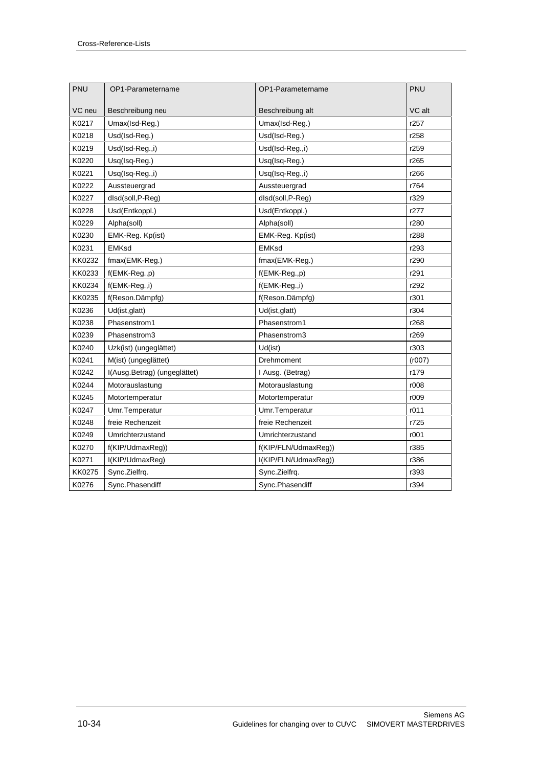| PNU<br><br>VC neu | OP1-Parametername<br><br>Beschreibung neu | OP1-Parametername<br><br>Beschreibung alt | PNU<br><br>VC alt |
|---|---|---|---|
| K0217 | Umax(Isd-Reg.) | Umax(Isd-Reg.) | r257 |
| K0218 | Usd(Isd-Reg.) | Usd(Isd-Reg.) | r258 |
| K0219 | Usd(Isd-Reg.,i) | Usd(Isd-Reg.,i) | r259 |
| K0220 | Usq(Isq-Reg.) | Usq(Isq-Reg.) | r265 |
| K0221 | Usq(Isq-Reg.,i) | Usq(Isq-Reg.,i) | r266 |
| K0222 | Aussteuergrad | Aussteuergrad | r764 |
| K0227 | dIsd(soll,P-Reg) | dIsd(soll,P-Reg) | r329 |
| K0228 | Usd(Entkoppl.) | Usd(Entkoppl.) | r277 |
| K0229 | Alpha(soll) | Alpha(soll) | r280 |
| K0230 | EMK-Reg. Kp(ist) | EMK-Reg. Kp(ist) | r288 |
| K0231 | EMKsd | EMKsd | r293 |
| KK0232 | fmax(EMK-Reg.) | fmax(EMK-Reg.) | r290 |
| KK0233 | f(EMK-Reg.,p) | f(EMK-Reg.,p) | r291 |
| KK0234 | f(EMK-Reg.,i) | f(EMK-Reg.,i) | r292 |
| KK0235 | f(Reson.Dämpfg) | f(Reson.Dämpfg) | r301 |
| K0236 | Ud(ist,glatt) | Ud(ist,glatt) | r304 |
| K0238 | Phasenstrom1 | Phasenstrom1 | r268 |
| K0239 | Phasenstrom3 | Phasenstrom3 | r269 |
| K0240 | Uzk(ist) (ungeglättet) | Ud(ist) | r303 |
| K0241 | M(ist) (ungeglättet) | Drehmoment | (r007) |
| K0242 | I(Ausg.Betrag) (ungeglättet) | I Ausg. (Betrag) | r179 |
| K0244 | Motorauslastung | Motorauslastung | r008 |
| K0245 | Motortemperatur | Motortemperatur | r009 |
| K0247 | Umr.Temperatur | Umr.Temperatur | r011 |
| K0248 | freie Rechenzeit | freie Rechenzeit | r725 |
| K0249 | Umrichterzustand | Umrichterzustand | r001 |
| K0270 | f(KIP/UdmaxReg)) | f(KIP/FLN/UdmaxReg)) | r385 |
| K0271 | I(KIP/UdmaxReg) | I(KIP/FLN/UdmaxReg)) | r386 |
| KK0275 | Sync.Zielfrq. | Sync.Zielfrq. | r393 |
| K0276 | Sync.Phasendiff | Sync.Phasendiff | r394 |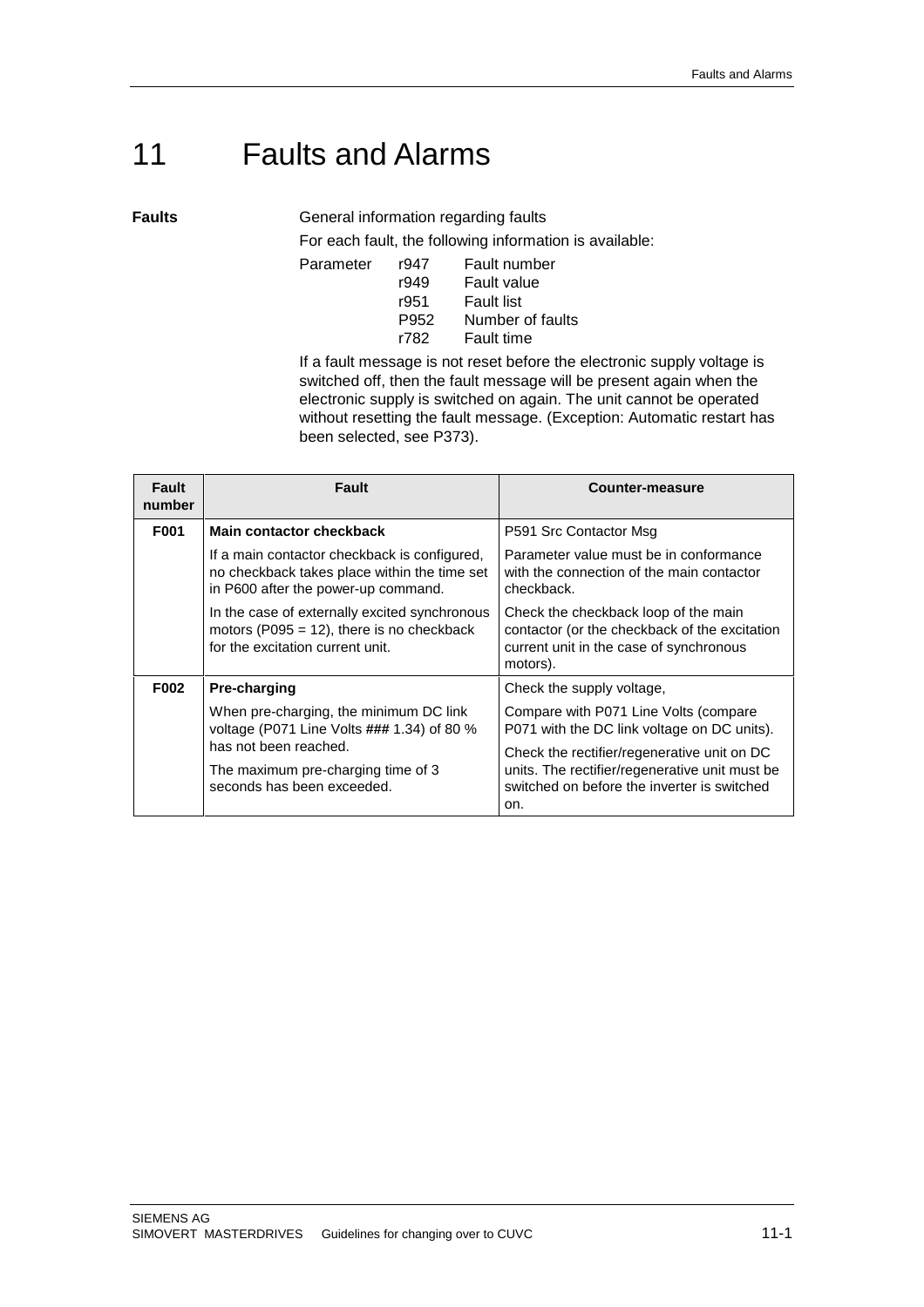# 11 Faults and Alarms

**Faults**

General information regarding faults

For each fault, the following information is available:

| Parameter | | |
|---|---|---|
| | r947 | Fault number |
| | r949 | Fault value |
| | r951 | Fault list |
| | P952 | Number of faults |
| | r782 | Fault time |

If a fault message is not reset before the electronic supply voltage is switched off, then the fault message will be present again when the electronic supply is switched on again. The unit cannot be operated without resetting the fault message. (Exception: Automatic restart has been selected, see P373).

| Fault number | Fault | Counter-measure |
|---|---|---|
| **F001** | **Main contactor checkback** | P591 Src Contactor Msg |
| | If a main contactor checkback is configured, no checkback takes place within the time set in P600 after the power-up command. | Parameter value must be in conformance with the connection of the main contactor checkback. |
| | In the case of externally excited synchronous motors (P095 = 12), there is no checkback for the excitation current unit. | Check the checkback loop of the main contactor (or the checkback of the excitation current unit in the case of synchronous motors). |
| **F002** | **Pre-charging** | Check the supply voltage, |
| | When pre-charging, the minimum DC link voltage (P071 Line Volts ### 1.34) of 80 % has not been reached. | Compare with P071 Line Volts (compare P071 with the DC link voltage on DC units). |
| | The maximum pre-charging time of 3 seconds has been exceeded. | Check the rectifier/regenerative unit on DC units. The rectifier/regenerative unit must be switched on before the inverter is switched on. |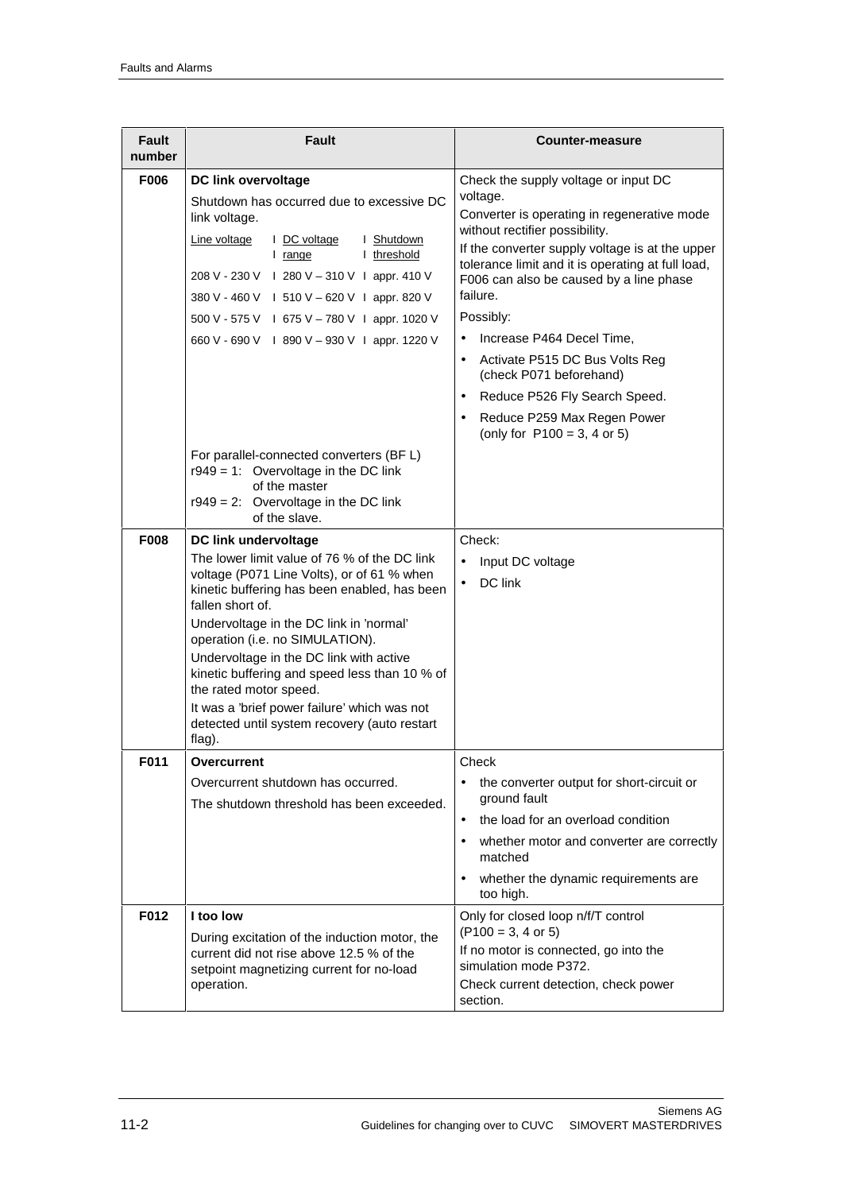| Fault number | Fault | Counter-measure |
|---|---|---|
| **F006** | **DC link overvoltage**<br>Shutdown has occurred due to excessive DC link voltage.<br><br>Line voltage \| DC voltage range \| Shutdown threshold<br>208 V - 230 V \| 280 V – 310 V \| appr. 410 V<br>380 V - 460 V \| 510 V – 620 V \| appr. 820 V<br>500 V - 575 V \| 675 V – 780 V \| appr. 1020 V<br>660 V - 690 V \| 890 V – 930 V \| appr. 1220 V<br><br>For parallel-connected converters (BF L)<br>r949 = 1: Overvoltage in the DC link of the master<br>r949 = 2: Overvoltage in the DC link of the slave. | Check the supply voltage or input DC voltage.<br>Converter is operating in regenerative mode without rectifier possibility.<br>If the converter supply voltage is at the upper tolerance limit and it is operating at full load, F006 can also be caused by a line phase failure.<br>Possibly:<br>• Increase P464 Decel Time,<br>• Activate P515 DC Bus Volts Reg (check P071 beforehand)<br>• Reduce P526 Fly Search Speed.<br>• Reduce P259 Max Regen Power (only for P100 = 3, 4 or 5) |
| **F008** | **DC link undervoltage**<br>The lower limit value of 76 % of the DC link voltage (P071 Line Volts), or of 61 % when kinetic buffering has been enabled, has been fallen short of.<br>Undervoltage in the DC link in 'normal' operation (i.e. no SIMULATION).<br>Undervoltage in the DC link with active kinetic buffering and speed less than 10 % of the rated motor speed.<br>It was a 'brief power failure' which was not detected until system recovery (auto restart flag). | Check:<br>• Input DC voltage<br>• DC link |
| **F011** | **Overcurrent**<br>Overcurrent shutdown has occurred.<br>The shutdown threshold has been exceeded. | Check<br>• the converter output for short-circuit or ground fault<br>• the load for an overload condition<br>• whether motor and converter are correctly matched<br>• whether the dynamic requirements are too high. |
| **F012** | **I too low**<br>During excitation of the induction motor, the current did not rise above 12.5 % of the setpoint magnetizing current for no-load operation. | Only for closed loop n/f/T control (P100 = 3, 4 or 5)<br>If no motor is connected, go into the simulation mode P372.<br>Check current detection, check power section. |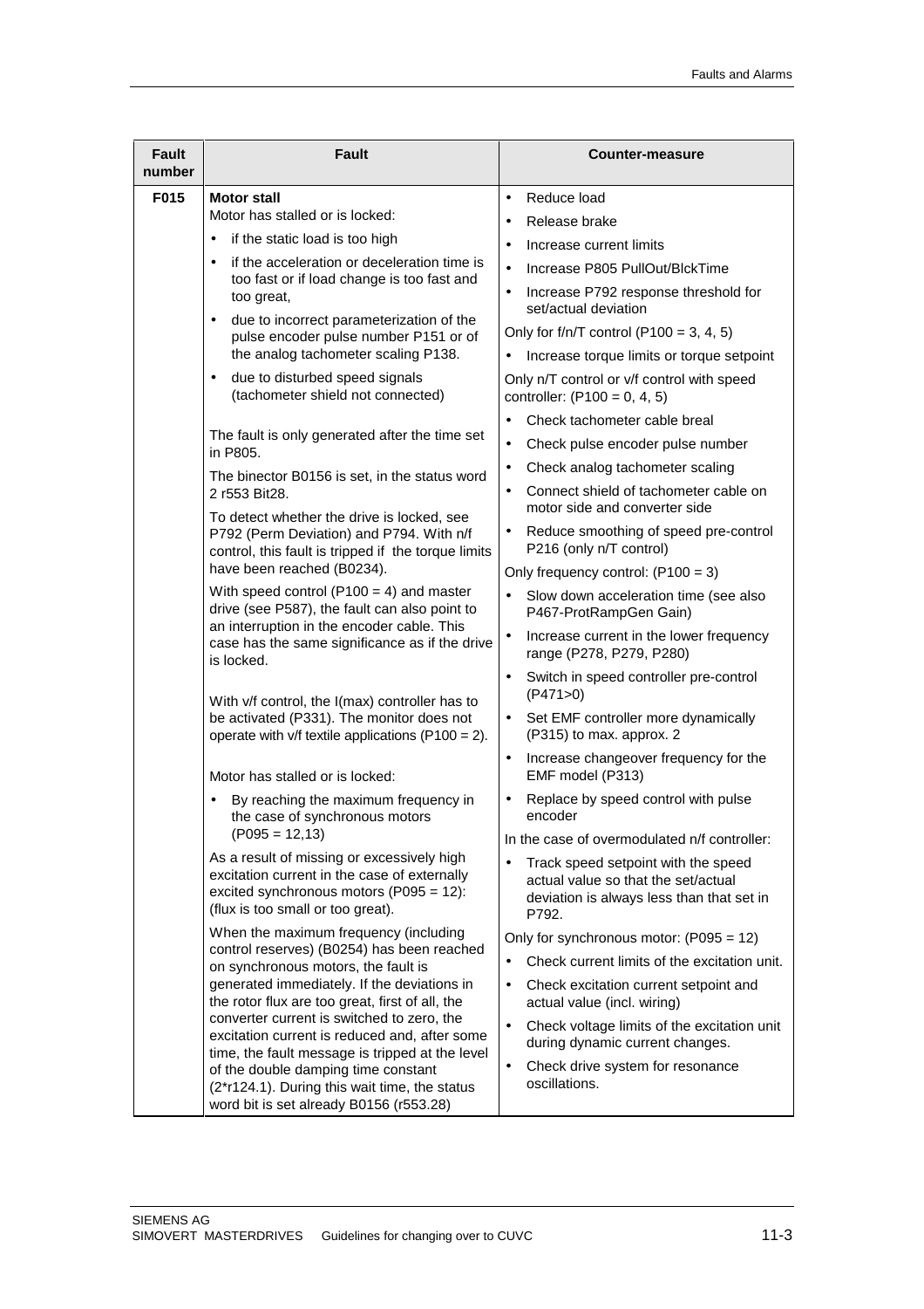| Fault number | Fault | Counter-measure |
|---|---|---|
| F015 | **Motor stall**<br>Motor has stalled or is locked:<br>• if the static load is too high<br>• if the acceleration or deceleration time is too fast or if load change is too fast and too great,<br>• due to incorrect parameterization of the pulse encoder pulse number P151 or of the analog tachometer scaling P138.<br>• due to disturbed speed signals (tachometer shield not connected)<br><br>The fault is only generated after the time set in P805.<br>The binector B0156 is set, in the status word 2 r553 Bit28.<br>To detect whether the drive is locked, see P792 (Perm Deviation) and P794. With n/f control, this fault is tripped if the torque limits have been reached (B0234).<br>With speed control (P100 = 4) and master drive (see P587), the fault can also point to an interruption in the encoder cable. This case has the same significance as if the drive is locked.<br><br>With v/f control, the I(max) controller has to be activated (P331). The monitor does not operate with v/f textile applications (P100 = 2).<br><br>Motor has stalled or is locked:<br>• By reaching the maximum frequency in the case of synchronous motors (P095 = 12,13)<br>As a result of missing or excessively high excitation current in the case of externally excited synchronous motors (P095 = 12): (flux is too small or too great).<br>When the maximum frequency (including control reserves) (B0254) has been reached on synchronous motors, the fault is generated immediately. If the deviations in the rotor flux are too great, first of all, the converter current is switched to zero, the excitation current is reduced and, after some time, the fault message is tripped at the level of the double damping time constant (2*r124.1). During this wait time, the status word bit is set already B0156 (r553.28) | • Reduce load<br>• Release brake<br>• Increase current limits<br>• Increase P805 PullOut/BlckTime<br>• Increase P792 response threshold for set/actual deviation<br>Only for f/n/T control (P100 = 3, 4, 5)<br>• Increase torque limits or torque setpoint<br>Only n/T control or v/f control with speed controller: (P100 = 0, 4, 5)<br>• Check tachometer cable breal<br>• Check pulse encoder pulse number<br>• Check analog tachometer scaling<br>• Connect shield of tachometer cable on motor side and converter side<br>• Reduce smoothing of speed pre-control P216 (only n/T control)<br>Only frequency control: (P100 = 3)<br>• Slow down acceleration time (see also P467-ProtRampGen Gain)<br>• Increase current in the lower frequency range (P278, P279, P280)<br>• Switch in speed controller pre-control (P471>0)<br>• Set EMF controller more dynamically (P315) to max. approx. 2<br>• Increase changeover frequency for the EMF model (P313)<br>• Replace by speed control with pulse encoder<br>In the case of overmodulated n/f controller:<br>• Track speed setpoint with the speed actual value so that the set/actual deviation is always less than that set in P792.<br>Only for synchronous motor: (P095 = 12)<br>• Check current limits of the excitation unit.<br>• Check excitation current setpoint and actual value (incl. wiring)<br>• Check voltage limits of the excitation unit during dynamic current changes.<br>• Check drive system for resonance oscillations. |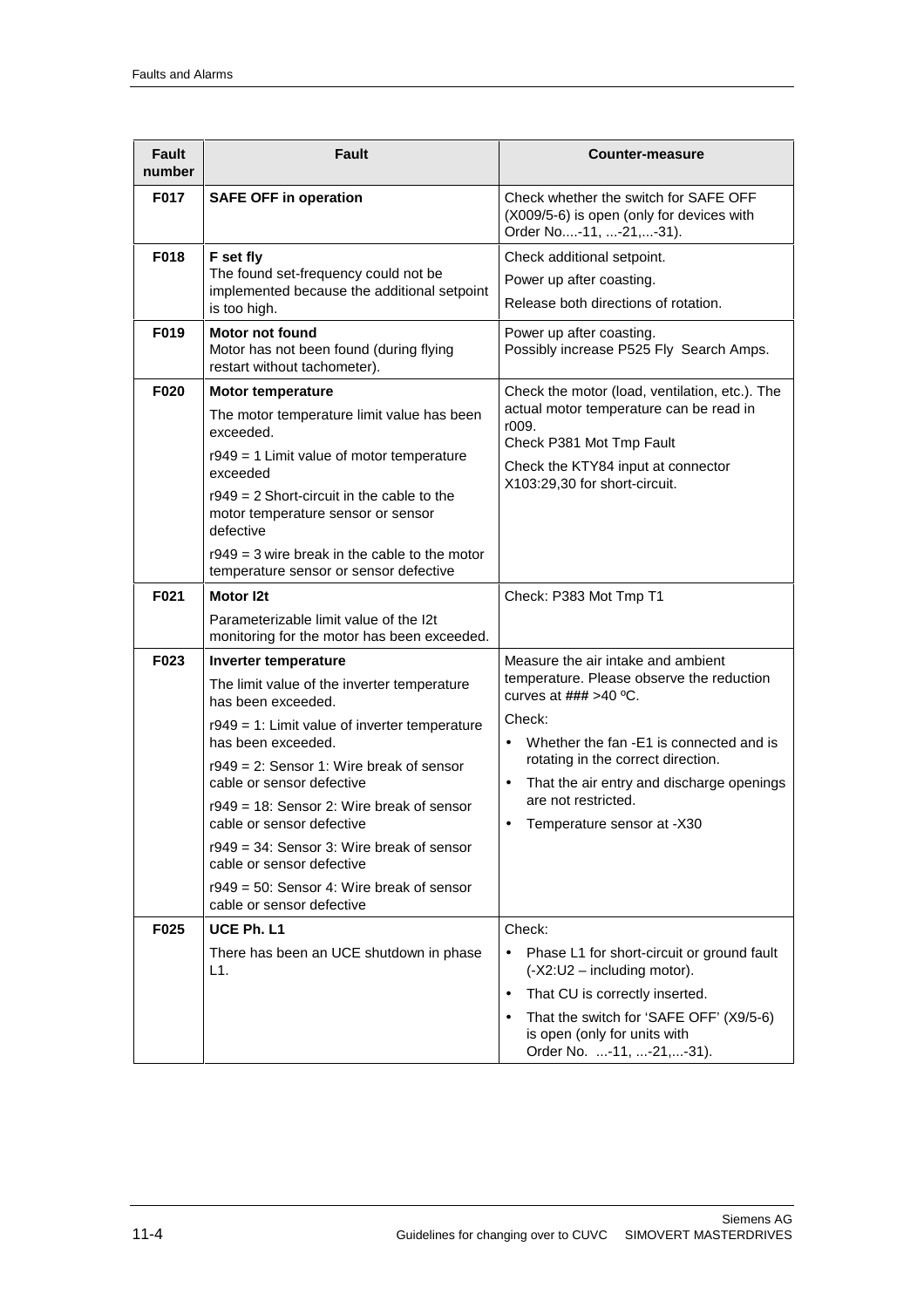| Fault number | Fault | Counter-measure |
|---|---|---|
| F017 | **SAFE OFF in operation** | Check whether the switch for SAFE OFF (X009/5-6) is open (only for devices with Order No....-11, ...-21,...-31). |
| F018 | **F set fly**<br>The found set-frequency could not be implemented because the additional setpoint is too high. | Check additional setpoint.<br>Power up after coasting.<br>Release both directions of rotation. |
| F019 | **Motor not found**<br>Motor has not been found (during flying restart without tachometer). | Power up after coasting.<br>Possibly increase P525 Fly Search Amps. |
| F020 | **Motor temperature**<br>The motor temperature limit value has been exceeded.<br>r949 = 1 Limit value of motor temperature exceeded<br>r949 = 2 Short-circuit in the cable to the motor temperature sensor or sensor defective<br>r949 = 3 wire break in the cable to the motor temperature sensor or sensor defective | Check the motor (load, ventilation, etc.). The actual motor temperature can be read in r009.<br>Check P381 Mot Tmp Fault<br>Check the KTY84 input at connector X103:29,30 for short-circuit. |
| F021 | **Motor I2t**<br>Parameterizable limit value of the I2t monitoring for the motor has been exceeded. | Check: P383 Mot Tmp T1 |
| F023 | **Inverter temperature**<br>The limit value of the inverter temperature has been exceeded.<br>r949 = 1: Limit value of inverter temperature has been exceeded.<br>r949 = 2: Sensor 1: Wire break of sensor cable or sensor defective<br>r949 = 18: Sensor 2: Wire break of sensor cable or sensor defective<br>r949 = 34: Sensor 3: Wire break of sensor cable or sensor defective<br>r949 = 50: Sensor 4: Wire break of sensor cable or sensor defective | Measure the air intake and ambient temperature. Please observe the reduction curves at ### >40 ºC.<br>Check:<br>• Whether the fan -E1 is connected and is rotating in the correct direction.<br>• That the air entry and discharge openings are not restricted.<br>• Temperature sensor at -X30 |
| F025 | **UCE Ph. L1**<br>There has been an UCE shutdown in phase L1. | Check:<br>• Phase L1 for short-circuit or ground fault (-X2:U2 – including motor).<br>• That CU is correctly inserted.<br>• That the switch for 'SAFE OFF' (X9/5-6) is open (only for units with Order No. ...-11, ...-21,...-31). |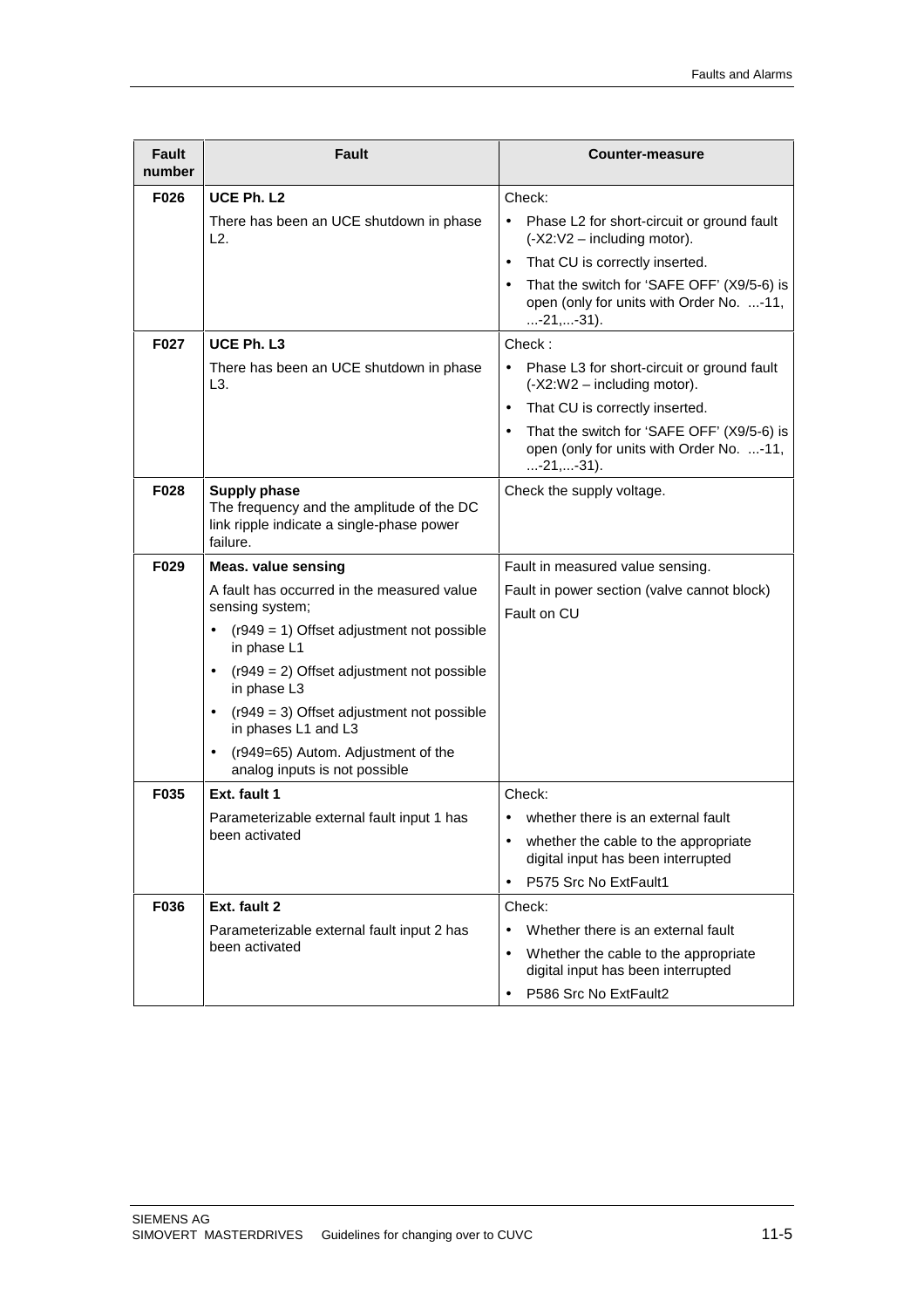| Fault number | Fault | Counter-measure |
|---|---|---|
| F026 | **UCE Ph. L2**<br><br>There has been an UCE shutdown in phase L2. | Check:<br>• Phase L2 for short-circuit or ground fault (-X2:V2 – including motor).<br>• That CU is correctly inserted.<br>• That the switch for 'SAFE OFF' (X9/5-6) is open (only for units with Order No. ...-11, ...-21,...-31). |
| F027 | **UCE Ph. L3**<br><br>There has been an UCE shutdown in phase L3. | Check :<br>• Phase L3 for short-circuit or ground fault (-X2:W2 – including motor).<br>• That CU is correctly inserted.<br>• That the switch for 'SAFE OFF' (X9/5-6) is open (only for units with Order No. ...-11, ...-21,...-31). |
| F028 | **Supply phase**<br>The frequency and the amplitude of the DC link ripple indicate a single-phase power failure. | Check the supply voltage. |
| F029 | **Meas. value sensing**<br><br>A fault has occurred in the measured value sensing system;<br>• (r949 = 1) Offset adjustment not possible in phase L1<br>• (r949 = 2) Offset adjustment not possible in phase L3<br>• (r949 = 3) Offset adjustment not possible in phases L1 and L3<br>• (r949=65) Autom. Adjustment of the analog inputs is not possible | Fault in measured value sensing.<br><br>Fault in power section (valve cannot block)<br><br>Fault on CU |
| F035 | **Ext. fault 1**<br><br>Parameterizable external fault input 1 has been activated | Check:<br>• whether there is an external fault<br>• whether the cable to the appropriate digital input has been interrupted<br>• P575 Src No ExtFault1 |
| F036 | **Ext. fault 2**<br><br>Parameterizable external fault input 2 has been activated | Check:<br>• Whether there is an external fault<br>• Whether the cable to the appropriate digital input has been interrupted<br>• P586 Src No ExtFault2 |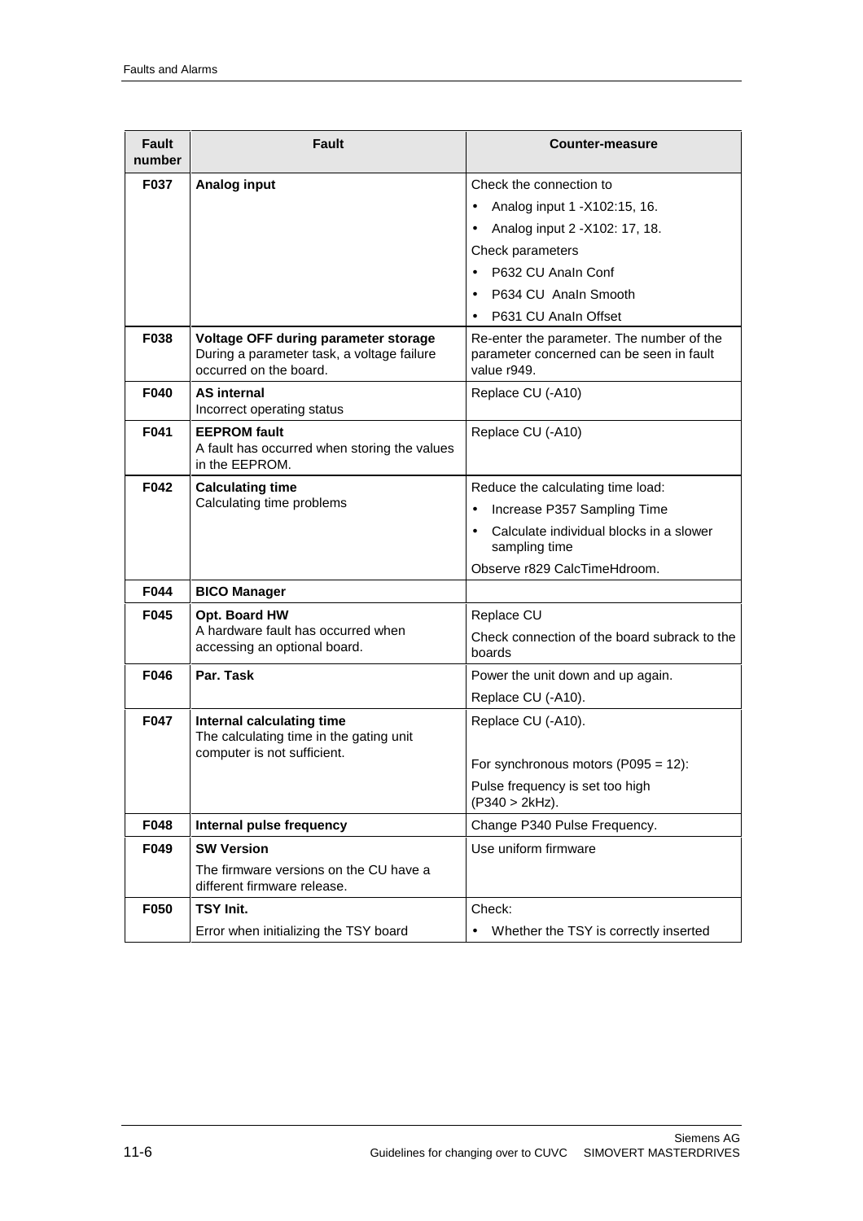| Fault number | Fault | Counter-measure |
|---|---|---|
| F037 | **Analog input** | Check the connection to<br>• Analog input 1 -X102:15, 16.<br>• Analog input 2 -X102: 17, 18.<br>Check parameters<br>• P632 CU AnaIn Conf<br>• P634 CU AnaIn Smooth<br>• P631 CU AnaIn Offset |
| F038 | **Voltage OFF during parameter storage**<br>During a parameter task, a voltage failure occurred on the board. | Re-enter the parameter. The number of the parameter concerned can be seen in fault value r949. |
| F040 | **AS internal**<br>Incorrect operating status | Replace CU (-A10) |
| F041 | **EEPROM fault**<br>A fault has occurred when storing the values in the EEPROM. | Replace CU (-A10) |
| F042 | **Calculating time**<br>Calculating time problems | Reduce the calculating time load:<br>• Increase P357 Sampling Time<br>• Calculate individual blocks in a slower sampling time<br>Observe r829 CalcTimeHdroom. |
| F044 | **BICO Manager** | |
| F045 | **Opt. Board HW**<br>A hardware fault has occurred when accessing an optional board. | Replace CU<br>Check connection of the board subrack to the boards |
| F046 | **Par. Task** | Power the unit down and up again.<br>Replace CU (-A10). |
| F047 | **Internal calculating time**<br>The calculating time in the gating unit computer is not sufficient. | Replace CU (-A10).<br><br>For synchronous motors (P095 = 12):<br>Pulse frequency is set too high (P340 > 2kHz). |
| F048 | **Internal pulse frequency** | Change P340 Pulse Frequency. |
| F049 | **SW Version**<br>The firmware versions on the CU have a different firmware release. | Use uniform firmware |
| F050 | **TSY Init.**<br>Error when initializing the TSY board | Check:<br>• Whether the TSY is correctly inserted |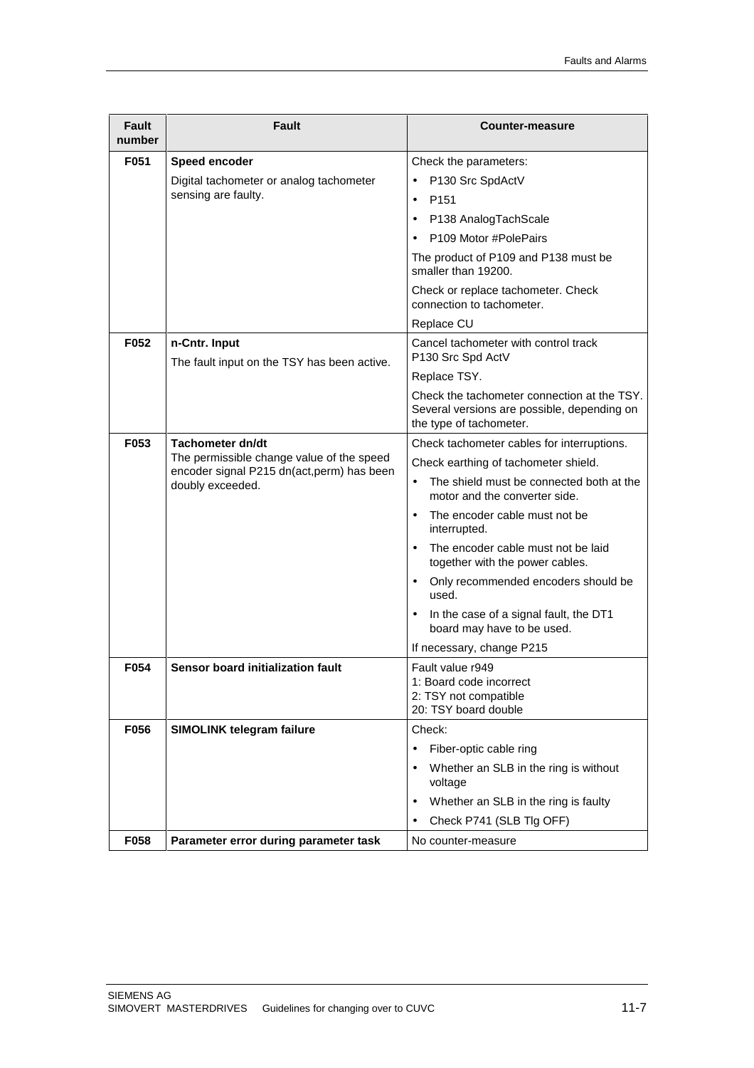| Fault number | Fault | Counter-measure |
|---|---|---|
| F051 | **Speed encoder**<br>Digital tachometer or analog tachometer sensing are faulty. | Check the parameters:<br>• P130 Src SpdActV<br>• P151<br>• P138 AnalogTachScale<br>• P109 Motor #PolePairs<br>The product of P109 and P138 must be smaller than 19200.<br>Check or replace tachometer. Check connection to tachometer.<br>Replace CU |
| F052 | **n-Cntr. Input**<br>The fault input on the TSY has been active. | Cancel tachometer with control track P130 Src Spd ActV<br>Replace TSY.<br>Check the tachometer connection at the TSY. Several versions are possible, depending on the type of tachometer. |
| F053 | **Tachometer dn/dt**<br>The permissible change value of the speed encoder signal P215 dn(act,perm) has been doubly exceeded. | Check tachometer cables for interruptions.<br>Check earthing of tachometer shield.<br>• The shield must be connected both at the motor and the converter side.<br>• The encoder cable must not be interrupted.<br>• The encoder cable must not be laid together with the power cables.<br>• Only recommended encoders should be used.<br>• In the case of a signal fault, the DT1 board may have to be used.<br>If necessary, change P215 |
| F054 | **Sensor board initialization fault** | Fault value r949<br>1: Board code incorrect<br>2: TSY not compatible<br>20: TSY board double |
| F056 | **SIMOLINK telegram failure** | Check:<br>• Fiber-optic cable ring<br>• Whether an SLB in the ring is without voltage<br>• Whether an SLB in the ring is faulty<br>• Check P741 (SLB Tlg OFF) |
| F058 | **Parameter error during parameter task** | No counter-measure |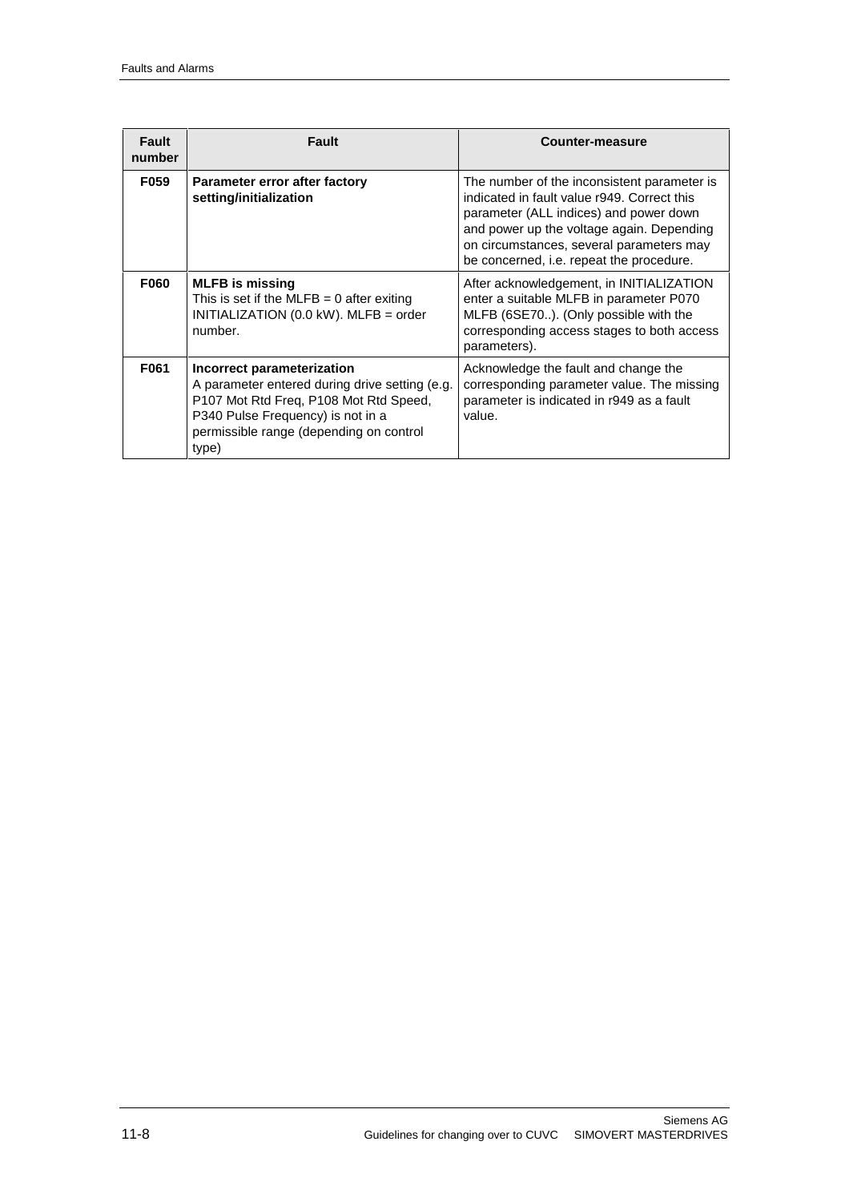| Fault number | Fault | Counter-measure |
|---|---|---|
| **F059** | **Parameter error after factory setting/initialization** | The number of the inconsistent parameter is indicated in fault value r949. Correct this parameter (ALL indices) and power down and power up the voltage again. Depending on circumstances, several parameters may be concerned, i.e. repeat the procedure. |
| **F060** | **MLFB is missing**<br>This is set if the MLFB = 0 after exiting INITIALIZATION (0.0 kW). MLFB = order number. | After acknowledgement, in INITIALIZATION enter a suitable MLFB in parameter P070 MLFB (6SE70..). (Only possible with the corresponding access stages to both access parameters). |
| **F061** | **Incorrect parameterization**<br>A parameter entered during drive setting (e.g. P107 Mot Rtd Freq, P108 Mot Rtd Speed, P340 Pulse Frequency) is not in a permissible range (depending on control type) | Acknowledge the fault and change the corresponding parameter value. The missing parameter is indicated in r949 as a fault value. |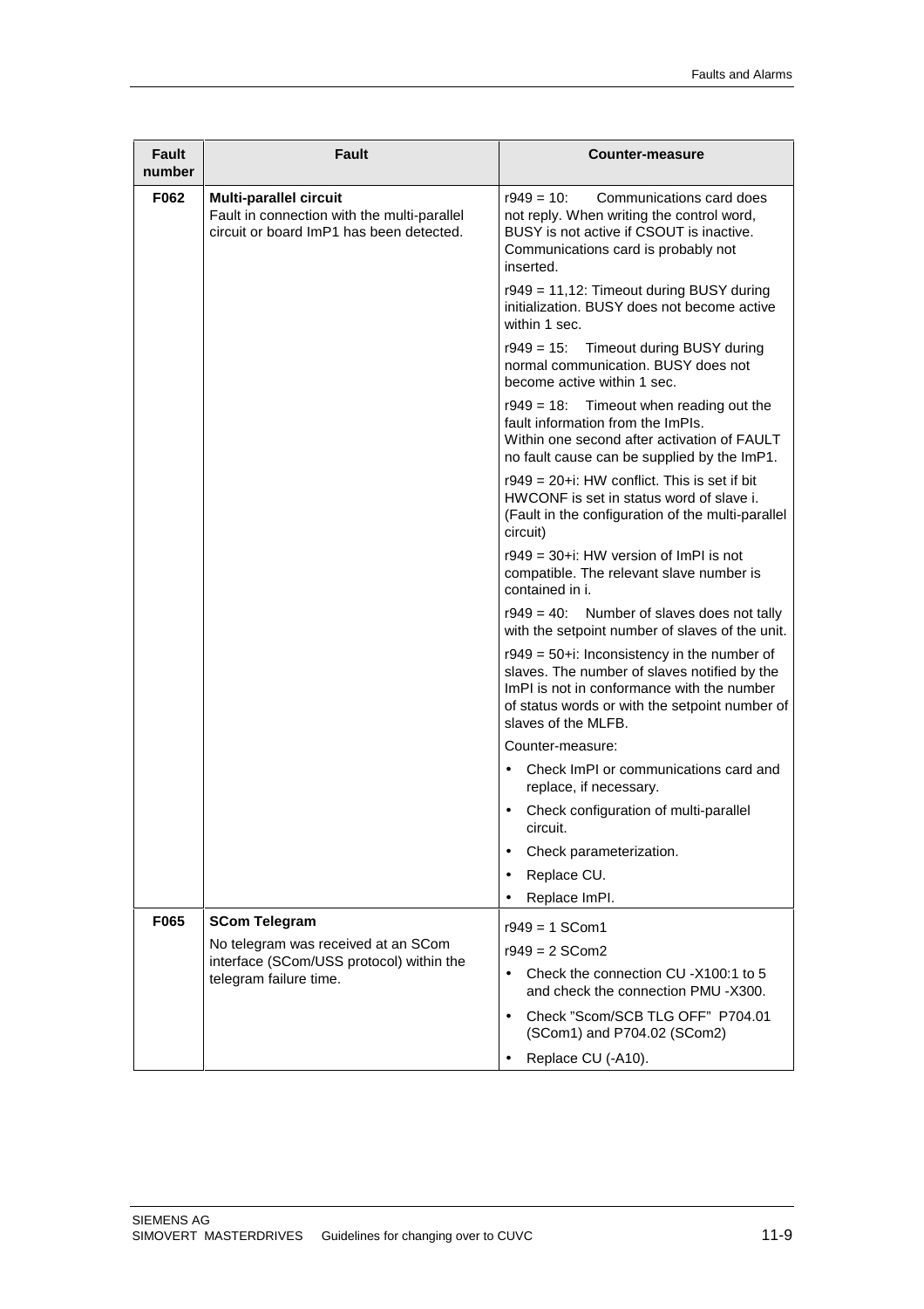| Fault number | Fault | Counter-measure |
|---|---|---|
| F062 | **Multi-parallel circuit**<br>Fault in connection with the multi-parallel circuit or board ImP1 has been detected. | r949 = 10: Communications card does not reply. When writing the control word, BUSY is not active if CSOUT is inactive. Communications card is probably not inserted.<br><br>r949 = 11,12: Timeout during BUSY during initialization. BUSY does not become active within 1 sec.<br><br>r949 = 15: Timeout during BUSY during normal communication. BUSY does not become active within 1 sec.<br><br>r949 = 18: Timeout when reading out the fault information from the ImPIs. Within one second after activation of FAULT no fault cause can be supplied by the ImP1.<br><br>r949 = 20+i: HW conflict. This is set if bit HWCONF is set in status word of slave i. (Fault in the configuration of the multi-parallel circuit)<br><br>r949 = 30+i: HW version of ImPI is not compatible. The relevant slave number is contained in i.<br><br>r949 = 40: Number of slaves does not tally with the setpoint number of slaves of the unit.<br><br>r949 = 50+i: Inconsistency in the number of slaves. The number of slaves notified by the ImPI is not in conformance with the number of status words or with the setpoint number of slaves of the MLFB.<br><br>Counter-measure:<br>• Check ImPI or communications card and replace, if necessary.<br>• Check configuration of multi-parallel circuit.<br>• Check parameterization.<br>• Replace CU.<br>• Replace ImPI. |
| F065 | **SCom Telegram**<br>No telegram was received at an SCom interface (SCom/USS protocol) within the telegram failure time. | r949 = 1 SCom1<br>r949 = 2 SCom2<br>• Check the connection CU -X100:1 to 5 and check the connection PMU -X300.<br>• Check "Scom/SCB TLG OFF" P704.01 (SCom1) and P704.02 (SCom2)<br>• Replace CU (-A10). |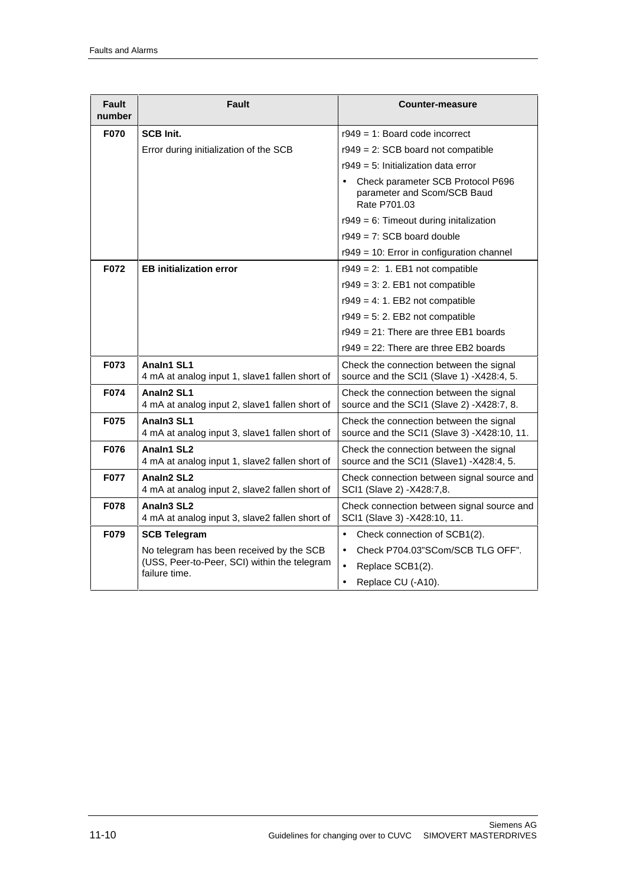| Fault number | Fault | Counter-measure |
|---|---|---|
| F070 | **SCB Init.**<br>Error during initialization of the SCB | r949 = 1: Board code incorrect<br>r949 = 2: SCB board not compatible<br>r949 = 5: Initialization data error<br>• Check parameter SCB Protocol P696 parameter and Scom/SCB Baud Rate P701.03<br>r949 = 6: Timeout during initalization<br>r949 = 7: SCB board double<br>r949 = 10: Error in configuration channel |
| F072 | **EB initialization error** | r949 = 2: 1. EB1 not compatible<br>r949 = 3: 2. EB1 not compatible<br>r949 = 4: 1. EB2 not compatible<br>r949 = 5: 2. EB2 not compatible<br>r949 = 21: There are three EB1 boards<br>r949 = 22: There are three EB2 boards |
| F073 | **AnaIn1 SL1**<br>4 mA at analog input 1, slave1 fallen short of | Check the connection between the signal source and the SCI1 (Slave 1) -X428:4, 5. |
| F074 | **AnaIn2 SL1**<br>4 mA at analog input 2, slave1 fallen short of | Check the connection between the signal source and the SCI1 (Slave 2) -X428:7, 8. |
| F075 | **AnaIn3 SL1**<br>4 mA at analog input 3, slave1 fallen short of | Check the connection between the signal source and the SCI1 (Slave 3) -X428:10, 11. |
| F076 | **AnaIn1 SL2**<br>4 mA at analog input 1, slave2 fallen short of | Check the connection between the signal source and the SCI1 (Slave1) -X428:4, 5. |
| F077 | **AnaIn2 SL2**<br>4 mA at analog input 2, slave2 fallen short of | Check connection between signal source and SCI1 (Slave 2) -X428:7,8. |
| F078 | **AnaIn3 SL2**<br>4 mA at analog input 3, slave2 fallen short of | Check connection between signal source and SCI1 (Slave 3) -X428:10, 11. |
| F079 | **SCB Telegram**<br>No telegram has been received by the SCB (USS, Peer-to-Peer, SCI) within the telegram failure time. | • Check connection of SCB1(2).<br>• Check P704.03"SCom/SCB TLG OFF".<br>• Replace SCB1(2).<br>• Replace CU (-A10). |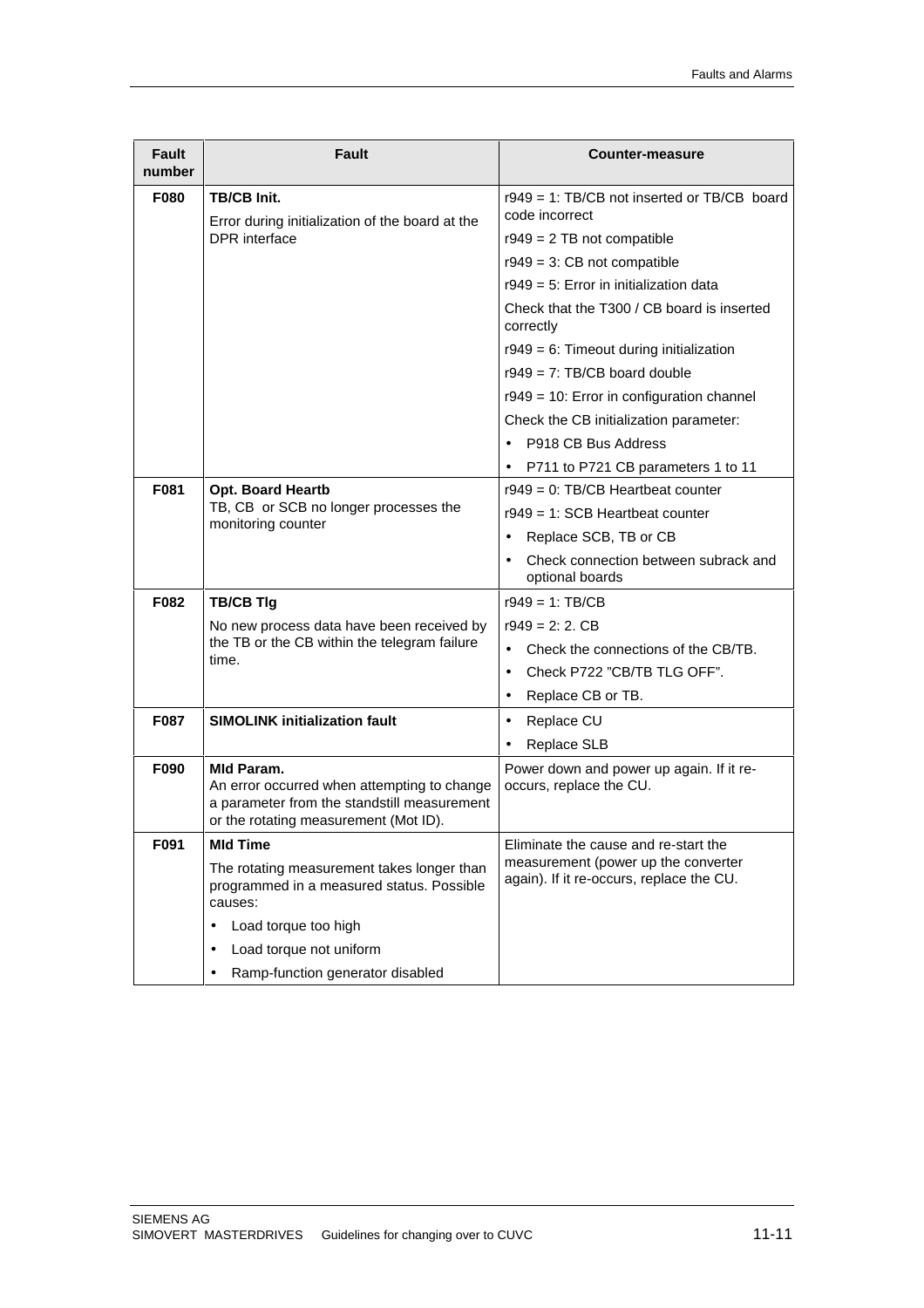| Fault number | Fault | Counter-measure |
|---|---|---|
| F080 | **TB/CB Init.**<br>Error during initialization of the board at the DPR interface | r949 = 1: TB/CB not inserted or TB/CB board code incorrect<br>r949 = 2 TB not compatible<br>r949 = 3: CB not compatible<br>r949 = 5: Error in initialization data<br>Check that the T300 / CB board is inserted correctly<br>r949 = 6: Timeout during initialization<br>r949 = 7: TB/CB board double<br>r949 = 10: Error in configuration channel<br>Check the CB initialization parameter:<br>• P918 CB Bus Address<br>• P711 to P721 CB parameters 1 to 11 |
| F081 | **Opt. Board Heartb**<br>TB, CB or SCB no longer processes the monitoring counter | r949 = 0: TB/CB Heartbeat counter<br>r949 = 1: SCB Heartbeat counter<br>• Replace SCB, TB or CB<br>• Check connection between subrack and optional boards |
| F082 | **TB/CB Tlg**<br>No new process data have been received by the TB or the CB within the telegram failure time. | r949 = 1: TB/CB<br>r949 = 2: 2. CB<br>• Check the connections of the CB/TB.<br>• Check P722 "CB/TB TLG OFF".<br>• Replace CB or TB. |
| F087 | **SIMOLINK initialization fault** | • Replace CU<br>• Replace SLB |
| F090 | **MId Param.**<br>An error occurred when attempting to change a parameter from the standstill measurement or the rotating measurement (Mot ID). | Power down and power up again. If it re-occurs, replace the CU. |
| F091 | **MId Time**<br>The rotating measurement takes longer than programmed in a measured status. Possible causes:<br>• Load torque too high<br>• Load torque not uniform<br>• Ramp-function generator disabled | Eliminate the cause and re-start the measurement (power up the converter again). If it re-occurs, replace the CU. |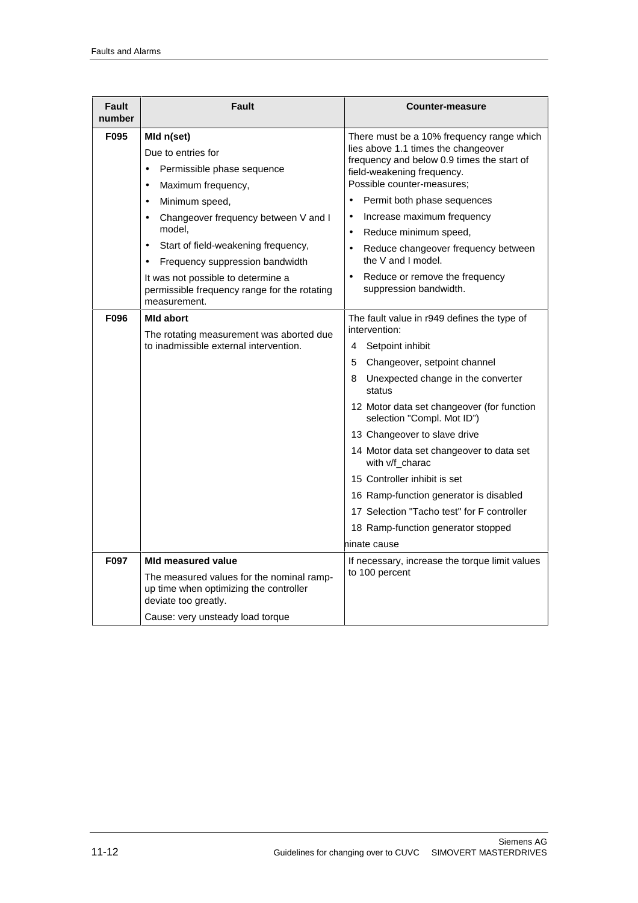| Fault number | Fault | Counter-measure |
|---|---|---|
| F095 | **MId n(set)**<br>Due to entries for<br>• Permissible phase sequence<br>• Maximum frequency,<br>• Minimum speed,<br>• Changeover frequency between V and I model,<br>• Start of field-weakening frequency,<br>• Frequency suppression bandwidth<br>It was not possible to determine a permissible frequency range for the rotating measurement. | There must be a 10% frequency range which lies above 1.1 times the changeover frequency and below 0.9 times the start of field-weakening frequency.<br>Possible counter-measures;<br>• Permit both phase sequences<br>• Increase maximum frequency<br>• Reduce minimum speed,<br>• Reduce changeover frequency between the V and I model.<br>• Reduce or remove the frequency suppression bandwidth. |
| F096 | **MId abort**<br>The rotating measurement was aborted due to inadmissible external intervention. | The fault value in r949 defines the type of intervention:<br>4 Setpoint inhibit<br>5 Changeover, setpoint channel<br>8 Unexpected change in the converter status<br>12 Motor data set changeover (for function selection "Compl. Mot ID")<br>13 Changeover to slave drive<br>14 Motor data set changeover to data set with v/f_charac<br>15 Controller inhibit is set<br>16 Ramp-function generator is disabled<br>17 Selection "Tacho test" for F controller<br>18 Ramp-function generator stopped<br>ninate cause |
| F097 | **MId measured value**<br>The measured values for the nominal ramp-up time when optimizing the controller deviate too greatly.<br>Cause: very unsteady load torque | If necessary, increase the torque limit values to 100 percent |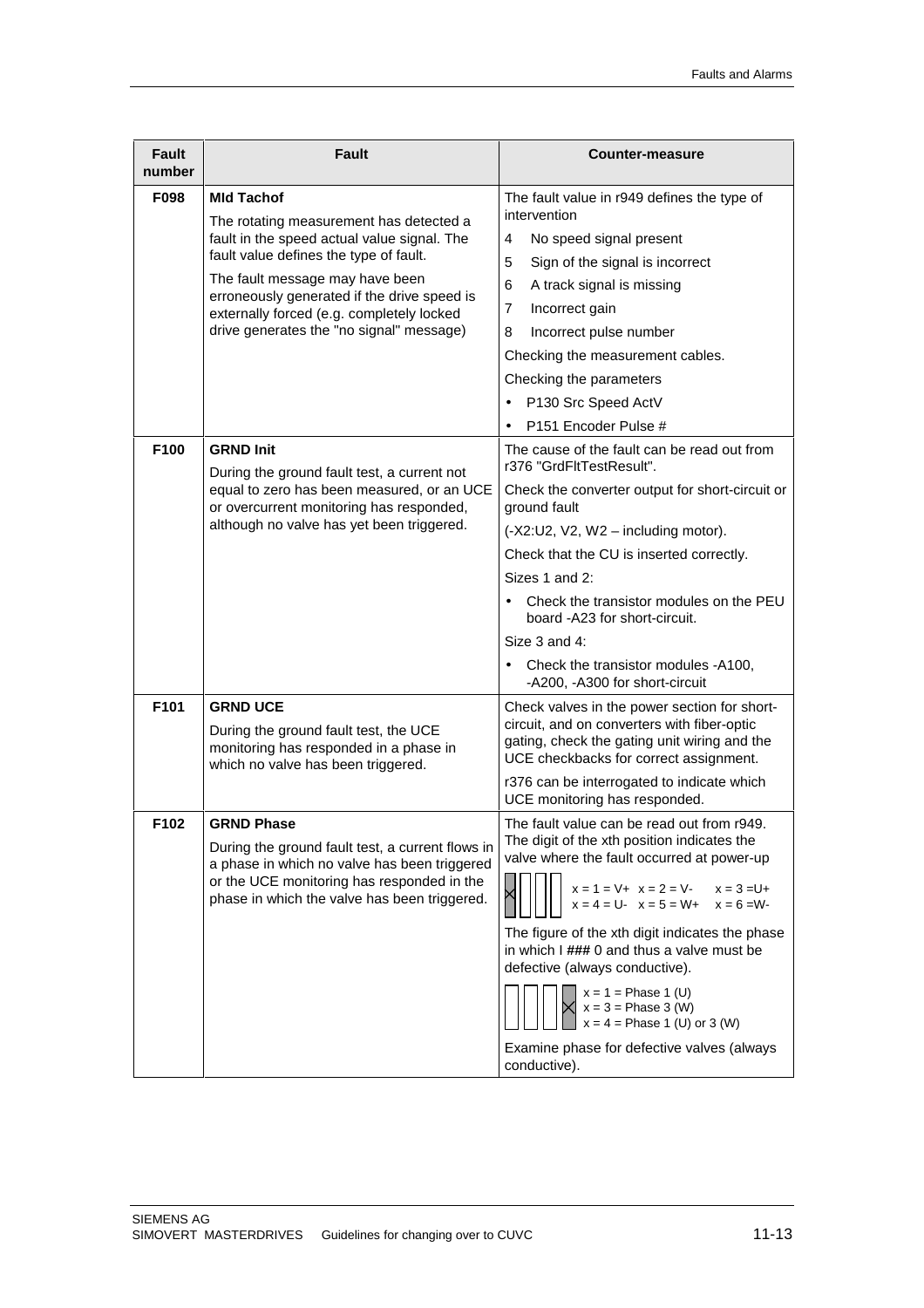| Fault number | Fault | Counter-measure |
|---|---|---|
| F098 | **Mld Tachof**<br>The rotating measurement has detected a fault in the speed actual value signal. The fault value defines the type of fault.<br>The fault message may have been erroneously generated if the drive speed is externally forced (e.g. completely locked drive generates the "no signal" message) | The fault value in r949 defines the type of intervention<br>4 No speed signal present<br>5 Sign of the signal is incorrect<br>6 A track signal is missing<br>7 Incorrect gain<br>8 Incorrect pulse number<br>Checking the measurement cables.<br>Checking the parameters<br>• P130 Src Speed ActV<br>• P151 Encoder Pulse # |
| F100 | **GRND Init**<br>During the ground fault test, a current not equal to zero has been measured, or an UCE or overcurrent monitoring has responded, although no valve has yet been triggered. | The cause of the fault can be read out from r376 "GrdFltTestResult".<br>Check the converter output for short-circuit or ground fault<br>(-X2:U2, V2, W2 – including motor).<br>Check that the CU is inserted correctly.<br>Sizes 1 and 2:<br>• Check the transistor modules on the PEU board -A23 for short-circuit.<br>Size 3 and 4:<br>• Check the transistor modules -A100, -A200, -A300 for short-circuit |
| F101 | **GRND UCE**<br>During the ground fault test, the UCE monitoring has responded in a phase in which no valve has been triggered. | Check valves in the power section for short-circuit, and on converters with fiber-optic gating, check the gating unit wiring and the UCE checkbacks for correct assignment.<br>r376 can be interrogated to indicate which UCE monitoring has responded. |
| F102 | **GRND Phase**<br>During the ground fault test, a current flows in a phase in which no valve has been triggered or the UCE monitoring has responded in the phase in which the valve has been triggered. | The fault value can be read out from r949. The digit of the xth position indicates the valve where the fault occurred at power-up<br>x = 1 = V+ x = 2 = V- x = 3 =U+<br>x = 4 = U- x = 5 = W+ x = 6 =W-<br>The figure of the xth digit indicates the phase in which I ### 0 and thus a valve must be defective (always conductive).<br>x = 1 = Phase 1 (U)<br>x = 3 = Phase 3 (W)<br>x = 4 = Phase 1 (U) or 3 (W)<br>Examine phase for defective valves (always conductive). |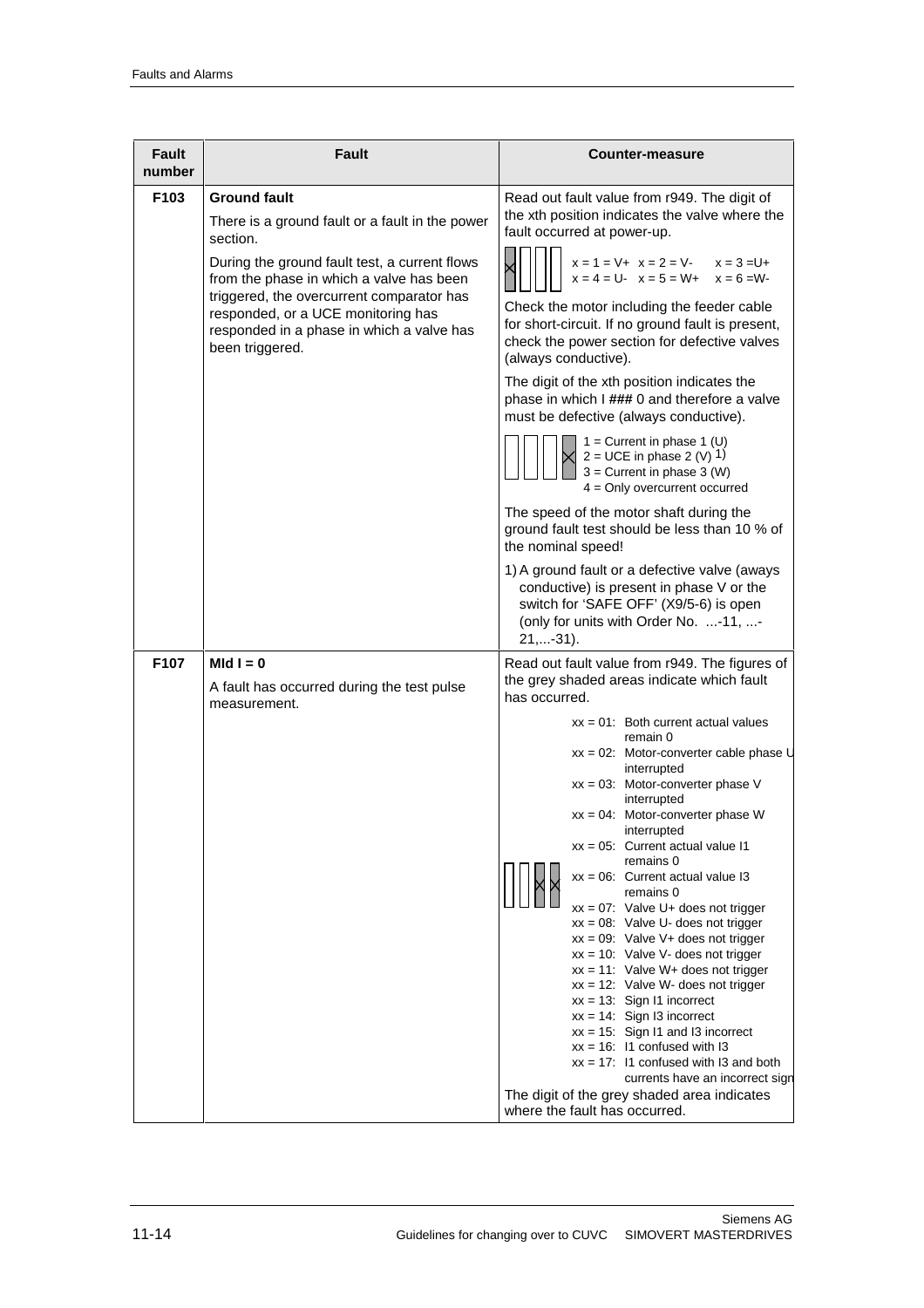| Fault number | Fault | Counter-measure |
| --- | --- | --- |
| F103 | **Ground fault**<br>There is a ground fault or a fault in the power section.<br>During the ground fault test, a current flows from the phase in which a valve has been triggered, the overcurrent comparator has responded, or a UCE monitoring has responded in a phase in which a valve has been triggered. | Read out fault value from r949. The digit of the xth position indicates the valve where the fault occurred at power-up.<br>x = 1 = V+ x = 2 = V- x = 3 =U+<br>x = 4 = U- x = 5 = W+ x = 6 =W-<br>Check the motor including the feeder cable for short-circuit. If no ground fault is present, check the power section for defective valves (always conductive).<br>The digit of the xth position indicates the phase in which I ### 0 and therefore a valve must be defective (always conductive).<br>1 = Current in phase 1 (U)<br>2 = UCE in phase 2 (V) 1)<br>3 = Current in phase 3 (W)<br>4 = Only overcurrent occurred<br>The speed of the motor shaft during the ground fault test should be less than 10 % of the nominal speed!<br>1) A ground fault or a defective valve (aways conductive) is present in phase V or the switch for 'SAFE OFF' (X9/5-6) is open (only for units with Order No. ...-11, ...-21,...-31). |
| F107 | **MId I = 0**<br>A fault has occurred during the test pulse measurement. | Read out fault value from r949. The figures of the grey shaded areas indicate which fault has occurred.<br>xx = 01: Both current actual values remain 0<br>xx = 02: Motor-converter cable phase U interrupted<br>xx = 03: Motor-converter phase V interrupted<br>xx = 04: Motor-converter phase W interrupted<br>xx = 05: Current actual value I1 remains 0<br>xx = 06: Current actual value I3 remains 0<br>xx = 07: Valve U+ does not trigger<br>xx = 08: Valve U- does not trigger<br>xx = 09: Valve V+ does not trigger<br>xx = 10: Valve V- does not trigger<br>xx = 11: Valve W+ does not trigger<br>xx = 12: Valve W- does not trigger<br>xx = 13: Sign I1 incorrect<br>xx = 14: Sign I3 incorrect<br>xx = 15: Sign I1 and I3 incorrect<br>xx = 16: I1 confused with I3<br>xx = 17: I1 confused with I3 and both currents have an incorrect sign<br>The digit of the grey shaded area indicates where the fault has occurred. |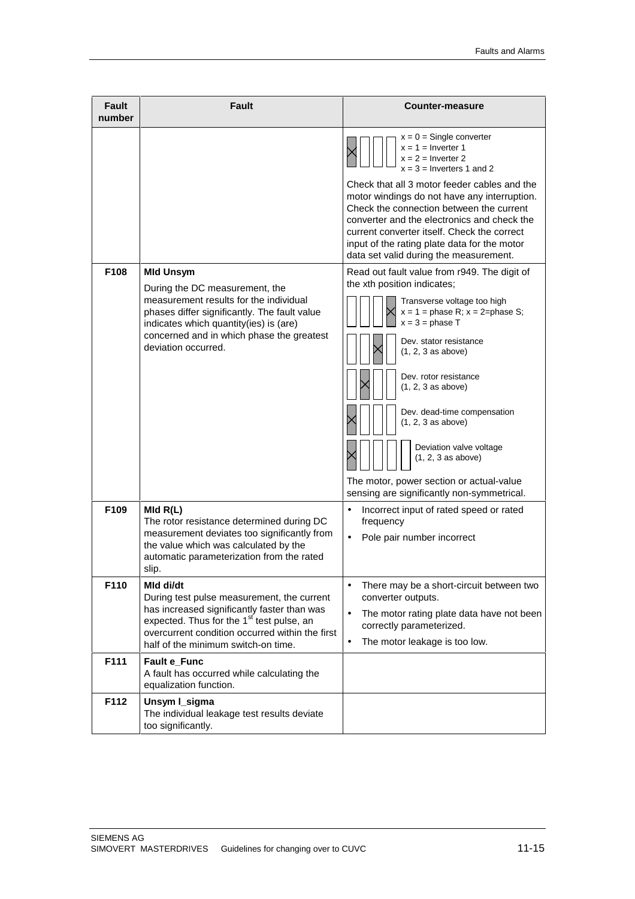| Fault number | Fault | Counter-measure |
|---|---|---|
| | | x = 0 = Single converter<br>x = 1 = Inverter 1<br>x = 2 = Inverter 2<br>x = 3 = Inverters 1 and 2<br><br>Check that all 3 motor feeder cables and the motor windings do not have any interruption. Check the connection between the current converter and the electronics and check the current converter itself. Check the correct input of the rating plate data for the motor data set valid during the measurement. |
| **F108** | **MId Unsym**<br>During the DC measurement, the measurement results for the individual phases differ significantly. The fault value indicates which quantity(ies) is (are) concerned and in which phase the greatest deviation occurred. | Read out fault value from r949. The digit of the xth position indicates;<br><br>Transverse voltage too high<br>x = 1 = phase R; x = 2=phase S; x = 3 = phase T<br><br>Dev. stator resistance<br>(1, 2, 3 as above)<br><br>Dev. rotor resistance<br>(1, 2, 3 as above)<br><br>Dev. dead-time compensation<br>(1, 2, 3 as above)<br><br>Deviation valve voltage<br>(1, 2, 3 as above)<br><br>The motor, power section or actual-value sensing are significantly non-symmetrical. |
| **F109** | **MId R(L)**<br>The rotor resistance determined during DC measurement deviates too significantly from the value which was calculated by the automatic parameterization from the rated slip. | • Incorrect input of rated speed or rated frequency<br>• Pole pair number incorrect |
| **F110** | **MId di/dt**<br>During test pulse measurement, the current has increased significantly faster than was expected. Thus for the 1st test pulse, an overcurrent condition occurred within the first half of the minimum switch-on time. | • There may be a short-circuit between two converter outputs.<br>• The motor rating plate data have not been correctly parameterized.<br>• The motor leakage is too low. |
| **F111** | **Fault e_Func**<br>A fault has occurred while calculating the equalization function. | |
| **F112** | **Unsym l_sigma**<br>The individual leakage test results deviate too significantly. | |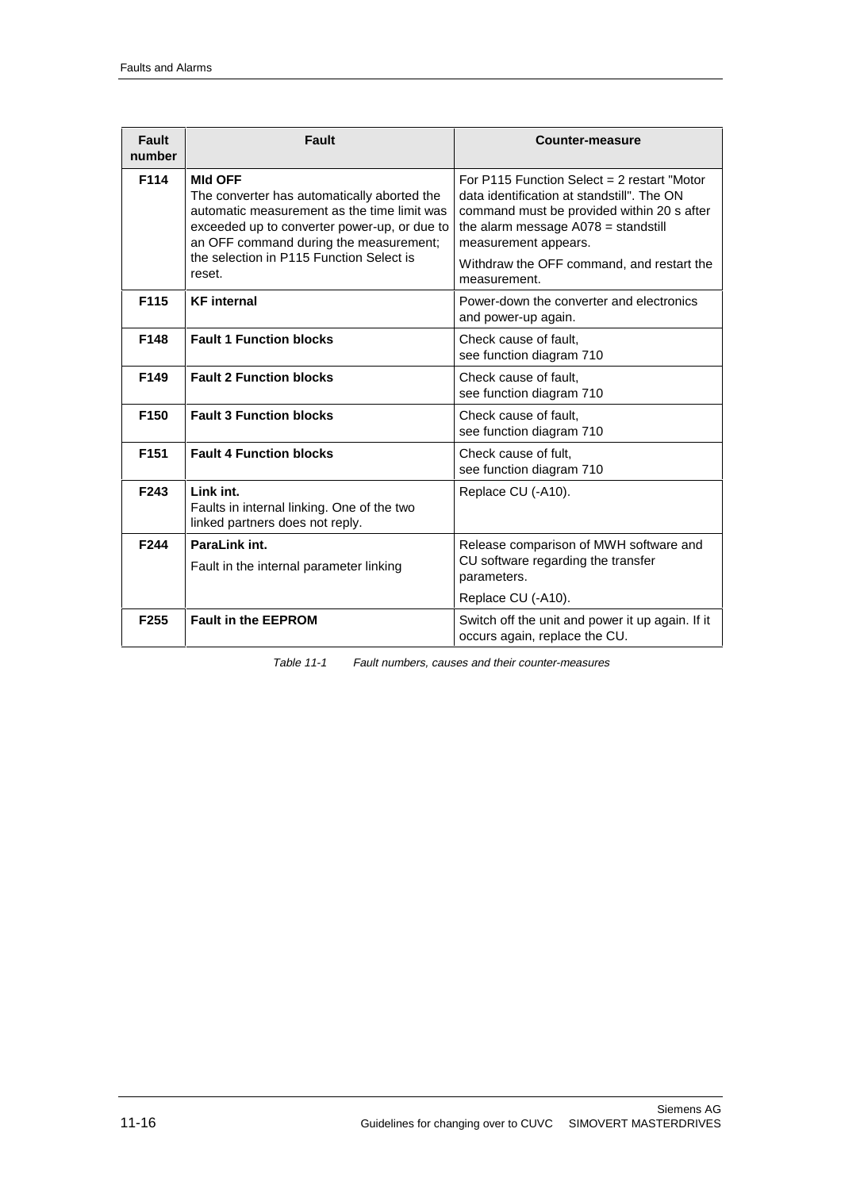| Fault number | Fault | Counter-measure |
|---|---|---|
| F114 | **MId OFF**<br>The converter has automatically aborted the automatic measurement as the time limit was exceeded up to converter power-up, or due to an OFF command during the measurement; the selection in P115 Function Select is reset. | For P115 Function Select = 2 restart "Motor data identification at standstill". The ON command must be provided within 20 s after the alarm message A078 = standstill measurement appears.<br>Withdraw the OFF command, and restart the measurement. |
| F115 | **KF internal** | Power-down the converter and electronics and power-up again. |
| F148 | **Fault 1 Function blocks** | Check cause of fault,<br>see function diagram 710 |
| F149 | **Fault 2 Function blocks** | Check cause of fault,<br>see function diagram 710 |
| F150 | **Fault 3 Function blocks** | Check cause of fault,<br>see function diagram 710 |
| F151 | **Fault 4 Function blocks** | Check cause of fult,<br>see function diagram 710 |
| F243 | **Link int.**<br>Faults in internal linking. One of the two linked partners does not reply. | Replace CU (-A10). |
| F244 | **ParaLink int.**<br>Fault in the internal parameter linking | Release comparison of MWH software and CU software regarding the transfer parameters.<br>Replace CU (-A10). |
| F255 | **Fault in the EEPROM** | Switch off the unit and power it up again. If it occurs again, replace the CU. |

*Table 11-1 Fault numbers, causes and their counter-measures*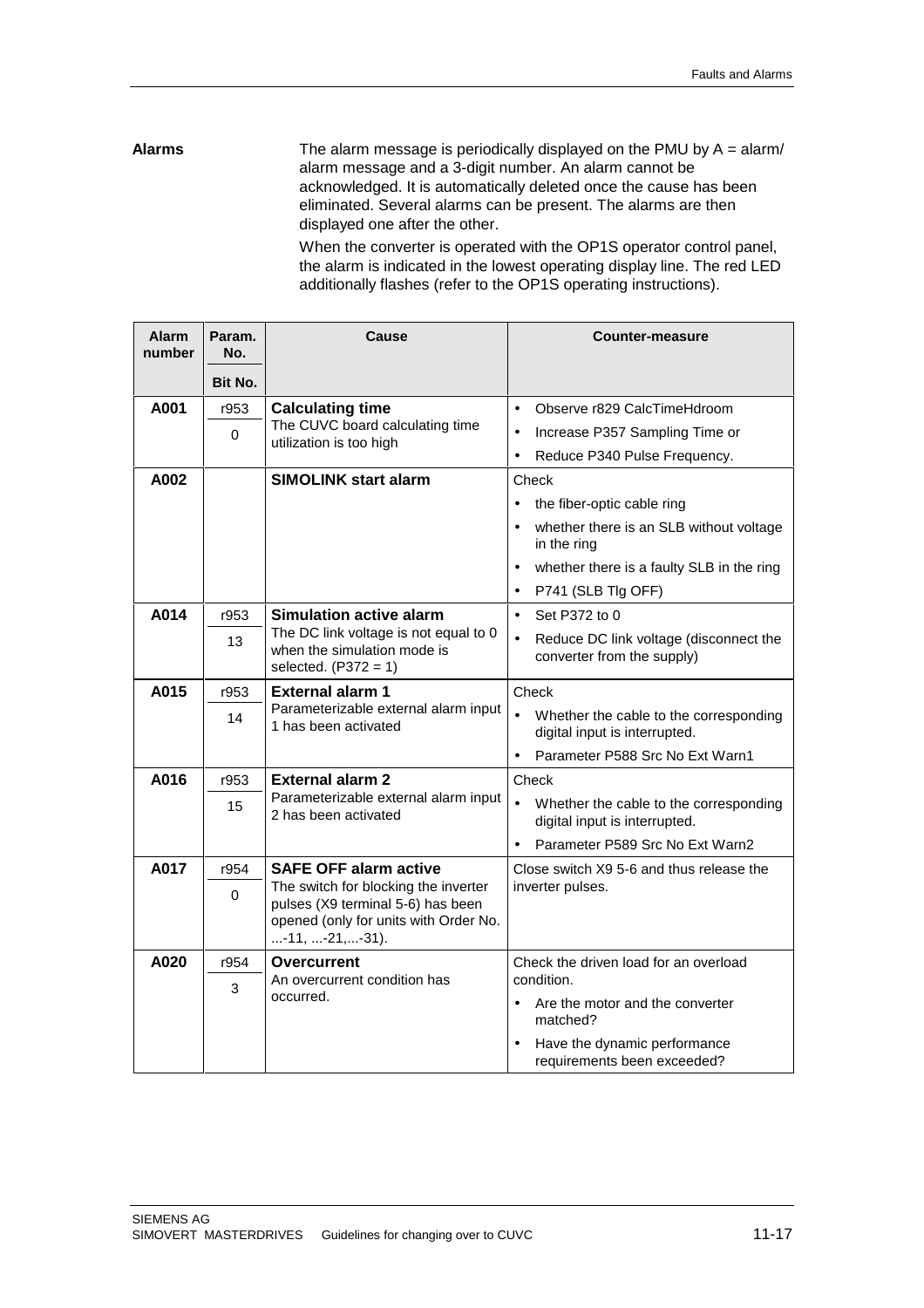**Alarms**

The alarm message is periodically displayed on the PMU by A = alarm/ alarm message and a 3-digit number. An alarm cannot be acknowledged. It is automatically deleted once the cause has been eliminated. Several alarms can be present. The alarms are then displayed one after the other.

When the converter is operated with the OP1S operator control panel, the alarm is indicated in the lowest operating display line. The red LED additionally flashes (refer to the OP1S operating instructions).

| Alarm number | Param. No.<br>Bit No. | Cause | Counter-measure |
|---|---|---|---|
| **A001** | r953<br>0 | **Calculating time**<br>The CUVC board calculating time utilization is too high | • Observe r829 CalcTimeHdroom<br>• Increase P357 Sampling Time or<br>• Reduce P340 Pulse Frequency. |
| **A002** | | **SIMOLINK start alarm** | Check<br>• the fiber-optic cable ring<br>• whether there is an SLB without voltage in the ring<br>• whether there is a faulty SLB in the ring<br>• P741 (SLB Tlg OFF) |
| **A014** | r953<br>13 | **Simulation active alarm**<br>The DC link voltage is not equal to 0 when the simulation mode is selected. (P372 = 1) | • Set P372 to 0<br>• Reduce DC link voltage (disconnect the converter from the supply) |
| **A015** | r953<br>14 | **External alarm 1**<br>Parameterizable external alarm input 1 has been activated | Check<br>• Whether the cable to the corresponding digital input is interrupted.<br>• Parameter P588 Src No Ext Warn1 |
| **A016** | r953<br>15 | **External alarm 2**<br>Parameterizable external alarm input 2 has been activated | Check<br>• Whether the cable to the corresponding digital input is interrupted.<br>• Parameter P589 Src No Ext Warn2 |
| **A017** | r954<br>0 | **SAFE OFF alarm active**<br>The switch for blocking the inverter pulses (X9 terminal 5-6) has been opened (only for units with Order No. ...-11, ...-21,...-31). | Close switch X9 5-6 and thus release the inverter pulses. |
| **A020** | r954<br>3 | **Overcurrent**<br>An overcurrent condition has occurred. | Check the driven load for an overload condition.<br>• Are the motor and the converter matched?<br>• Have the dynamic performance requirements been exceeded? |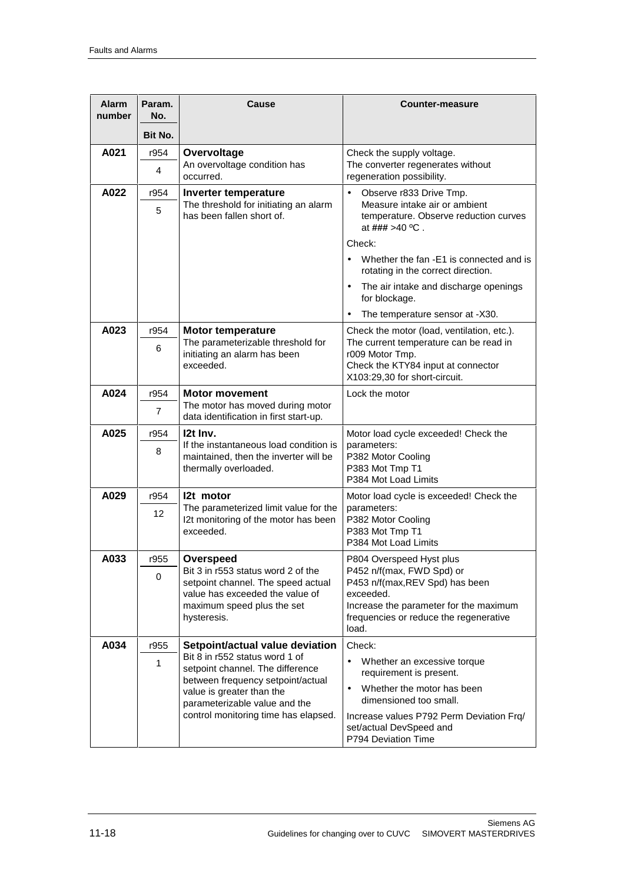| Alarm number | Param. No. / Bit No. | Cause | Counter-measure |
|---|---|---|---|
| **A021** | r954<br>4 | **Overvoltage**<br>An overvoltage condition has occurred. | Check the supply voltage.<br>The converter regenerates without regeneration possibility. |
| **A022** | r954<br>5 | **Inverter temperature**<br>The threshold for initiating an alarm has been fallen short of. | • Observe r833 Drive Tmp. Measure intake air or ambient temperature. Observe reduction curves at ### >40 ºC .<br>Check:<br>• Whether the fan -E1 is connected and is rotating in the correct direction.<br>• The air intake and discharge openings for blockage.<br>• The temperature sensor at -X30. |
| **A023** | r954<br>6 | **Motor temperature**<br>The parameterizable threshold for initiating an alarm has been exceeded. | Check the motor (load, ventilation, etc.).<br>The current temperature can be read in r009 Motor Tmp.<br>Check the KTY84 input at connector X103:29,30 for short-circuit. |
| **A024** | r954<br>7 | **Motor movement**<br>The motor has moved during motor data identification in first start-up. | Lock the motor |
| **A025** | r954<br>8 | **I2t Inv.**<br>If the instantaneous load condition is maintained, then the inverter will be thermally overloaded. | Motor load cycle exceeded! Check the parameters:<br>P382 Motor Cooling<br>P383 Mot Tmp T1<br>P384 Mot Load Limits |
| **A029** | r954<br>12 | **I2t motor**<br>The parameterized limit value for the I2t monitoring of the motor has been exceeded. | Motor load cycle is exceeded! Check the parameters:<br>P382 Motor Cooling<br>P383 Mot Tmp T1<br>P384 Mot Load Limits |
| **A033** | r955<br>0 | **Overspeed**<br>Bit 3 in r553 status word 2 of the setpoint channel. The speed actual value has exceeded the value of maximum speed plus the set hysteresis. | P804 Overspeed Hyst plus<br>P452 n/f(max, FWD Spd) or<br>P453 n/f(max,REV Spd) has been exceeded.<br>Increase the parameter for the maximum frequencies or reduce the regenerative load. |
| **A034** | r955<br>1 | **Setpoint/actual value deviation**<br>Bit 8 in r552 status word 1 of setpoint channel. The difference between frequency setpoint/actual value is greater than the parameterizable value and the control monitoring time has elapsed. | Check:<br>• Whether an excessive torque requirement is present.<br>• Whether the motor has been dimensioned too small.<br>Increase values P792 Perm Deviation Frq/ set/actual DevSpeed and<br>P794 Deviation Time |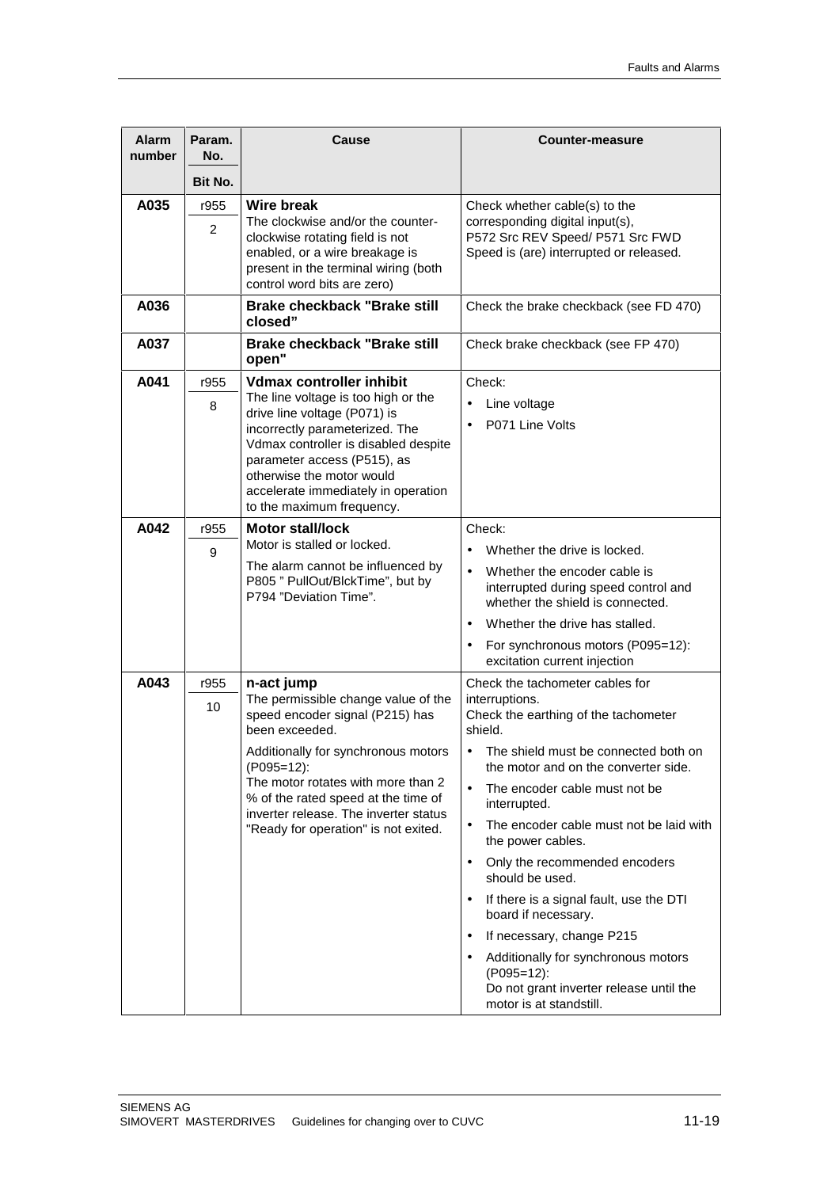| Alarm number | Param. No.<br>Bit No. | Cause | Counter-measure |
|---|---|---|---|
| **A035** | r955<br>2 | **Wire break**<br>The clockwise and/or the counter-clockwise rotating field is not enabled, or a wire breakage is present in the terminal wiring (both control word bits are zero) | Check whether cable(s) to the corresponding digital input(s), P572 Src REV Speed/ P571 Src FWD Speed is (are) interrupted or released. |
| **A036** | | **Brake checkback "Brake still closed"** | Check the brake checkback (see FD 470) |
| **A037** | | **Brake checkback "Brake still open"** | Check brake checkback (see FP 470) |
| **A041** | r955<br>8 | **Vdmax controller inhibit**<br>The line voltage is too high or the drive line voltage (P071) is incorrectly parameterized. The Vdmax controller is disabled despite parameter access (P515), as otherwise the motor would accelerate immediately in operation to the maximum frequency. | Check:<br>• Line voltage<br>• P071 Line Volts |
| **A042** | r955<br>9 | **Motor stall/lock**<br>Motor is stalled or locked.<br>The alarm cannot be influenced by P805 " PullOut/BlckTime", but by P794 "Deviation Time". | Check:<br>• Whether the drive is locked.<br>• Whether the encoder cable is interrupted during speed control and whether the shield is connected.<br>• Whether the drive has stalled.<br>• For synchronous motors (P095=12): excitation current injection |
| **A043** | r955<br>10 | **n-act jump**<br>The permissible change value of the speed encoder signal (P215) has been exceeded.<br>Additionally for synchronous motors (P095=12):<br>The motor rotates with more than 2 % of the rated speed at the time of inverter release. The inverter status "Ready for operation" is not exited. | Check the tachometer cables for interruptions.<br>Check the earthing of the tachometer shield.<br>• The shield must be connected both on the motor and on the converter side.<br>• The encoder cable must not be interrupted.<br>• The encoder cable must not be laid with the power cables.<br>• Only the recommended encoders should be used.<br>• If there is a signal fault, use the DTI board if necessary.<br>• If necessary, change P215<br>• Additionally for synchronous motors (P095=12):<br>Do not grant inverter release until the motor is at standstill. |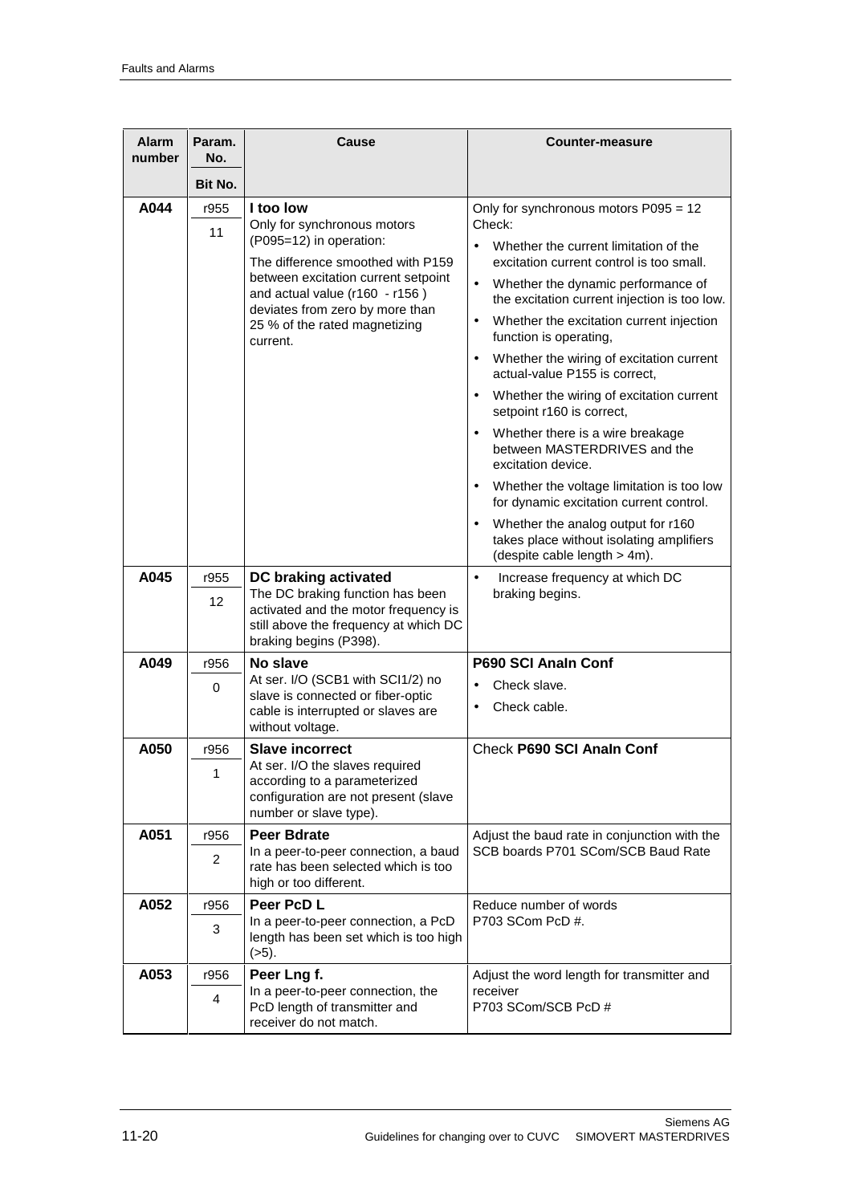| Alarm number | Param. No. / Bit No. | Cause | Counter-measure |
|---|---|---|---|
| A044 | r955 / 11 | **I too low**<br>Only for synchronous motors (P095=12) in operation:<br>The difference smoothed with P159 between excitation current setpoint and actual value (r160 - r156 ) deviates from zero by more than 25 % of the rated magnetizing current. | Only for synchronous motors P095 = 12<br>Check:<br>• Whether the current limitation of the excitation current control is too small.<br>• Whether the dynamic performance of the excitation current injection is too low.<br>• Whether the excitation current injection function is operating,<br>• Whether the wiring of excitation current actual-value P155 is correct,<br>• Whether the wiring of excitation current setpoint r160 is correct,<br>• Whether there is a wire breakage between MASTERDRIVES and the excitation device.<br>• Whether the voltage limitation is too low for dynamic excitation current control.<br>• Whether the analog output for r160 takes place without isolating amplifiers (despite cable length > 4m). |
| A045 | r955 / 12 | **DC braking activated**<br>The DC braking function has been activated and the motor frequency is still above the frequency at which DC braking begins (P398). | • Increase frequency at which DC braking begins. |
| A049 | r956 / 0 | **No slave**<br>At ser. I/O (SCB1 with SCI1/2) no slave is connected or fiber-optic cable is interrupted or slaves are without voltage. | **P690 SCI AnaIn Conf**<br>• Check slave.<br>• Check cable. |
| A050 | r956 / 1 | **Slave incorrect**<br>At ser. I/O the slaves required according to a parameterized configuration are not present (slave number or slave type). | Check **P690 SCI AnaIn Conf** |
| A051 | r956 / 2 | **Peer Bdrate**<br>In a peer-to-peer connection, a baud rate has been selected which is too high or too different. | Adjust the baud rate in conjunction with the SCB boards P701 SCom/SCB Baud Rate |
| A052 | r956 / 3 | **Peer PcD L**<br>In a peer-to-peer connection, a PcD length has been set which is too high (>5). | Reduce number of words<br>P703 SCom PcD #. |
| A053 | r956 / 4 | **Peer Lng f.**<br>In a peer-to-peer connection, the PcD length of transmitter and receiver do not match. | Adjust the word length for transmitter and receiver<br>P703 SCom/SCB PcD # |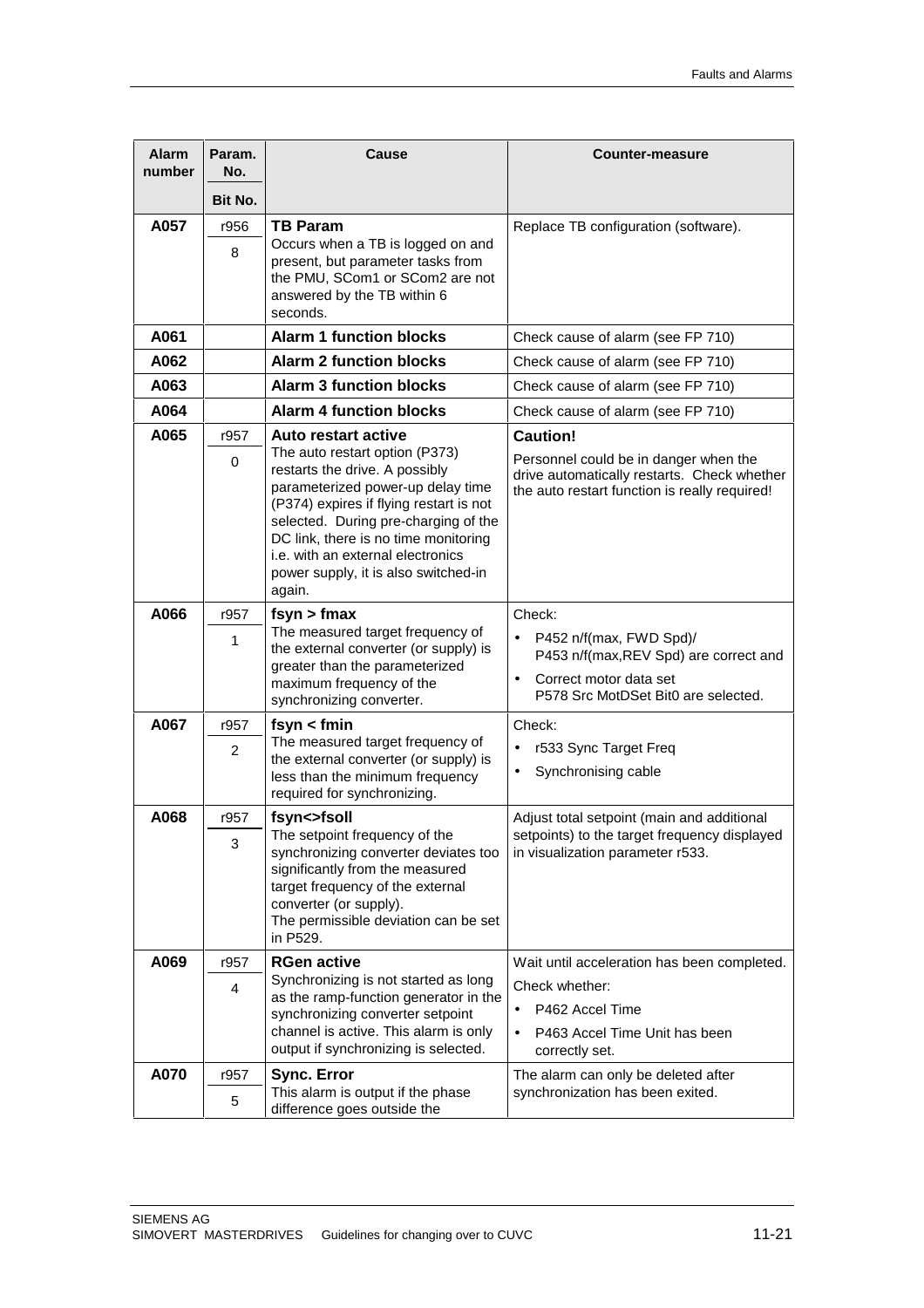| Alarm number | Param. No. / Bit No. | Cause | Counter-measure |
|---|---|---|---|
| **A057** | r956 / 8 | **TB Param** Occurs when a TB is logged on and present, but parameter tasks from the PMU, SCom1 or SCom2 are not answered by the TB within 6 seconds. | Replace TB configuration (software). |
| **A061** | | **Alarm 1 function blocks** | Check cause of alarm (see FP 710) |
| **A062** | | **Alarm 2 function blocks** | Check cause of alarm (see FP 710) |
| **A063** | | **Alarm 3 function blocks** | Check cause of alarm (see FP 710) |
| **A064** | | **Alarm 4 function blocks** | Check cause of alarm (see FP 710) |
| **A065** | r957 / 0 | **Auto restart active** The auto restart option (P373) restarts the drive. A possibly parameterized power-up delay time (P374) expires if flying restart is not selected. During pre-charging of the DC link, there is no time monitoring i.e. with an external electronics power supply, it is also switched-in again. | **Caution!** Personnel could be in danger when the drive automatically restarts. Check whether the auto restart function is really required! |
| **A066** | r957 / 1 | **fsyn > fmax** The measured target frequency of the external converter (or supply) is greater than the parameterized maximum frequency of the synchronizing converter. | Check: • P452 n/f(max, FWD Spd)/ P453 n/f(max,REV Spd) are correct and • Correct motor data set P578 Src MotDSet Bit0 are selected. |
| **A067** | r957 / 2 | **fsyn < fmin** The measured target frequency of the external converter (or supply) is less than the minimum frequency required for synchronizing. | Check: • r533 Sync Target Freq • Synchronising cable |
| **A068** | r957 / 3 | **fsyn<>fsoll** The setpoint frequency of the synchronizing converter deviates too significantly from the measured target frequency of the external converter (or supply). The permissible deviation can be set in P529. | Adjust total setpoint (main and additional setpoints) to the target frequency displayed in visualization parameter r533. |
| **A069** | r957 / 4 | **RGen active** Synchronizing is not started as long as the ramp-function generator in the synchronizing converter setpoint channel is active. This alarm is only output if synchronizing is selected. | Wait until acceleration has been completed. Check whether: • P462 Accel Time • P463 Accel Time Unit has been correctly set. |
| **A070** | r957 / 5 | **Sync. Error** This alarm is output if the phase difference goes outside the | The alarm can only be deleted after synchronization has been exited. |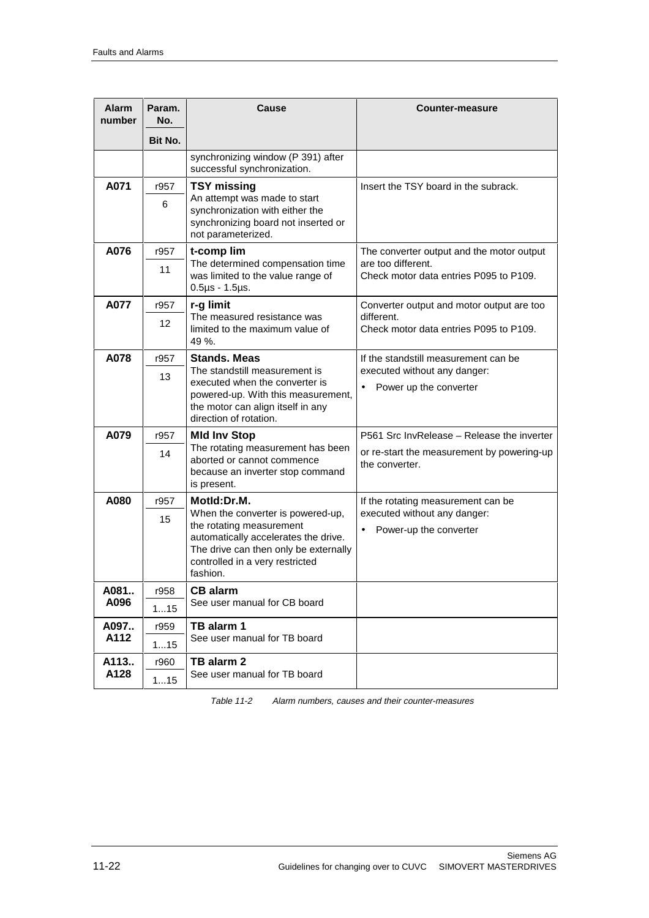| Alarm number | Param. No. / Bit No. | Cause | Counter-measure |
|---|---|---|---|
| | | synchronizing window (P 391) after successful synchronization. | |
| **A071** | r957 / 6 | **TSY missing**<br>An attempt was made to start synchronization with either the synchronizing board not inserted or not parameterized. | Insert the TSY board in the subrack. |
| **A076** | r957 / 11 | **t-comp lim**<br>The determined compensation time was limited to the value range of 0.5µs - 1.5µs. | The converter output and the motor output are too different.<br>Check motor data entries P095 to P109. |
| **A077** | r957 / 12 | **r-g limit**<br>The measured resistance was limited to the maximum value of 49 %. | Converter output and motor output are too different.<br>Check motor data entries P095 to P109. |
| **A078** | r957 / 13 | **Stands. Meas**<br>The standstill measurement is executed when the converter is powered-up. With this measurement, the motor can align itself in any direction of rotation. | If the standstill measurement can be executed without any danger:<br>• Power up the converter |
| **A079** | r957 / 14 | **Mld Inv Stop**<br>The rotating measurement has been aborted or cannot commence because an inverter stop command is present. | P561 Src InvRelease – Release the inverter<br>or re-start the measurement by powering-up the converter. |
| **A080** | r957 / 15 | **MotId:Dr.M.**<br>When the converter is powered-up, the rotating measurement automatically accelerates the drive. The drive can then only be externally controlled in a very restricted fashion. | If the rotating measurement can be executed without any danger:<br>• Power-up the converter |
| **A081.. A096** | r958 / 1...15 | **CB alarm**<br>See user manual for CB board | |
| **A097.. A112** | r959 / 1...15 | **TB alarm 1**<br>See user manual for TB board | |
| **A113.. A128** | r960 / 1...15 | **TB alarm 2**<br>See user manual for TB board | |

*Table 11-2 Alarm numbers, causes and their counter-measures*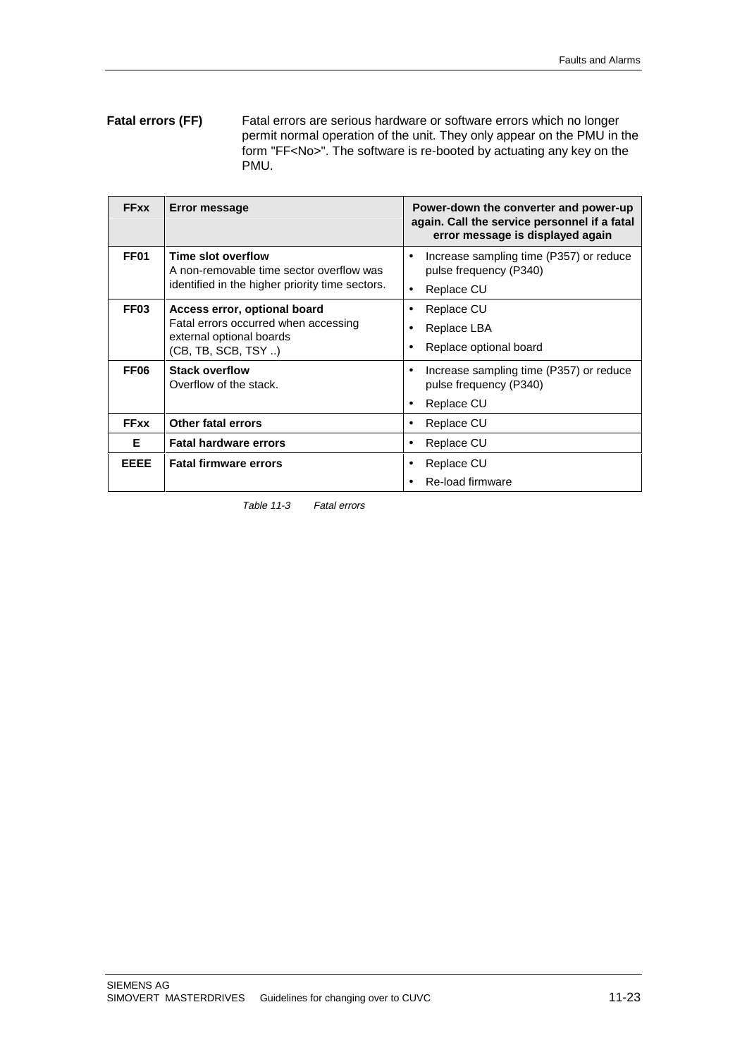**Fatal errors (FF)** Fatal errors are serious hardware or software errors which no longer permit normal operation of the unit. They only appear on the PMU in the form "FF<No>". The software is re-booted by actuating any key on the PMU.

| FFxx | Error message | Power-down the converter and power-up again. Call the service personnel if a fatal error message is displayed again |
|---|---|---|
| **FF01** | **Time slot overflow**<br>A non-removable time sector overflow was identified in the higher priority time sectors. | • Increase sampling time (P357) or reduce pulse frequency (P340)<br>• Replace CU |
| **FF03** | **Access error, optional board**<br>Fatal errors occurred when accessing external optional boards (CB, TB, SCB, TSY ..) | • Replace CU<br>• Replace LBA<br>• Replace optional board |
| **FF06** | **Stack overflow**<br>Overflow of the stack. | • Increase sampling time (P357) or reduce pulse frequency (P340)<br>• Replace CU |
| **FFxx** | **Other fatal errors** | • Replace CU |
| **E** | **Fatal hardware errors** | • Replace CU |
| **EEEE** | **Fatal firmware errors** | • Replace CU<br>• Re-load firmware |

*Table 11-3 Fatal errors*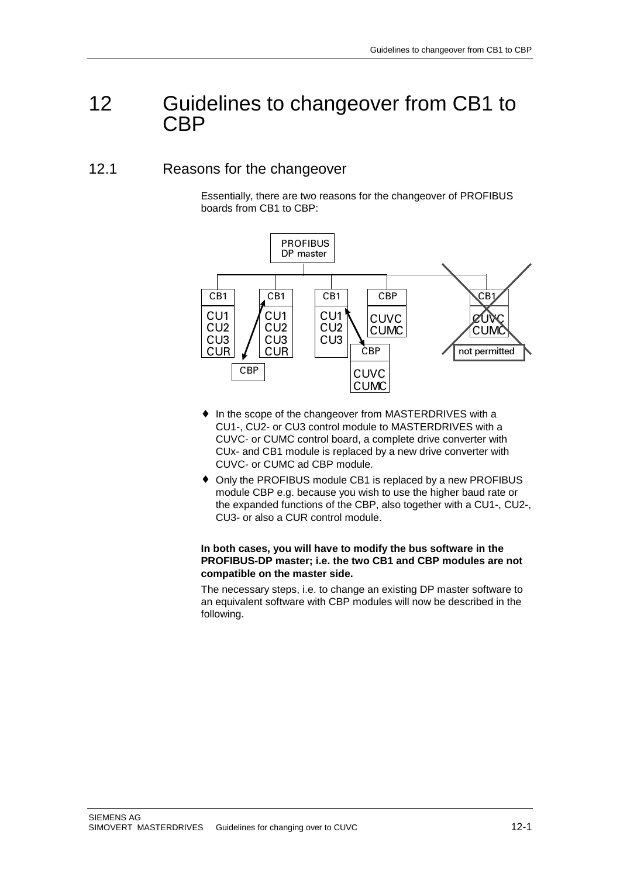# 12 Guidelines to changeover from CB1 to CBP

## 12.1 Reasons for the changeover

Essentially, there are two reasons for the changeover of PROFIBUS boards from CB1 to CBP:

- ♦ In the scope of the changeover from MASTERDRIVES with a CU1-, CU2- or CU3 control module to MASTERDRIVES with a CUVC- or CUMC control board, a complete drive converter with CUx- and CB1 module is replaced by a new drive converter with CUVC- or CUMC ad CBP module.
- ♦ Only the PROFIBUS module CB1 is replaced by a new PROFIBUS module CBP e.g. because you wish to use the higher baud rate or the expanded functions of the CBP, also together with a CU1-, CU2-, CU3- or also a CUR control module.

**In both cases, you will have to modify the bus software in the PROFIBUS-DP master; i.e. the two CB1 and CBP modules are not compatible on the master side.**

The necessary steps, i.e. to change an existing DP master software to an equivalent software with CBP modules will now be described in the following.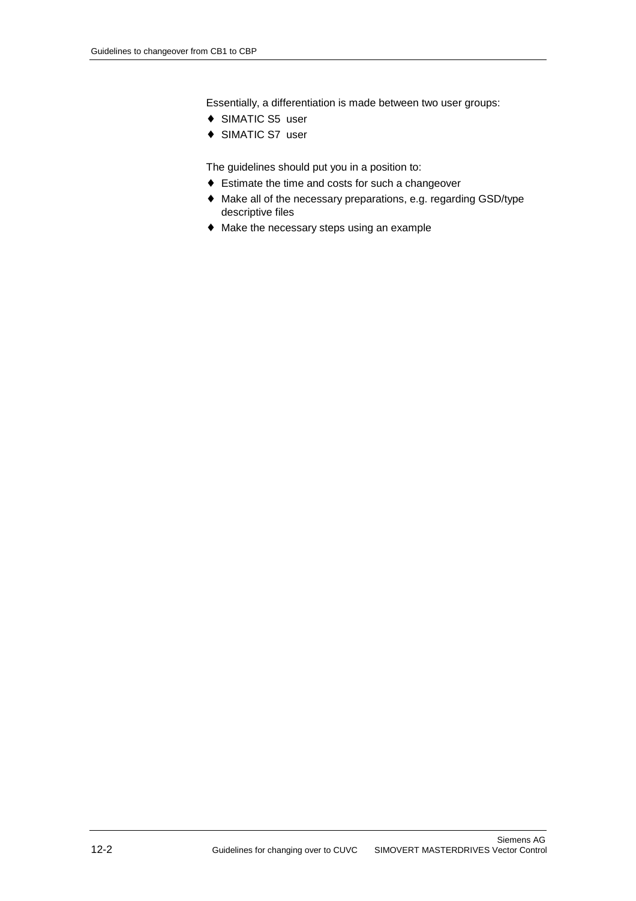Essentially, a differentiation is made between two user groups:

- SIMATIC S5 user
- SIMATIC S7 user

The guidelines should put you in a position to:

- Estimate the time and costs for such a changeover
- Make all of the necessary preparations, e.g. regarding GSD/type descriptive files
- Make the necessary steps using an example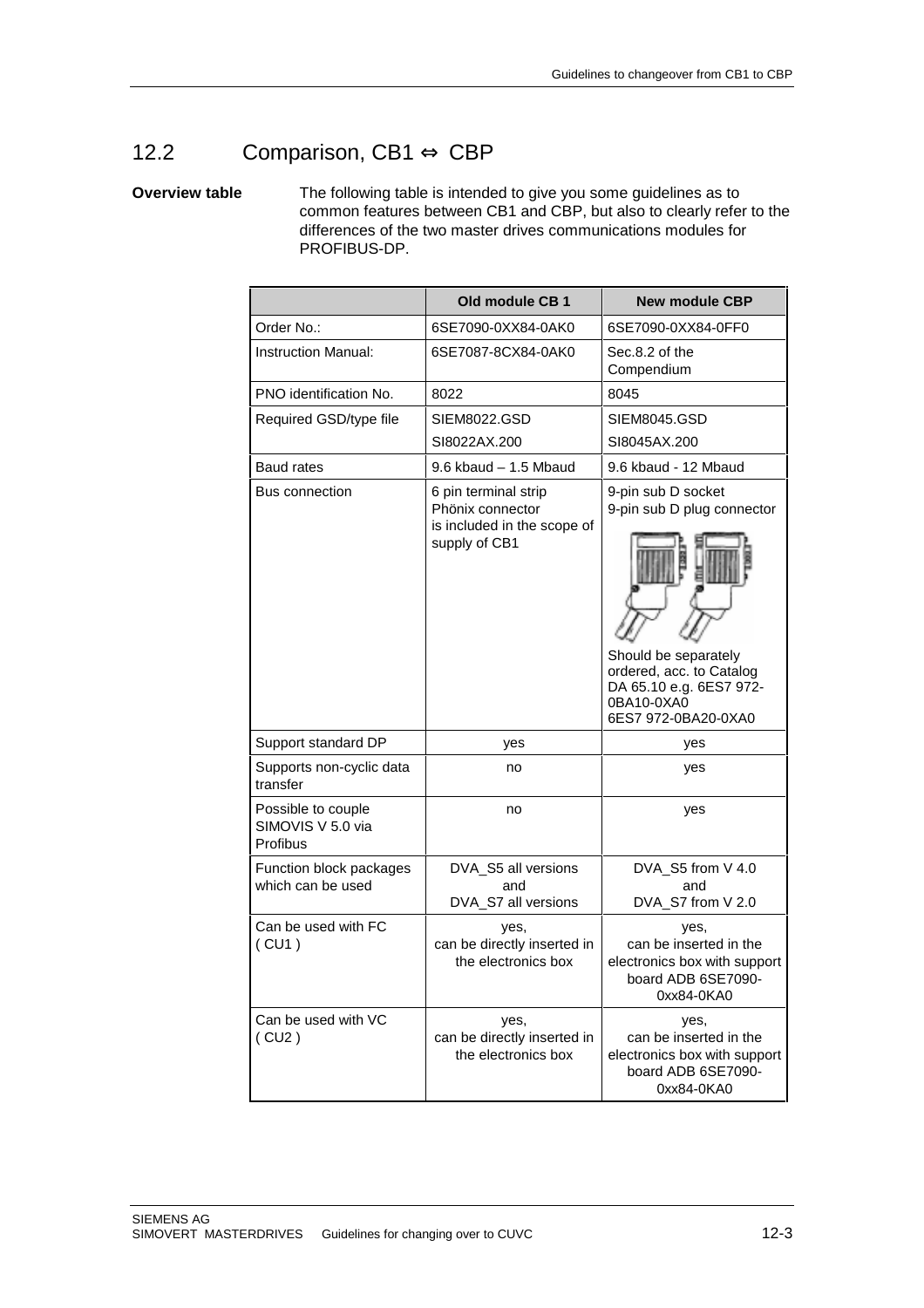## 12.2 Comparison, CB1 ⇔ CBP

**Overview table**

The following table is intended to give you some guidelines as to common features between CB1 and CBP, but also to clearly refer to the differences of the two master drives communications modules for PROFIBUS-DP.

| | Old module CB 1 | New module CBP |
|---|---|---|
| Order No.: | 6SE7090-0XX84-0AK0 | 6SE7090-0XX84-0FF0 |
| Instruction Manual: | 6SE7087-8CX84-0AK0 | Sec.8.2 of the Compendium |
| PNO identification No. | 8022 | 8045 |
| Required GSD/type file | SIEM8022.GSD<br>SI8022AX.200 | SIEM8045.GSD<br>SI8045AX.200 |
| Baud rates | 9.6 kbaud – 1.5 Mbaud | 9.6 kbaud - 12 Mbaud |
| Bus connection | 6 pin terminal strip Phönix connector is included in the scope of supply of CB1 | 9-pin sub D socket<br>9-pin sub D plug connector<br>Should be separately ordered, acc. to Catalog DA 65.10 e.g. 6ES7 972-0BA10-0XA0<br>6ES7 972-0BA20-0XA0 |
| Support standard DP | yes | yes |
| Supports non-cyclic data transfer | no | yes |
| Possible to couple SIMOVIS V 5.0 via Profibus | no | yes |
| Function block packages which can be used | DVA_S5 all versions and DVA_S7 all versions | DVA_S5 from V 4.0 and DVA_S7 from V 2.0 |
| Can be used with FC ( CU1 ) | yes, can be directly inserted in the electronics box | yes, can be inserted in the electronics box with support board ADB 6SE7090-0xx84-0KA0 |
| Can be used with VC ( CU2 ) | yes, can be directly inserted in the electronics box | yes, can be inserted in the electronics box with support board ADB 6SE7090-0xx84-0KA0 |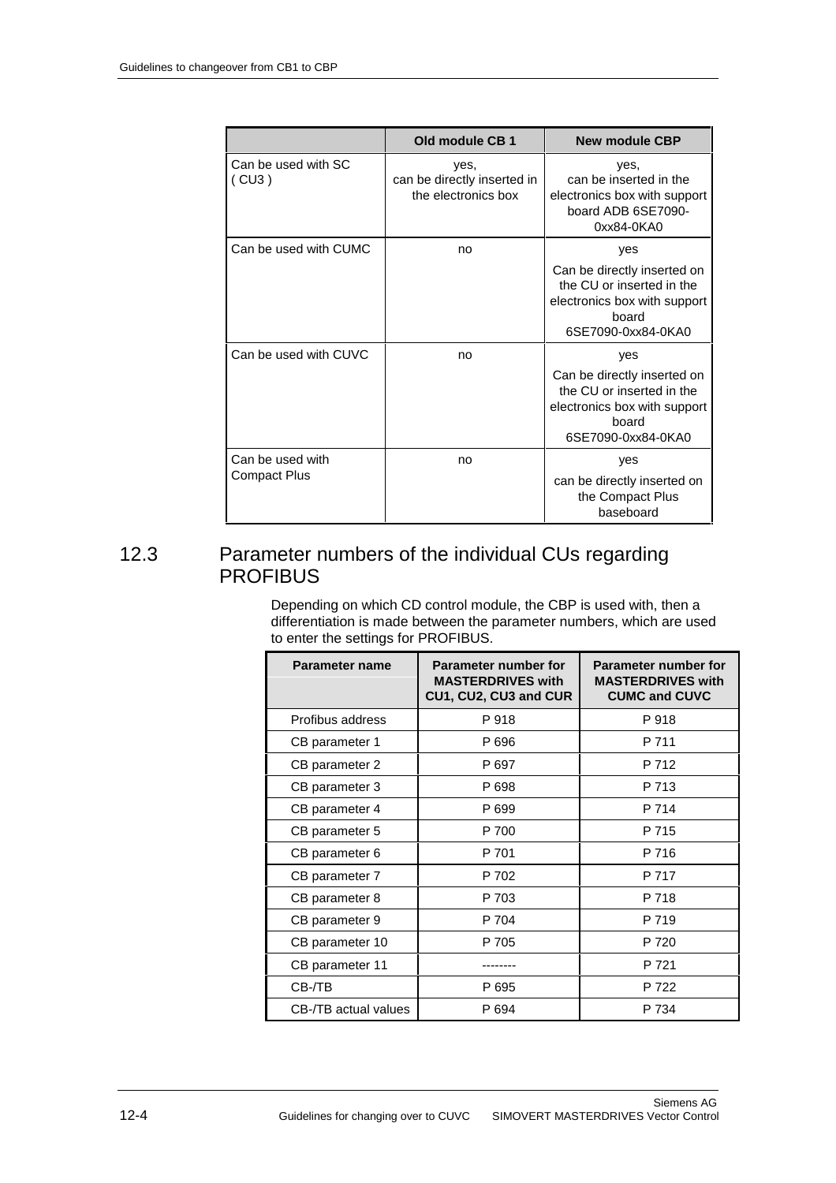| | Old module CB 1 | New module CBP |
|---|---|---|
| Can be used with SC ( CU3 ) | yes, can be directly inserted in the electronics box | yes, can be inserted in the electronics box with support board ADB 6SE7090-0xx84-0KA0 |
| Can be used with CUMC | no | yes<br>Can be directly inserted on the CU or inserted in the electronics box with support board 6SE7090-0xx84-0KA0 |
| Can be used with CUVC | no | yes<br>Can be directly inserted on the CU or inserted in the electronics box with support board 6SE7090-0xx84-0KA0 |
| Can be used with Compact Plus | no | yes<br>can be directly inserted on the Compact Plus baseboard |

## 12.3 Parameter numbers of the individual CUs regarding PROFIBUS

Depending on which CD control module, the CBP is used with, then a differentiation is made between the parameter numbers, which are used to enter the settings for PROFIBUS.

| Parameter name | Parameter number for MASTERDRIVES with CU1, CU2, CU3 and CUR | Parameter number for MASTERDRIVES with CUMC and CUVC |
|---|---|---|
| Profibus address | P 918 | P 918 |
| CB parameter 1 | P 696 | P 711 |
| CB parameter 2 | P 697 | P 712 |
| CB parameter 3 | P 698 | P 713 |
| CB parameter 4 | P 699 | P 714 |
| CB parameter 5 | P 700 | P 715 |
| CB parameter 6 | P 701 | P 716 |
| CB parameter 7 | P 702 | P 717 |
| CB parameter 8 | P 703 | P 718 |
| CB parameter 9 | P 704 | P 719 |
| CB parameter 10 | P 705 | P 720 |
| CB parameter 11 | -------- | P 721 |
| CB-/TB | P 695 | P 722 |
| CB-/TB actual values | P 694 | P 734 |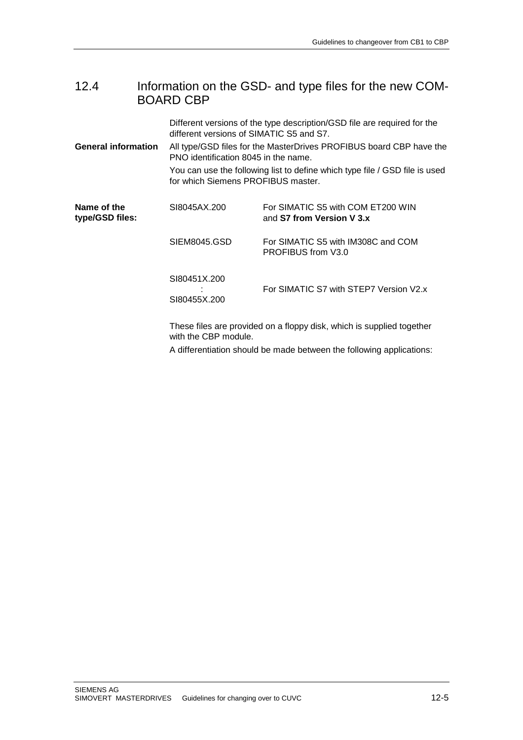## 12.4 Information on the GSD- and type files for the new COM-BOARD CBP

Different versions of the type description/GSD file are required for the different versions of SIMATIC S5 and S7.

**General information**

All type/GSD files for the MasterDrives PROFIBUS board CBP have the PNO identification 8045 in the name.

You can use the following list to define which type file / GSD file is used for which Siemens PROFIBUS master.

**Name of the type/GSD files:**

| File | Application |
|---|---|
| SI8045AX.200 | For SIMATIC S5 with COM ET200 WIN and **S7 from Version V 3.x** |
| SIEM8045.GSD | For SIMATIC S5 with IM308C and COM PROFIBUS from V3.0 |
| SI80451X.200<br>:<br>SI80455X.200 | For SIMATIC S7 with STEP7 Version V2.x |

These files are provided on a floppy disk, which is supplied together with the CBP module.

A differentiation should be made between the following applications: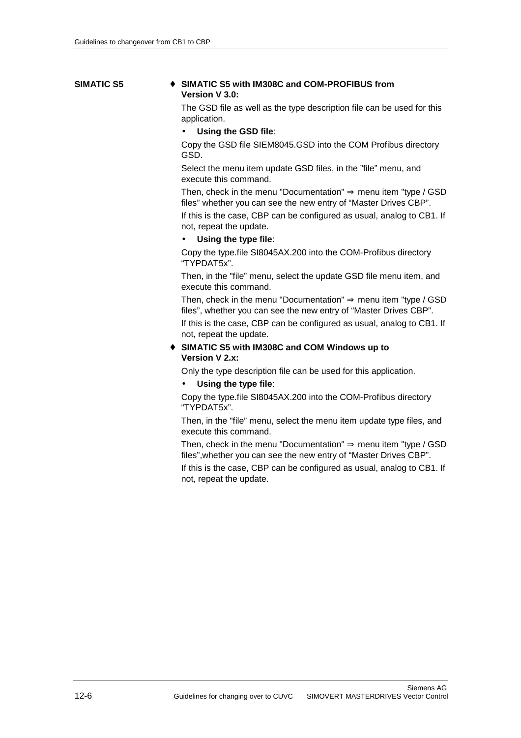**SIMATIC S5**

- **SIMATIC S5 with IM308C and COM-PROFIBUS from Version V 3.0:**

  The GSD file as well as the type description file can be used for this application.

  - **Using the GSD file**:

  Copy the GSD file SIEM8045.GSD into the COM Profibus directory GSD.

  Select the menu item update GSD files, in the "file" menu, and execute this command.

  Then, check in the menu "Documentation" ⇒ menu item "type / GSD files" whether you can see the new entry of "Master Drives CBP".

  If this is the case, CBP can be configured as usual, analog to CB1. If not, repeat the update.

  - **Using the type file**:

  Copy the type.file SI8045AX.200 into the COM-Profibus directory "TYPDAT5x".

  Then, in the "file" menu, select the update GSD file menu item, and execute this command.

  Then, check in the menu "Documentation" ⇒ menu item "type / GSD files", whether you can see the new entry of "Master Drives CBP".

  If this is the case, CBP can be configured as usual, analog to CB1. If not, repeat the update.

- **SIMATIC S5 with IM308C and COM Windows up to Version V 2.x:**

  Only the type description file can be used for this application.

  - **Using the type file**:

  Copy the type.file SI8045AX.200 into the COM-Profibus directory "TYPDAT5x".

  Then, in the "file" menu, select the menu item update type files, and execute this command.

  Then, check in the menu "Documentation" ⇒ menu item "type / GSD files",whether you can see the new entry of "Master Drives CBP".

  If this is the case, CBP can be configured as usual, analog to CB1. If not, repeat the update.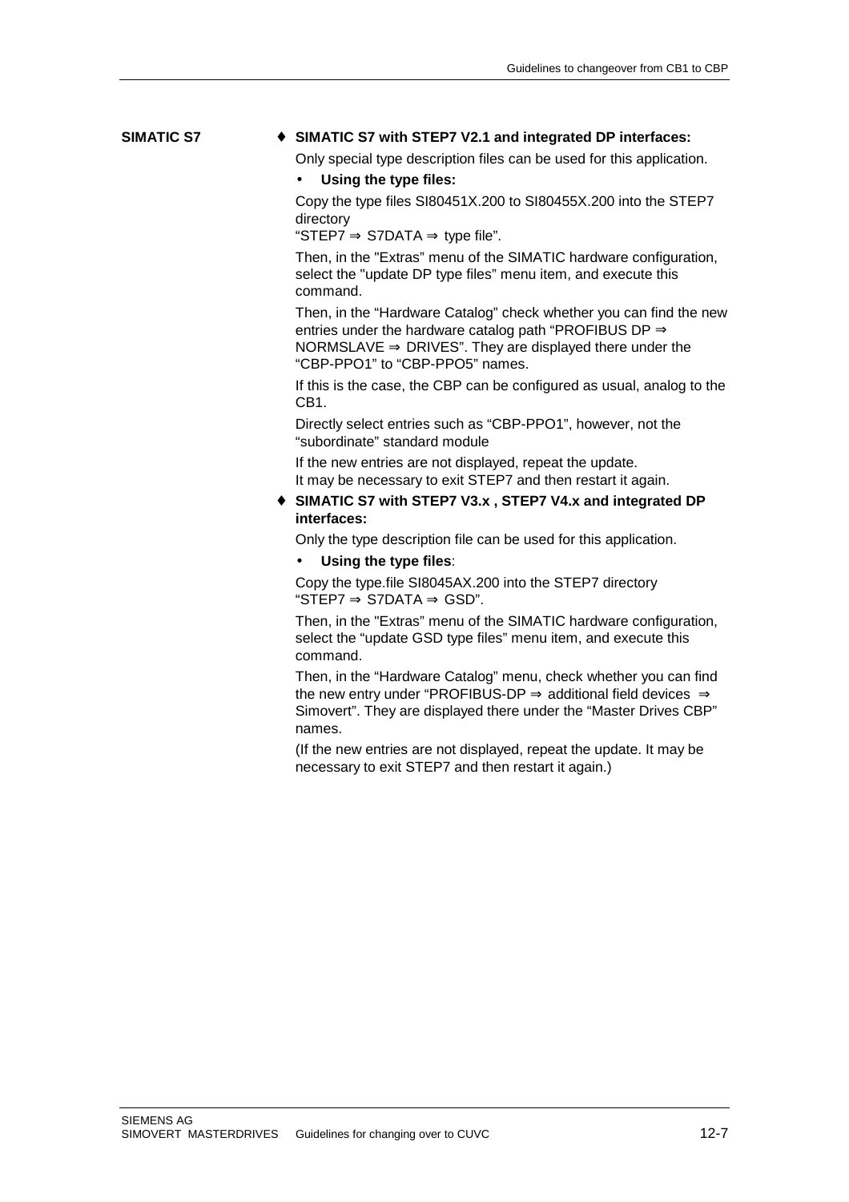**SIMATIC S7**

- ♦ **SIMATIC S7 with STEP7 V2.1 and integrated DP interfaces:**

  Only special type description files can be used for this application.

  - **Using the type files:**

  Copy the type files SI80451X.200 to SI80455X.200 into the STEP7 directory
  "STEP7 ⇒ S7DATA ⇒ type file".

  Then, in the "Extras" menu of the SIMATIC hardware configuration, select the "update DP type files" menu item, and execute this command.

  Then, in the "Hardware Catalog" check whether you can find the new entries under the hardware catalog path "PROFIBUS DP ⇒ NORMSLAVE ⇒ DRIVES". They are displayed there under the "CBP-PPO1" to "CBP-PPO5" names.

  If this is the case, the CBP can be configured as usual, analog to the CB1.

  Directly select entries such as "CBP-PPO1", however, not the "subordinate" standard module

  If the new entries are not displayed, repeat the update.
  It may be necessary to exit STEP7 and then restart it again.

- ♦ **SIMATIC S7 with STEP7 V3.x , STEP7 V4.x and integrated DP interfaces:**

  Only the type description file can be used for this application.

  - **Using the type files**:

  Copy the type.file SI8045AX.200 into the STEP7 directory
  "STEP7 ⇒ S7DATA ⇒ GSD".

  Then, in the "Extras" menu of the SIMATIC hardware configuration, select the "update GSD type files" menu item, and execute this command.

  Then, in the "Hardware Catalog" menu, check whether you can find the new entry under "PROFIBUS-DP ⇒ additional field devices ⇒ Simovert". They are displayed there under the "Master Drives CBP" names.

  (If the new entries are not displayed, repeat the update. It may be necessary to exit STEP7 and then restart it again.)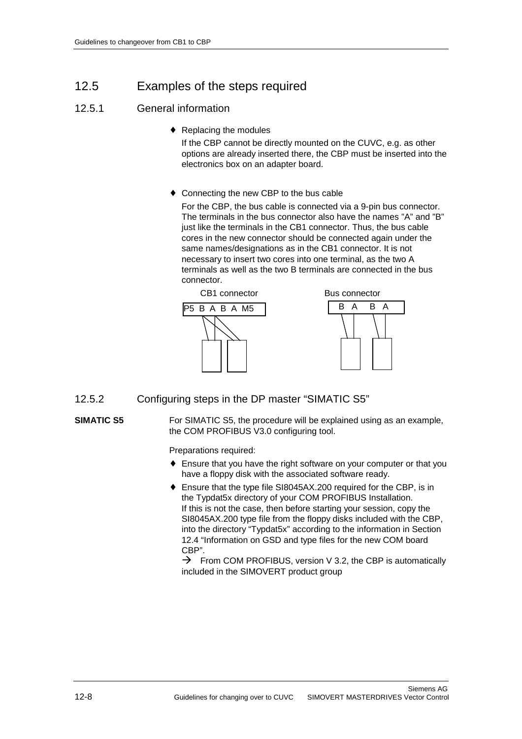## 12.5 Examples of the steps required

### 12.5.1 General information

- Replacing the modules

  If the CBP cannot be directly mounted on the CUVC, e.g. as other options are already inserted there, the CBP must be inserted into the electronics box on an adapter board.

- Connecting the new CBP to the bus cable

  For the CBP, the bus cable is connected via a 9-pin bus connector. The terminals in the bus connector also have the names "A" and "B" just like the terminals in the CB1 connector. Thus, the bus cable cores in the new connector should be connected again under the same names/designations as in the CB1 connector. It is not necessary to insert two cores into one terminal, as the two A terminals as well as the two B terminals are connected in the bus connector.

CB1 connector: P5 B A B A M5

Bus connector: B A B A

### 12.5.2 Configuring steps in the DP master "SIMATIC S5"

**SIMATIC S5**

For SIMATIC S5, the procedure will be explained using as an example, the COM PROFIBUS V3.0 configuring tool.

Preparations required:

- Ensure that you have the right software on your computer or that you have a floppy disk with the associated software ready.
- Ensure that the type file SI8045AX.200 required for the CBP, is in the Typdat5x directory of your COM PROFIBUS Installation. If this is not the case, then before starting your session, copy the SI8045AX.200 type file from the floppy disks included with the CBP, into the directory "Typdat5x" according to the information in Section 12.4 "Information on GSD and type files for the new COM board CBP".

  → From COM PROFIBUS, version V 3.2, the CBP is automatically included in the SIMOVERT product group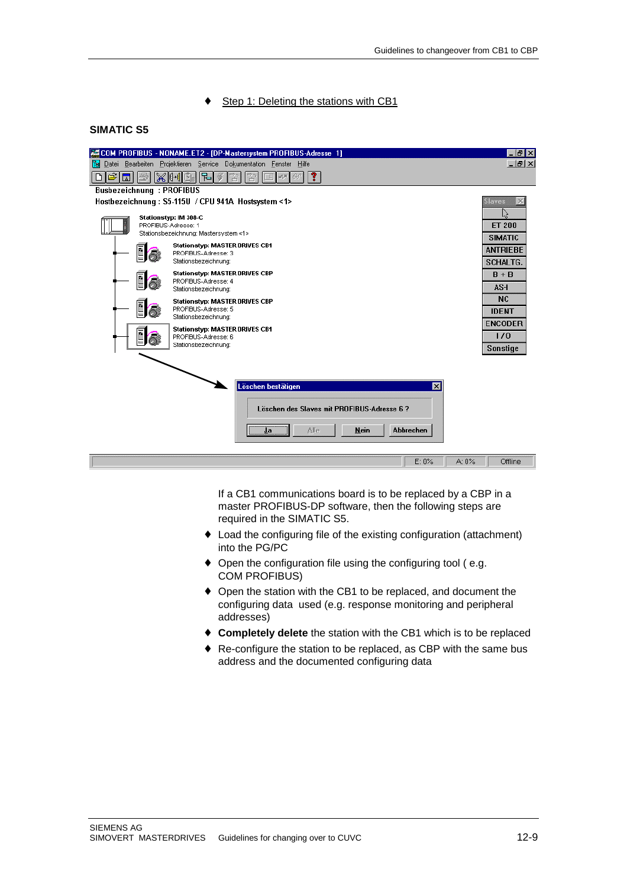- Step 1: Deleting the stations with CB1

**SIMATIC S5**

If a CB1 communications board is to be replaced by a CBP in a master PROFIBUS-DP software, then the following steps are required in the SIMATIC S5.

- Load the configuring file of the existing configuration (attachment) into the PG/PC
- Open the configuration file using the configuring tool ( e.g. COM PROFIBUS)
- Open the station with the CB1 to be replaced, and document the configuring data used (e.g. response monitoring and peripheral addresses)
- **Completely delete** the station with the CB1 which is to be replaced
- Re-configure the station to be replaced, as CBP with the same bus address and the documented configuring data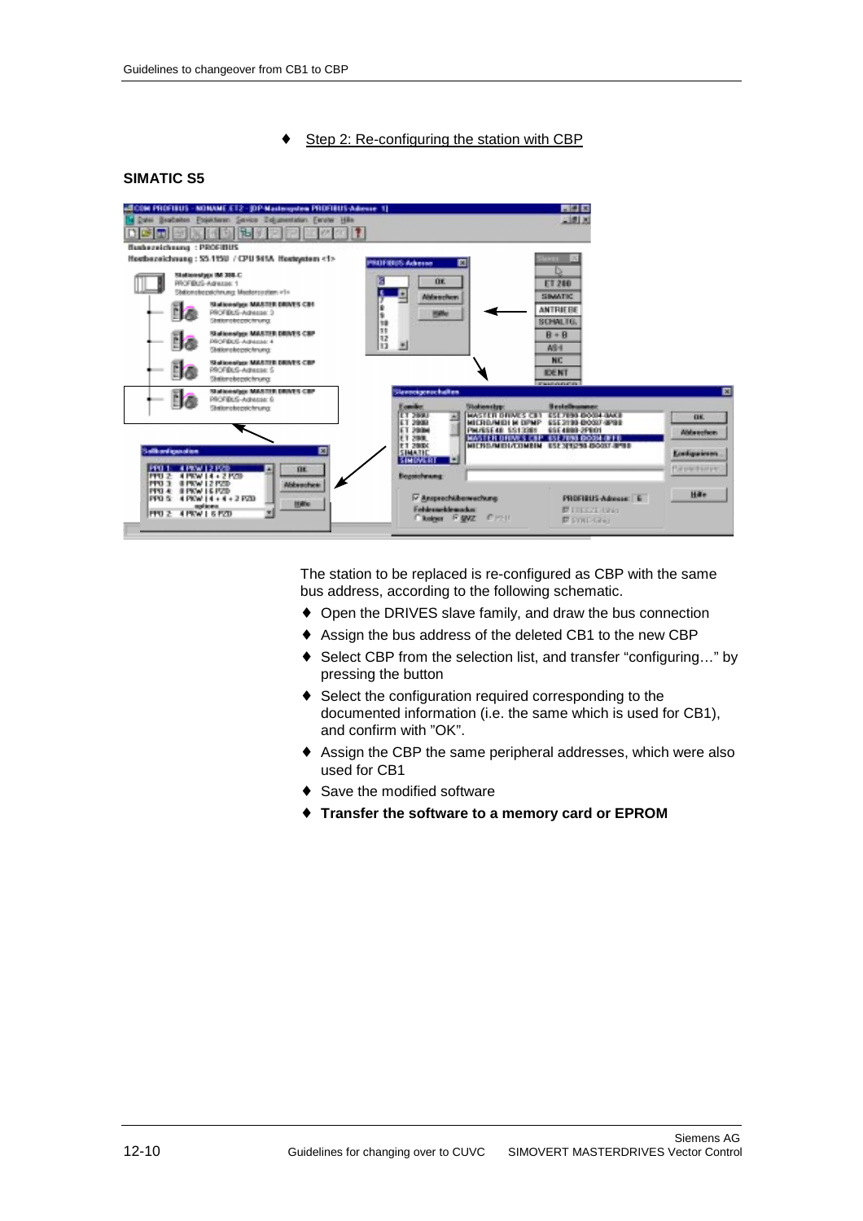♦ Step 2: Re-configuring the station with CBP

**SIMATIC S5**

The station to be replaced is re-configured as CBP with the same bus address, according to the following schematic.

- ♦ Open the DRIVES slave family, and draw the bus connection
- ♦ Assign the bus address of the deleted CB1 to the new CBP
- ♦ Select CBP from the selection list, and transfer "configuring…" by pressing the button
- ♦ Select the configuration required corresponding to the documented information (i.e. the same which is used for CB1), and confirm with "OK".
- ♦ Assign the CBP the same peripheral addresses, which were also used for CB1
- ♦ Save the modified software
- ♦ **Transfer the software to a memory card or EPROM**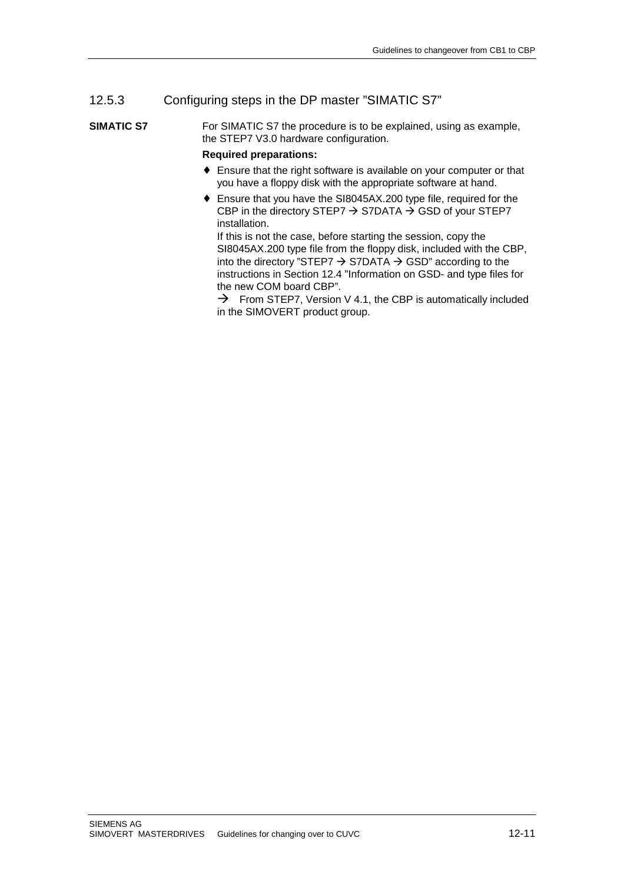### 12.5.3 Configuring steps in the DP master "SIMATIC S7"

**SIMATIC S7**

For SIMATIC S7 the procedure is to be explained, using as example, the STEP7 V3.0 hardware configuration.

**Required preparations:**

- ♦ Ensure that the right software is available on your computer or that you have a floppy disk with the appropriate software at hand.
- ♦ Ensure that you have the SI8045AX.200 type file, required for the CBP in the directory STEP7 → S7DATA → GSD of your STEP7 installation.
  If this is not the case, before starting the session, copy the SI8045AX.200 type file from the floppy disk, included with the CBP, into the directory "STEP7 → S7DATA → GSD" according to the instructions in Section 12.4 "Information on GSD- and type files for the new COM board CBP".
  → From STEP7, Version V 4.1, the CBP is automatically included in the SIMOVERT product group.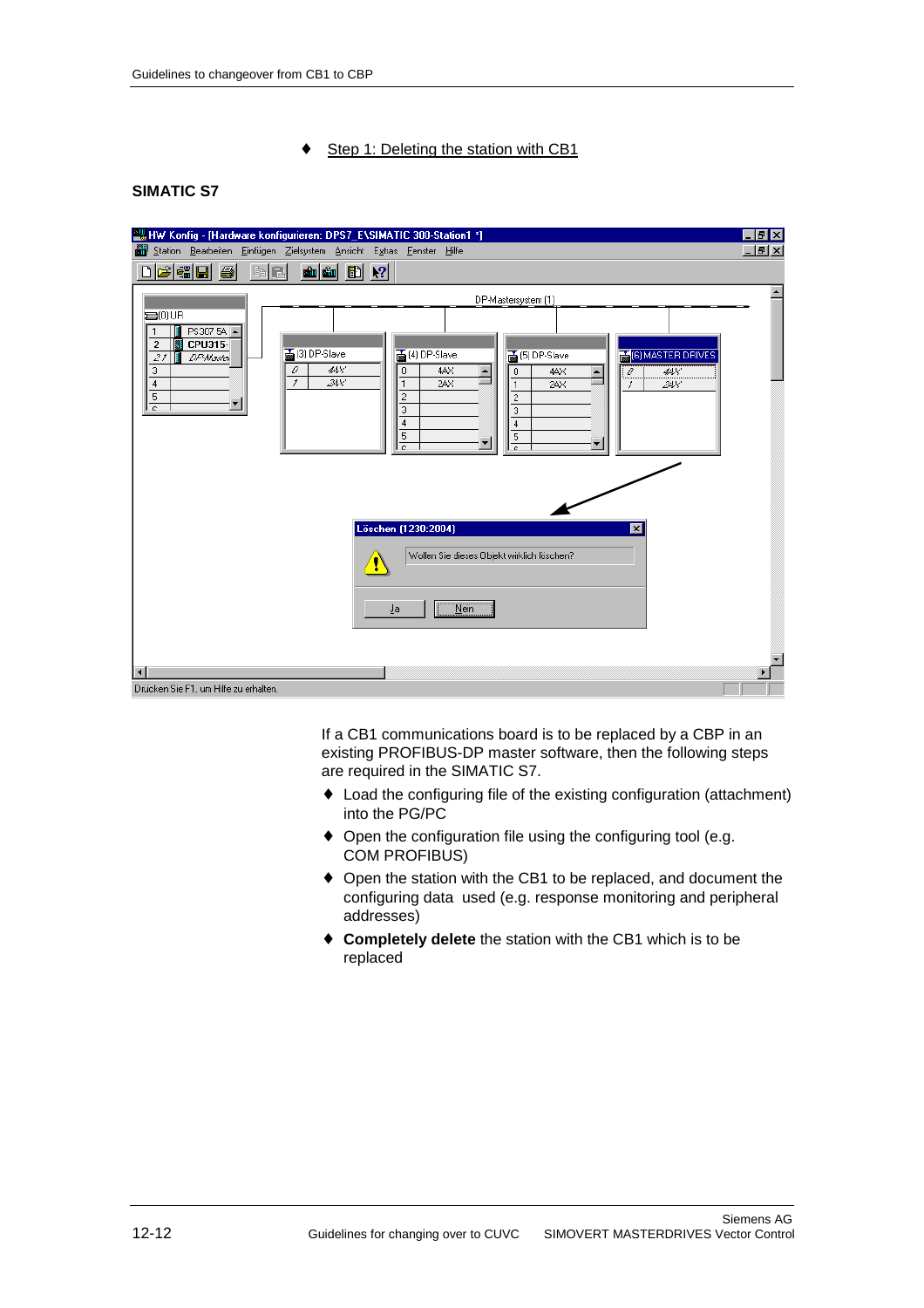- Step 1: Deleting the station with CB1

**SIMATIC S7**

If a CB1 communications board is to be replaced by a CBP in an existing PROFIBUS-DP master software, then the following steps are required in the SIMATIC S7.

- Load the configuring file of the existing configuration (attachment) into the PG/PC
- Open the configuration file using the configuring tool (e.g. COM PROFIBUS)
- Open the station with the CB1 to be replaced, and document the configuring data used (e.g. response monitoring and peripheral addresses)
- **Completely delete** the station with the CB1 which is to be replaced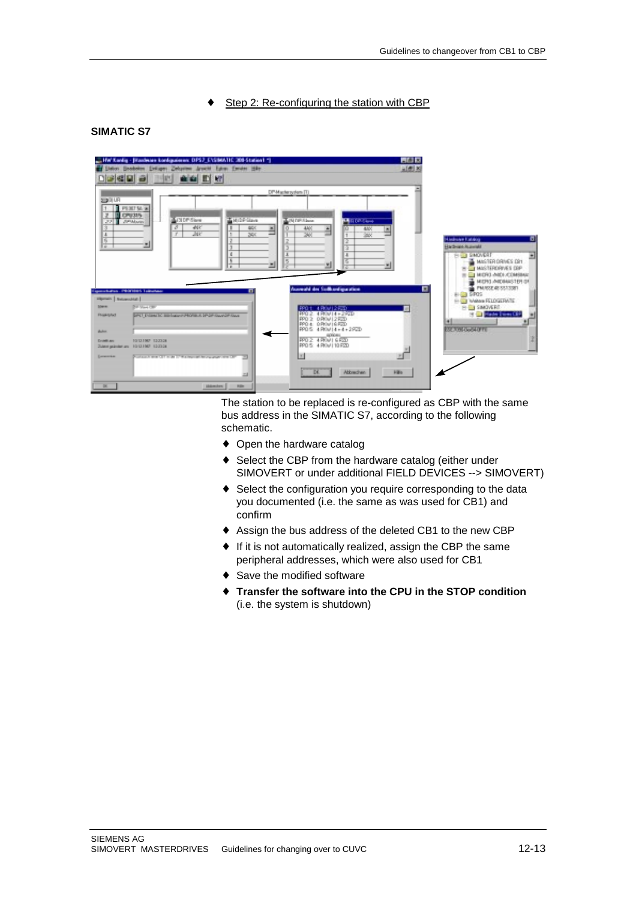♦ Step 2: Re-configuring the station with CBP

**SIMATIC S7**

The station to be replaced is re-configured as CBP with the same bus address in the SIMATIC S7, according to the following schematic.

- ♦ Open the hardware catalog
- ♦ Select the CBP from the hardware catalog (either under SIMOVERT or under additional FIELD DEVICES --> SIMOVERT)
- ♦ Select the configuration you require corresponding to the data you documented (i.e. the same as was used for CB1) and confirm
- ♦ Assign the bus address of the deleted CB1 to the new CBP
- ♦ If it is not automatically realized, assign the CBP the same peripheral addresses, which were also used for CB1
- ♦ Save the modified software
- ♦ **Transfer the software into the CPU in the STOP condition** (i.e. the system is shutdown)